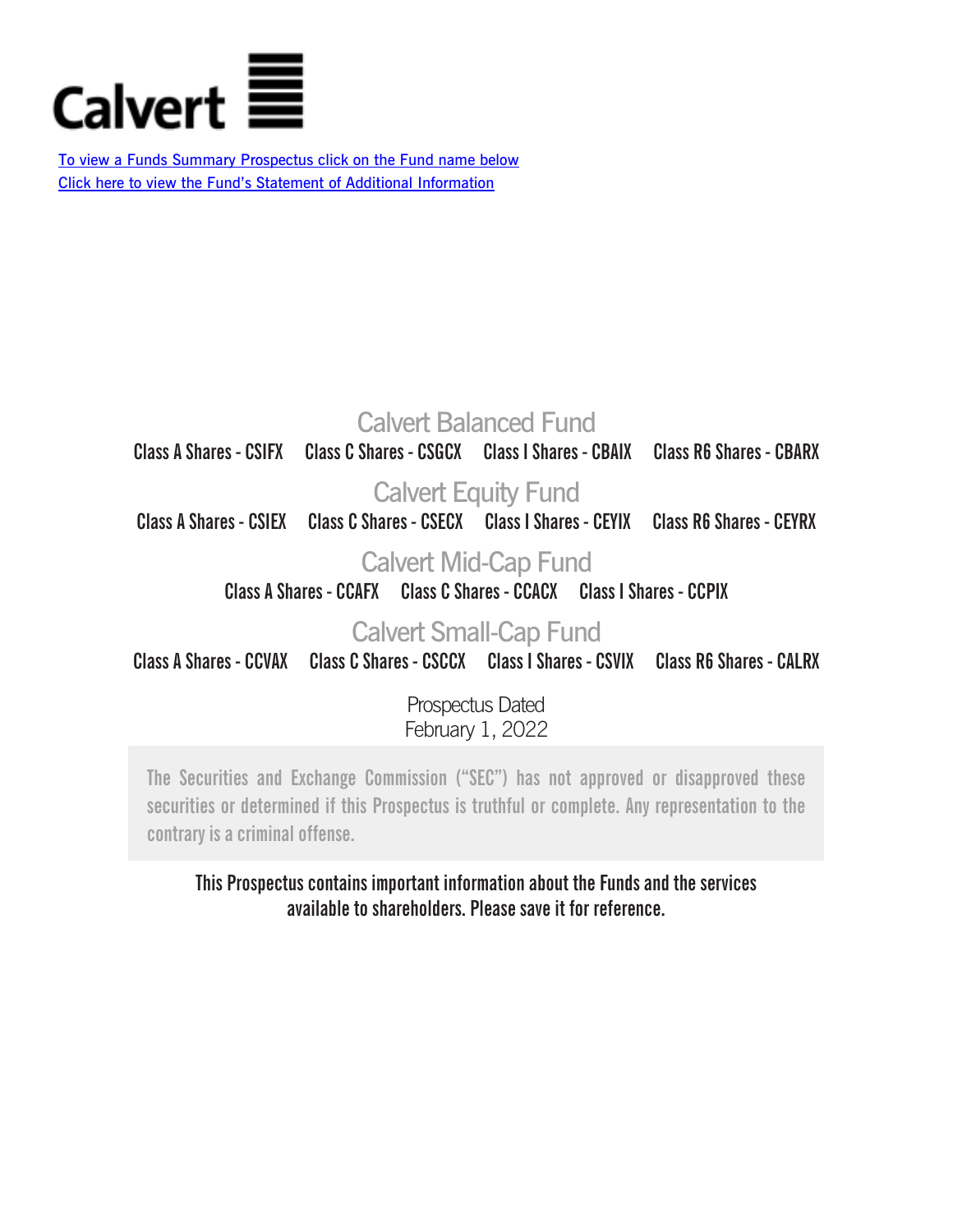Calvert

To view a Funds Summary Prospectus click on the Fund name below

Click here to view the Fund's Statement of Additional Information

# Calvert Balanced Fund

Class A Shares - CSIFX Class C Shares - CSGCX Class I Shares - CBAIX Class R6 Shares - CBARX

# Calvert Equity Fund

Class A Shares - CSIEX Class C Shares - CSECX Class I Shares - CEYIX Class R6 Shares - CEYRX

# Calvert Mid-Cap Fund

Class A Shares - CCAFX Class C Shares - CCACX Class I Shares - CCPIX

# Calvert Small-Cap Fund

Class A Shares - CCVAX Class C Shares - CSCCX Class I Shares - CSVIX Class R6 Shares - CALRX

Prospectus Dated
February 1, 2022

The Securities and Exchange Commission ("SEC") has not approved or disapproved these securities or determined if this Prospectus is truthful or complete. Any representation to the contrary is a criminal offense.

**This Prospectus contains important information about the Funds and the services available to shareholders. Please save it for reference.**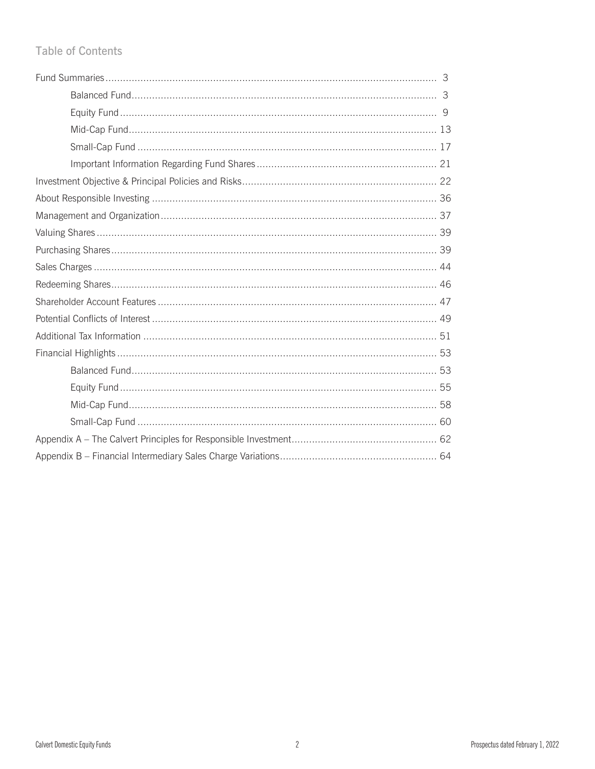## Table of Contents

| | |
|---|---|
| Fund Summaries | 3 |
| Balanced Fund | 3 |
| Equity Fund | 9 |
| Mid-Cap Fund | 13 |
| Small-Cap Fund | 17 |
| Important Information Regarding Fund Shares | 21 |
| Investment Objective & Principal Policies and Risks | 22 |
| About Responsible Investing | 36 |
| Management and Organization | 37 |
| Valuing Shares | 39 |
| Purchasing Shares | 39 |
| Sales Charges | 44 |
| Redeeming Shares | 46 |
| Shareholder Account Features | 47 |
| Potential Conflicts of Interest | 49 |
| Additional Tax Information | 51 |
| Financial Highlights | 53 |
| Balanced Fund | 53 |
| Equity Fund | 55 |
| Mid-Cap Fund | 58 |
| Small-Cap Fund | 60 |
| Appendix A – The Calvert Principles for Responsible Investment | 62 |
| Appendix B – Financial Intermediary Sales Charge Variations | 64 |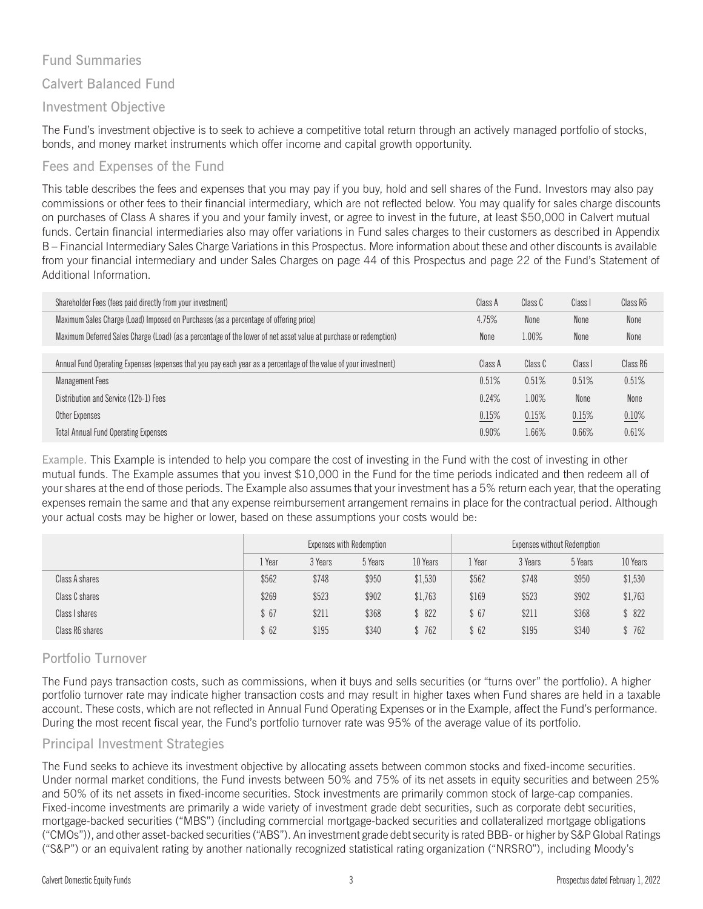## Fund Summaries

## Calvert Balanced Fund

### Investment Objective

The Fund's investment objective is to seek to achieve a competitive total return through an actively managed portfolio of stocks, bonds, and money market instruments which offer income and capital growth opportunity.

### Fees and Expenses of the Fund

This table describes the fees and expenses that you may pay if you buy, hold and sell shares of the Fund. Investors may also pay commissions or other fees to their financial intermediary, which are not reflected below. You may qualify for sales charge discounts on purchases of Class A shares if you and your family invest, or agree to invest in the future, at least $50,000 in Calvert mutual funds. Certain financial intermediaries also may offer variations in Fund sales charges to their customers as described in Appendix B – Financial Intermediary Sales Charge Variations in this Prospectus. More information about these and other discounts is available from your financial intermediary and under Sales Charges on page 44 of this Prospectus and page 22 of the Fund's Statement of Additional Information.

| Shareholder Fees (fees paid directly from your investment) | Class A | Class C | Class I | Class R6 |
|---|---|---|---|---|
| Maximum Sales Charge (Load) Imposed on Purchases (as a percentage of offering price) | 4.75% | None | None | None |
| Maximum Deferred Sales Charge (Load) (as a percentage of the lower of net asset value at purchase or redemption) | None | 1.00% | None | None |

| Annual Fund Operating Expenses (expenses that you pay each year as a percentage of the value of your investment) | Class A | Class C | Class I | Class R6 |
|---|---|---|---|---|
| Management Fees | 0.51% | 0.51% | 0.51% | 0.51% |
| Distribution and Service (12b-1) Fees | 0.24% | 1.00% | None | None |
| Other Expenses | 0.15% | 0.15% | 0.15% | 0.10% |
| Total Annual Fund Operating Expenses | 0.90% | 1.66% | 0.66% | 0.61% |

Example. This Example is intended to help you compare the cost of investing in the Fund with the cost of investing in other mutual funds. The Example assumes that you invest $10,000 in the Fund for the time periods indicated and then redeem all of your shares at the end of those periods. The Example also assumes that your investment has a 5% return each year, that the operating expenses remain the same and that any expense reimbursement arrangement remains in place for the contractual period. Although your actual costs may be higher or lower, based on these assumptions your costs would be:

| | Expenses with Redemption | | | | Expenses without Redemption | | | |
|---|---|---|---|---|---|---|---|---|
| | 1 Year | 3 Years | 5 Years | 10 Years | 1 Year | 3 Years | 5 Years | 10 Years |
| Class A shares | $562 | $748 | $950 | $1,530 | $562 | $748 | $950 | $1,530 |
| Class C shares | $269 | $523 | $902 | $1,763 | $169 | $523 | $902 | $1,763 |
| Class I shares | $ 67 | $211 | $368 | $ 822 | $ 67 | $211 | $368 | $ 822 |
| Class R6 shares | $ 62 | $195 | $340 | $ 762 | $ 62 | $195 | $340 | $ 762 |

### Portfolio Turnover

The Fund pays transaction costs, such as commissions, when it buys and sells securities (or "turns over" the portfolio). A higher portfolio turnover rate may indicate higher transaction costs and may result in higher taxes when Fund shares are held in a taxable account. These costs, which are not reflected in Annual Fund Operating Expenses or in the Example, affect the Fund's performance. During the most recent fiscal year, the Fund's portfolio turnover rate was 95% of the average value of its portfolio.

### Principal Investment Strategies

The Fund seeks to achieve its investment objective by allocating assets between common stocks and fixed-income securities. Under normal market conditions, the Fund invests between 50% and 75% of its net assets in equity securities and between 25% and 50% of its net assets in fixed-income securities. Stock investments are primarily common stock of large-cap companies. Fixed-income investments are primarily a wide variety of investment grade debt securities, such as corporate debt securities, mortgage-backed securities ("MBS") (including commercial mortgage-backed securities and collateralized mortgage obligations ("CMOs")), and other asset-backed securities ("ABS"). An investment grade debt security is rated BBB- or higher by S&P Global Ratings ("S&P") or an equivalent rating by another nationally recognized statistical rating organization ("NRSRO"), including Moody's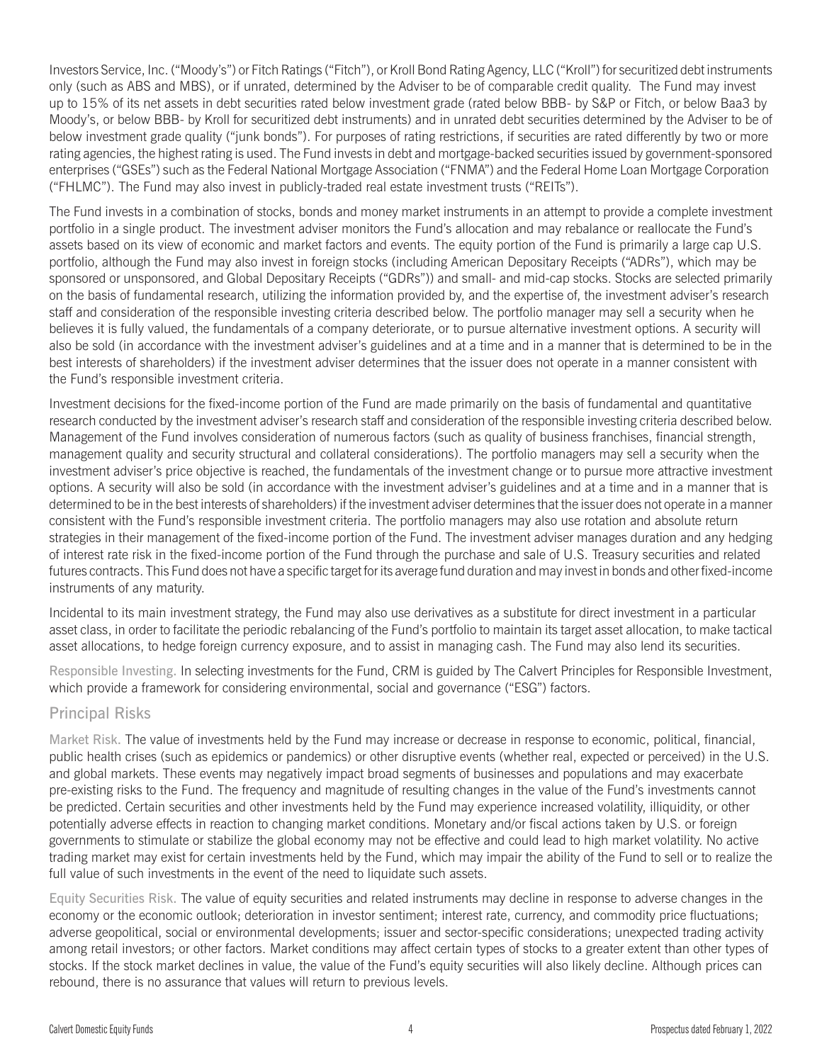Investors Service, Inc. ("Moody's") or Fitch Ratings ("Fitch"), or Kroll Bond Rating Agency, LLC ("Kroll") for securitized debt instruments only (such as ABS and MBS), or if unrated, determined by the Adviser to be of comparable credit quality. The Fund may invest up to 15% of its net assets in debt securities rated below investment grade (rated below BBB- by S&P or Fitch, or below Baa3 by Moody's, or below BBB- by Kroll for securitized debt instruments) and in unrated debt securities determined by the Adviser to be of below investment grade quality ("junk bonds"). For purposes of rating restrictions, if securities are rated differently by two or more rating agencies, the highest rating is used. The Fund invests in debt and mortgage-backed securities issued by government-sponsored enterprises ("GSEs") such as the Federal National Mortgage Association ("FNMA") and the Federal Home Loan Mortgage Corporation ("FHLMC"). The Fund may also invest in publicly-traded real estate investment trusts ("REITs").

The Fund invests in a combination of stocks, bonds and money market instruments in an attempt to provide a complete investment portfolio in a single product. The investment adviser monitors the Fund's allocation and may rebalance or reallocate the Fund's assets based on its view of economic and market factors and events. The equity portion of the Fund is primarily a large cap U.S. portfolio, although the Fund may also invest in foreign stocks (including American Depositary Receipts ("ADRs"), which may be sponsored or unsponsored, and Global Depositary Receipts ("GDRs")) and small- and mid-cap stocks. Stocks are selected primarily on the basis of fundamental research, utilizing the information provided by, and the expertise of, the investment adviser's research staff and consideration of the responsible investing criteria described below. The portfolio manager may sell a security when he believes it is fully valued, the fundamentals of a company deteriorate, or to pursue alternative investment options. A security will also be sold (in accordance with the investment adviser's guidelines and at a time and in a manner that is determined to be in the best interests of shareholders) if the investment adviser determines that the issuer does not operate in a manner consistent with the Fund's responsible investment criteria.

Investment decisions for the fixed-income portion of the Fund are made primarily on the basis of fundamental and quantitative research conducted by the investment adviser's research staff and consideration of the responsible investing criteria described below. Management of the Fund involves consideration of numerous factors (such as quality of business franchises, financial strength, management quality and security structural and collateral considerations). The portfolio managers may sell a security when the investment adviser's price objective is reached, the fundamentals of the investment change or to pursue more attractive investment options. A security will also be sold (in accordance with the investment adviser's guidelines and at a time and in a manner that is determined to be in the best interests of shareholders) if the investment adviser determines that the issuer does not operate in a manner consistent with the Fund's responsible investment criteria. The portfolio managers may also use rotation and absolute return strategies in their management of the fixed-income portion of the Fund. The investment adviser manages duration and any hedging of interest rate risk in the fixed-income portion of the Fund through the purchase and sale of U.S. Treasury securities and related futures contracts. This Fund does not have a specific target for its average fund duration and may invest in bonds and other fixed-income instruments of any maturity.

Incidental to its main investment strategy, the Fund may also use derivatives as a substitute for direct investment in a particular asset class, in order to facilitate the periodic rebalancing of the Fund's portfolio to maintain its target asset allocation, to make tactical asset allocations, to hedge foreign currency exposure, and to assist in managing cash. The Fund may also lend its securities.

Responsible Investing. In selecting investments for the Fund, CRM is guided by The Calvert Principles for Responsible Investment, which provide a framework for considering environmental, social and governance ("ESG") factors.

## Principal Risks

Market Risk. The value of investments held by the Fund may increase or decrease in response to economic, political, financial, public health crises (such as epidemics or pandemics) or other disruptive events (whether real, expected or perceived) in the U.S. and global markets. These events may negatively impact broad segments of businesses and populations and may exacerbate pre-existing risks to the Fund. The frequency and magnitude of resulting changes in the value of the Fund's investments cannot be predicted. Certain securities and other investments held by the Fund may experience increased volatility, illiquidity, or other potentially adverse effects in reaction to changing market conditions. Monetary and/or fiscal actions taken by U.S. or foreign governments to stimulate or stabilize the global economy may not be effective and could lead to high market volatility. No active trading market may exist for certain investments held by the Fund, which may impair the ability of the Fund to sell or to realize the full value of such investments in the event of the need to liquidate such assets.

Equity Securities Risk. The value of equity securities and related instruments may decline in response to adverse changes in the economy or the economic outlook; deterioration in investor sentiment; interest rate, currency, and commodity price fluctuations; adverse geopolitical, social or environmental developments; issuer and sector-specific considerations; unexpected trading activity among retail investors; or other factors. Market conditions may affect certain types of stocks to a greater extent than other types of stocks. If the stock market declines in value, the value of the Fund's equity securities will also likely decline. Although prices can rebound, there is no assurance that values will return to previous levels.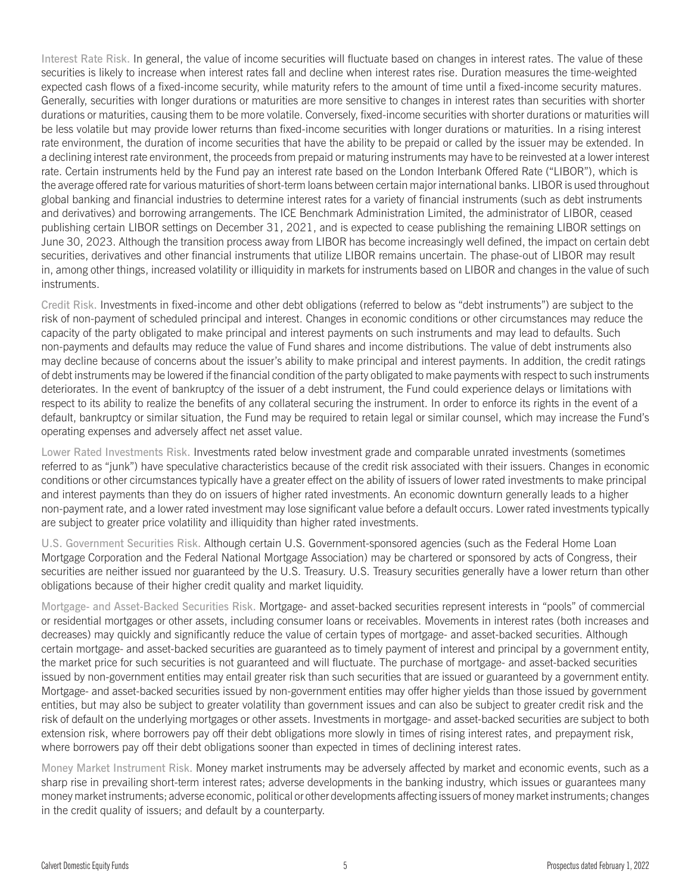Interest Rate Risk. In general, the value of income securities will fluctuate based on changes in interest rates. The value of these securities is likely to increase when interest rates fall and decline when interest rates rise. Duration measures the time-weighted expected cash flows of a fixed-income security, while maturity refers to the amount of time until a fixed-income security matures. Generally, securities with longer durations or maturities are more sensitive to changes in interest rates than securities with shorter durations or maturities, causing them to be more volatile. Conversely, fixed-income securities with shorter durations or maturities will be less volatile but may provide lower returns than fixed-income securities with longer durations or maturities. In a rising interest rate environment, the duration of income securities that have the ability to be prepaid or called by the issuer may be extended. In a declining interest rate environment, the proceeds from prepaid or maturing instruments may have to be reinvested at a lower interest rate. Certain instruments held by the Fund pay an interest rate based on the London Interbank Offered Rate ("LIBOR"), which is the average offered rate for various maturities of short-term loans between certain major international banks. LIBOR is used throughout global banking and financial industries to determine interest rates for a variety of financial instruments (such as debt instruments and derivatives) and borrowing arrangements. The ICE Benchmark Administration Limited, the administrator of LIBOR, ceased publishing certain LIBOR settings on December 31, 2021, and is expected to cease publishing the remaining LIBOR settings on June 30, 2023. Although the transition process away from LIBOR has become increasingly well defined, the impact on certain debt securities, derivatives and other financial instruments that utilize LIBOR remains uncertain. The phase-out of LIBOR may result in, among other things, increased volatility or illiquidity in markets for instruments based on LIBOR and changes in the value of such instruments.

Credit Risk. Investments in fixed-income and other debt obligations (referred to below as "debt instruments") are subject to the risk of non-payment of scheduled principal and interest. Changes in economic conditions or other circumstances may reduce the capacity of the party obligated to make principal and interest payments on such instruments and may lead to defaults. Such non-payments and defaults may reduce the value of Fund shares and income distributions. The value of debt instruments also may decline because of concerns about the issuer's ability to make principal and interest payments. In addition, the credit ratings of debt instruments may be lowered if the financial condition of the party obligated to make payments with respect to such instruments deteriorates. In the event of bankruptcy of the issuer of a debt instrument, the Fund could experience delays or limitations with respect to its ability to realize the benefits of any collateral securing the instrument. In order to enforce its rights in the event of a default, bankruptcy or similar situation, the Fund may be required to retain legal or similar counsel, which may increase the Fund's operating expenses and adversely affect net asset value.

Lower Rated Investments Risk. Investments rated below investment grade and comparable unrated investments (sometimes referred to as "junk") have speculative characteristics because of the credit risk associated with their issuers. Changes in economic conditions or other circumstances typically have a greater effect on the ability of issuers of lower rated investments to make principal and interest payments than they do on issuers of higher rated investments. An economic downturn generally leads to a higher non-payment rate, and a lower rated investment may lose significant value before a default occurs. Lower rated investments typically are subject to greater price volatility and illiquidity than higher rated investments.

U.S. Government Securities Risk. Although certain U.S. Government-sponsored agencies (such as the Federal Home Loan Mortgage Corporation and the Federal National Mortgage Association) may be chartered or sponsored by acts of Congress, their securities are neither issued nor guaranteed by the U.S. Treasury. U.S. Treasury securities generally have a lower return than other obligations because of their higher credit quality and market liquidity.

Mortgage- and Asset-Backed Securities Risk. Mortgage- and asset-backed securities represent interests in "pools" of commercial or residential mortgages or other assets, including consumer loans or receivables. Movements in interest rates (both increases and decreases) may quickly and significantly reduce the value of certain types of mortgage- and asset-backed securities. Although certain mortgage- and asset-backed securities are guaranteed as to timely payment of interest and principal by a government entity, the market price for such securities is not guaranteed and will fluctuate. The purchase of mortgage- and asset-backed securities issued by non-government entities may entail greater risk than such securities that are issued or guaranteed by a government entity. Mortgage- and asset-backed securities issued by non-government entities may offer higher yields than those issued by government entities, but may also be subject to greater volatility than government issues and can also be subject to greater credit risk and the risk of default on the underlying mortgages or other assets. Investments in mortgage- and asset-backed securities are subject to both extension risk, where borrowers pay off their debt obligations more slowly in times of rising interest rates, and prepayment risk, where borrowers pay off their debt obligations sooner than expected in times of declining interest rates.

Money Market Instrument Risk. Money market instruments may be adversely affected by market and economic events, such as a sharp rise in prevailing short-term interest rates; adverse developments in the banking industry, which issues or guarantees many money market instruments; adverse economic, political or other developments affecting issuers of money market instruments; changes in the credit quality of issuers; and default by a counterparty.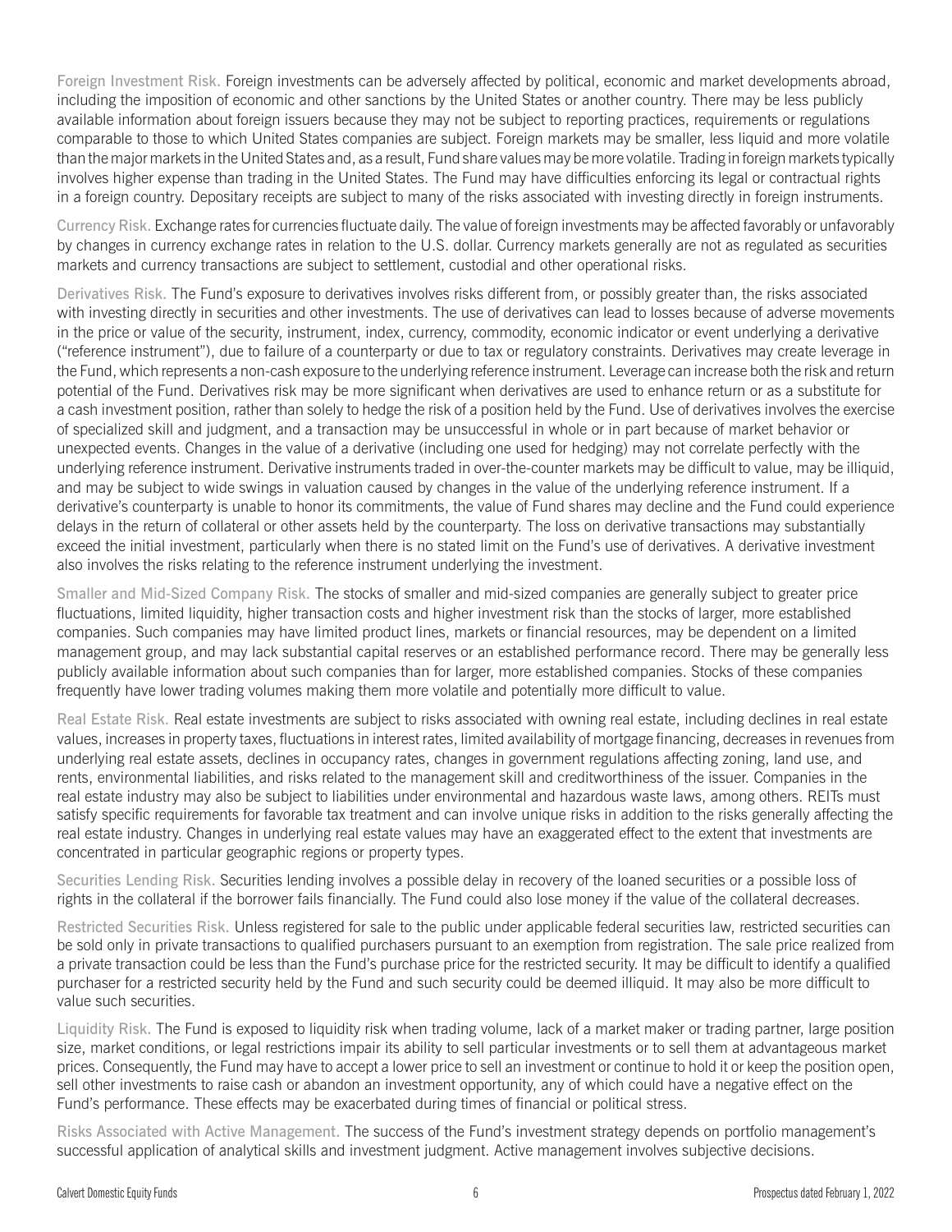Foreign Investment Risk. Foreign investments can be adversely affected by political, economic and market developments abroad, including the imposition of economic and other sanctions by the United States or another country. There may be less publicly available information about foreign issuers because they may not be subject to reporting practices, requirements or regulations comparable to those to which United States companies are subject. Foreign markets may be smaller, less liquid and more volatile than the major markets in the United States and, as a result, Fund share values may be more volatile. Trading in foreign markets typically involves higher expense than trading in the United States. The Fund may have difficulties enforcing its legal or contractual rights in a foreign country. Depositary receipts are subject to many of the risks associated with investing directly in foreign instruments.

Currency Risk. Exchange rates for currencies fluctuate daily. The value of foreign investments may be affected favorably or unfavorably by changes in currency exchange rates in relation to the U.S. dollar. Currency markets generally are not as regulated as securities markets and currency transactions are subject to settlement, custodial and other operational risks.

Derivatives Risk. The Fund's exposure to derivatives involves risks different from, or possibly greater than, the risks associated with investing directly in securities and other investments. The use of derivatives can lead to losses because of adverse movements in the price or value of the security, instrument, index, currency, commodity, economic indicator or event underlying a derivative ("reference instrument"), due to failure of a counterparty or due to tax or regulatory constraints. Derivatives may create leverage in the Fund, which represents a non-cash exposure to the underlying reference instrument. Leverage can increase both the risk and return potential of the Fund. Derivatives risk may be more significant when derivatives are used to enhance return or as a substitute for a cash investment position, rather than solely to hedge the risk of a position held by the Fund. Use of derivatives involves the exercise of specialized skill and judgment, and a transaction may be unsuccessful in whole or in part because of market behavior or unexpected events. Changes in the value of a derivative (including one used for hedging) may not correlate perfectly with the underlying reference instrument. Derivative instruments traded in over-the-counter markets may be difficult to value, may be illiquid, and may be subject to wide swings in valuation caused by changes in the value of the underlying reference instrument. If a derivative's counterparty is unable to honor its commitments, the value of Fund shares may decline and the Fund could experience delays in the return of collateral or other assets held by the counterparty. The loss on derivative transactions may substantially exceed the initial investment, particularly when there is no stated limit on the Fund's use of derivatives. A derivative investment also involves the risks relating to the reference instrument underlying the investment.

Smaller and Mid-Sized Company Risk. The stocks of smaller and mid-sized companies are generally subject to greater price fluctuations, limited liquidity, higher transaction costs and higher investment risk than the stocks of larger, more established companies. Such companies may have limited product lines, markets or financial resources, may be dependent on a limited management group, and may lack substantial capital reserves or an established performance record. There may be generally less publicly available information about such companies than for larger, more established companies. Stocks of these companies frequently have lower trading volumes making them more volatile and potentially more difficult to value.

Real Estate Risk. Real estate investments are subject to risks associated with owning real estate, including declines in real estate values, increases in property taxes, fluctuations in interest rates, limited availability of mortgage financing, decreases in revenues from underlying real estate assets, declines in occupancy rates, changes in government regulations affecting zoning, land use, and rents, environmental liabilities, and risks related to the management skill and creditworthiness of the issuer. Companies in the real estate industry may also be subject to liabilities under environmental and hazardous waste laws, among others. REITs must satisfy specific requirements for favorable tax treatment and can involve unique risks in addition to the risks generally affecting the real estate industry. Changes in underlying real estate values may have an exaggerated effect to the extent that investments are concentrated in particular geographic regions or property types.

Securities Lending Risk. Securities lending involves a possible delay in recovery of the loaned securities or a possible loss of rights in the collateral if the borrower fails financially. The Fund could also lose money if the value of the collateral decreases.

Restricted Securities Risk. Unless registered for sale to the public under applicable federal securities law, restricted securities can be sold only in private transactions to qualified purchasers pursuant to an exemption from registration. The sale price realized from a private transaction could be less than the Fund's purchase price for the restricted security. It may be difficult to identify a qualified purchaser for a restricted security held by the Fund and such security could be deemed illiquid. It may also be more difficult to value such securities.

Liquidity Risk. The Fund is exposed to liquidity risk when trading volume, lack of a market maker or trading partner, large position size, market conditions, or legal restrictions impair its ability to sell particular investments or to sell them at advantageous market prices. Consequently, the Fund may have to accept a lower price to sell an investment or continue to hold it or keep the position open, sell other investments to raise cash or abandon an investment opportunity, any of which could have a negative effect on the Fund's performance. These effects may be exacerbated during times of financial or political stress.

Risks Associated with Active Management. The success of the Fund's investment strategy depends on portfolio management's successful application of analytical skills and investment judgment. Active management involves subjective decisions.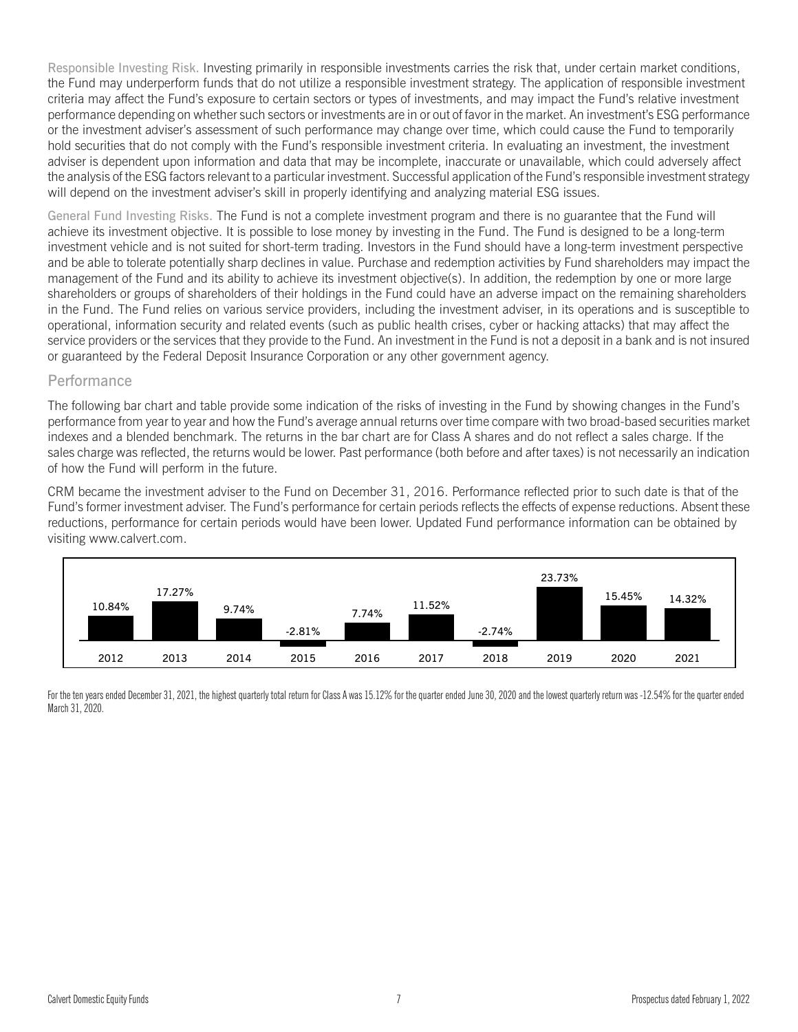**Responsible Investing Risk.** Investing primarily in responsible investments carries the risk that, under certain market conditions, the Fund may underperform funds that do not utilize a responsible investment strategy. The application of responsible investment criteria may affect the Fund's exposure to certain sectors or types of investments, and may impact the Fund's relative investment performance depending on whether such sectors or investments are in or out of favor in the market. An investment's ESG performance or the investment adviser's assessment of such performance may change over time, which could cause the Fund to temporarily hold securities that do not comply with the Fund's responsible investment criteria. In evaluating an investment, the investment adviser is dependent upon information and data that may be incomplete, inaccurate or unavailable, which could adversely affect the analysis of the ESG factors relevant to a particular investment. Successful application of the Fund's responsible investment strategy will depend on the investment adviser's skill in properly identifying and analyzing material ESG issues.

**General Fund Investing Risks.** The Fund is not a complete investment program and there is no guarantee that the Fund will achieve its investment objective. It is possible to lose money by investing in the Fund. The Fund is designed to be a long-term investment vehicle and is not suited for short-term trading. Investors in the Fund should have a long-term investment perspective and be able to tolerate potentially sharp declines in value. Purchase and redemption activities by Fund shareholders may impact the management of the Fund and its ability to achieve its investment objective(s). In addition, the redemption by one or more large shareholders or groups of shareholders of their holdings in the Fund could have an adverse impact on the remaining shareholders in the Fund. The Fund relies on various service providers, including the investment adviser, in its operations and is susceptible to operational, information security and related events (such as public health crises, cyber or hacking attacks) that may affect the service providers or the services that they provide to the Fund. An investment in the Fund is not a deposit in a bank and is not insured or guaranteed by the Federal Deposit Insurance Corporation or any other government agency.

## Performance

The following bar chart and table provide some indication of the risks of investing in the Fund by showing changes in the Fund's performance from year to year and how the Fund's average annual returns over time compare with two broad-based securities market indexes and a blended benchmark. The returns in the bar chart are for Class A shares and do not reflect a sales charge. If the sales charge was reflected, the returns would be lower. Past performance (both before and after taxes) is not necessarily an indication of how the Fund will perform in the future.

CRM became the investment adviser to the Fund on December 31, 2016. Performance reflected prior to such date is that of the Fund's former investment adviser. The Fund's performance for certain periods reflects the effects of expense reductions. Absent these reductions, performance for certain periods would have been lower. Updated Fund performance information can be obtained by visiting www.calvert.com.

| 2012 | 2013 | 2014 | 2015 | 2016 | 2017 | 2018 | 2019 | 2020 | 2021 |
|---|---|---|---|---|---|---|---|---|---|
| 10.84% | 17.27% | 9.74% | -2.81% | 7.74% | 11.52% | -2.74% | 23.73% | 15.45% | 14.32% |

For the ten years ended December 31, 2021, the highest quarterly total return for Class A was 15.12% for the quarter ended June 30, 2020 and the lowest quarterly return was -12.54% for the quarter ended March 31, 2020.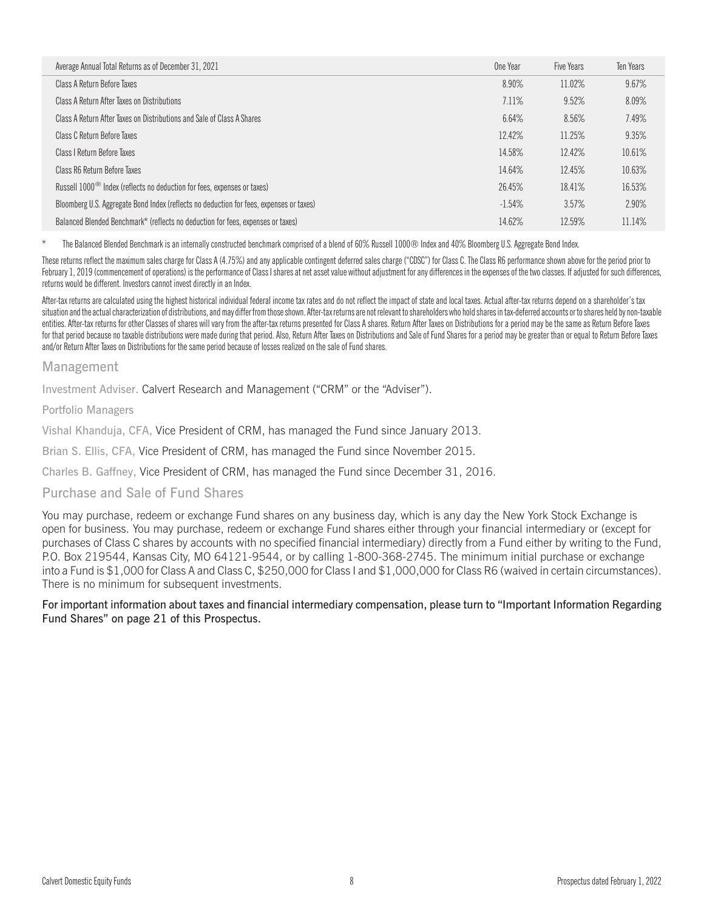| Average Annual Total Returns as of December 31, 2021 | One Year | Five Years | Ten Years |
|---|---|---|---|
| Class A Return Before Taxes | 8.90% | 11.02% | 9.67% |
| Class A Return After Taxes on Distributions | 7.11% | 9.52% | 8.09% |
| Class A Return After Taxes on Distributions and Sale of Class A Shares | 6.64% | 8.56% | 7.49% |
| Class C Return Before Taxes | 12.42% | 11.25% | 9.35% |
| Class I Return Before Taxes | 14.58% | 12.42% | 10.61% |
| Class R6 Return Before Taxes | 14.64% | 12.45% | 10.63% |
| Russell 1000® Index (reflects no deduction for fees, expenses or taxes) | 26.45% | 18.41% | 16.53% |
| Bloomberg U.S. Aggregate Bond Index (reflects no deduction for fees, expenses or taxes) | -1.54% | 3.57% | 2.90% |
| Balanced Blended Benchmark* (reflects no deduction for fees, expenses or taxes) | 14.62% | 12.59% | 11.14% |

\* The Balanced Blended Benchmark is an internally constructed benchmark comprised of a blend of 60% Russell 1000® Index and 40% Bloomberg U.S. Aggregate Bond Index.

These returns reflect the maximum sales charge for Class A (4.75%) and any applicable contingent deferred sales charge ("CDSC") for Class C. The Class R6 performance shown above for the period prior to February 1, 2019 (commencement of operations) is the performance of Class I shares at net asset value without adjustment for any differences in the expenses of the two classes. If adjusted for such differences, returns would be different. Investors cannot invest directly in an Index.

After-tax returns are calculated using the highest historical individual federal income tax rates and do not reflect the impact of state and local taxes. Actual after-tax returns depend on a shareholder's tax situation and the actual characterization of distributions, and may differ from those shown. After-tax returns are not relevant to shareholders who hold shares in tax-deferred accounts or to shares held by non-taxable entities. After-tax returns for other Classes of shares will vary from the after-tax returns presented for Class A shares. Return After Taxes on Distributions for a period may be the same as Return Before Taxes for that period because no taxable distributions were made during that period. Also, Return After Taxes on Distributions and Sale of Fund Shares for a period may be greater than or equal to Return Before Taxes and/or Return After Taxes on Distributions for the same period because of losses realized on the sale of Fund shares.

## Management

Investment Adviser. Calvert Research and Management ("CRM" or the "Adviser").

Portfolio Managers

Vishal Khanduja, CFA, Vice President of CRM, has managed the Fund since January 2013.

Brian S. Ellis, CFA, Vice President of CRM, has managed the Fund since November 2015.

Charles B. Gaffney, Vice President of CRM, has managed the Fund since December 31, 2016.

## Purchase and Sale of Fund Shares

You may purchase, redeem or exchange Fund shares on any business day, which is any day the New York Stock Exchange is open for business. You may purchase, redeem or exchange Fund shares either through your financial intermediary or (except for purchases of Class C shares by accounts with no specified financial intermediary) directly from a Fund either by writing to the Fund, P.O. Box 219544, Kansas City, MO 64121-9544, or by calling 1-800-368-2745. The minimum initial purchase or exchange into a Fund is $1,000 for Class A and Class C, $250,000 for Class I and $1,000,000 for Class R6 (waived in certain circumstances). There is no minimum for subsequent investments.

**For important information about taxes and financial intermediary compensation, please turn to "Important Information Regarding Fund Shares" on page 21 of this Prospectus.**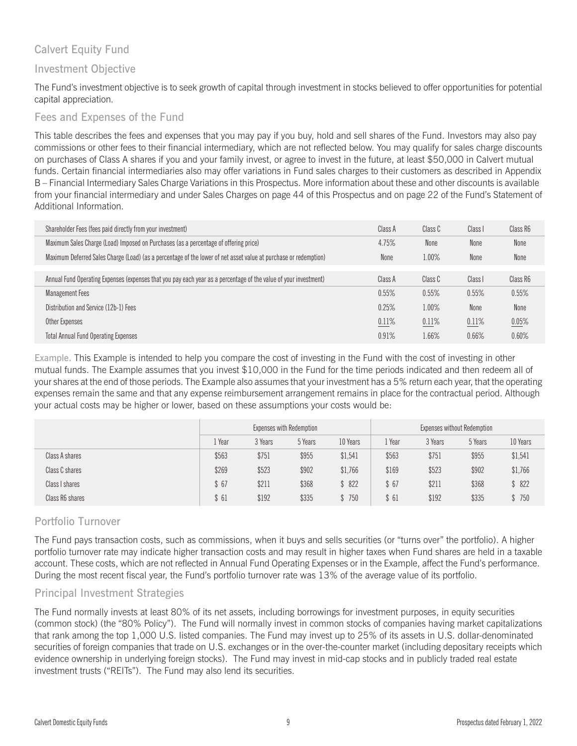## Calvert Equity Fund

### Investment Objective

The Fund's investment objective is to seek growth of capital through investment in stocks believed to offer opportunities for potential capital appreciation.

### Fees and Expenses of the Fund

This table describes the fees and expenses that you may pay if you buy, hold and sell shares of the Fund. Investors may also pay commissions or other fees to their financial intermediary, which are not reflected below. You may qualify for sales charge discounts on purchases of Class A shares if you and your family invest, or agree to invest in the future, at least $50,000 in Calvert mutual funds. Certain financial intermediaries also may offer variations in Fund sales charges to their customers as described in Appendix B – Financial Intermediary Sales Charge Variations in this Prospectus. More information about these and other discounts is available from your financial intermediary and under Sales Charges on page 44 of this Prospectus and on page 22 of the Fund's Statement of Additional Information.

| Shareholder Fees (fees paid directly from your investment) | Class A | Class C | Class I | Class R6 |
|---|---|---|---|---|
| Maximum Sales Charge (Load) Imposed on Purchases (as a percentage of offering price) | 4.75% | None | None | None |
| Maximum Deferred Sales Charge (Load) (as a percentage of the lower of net asset value at purchase or redemption) | None | 1.00% | None | None |

| Annual Fund Operating Expenses (expenses that you pay each year as a percentage of the value of your investment) | Class A | Class C | Class I | Class R6 |
|---|---|---|---|---|
| Management Fees | 0.55% | 0.55% | 0.55% | 0.55% |
| Distribution and Service (12b-1) Fees | 0.25% | 1.00% | None | None |
| Other Expenses | 0.11% | 0.11% | 0.11% | 0.05% |
| Total Annual Fund Operating Expenses | 0.91% | 1.66% | 0.66% | 0.60% |

Example. This Example is intended to help you compare the cost of investing in the Fund with the cost of investing in other mutual funds. The Example assumes that you invest $10,000 in the Fund for the time periods indicated and then redeem all of your shares at the end of those periods. The Example also assumes that your investment has a 5% return each year, that the operating expenses remain the same and that any expense reimbursement arrangement remains in place for the contractual period. Although your actual costs may be higher or lower, based on these assumptions your costs would be:

| | Expenses with Redemption | | | | Expenses without Redemption | | | |
|---|---|---|---|---|---|---|---|---|
| | 1 Year | 3 Years | 5 Years | 10 Years | 1 Year | 3 Years | 5 Years | 10 Years |
| Class A shares | $563 | $751 | $955 | $1,541 | $563 | $751 | $955 | $1,541 |
| Class C shares | $269 | $523 | $902 | $1,766 | $169 | $523 | $902 | $1,766 |
| Class I shares | $ 67 | $211 | $368 | $ 822 | $ 67 | $211 | $368 | $ 822 |
| Class R6 shares | $ 61 | $192 | $335 | $ 750 | $ 61 | $192 | $335 | $ 750 |

### Portfolio Turnover

The Fund pays transaction costs, such as commissions, when it buys and sells securities (or "turns over" the portfolio). A higher portfolio turnover rate may indicate higher transaction costs and may result in higher taxes when Fund shares are held in a taxable account. These costs, which are not reflected in Annual Fund Operating Expenses or in the Example, affect the Fund's performance. During the most recent fiscal year, the Fund's portfolio turnover rate was 13% of the average value of its portfolio.

### Principal Investment Strategies

The Fund normally invests at least 80% of its net assets, including borrowings for investment purposes, in equity securities (common stock) (the "80% Policy"). The Fund will normally invest in common stocks of companies having market capitalizations that rank among the top 1,000 U.S. listed companies. The Fund may invest up to 25% of its assets in U.S. dollar-denominated securities of foreign companies that trade on U.S. exchanges or in the over-the-counter market (including depositary receipts which evidence ownership in underlying foreign stocks). The Fund may invest in mid-cap stocks and in publicly traded real estate investment trusts ("REITs"). The Fund may also lend its securities.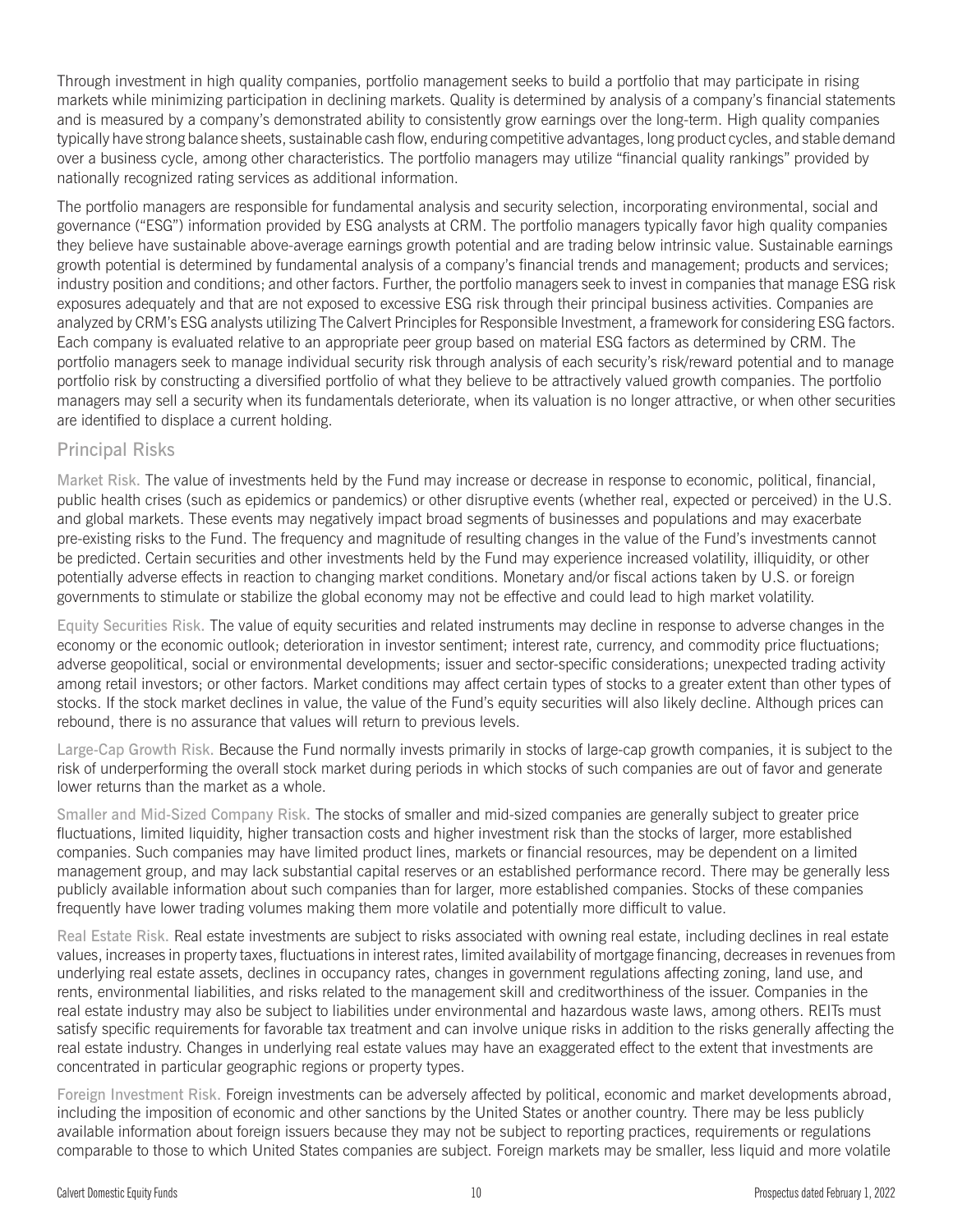Through investment in high quality companies, portfolio management seeks to build a portfolio that may participate in rising markets while minimizing participation in declining markets. Quality is determined by analysis of a company's financial statements and is measured by a company's demonstrated ability to consistently grow earnings over the long-term. High quality companies typically have strong balance sheets, sustainable cash flow, enduring competitive advantages, long product cycles, and stable demand over a business cycle, among other characteristics. The portfolio managers may utilize "financial quality rankings" provided by nationally recognized rating services as additional information.

The portfolio managers are responsible for fundamental analysis and security selection, incorporating environmental, social and governance ("ESG") information provided by ESG analysts at CRM. The portfolio managers typically favor high quality companies they believe have sustainable above-average earnings growth potential and are trading below intrinsic value. Sustainable earnings growth potential is determined by fundamental analysis of a company's financial trends and management; products and services; industry position and conditions; and other factors. Further, the portfolio managers seek to invest in companies that manage ESG risk exposures adequately and that are not exposed to excessive ESG risk through their principal business activities. Companies are analyzed by CRM's ESG analysts utilizing The Calvert Principles for Responsible Investment, a framework for considering ESG factors. Each company is evaluated relative to an appropriate peer group based on material ESG factors as determined by CRM. The portfolio managers seek to manage individual security risk through analysis of each security's risk/reward potential and to manage portfolio risk by constructing a diversified portfolio of what they believe to be attractively valued growth companies. The portfolio managers may sell a security when its fundamentals deteriorate, when its valuation is no longer attractive, or when other securities are identified to displace a current holding.

## Principal Risks

Market Risk. The value of investments held by the Fund may increase or decrease in response to economic, political, financial, public health crises (such as epidemics or pandemics) or other disruptive events (whether real, expected or perceived) in the U.S. and global markets. These events may negatively impact broad segments of businesses and populations and may exacerbate pre-existing risks to the Fund. The frequency and magnitude of resulting changes in the value of the Fund's investments cannot be predicted. Certain securities and other investments held by the Fund may experience increased volatility, illiquidity, or other potentially adverse effects in reaction to changing market conditions. Monetary and/or fiscal actions taken by U.S. or foreign governments to stimulate or stabilize the global economy may not be effective and could lead to high market volatility.

Equity Securities Risk. The value of equity securities and related instruments may decline in response to adverse changes in the economy or the economic outlook; deterioration in investor sentiment; interest rate, currency, and commodity price fluctuations; adverse geopolitical, social or environmental developments; issuer and sector-specific considerations; unexpected trading activity among retail investors; or other factors. Market conditions may affect certain types of stocks to a greater extent than other types of stocks. If the stock market declines in value, the value of the Fund's equity securities will also likely decline. Although prices can rebound, there is no assurance that values will return to previous levels.

Large-Cap Growth Risk. Because the Fund normally invests primarily in stocks of large-cap growth companies, it is subject to the risk of underperforming the overall stock market during periods in which stocks of such companies are out of favor and generate lower returns than the market as a whole.

Smaller and Mid-Sized Company Risk. The stocks of smaller and mid-sized companies are generally subject to greater price fluctuations, limited liquidity, higher transaction costs and higher investment risk than the stocks of larger, more established companies. Such companies may have limited product lines, markets or financial resources, may be dependent on a limited management group, and may lack substantial capital reserves or an established performance record. There may be generally less publicly available information about such companies than for larger, more established companies. Stocks of these companies frequently have lower trading volumes making them more volatile and potentially more difficult to value.

Real Estate Risk. Real estate investments are subject to risks associated with owning real estate, including declines in real estate values, increases in property taxes, fluctuations in interest rates, limited availability of mortgage financing, decreases in revenues from underlying real estate assets, declines in occupancy rates, changes in government regulations affecting zoning, land use, and rents, environmental liabilities, and risks related to the management skill and creditworthiness of the issuer. Companies in the real estate industry may also be subject to liabilities under environmental and hazardous waste laws, among others. REITs must satisfy specific requirements for favorable tax treatment and can involve unique risks in addition to the risks generally affecting the real estate industry. Changes in underlying real estate values may have an exaggerated effect to the extent that investments are concentrated in particular geographic regions or property types.

Foreign Investment Risk. Foreign investments can be adversely affected by political, economic and market developments abroad, including the imposition of economic and other sanctions by the United States or another country. There may be less publicly available information about foreign issuers because they may not be subject to reporting practices, requirements or regulations comparable to those to which United States companies are subject. Foreign markets may be smaller, less liquid and more volatile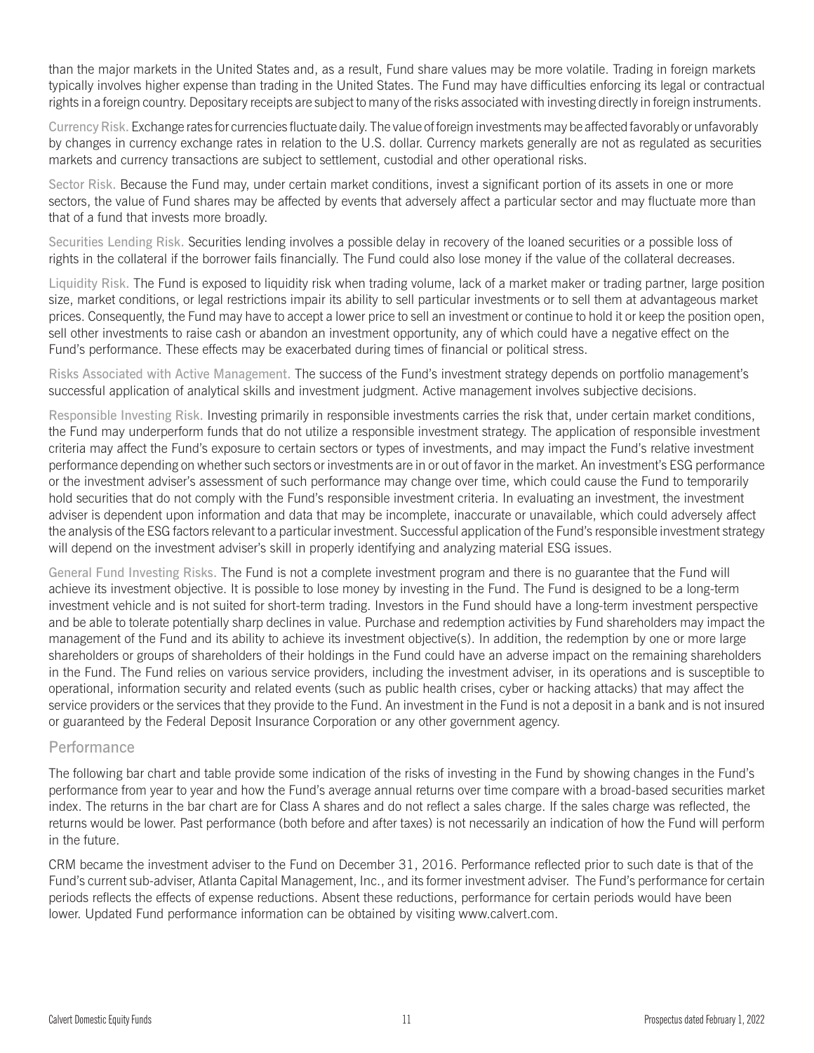than the major markets in the United States and, as a result, Fund share values may be more volatile. Trading in foreign markets typically involves higher expense than trading in the United States. The Fund may have difficulties enforcing its legal or contractual rights in a foreign country. Depositary receipts are subject to many of the risks associated with investing directly in foreign instruments.

Currency Risk. Exchange rates for currencies fluctuate daily. The value of foreign investments may be affected favorably or unfavorably by changes in currency exchange rates in relation to the U.S. dollar. Currency markets generally are not as regulated as securities markets and currency transactions are subject to settlement, custodial and other operational risks.

Sector Risk. Because the Fund may, under certain market conditions, invest a significant portion of its assets in one or more sectors, the value of Fund shares may be affected by events that adversely affect a particular sector and may fluctuate more than that of a fund that invests more broadly.

Securities Lending Risk. Securities lending involves a possible delay in recovery of the loaned securities or a possible loss of rights in the collateral if the borrower fails financially. The Fund could also lose money if the value of the collateral decreases.

Liquidity Risk. The Fund is exposed to liquidity risk when trading volume, lack of a market maker or trading partner, large position size, market conditions, or legal restrictions impair its ability to sell particular investments or to sell them at advantageous market prices. Consequently, the Fund may have to accept a lower price to sell an investment or continue to hold it or keep the position open, sell other investments to raise cash or abandon an investment opportunity, any of which could have a negative effect on the Fund's performance. These effects may be exacerbated during times of financial or political stress.

Risks Associated with Active Management. The success of the Fund's investment strategy depends on portfolio management's successful application of analytical skills and investment judgment. Active management involves subjective decisions.

Responsible Investing Risk. Investing primarily in responsible investments carries the risk that, under certain market conditions, the Fund may underperform funds that do not utilize a responsible investment strategy. The application of responsible investment criteria may affect the Fund's exposure to certain sectors or types of investments, and may impact the Fund's relative investment performance depending on whether such sectors or investments are in or out of favor in the market. An investment's ESG performance or the investment adviser's assessment of such performance may change over time, which could cause the Fund to temporarily hold securities that do not comply with the Fund's responsible investment criteria. In evaluating an investment, the investment adviser is dependent upon information and data that may be incomplete, inaccurate or unavailable, which could adversely affect the analysis of the ESG factors relevant to a particular investment. Successful application of the Fund's responsible investment strategy will depend on the investment adviser's skill in properly identifying and analyzing material ESG issues.

General Fund Investing Risks. The Fund is not a complete investment program and there is no guarantee that the Fund will achieve its investment objective. It is possible to lose money by investing in the Fund. The Fund is designed to be a long-term investment vehicle and is not suited for short-term trading. Investors in the Fund should have a long-term investment perspective and be able to tolerate potentially sharp declines in value. Purchase and redemption activities by Fund shareholders may impact the management of the Fund and its ability to achieve its investment objective(s). In addition, the redemption by one or more large shareholders or groups of shareholders of their holdings in the Fund could have an adverse impact on the remaining shareholders in the Fund. The Fund relies on various service providers, including the investment adviser, in its operations and is susceptible to operational, information security and related events (such as public health crises, cyber or hacking attacks) that may affect the service providers or the services that they provide to the Fund. An investment in the Fund is not a deposit in a bank and is not insured or guaranteed by the Federal Deposit Insurance Corporation or any other government agency.

## Performance

The following bar chart and table provide some indication of the risks of investing in the Fund by showing changes in the Fund's performance from year to year and how the Fund's average annual returns over time compare with a broad-based securities market index. The returns in the bar chart are for Class A shares and do not reflect a sales charge. If the sales charge was reflected, the returns would be lower. Past performance (both before and after taxes) is not necessarily an indication of how the Fund will perform in the future.

CRM became the investment adviser to the Fund on December 31, 2016. Performance reflected prior to such date is that of the Fund's current sub-adviser, Atlanta Capital Management, Inc., and its former investment adviser. The Fund's performance for certain periods reflects the effects of expense reductions. Absent these reductions, performance for certain periods would have been lower. Updated Fund performance information can be obtained by visiting www.calvert.com.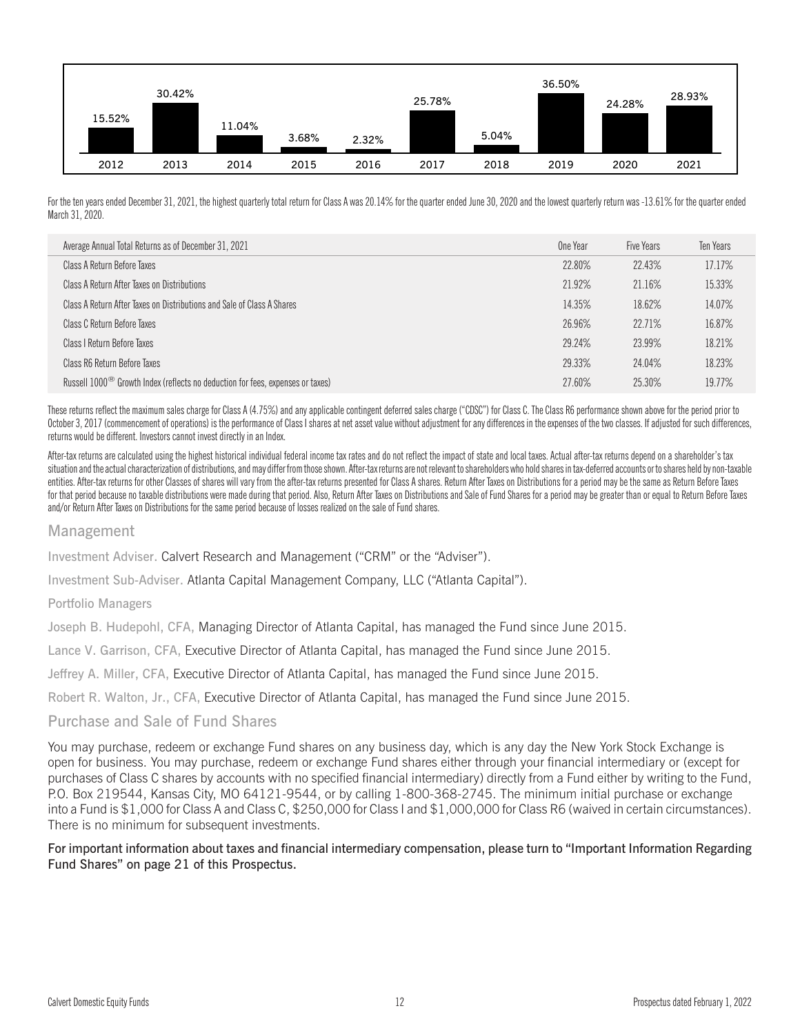| 2012 | 2013 | 2014 | 2015 | 2016 | 2017 | 2018 | 2019 | 2020 | 2021 |
|---|---|---|---|---|---|---|---|---|---|
| 15.52% | 30.42% | 11.04% | 3.68% | 2.32% | 25.78% | 5.04% | 36.50% | 24.28% | 28.93% |

For the ten years ended December 31, 2021, the highest quarterly total return for Class A was 20.14% for the quarter ended June 30, 2020 and the lowest quarterly return was -13.61% for the quarter ended March 31, 2020.

| Average Annual Total Returns as of December 31, 2021 | One Year | Five Years | Ten Years |
|---|---|---|---|
| Class A Return Before Taxes | 22.80% | 22.43% | 17.17% |
| Class A Return After Taxes on Distributions | 21.92% | 21.16% | 15.33% |
| Class A Return After Taxes on Distributions and Sale of Class A Shares | 14.35% | 18.62% | 14.07% |
| Class C Return Before Taxes | 26.96% | 22.71% | 16.87% |
| Class I Return Before Taxes | 29.24% | 23.99% | 18.21% |
| Class R6 Return Before Taxes | 29.33% | 24.04% | 18.23% |
| Russell 1000® Growth Index (reflects no deduction for fees, expenses or taxes) | 27.60% | 25.30% | 19.77% |

These returns reflect the maximum sales charge for Class A (4.75%) and any applicable contingent deferred sales charge ("CDSC") for Class C. The Class R6 performance shown above for the period prior to October 3, 2017 (commencement of operations) is the performance of Class I shares at net asset value without adjustment for any differences in the expenses of the two classes. If adjusted for such differences, returns would be different. Investors cannot invest directly in an Index.

After-tax returns are calculated using the highest historical individual federal income tax rates and do not reflect the impact of state and local taxes. Actual after-tax returns depend on a shareholder's tax situation and the actual characterization of distributions, and may differ from those shown. After-tax returns are not relevant to shareholders who hold shares in tax-deferred accounts or to shares held by non-taxable entities. After-tax returns for other Classes of shares will vary from the after-tax returns presented for Class A shares. Return After Taxes on Distributions for a period may be the same as Return Before Taxes for that period because no taxable distributions were made during that period. Also, Return After Taxes on Distributions and Sale of Fund Shares for a period may be greater than or equal to Return Before Taxes and/or Return After Taxes on Distributions for the same period because of losses realized on the sale of Fund shares.

## Management

Investment Adviser. Calvert Research and Management ("CRM" or the "Adviser").

Investment Sub-Adviser. Atlanta Capital Management Company, LLC ("Atlanta Capital").

Portfolio Managers

Joseph B. Hudepohl, CFA, Managing Director of Atlanta Capital, has managed the Fund since June 2015.

Lance V. Garrison, CFA, Executive Director of Atlanta Capital, has managed the Fund since June 2015.

Jeffrey A. Miller, CFA, Executive Director of Atlanta Capital, has managed the Fund since June 2015.

Robert R. Walton, Jr., CFA, Executive Director of Atlanta Capital, has managed the Fund since June 2015.

## Purchase and Sale of Fund Shares

You may purchase, redeem or exchange Fund shares on any business day, which is any day the New York Stock Exchange is open for business. You may purchase, redeem or exchange Fund shares either through your financial intermediary or (except for purchases of Class C shares by accounts with no specified financial intermediary) directly from a Fund either by writing to the Fund, P.O. Box 219544, Kansas City, MO 64121-9544, or by calling 1-800-368-2745. The minimum initial purchase or exchange into a Fund is $1,000 for Class A and Class C, $250,000 for Class I and $1,000,000 for Class R6 (waived in certain circumstances). There is no minimum for subsequent investments.

**For important information about taxes and financial intermediary compensation, please turn to "Important Information Regarding Fund Shares" on page 21 of this Prospectus.**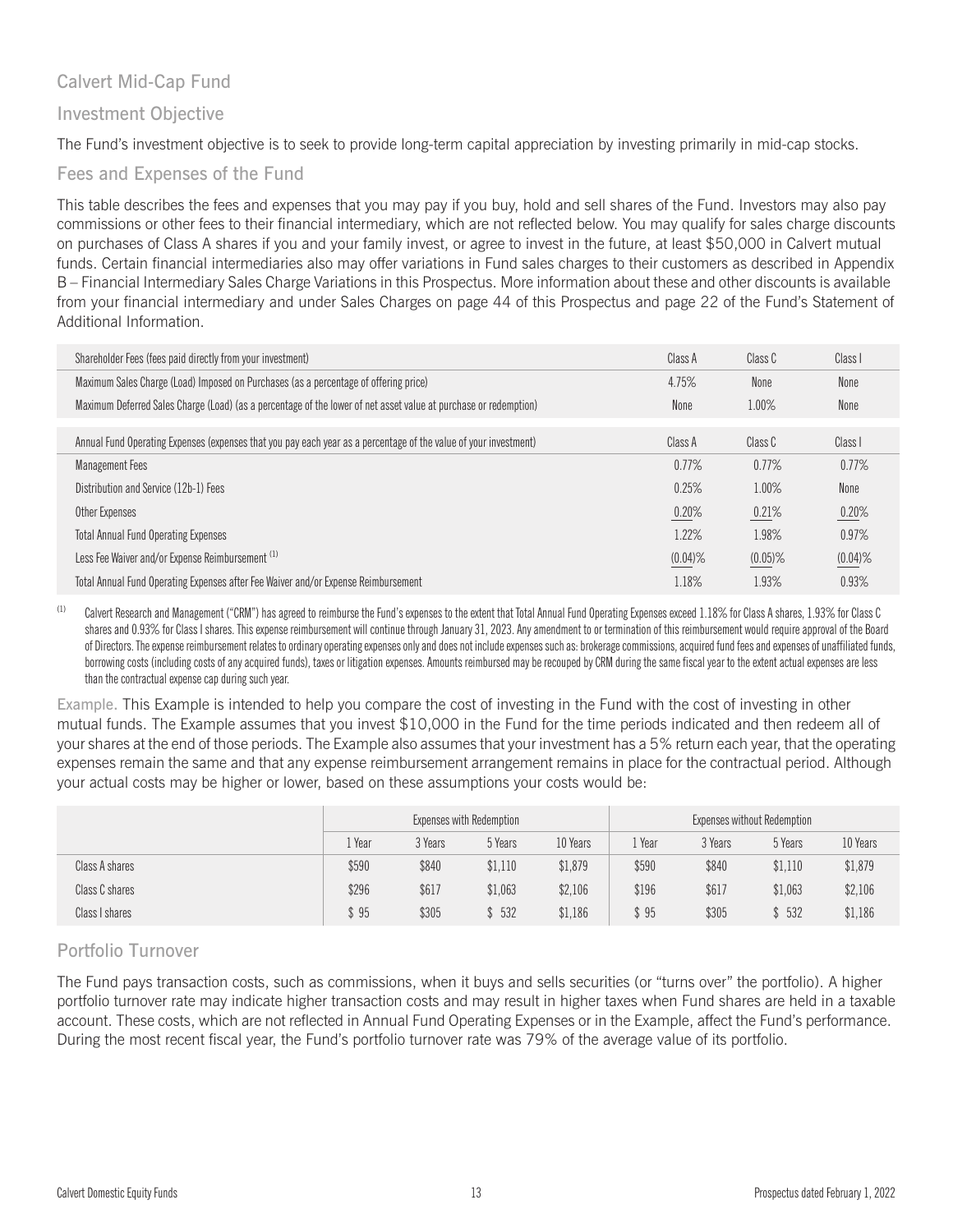## Calvert Mid-Cap Fund

### Investment Objective

The Fund's investment objective is to seek to provide long-term capital appreciation by investing primarily in mid-cap stocks.

### Fees and Expenses of the Fund

This table describes the fees and expenses that you may pay if you buy, hold and sell shares of the Fund. Investors may also pay commissions or other fees to their financial intermediary, which are not reflected below. You may qualify for sales charge discounts on purchases of Class A shares if you and your family invest, or agree to invest in the future, at least $50,000 in Calvert mutual funds. Certain financial intermediaries also may offer variations in Fund sales charges to their customers as described in Appendix B – Financial Intermediary Sales Charge Variations in this Prospectus. More information about these and other discounts is available from your financial intermediary and under Sales Charges on page 44 of this Prospectus and page 22 of the Fund's Statement of Additional Information.

| Shareholder Fees (fees paid directly from your investment) | Class A | Class C | Class I |
|---|---|---|---|
| Maximum Sales Charge (Load) Imposed on Purchases (as a percentage of offering price) | 4.75% | None | None |
| Maximum Deferred Sales Charge (Load) (as a percentage of the lower of net asset value at purchase or redemption) | None | 1.00% | None |

| Annual Fund Operating Expenses (expenses that you pay each year as a percentage of the value of your investment) | Class A | Class C | Class I |
|---|---|---|---|
| Management Fees | 0.77% | 0.77% | 0.77% |
| Distribution and Service (12b-1) Fees | 0.25% | 1.00% | None |
| Other Expenses | 0.20% | 0.21% | 0.20% |
| Total Annual Fund Operating Expenses | 1.22% | 1.98% | 0.97% |
| Less Fee Waiver and/or Expense Reimbursement [(1)] | (0.04)% | (0.05)% | (0.04)% |
| Total Annual Fund Operating Expenses after Fee Waiver and/or Expense Reimbursement | 1.18% | 1.93% | 0.93% |

(1) Calvert Research and Management ("CRM") has agreed to reimburse the Fund's expenses to the extent that Total Annual Fund Operating Expenses exceed 1.18% for Class A shares, 1.93% for Class C shares and 0.93% for Class I shares. This expense reimbursement will continue through January 31, 2023. Any amendment to or termination of this reimbursement would require approval of the Board of Directors. The expense reimbursement relates to ordinary operating expenses only and does not include expenses such as: brokerage commissions, acquired fund fees and expenses of unaffiliated funds, borrowing costs (including costs of any acquired funds), taxes or litigation expenses. Amounts reimbursed may be recouped by CRM during the same fiscal year to the extent actual expenses are less than the contractual expense cap during such year.

Example. This Example is intended to help you compare the cost of investing in the Fund with the cost of investing in other mutual funds. The Example assumes that you invest $10,000 in the Fund for the time periods indicated and then redeem all of your shares at the end of those periods. The Example also assumes that your investment has a 5% return each year, that the operating expenses remain the same and that any expense reimbursement arrangement remains in place for the contractual period. Although your actual costs may be higher or lower, based on these assumptions your costs would be:

| | Expenses with Redemption | | | | Expenses without Redemption | | | |
|---|---|---|---|---|---|---|---|---|
| | 1 Year | 3 Years | 5 Years | 10 Years | 1 Year | 3 Years | 5 Years | 10 Years |
| Class A shares | $590 | $840 | $1,110 | $1,879 | $590 | $840 | $1,110 | $1,879 |
| Class C shares | $296 | $617 | $1,063 | $2,106 | $196 | $617 | $1,063 | $2,106 |
| Class I shares | $ 95 | $305 | $ 532 | $1,186 | $ 95 | $305 | $ 532 | $1,186 |

### Portfolio Turnover

The Fund pays transaction costs, such as commissions, when it buys and sells securities (or "turns over" the portfolio). A higher portfolio turnover rate may indicate higher transaction costs and may result in higher taxes when Fund shares are held in a taxable account. These costs, which are not reflected in Annual Fund Operating Expenses or in the Example, affect the Fund's performance. During the most recent fiscal year, the Fund's portfolio turnover rate was 79% of the average value of its portfolio.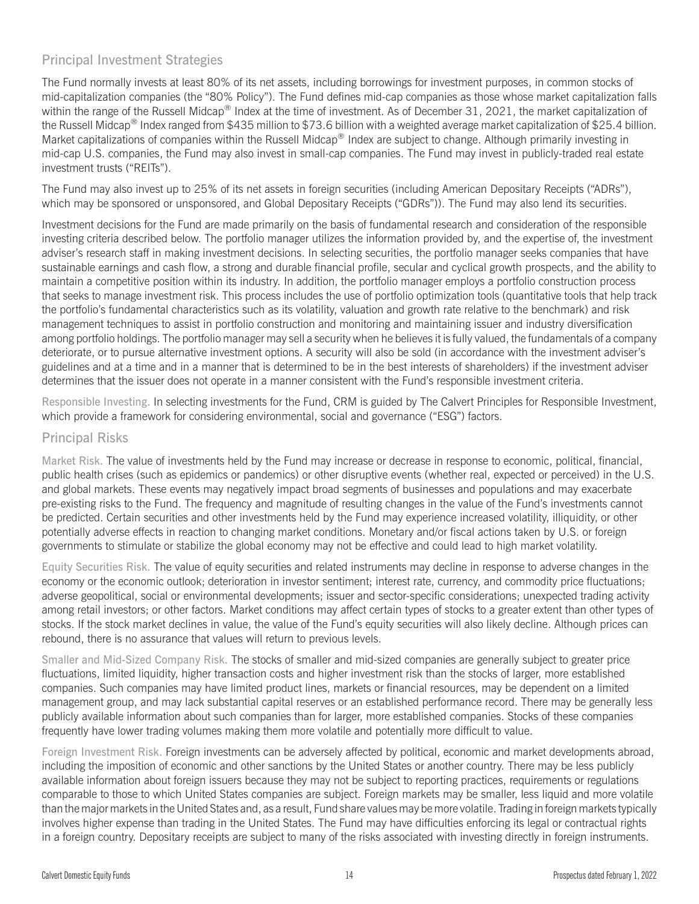## Principal Investment Strategies

The Fund normally invests at least 80% of its net assets, including borrowings for investment purposes, in common stocks of mid-capitalization companies (the "80% Policy"). The Fund defines mid-cap companies as those whose market capitalization falls within the range of the Russell Midcap® Index at the time of investment. As of December 31, 2021, the market capitalization of the Russell Midcap® Index ranged from $435 million to $73.6 billion with a weighted average market capitalization of $25.4 billion. Market capitalizations of companies within the Russell Midcap® Index are subject to change. Although primarily investing in mid-cap U.S. companies, the Fund may also invest in small-cap companies. The Fund may invest in publicly-traded real estate investment trusts ("REITs").

The Fund may also invest up to 25% of its net assets in foreign securities (including American Depositary Receipts ("ADRs"), which may be sponsored or unsponsored, and Global Depositary Receipts ("GDRs")). The Fund may also lend its securities.

Investment decisions for the Fund are made primarily on the basis of fundamental research and consideration of the responsible investing criteria described below. The portfolio manager utilizes the information provided by, and the expertise of, the investment adviser's research staff in making investment decisions. In selecting securities, the portfolio manager seeks companies that have sustainable earnings and cash flow, a strong and durable financial profile, secular and cyclical growth prospects, and the ability to maintain a competitive position within its industry. In addition, the portfolio manager employs a portfolio construction process that seeks to manage investment risk. This process includes the use of portfolio optimization tools (quantitative tools that help track the portfolio's fundamental characteristics such as its volatility, valuation and growth rate relative to the benchmark) and risk management techniques to assist in portfolio construction and monitoring and maintaining issuer and industry diversification among portfolio holdings. The portfolio manager may sell a security when he believes it is fully valued, the fundamentals of a company deteriorate, or to pursue alternative investment options. A security will also be sold (in accordance with the investment adviser's guidelines and at a time and in a manner that is determined to be in the best interests of shareholders) if the investment adviser determines that the issuer does not operate in a manner consistent with the Fund's responsible investment criteria.

Responsible Investing. In selecting investments for the Fund, CRM is guided by The Calvert Principles for Responsible Investment, which provide a framework for considering environmental, social and governance ("ESG") factors.

## Principal Risks

Market Risk. The value of investments held by the Fund may increase or decrease in response to economic, political, financial, public health crises (such as epidemics or pandemics) or other disruptive events (whether real, expected or perceived) in the U.S. and global markets. These events may negatively impact broad segments of businesses and populations and may exacerbate pre-existing risks to the Fund. The frequency and magnitude of resulting changes in the value of the Fund's investments cannot be predicted. Certain securities and other investments held by the Fund may experience increased volatility, illiquidity, or other potentially adverse effects in reaction to changing market conditions. Monetary and/or fiscal actions taken by U.S. or foreign governments to stimulate or stabilize the global economy may not be effective and could lead to high market volatility.

Equity Securities Risk. The value of equity securities and related instruments may decline in response to adverse changes in the economy or the economic outlook; deterioration in investor sentiment; interest rate, currency, and commodity price fluctuations; adverse geopolitical, social or environmental developments; issuer and sector-specific considerations; unexpected trading activity among retail investors; or other factors. Market conditions may affect certain types of stocks to a greater extent than other types of stocks. If the stock market declines in value, the value of the Fund's equity securities will also likely decline. Although prices can rebound, there is no assurance that values will return to previous levels.

Smaller and Mid-Sized Company Risk. The stocks of smaller and mid-sized companies are generally subject to greater price fluctuations, limited liquidity, higher transaction costs and higher investment risk than the stocks of larger, more established companies. Such companies may have limited product lines, markets or financial resources, may be dependent on a limited management group, and may lack substantial capital reserves or an established performance record. There may be generally less publicly available information about such companies than for larger, more established companies. Stocks of these companies frequently have lower trading volumes making them more volatile and potentially more difficult to value.

Foreign Investment Risk. Foreign investments can be adversely affected by political, economic and market developments abroad, including the imposition of economic and other sanctions by the United States or another country. There may be less publicly available information about foreign issuers because they may not be subject to reporting practices, requirements or regulations comparable to those to which United States companies are subject. Foreign markets may be smaller, less liquid and more volatile than the major markets in the United States and, as a result, Fund share values may be more volatile. Trading in foreign markets typically involves higher expense than trading in the United States. The Fund may have difficulties enforcing its legal or contractual rights in a foreign country. Depositary receipts are subject to many of the risks associated with investing directly in foreign instruments.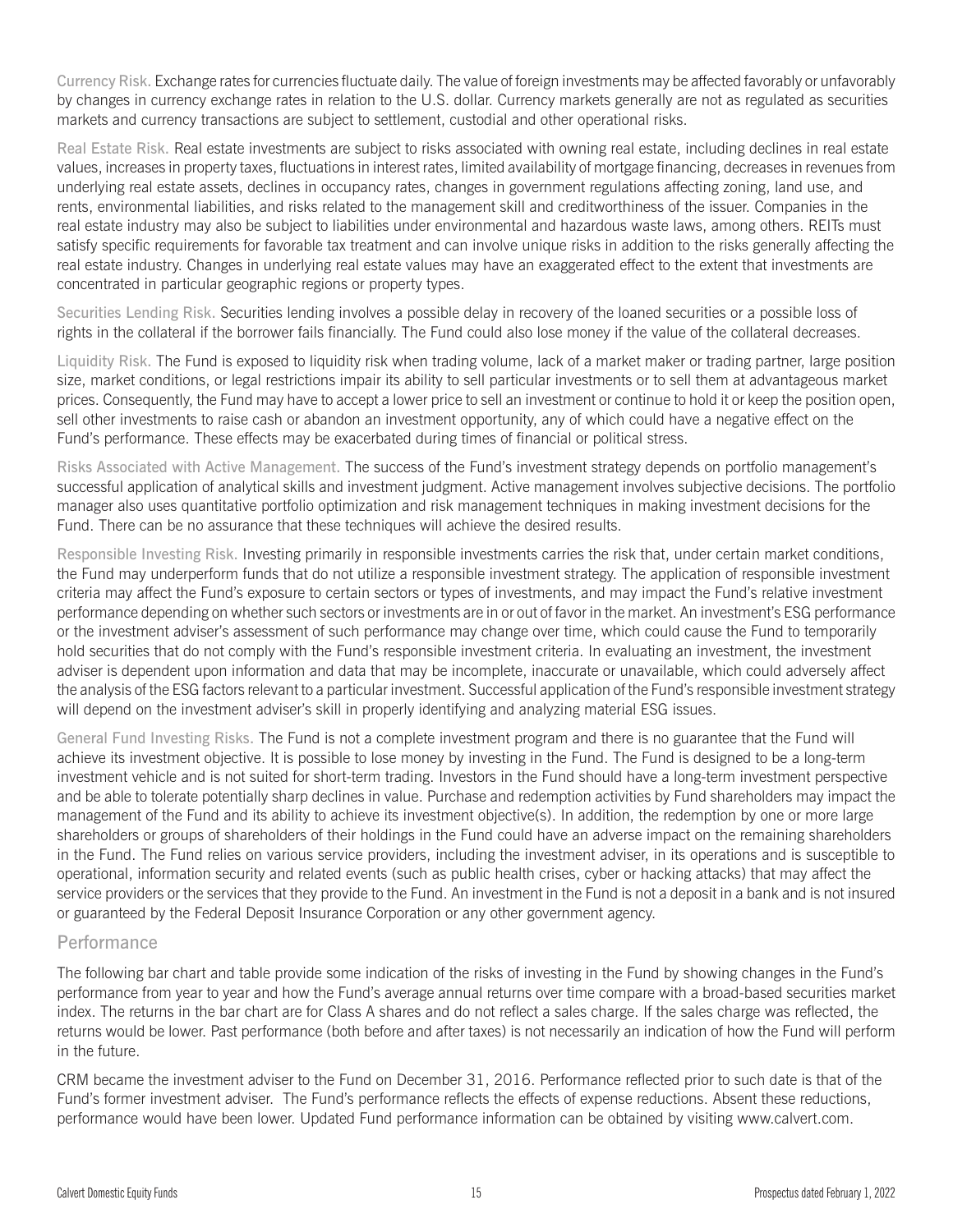Currency Risk. Exchange rates for currencies fluctuate daily. The value of foreign investments may be affected favorably or unfavorably by changes in currency exchange rates in relation to the U.S. dollar. Currency markets generally are not as regulated as securities markets and currency transactions are subject to settlement, custodial and other operational risks.

Real Estate Risk. Real estate investments are subject to risks associated with owning real estate, including declines in real estate values, increases in property taxes, fluctuations in interest rates, limited availability of mortgage financing, decreases in revenues from underlying real estate assets, declines in occupancy rates, changes in government regulations affecting zoning, land use, and rents, environmental liabilities, and risks related to the management skill and creditworthiness of the issuer. Companies in the real estate industry may also be subject to liabilities under environmental and hazardous waste laws, among others. REITs must satisfy specific requirements for favorable tax treatment and can involve unique risks in addition to the risks generally affecting the real estate industry. Changes in underlying real estate values may have an exaggerated effect to the extent that investments are concentrated in particular geographic regions or property types.

Securities Lending Risk. Securities lending involves a possible delay in recovery of the loaned securities or a possible loss of rights in the collateral if the borrower fails financially. The Fund could also lose money if the value of the collateral decreases.

Liquidity Risk. The Fund is exposed to liquidity risk when trading volume, lack of a market maker or trading partner, large position size, market conditions, or legal restrictions impair its ability to sell particular investments or to sell them at advantageous market prices. Consequently, the Fund may have to accept a lower price to sell an investment or continue to hold it or keep the position open, sell other investments to raise cash or abandon an investment opportunity, any of which could have a negative effect on the Fund's performance. These effects may be exacerbated during times of financial or political stress.

Risks Associated with Active Management. The success of the Fund's investment strategy depends on portfolio management's successful application of analytical skills and investment judgment. Active management involves subjective decisions. The portfolio manager also uses quantitative portfolio optimization and risk management techniques in making investment decisions for the Fund. There can be no assurance that these techniques will achieve the desired results.

Responsible Investing Risk. Investing primarily in responsible investments carries the risk that, under certain market conditions, the Fund may underperform funds that do not utilize a responsible investment strategy. The application of responsible investment criteria may affect the Fund's exposure to certain sectors or types of investments, and may impact the Fund's relative investment performance depending on whether such sectors or investments are in or out of favor in the market. An investment's ESG performance or the investment adviser's assessment of such performance may change over time, which could cause the Fund to temporarily hold securities that do not comply with the Fund's responsible investment criteria. In evaluating an investment, the investment adviser is dependent upon information and data that may be incomplete, inaccurate or unavailable, which could adversely affect the analysis of the ESG factors relevant to a particular investment. Successful application of the Fund's responsible investment strategy will depend on the investment adviser's skill in properly identifying and analyzing material ESG issues.

General Fund Investing Risks. The Fund is not a complete investment program and there is no guarantee that the Fund will achieve its investment objective. It is possible to lose money by investing in the Fund. The Fund is designed to be a long-term investment vehicle and is not suited for short-term trading. Investors in the Fund should have a long-term investment perspective and be able to tolerate potentially sharp declines in value. Purchase and redemption activities by Fund shareholders may impact the management of the Fund and its ability to achieve its investment objective(s). In addition, the redemption by one or more large shareholders or groups of shareholders of their holdings in the Fund could have an adverse impact on the remaining shareholders in the Fund. The Fund relies on various service providers, including the investment adviser, in its operations and is susceptible to operational, information security and related events (such as public health crises, cyber or hacking attacks) that may affect the service providers or the services that they provide to the Fund. An investment in the Fund is not a deposit in a bank and is not insured or guaranteed by the Federal Deposit Insurance Corporation or any other government agency.

## Performance

The following bar chart and table provide some indication of the risks of investing in the Fund by showing changes in the Fund's performance from year to year and how the Fund's average annual returns over time compare with a broad-based securities market index. The returns in the bar chart are for Class A shares and do not reflect a sales charge. If the sales charge was reflected, the returns would be lower. Past performance (both before and after taxes) is not necessarily an indication of how the Fund will perform in the future.

CRM became the investment adviser to the Fund on December 31, 2016. Performance reflected prior to such date is that of the Fund's former investment adviser. The Fund's performance reflects the effects of expense reductions. Absent these reductions, performance would have been lower. Updated Fund performance information can be obtained by visiting www.calvert.com.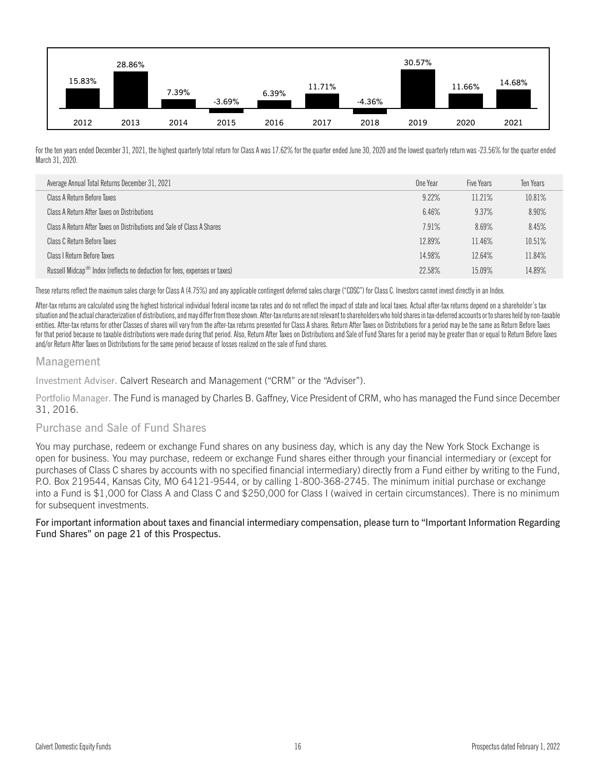| 2012 | 2013 | 2014 | 2015 | 2016 | 2017 | 2018 | 2019 | 2020 | 2021 |
|---|---|---|---|---|---|---|---|---|---|
| 15.83% | 28.86% | 7.39% | -3.69% | 6.39% | 11.71% | -4.36% | 30.57% | 11.66% | 14.68% |

For the ten years ended December 31, 2021, the highest quarterly total return for Class A was 17.62% for the quarter ended June 30, 2020 and the lowest quarterly return was -23.56% for the quarter ended March 31, 2020.

| Average Annual Total Returns December 31, 2021 | One Year | Five Years | Ten Years |
|---|---|---|---|
| Class A Return Before Taxes | 9.22% | 11.21% | 10.81% |
| Class A Return After Taxes on Distributions | 6.46% | 9.37% | 8.90% |
| Class A Return After Taxes on Distributions and Sale of Class A Shares | 7.91% | 8.69% | 8.45% |
| Class C Return Before Taxes | 12.89% | 11.46% | 10.51% |
| Class I Return Before Taxes | 14.98% | 12.64% | 11.84% |
| Russell Midcap® Index (reflects no deduction for fees, expenses or taxes) | 22.58% | 15.09% | 14.89% |

These returns reflect the maximum sales charge for Class A (4.75%) and any applicable contingent deferred sales charge ("CDSC") for Class C. Investors cannot invest directly in an Index.

After-tax returns are calculated using the highest historical individual federal income tax rates and do not reflect the impact of state and local taxes. Actual after-tax returns depend on a shareholder's tax situation and the actual characterization of distributions, and may differ from those shown. After-tax returns are not relevant to shareholders who hold shares in tax-deferred accounts or to shares held by non-taxable entities. After-tax returns for other Classes of shares will vary from the after-tax returns presented for Class A shares. Return After Taxes on Distributions for a period may be the same as Return Before Taxes for that period because no taxable distributions were made during that period. Also, Return After Taxes on Distributions and Sale of Fund Shares for a period may be greater than or equal to Return Before Taxes and/or Return After Taxes on Distributions for the same period because of losses realized on the sale of Fund shares.

## Management

Investment Adviser. Calvert Research and Management ("CRM" or the "Adviser").

Portfolio Manager. The Fund is managed by Charles B. Gaffney, Vice President of CRM, who has managed the Fund since December 31, 2016.

## Purchase and Sale of Fund Shares

You may purchase, redeem or exchange Fund shares on any business day, which is any day the New York Stock Exchange is open for business. You may purchase, redeem or exchange Fund shares either through your financial intermediary or (except for purchases of Class C shares by accounts with no specified financial intermediary) directly from a Fund either by writing to the Fund, P.O. Box 219544, Kansas City, MO 64121-9544, or by calling 1-800-368-2745. The minimum initial purchase or exchange into a Fund is $1,000 for Class A and Class C and $250,000 for Class I (waived in certain circumstances). There is no minimum for subsequent investments.

**For important information about taxes and financial intermediary compensation, please turn to "Important Information Regarding Fund Shares" on page 21 of this Prospectus.**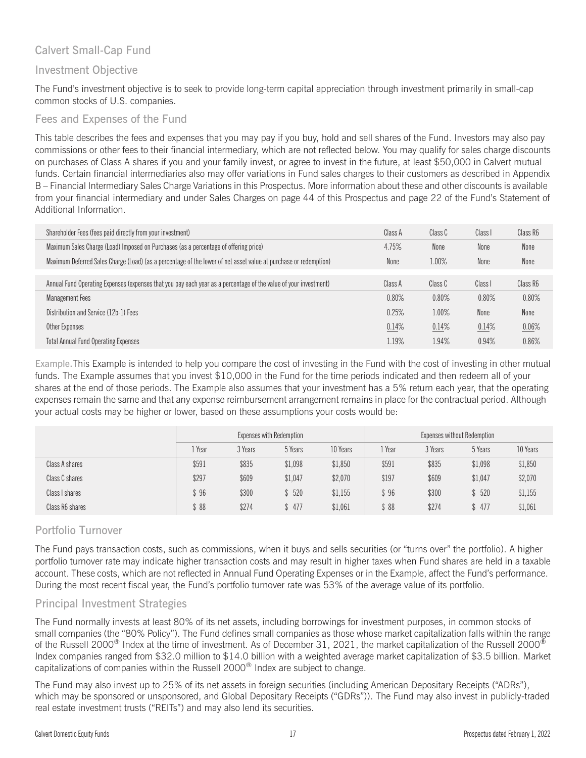## Calvert Small-Cap Fund

### Investment Objective

The Fund's investment objective is to seek to provide long-term capital appreciation through investment primarily in small-cap common stocks of U.S. companies.

### Fees and Expenses of the Fund

This table describes the fees and expenses that you may pay if you buy, hold and sell shares of the Fund. Investors may also pay commissions or other fees to their financial intermediary, which are not reflected below. You may qualify for sales charge discounts on purchases of Class A shares if you and your family invest, or agree to invest in the future, at least $50,000 in Calvert mutual funds. Certain financial intermediaries also may offer variations in Fund sales charges to their customers as described in Appendix B – Financial Intermediary Sales Charge Variations in this Prospectus. More information about these and other discounts is available from your financial intermediary and under Sales Charges on page 44 of this Prospectus and page 22 of the Fund's Statement of Additional Information.

| Shareholder Fees (fees paid directly from your investment) | Class A | Class C | Class I | Class R6 |
|---|---|---|---|---|
| Maximum Sales Charge (Load) Imposed on Purchases (as a percentage of offering price) | 4.75% | None | None | None |
| Maximum Deferred Sales Charge (Load) (as a percentage of the lower of net asset value at purchase or redemption) | None | 1.00% | None | None |

| Annual Fund Operating Expenses (expenses that you pay each year as a percentage of the value of your investment) | Class A | Class C | Class I | Class R6 |
|---|---|---|---|---|
| Management Fees | 0.80% | 0.80% | 0.80% | 0.80% |
| Distribution and Service (12b-1) Fees | 0.25% | 1.00% | None | None |
| Other Expenses | 0.14% | 0.14% | 0.14% | 0.06% |
| Total Annual Fund Operating Expenses | 1.19% | 1.94% | 0.94% | 0.86% |

Example. This Example is intended to help you compare the cost of investing in the Fund with the cost of investing in other mutual funds. The Example assumes that you invest $10,000 in the Fund for the time periods indicated and then redeem all of your shares at the end of those periods. The Example also assumes that your investment has a 5% return each year, that the operating expenses remain the same and that any expense reimbursement arrangement remains in place for the contractual period. Although your actual costs may be higher or lower, based on these assumptions your costs would be:

| | Expenses with Redemption | | | | Expenses without Redemption | | | |
|---|---|---|---|---|---|---|---|---|
| | 1 Year | 3 Years | 5 Years | 10 Years | 1 Year | 3 Years | 5 Years | 10 Years |
| Class A shares | $591 | $835 | $1,098 | $1,850 | $591 | $835 | $1,098 | $1,850 |
| Class C shares | $297 | $609 | $1,047 | $2,070 | $197 | $609 | $1,047 | $2,070 |
| Class I shares | $ 96 | $300 | $ 520 | $1,155 | $ 96 | $300 | $ 520 | $1,155 |
| Class R6 shares | $ 88 | $274 | $ 477 | $1,061 | $ 88 | $274 | $ 477 | $1,061 |

### Portfolio Turnover

The Fund pays transaction costs, such as commissions, when it buys and sells securities (or "turns over" the portfolio). A higher portfolio turnover rate may indicate higher transaction costs and may result in higher taxes when Fund shares are held in a taxable account. These costs, which are not reflected in Annual Fund Operating Expenses or in the Example, affect the Fund's performance. During the most recent fiscal year, the Fund's portfolio turnover rate was 53% of the average value of its portfolio.

### Principal Investment Strategies

The Fund normally invests at least 80% of its net assets, including borrowings for investment purposes, in common stocks of small companies (the "80% Policy"). The Fund defines small companies as those whose market capitalization falls within the range of the Russell 2000® Index at the time of investment. As of December 31, 2021, the market capitalization of the Russell 2000® Index companies ranged from $32.0 million to $14.0 billion with a weighted average market capitalization of $3.5 billion. Market capitalizations of companies within the Russell 2000® Index are subject to change.

The Fund may also invest up to 25% of its net assets in foreign securities (including American Depositary Receipts ("ADRs"), which may be sponsored or unsponsored, and Global Depositary Receipts ("GDRs")). The Fund may also invest in publicly-traded real estate investment trusts ("REITs") and may also lend its securities.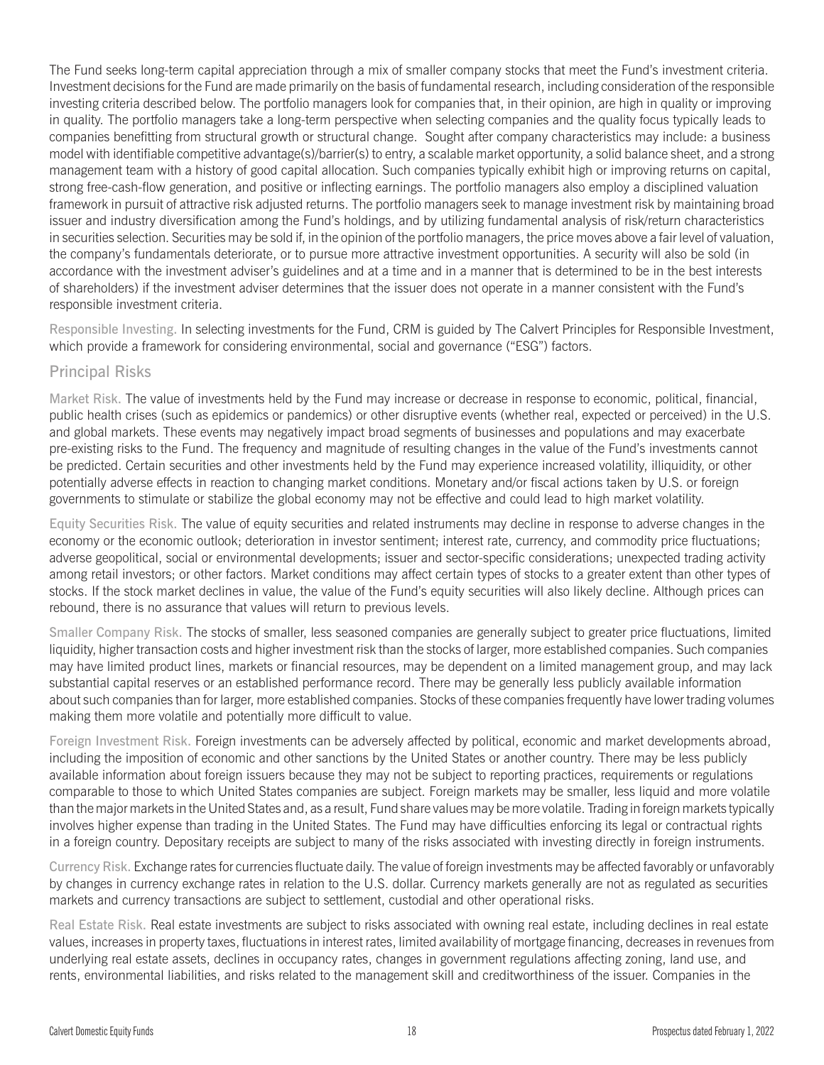The Fund seeks long-term capital appreciation through a mix of smaller company stocks that meet the Fund's investment criteria. Investment decisions for the Fund are made primarily on the basis of fundamental research, including consideration of the responsible investing criteria described below. The portfolio managers look for companies that, in their opinion, are high in quality or improving in quality. The portfolio managers take a long-term perspective when selecting companies and the quality focus typically leads to companies benefitting from structural growth or structural change. Sought after company characteristics may include: a business model with identifiable competitive advantage(s)/barrier(s) to entry, a scalable market opportunity, a solid balance sheet, and a strong management team with a history of good capital allocation. Such companies typically exhibit high or improving returns on capital, strong free-cash-flow generation, and positive or inflecting earnings. The portfolio managers also employ a disciplined valuation framework in pursuit of attractive risk adjusted returns. The portfolio managers seek to manage investment risk by maintaining broad issuer and industry diversification among the Fund's holdings, and by utilizing fundamental analysis of risk/return characteristics in securities selection. Securities may be sold if, in the opinion of the portfolio managers, the price moves above a fair level of valuation, the company's fundamentals deteriorate, or to pursue more attractive investment opportunities. A security will also be sold (in accordance with the investment adviser's guidelines and at a time and in a manner that is determined to be in the best interests of shareholders) if the investment adviser determines that the issuer does not operate in a manner consistent with the Fund's responsible investment criteria.

Responsible Investing. In selecting investments for the Fund, CRM is guided by The Calvert Principles for Responsible Investment, which provide a framework for considering environmental, social and governance ("ESG") factors.

## Principal Risks

Market Risk. The value of investments held by the Fund may increase or decrease in response to economic, political, financial, public health crises (such as epidemics or pandemics) or other disruptive events (whether real, expected or perceived) in the U.S. and global markets. These events may negatively impact broad segments of businesses and populations and may exacerbate pre-existing risks to the Fund. The frequency and magnitude of resulting changes in the value of the Fund's investments cannot be predicted. Certain securities and other investments held by the Fund may experience increased volatility, illiquidity, or other potentially adverse effects in reaction to changing market conditions. Monetary and/or fiscal actions taken by U.S. or foreign governments to stimulate or stabilize the global economy may not be effective and could lead to high market volatility.

Equity Securities Risk. The value of equity securities and related instruments may decline in response to adverse changes in the economy or the economic outlook; deterioration in investor sentiment; interest rate, currency, and commodity price fluctuations; adverse geopolitical, social or environmental developments; issuer and sector-specific considerations; unexpected trading activity among retail investors; or other factors. Market conditions may affect certain types of stocks to a greater extent than other types of stocks. If the stock market declines in value, the value of the Fund's equity securities will also likely decline. Although prices can rebound, there is no assurance that values will return to previous levels.

Smaller Company Risk. The stocks of smaller, less seasoned companies are generally subject to greater price fluctuations, limited liquidity, higher transaction costs and higher investment risk than the stocks of larger, more established companies. Such companies may have limited product lines, markets or financial resources, may be dependent on a limited management group, and may lack substantial capital reserves or an established performance record. There may be generally less publicly available information about such companies than for larger, more established companies. Stocks of these companies frequently have lower trading volumes making them more volatile and potentially more difficult to value.

Foreign Investment Risk. Foreign investments can be adversely affected by political, economic and market developments abroad, including the imposition of economic and other sanctions by the United States or another country. There may be less publicly available information about foreign issuers because they may not be subject to reporting practices, requirements or regulations comparable to those to which United States companies are subject. Foreign markets may be smaller, less liquid and more volatile than the major markets in the United States and, as a result, Fund share values may be more volatile. Trading in foreign markets typically involves higher expense than trading in the United States. The Fund may have difficulties enforcing its legal or contractual rights in a foreign country. Depositary receipts are subject to many of the risks associated with investing directly in foreign instruments.

Currency Risk. Exchange rates for currencies fluctuate daily. The value of foreign investments may be affected favorably or unfavorably by changes in currency exchange rates in relation to the U.S. dollar. Currency markets generally are not as regulated as securities markets and currency transactions are subject to settlement, custodial and other operational risks.

Real Estate Risk. Real estate investments are subject to risks associated with owning real estate, including declines in real estate values, increases in property taxes, fluctuations in interest rates, limited availability of mortgage financing, decreases in revenues from underlying real estate assets, declines in occupancy rates, changes in government regulations affecting zoning, land use, and rents, environmental liabilities, and risks related to the management skill and creditworthiness of the issuer. Companies in the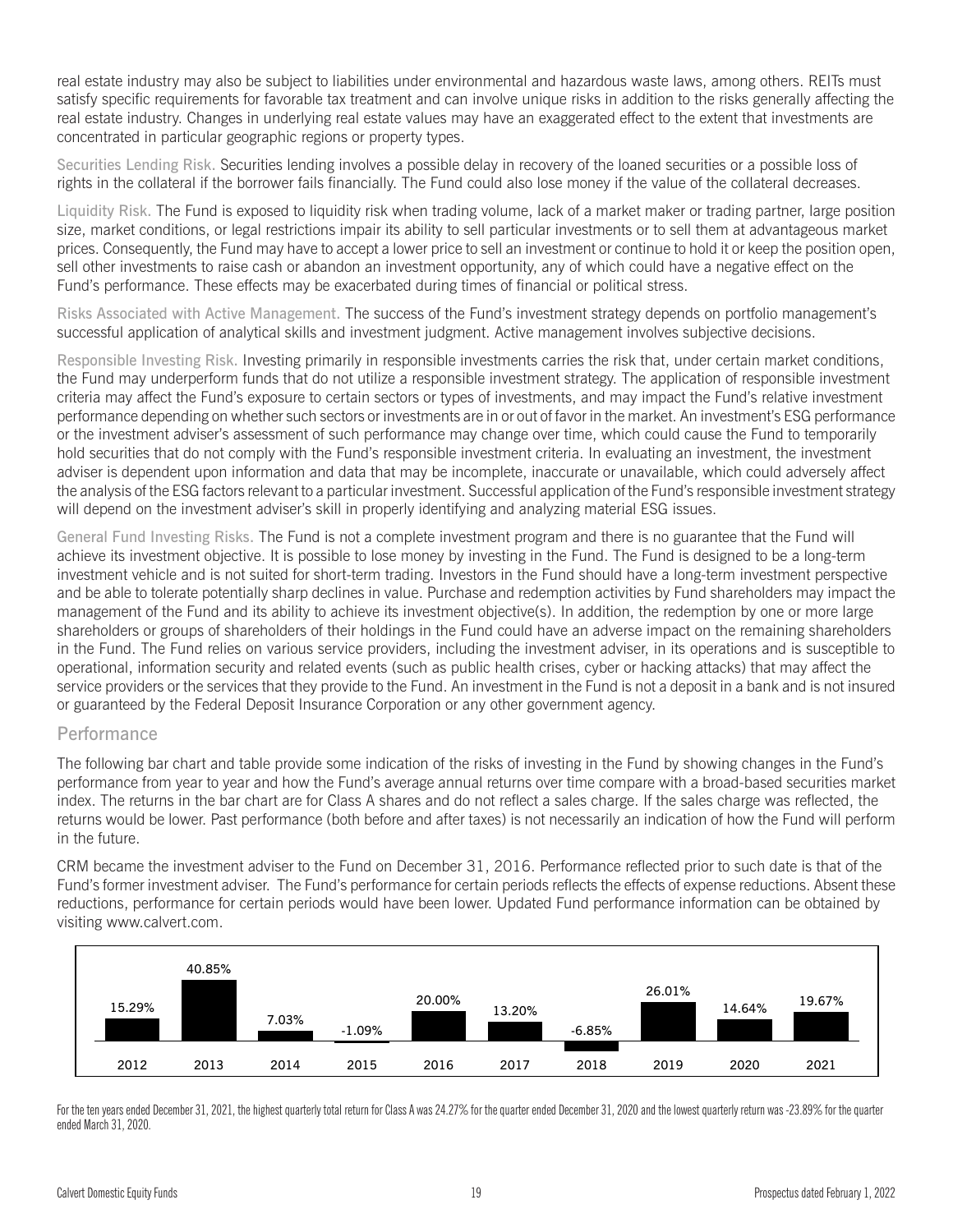real estate industry may also be subject to liabilities under environmental and hazardous waste laws, among others. REITs must satisfy specific requirements for favorable tax treatment and can involve unique risks in addition to the risks generally affecting the real estate industry. Changes in underlying real estate values may have an exaggerated effect to the extent that investments are concentrated in particular geographic regions or property types.

Securities Lending Risk. Securities lending involves a possible delay in recovery of the loaned securities or a possible loss of rights in the collateral if the borrower fails financially. The Fund could also lose money if the value of the collateral decreases.

Liquidity Risk. The Fund is exposed to liquidity risk when trading volume, lack of a market maker or trading partner, large position size, market conditions, or legal restrictions impair its ability to sell particular investments or to sell them at advantageous market prices. Consequently, the Fund may have to accept a lower price to sell an investment or continue to hold it or keep the position open, sell other investments to raise cash or abandon an investment opportunity, any of which could have a negative effect on the Fund's performance. These effects may be exacerbated during times of financial or political stress.

Risks Associated with Active Management. The success of the Fund's investment strategy depends on portfolio management's successful application of analytical skills and investment judgment. Active management involves subjective decisions.

Responsible Investing Risk. Investing primarily in responsible investments carries the risk that, under certain market conditions, the Fund may underperform funds that do not utilize a responsible investment strategy. The application of responsible investment criteria may affect the Fund's exposure to certain sectors or types of investments, and may impact the Fund's relative investment performance depending on whether such sectors or investments are in or out of favor in the market. An investment's ESG performance or the investment adviser's assessment of such performance may change over time, which could cause the Fund to temporarily hold securities that do not comply with the Fund's responsible investment criteria. In evaluating an investment, the investment adviser is dependent upon information and data that may be incomplete, inaccurate or unavailable, which could adversely affect the analysis of the ESG factors relevant to a particular investment. Successful application of the Fund's responsible investment strategy will depend on the investment adviser's skill in properly identifying and analyzing material ESG issues.

General Fund Investing Risks. The Fund is not a complete investment program and there is no guarantee that the Fund will achieve its investment objective. It is possible to lose money by investing in the Fund. The Fund is designed to be a long-term investment vehicle and is not suited for short-term trading. Investors in the Fund should have a long-term investment perspective and be able to tolerate potentially sharp declines in value. Purchase and redemption activities by Fund shareholders may impact the management of the Fund and its ability to achieve its investment objective(s). In addition, the redemption by one or more large shareholders or groups of shareholders of their holdings in the Fund could have an adverse impact on the remaining shareholders in the Fund. The Fund relies on various service providers, including the investment adviser, in its operations and is susceptible to operational, information security and related events (such as public health crises, cyber or hacking attacks) that may affect the service providers or the services that they provide to the Fund. An investment in the Fund is not a deposit in a bank and is not insured or guaranteed by the Federal Deposit Insurance Corporation or any other government agency.

## Performance

The following bar chart and table provide some indication of the risks of investing in the Fund by showing changes in the Fund's performance from year to year and how the Fund's average annual returns over time compare with a broad-based securities market index. The returns in the bar chart are for Class A shares and do not reflect a sales charge. If the sales charge was reflected, the returns would be lower. Past performance (both before and after taxes) is not necessarily an indication of how the Fund will perform in the future.

CRM became the investment adviser to the Fund on December 31, 2016. Performance reflected prior to such date is that of the Fund's former investment adviser. The Fund's performance for certain periods reflects the effects of expense reductions. Absent these reductions, performance for certain periods would have been lower. Updated Fund performance information can be obtained by visiting www.calvert.com.

| 2012 | 2013 | 2014 | 2015 | 2016 | 2017 | 2018 | 2019 | 2020 | 2021 |
|---|---|---|---|---|---|---|---|---|---|
| 15.29% | 40.85% | 7.03% | -1.09% | 20.00% | 13.20% | -6.85% | 26.01% | 14.64% | 19.67% |

For the ten years ended December 31, 2021, the highest quarterly total return for Class A was 24.27% for the quarter ended December 31, 2020 and the lowest quarterly return was -23.89% for the quarter ended March 31, 2020.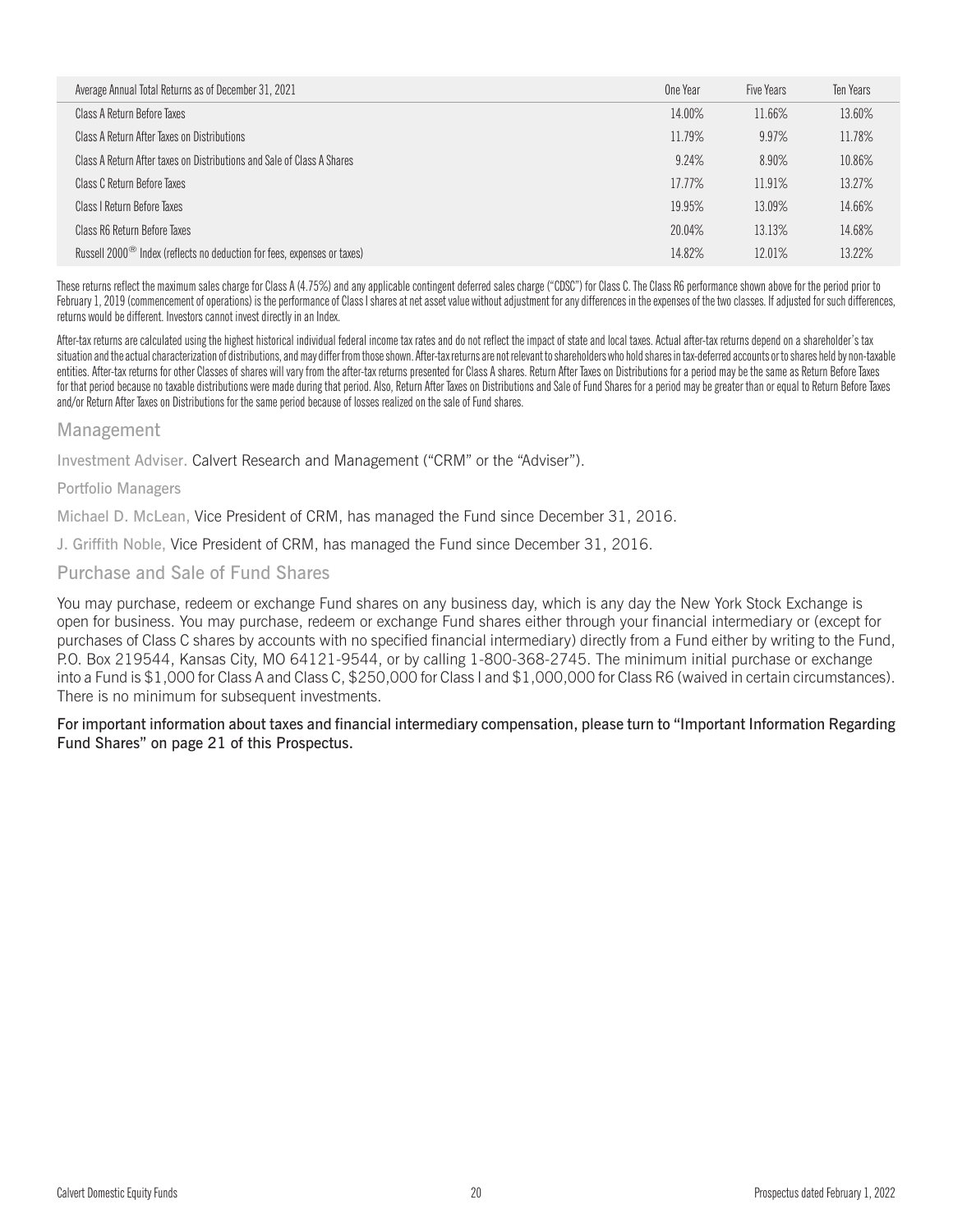| Average Annual Total Returns as of December 31, 2021 | One Year | Five Years | Ten Years |
|---|---|---|---|
| Class A Return Before Taxes | 14.00% | 11.66% | 13.60% |
| Class A Return After Taxes on Distributions | 11.79% | 9.97% | 11.78% |
| Class A Return After taxes on Distributions and Sale of Class A Shares | 9.24% | 8.90% | 10.86% |
| Class C Return Before Taxes | 17.77% | 11.91% | 13.27% |
| Class I Return Before Taxes | 19.95% | 13.09% | 14.66% |
| Class R6 Return Before Taxes | 20.04% | 13.13% | 14.68% |
| Russell 2000® Index (reflects no deduction for fees, expenses or taxes) | 14.82% | 12.01% | 13.22% |

These returns reflect the maximum sales charge for Class A (4.75%) and any applicable contingent deferred sales charge ("CDSC") for Class C. The Class R6 performance shown above for the period prior to February 1, 2019 (commencement of operations) is the performance of Class I shares at net asset value without adjustment for any differences in the expenses of the two classes. If adjusted for such differences, returns would be different. Investors cannot invest directly in an Index.

After-tax returns are calculated using the highest historical individual federal income tax rates and do not reflect the impact of state and local taxes. Actual after-tax returns depend on a shareholder's tax situation and the actual characterization of distributions, and may differ from those shown. After-tax returns are not relevant to shareholders who hold shares in tax-deferred accounts or to shares held by non-taxable entities. After-tax returns for other Classes of shares will vary from the after-tax returns presented for Class A shares. Return After Taxes on Distributions for a period may be the same as Return Before Taxes for that period because no taxable distributions were made during that period. Also, Return After Taxes on Distributions and Sale of Fund Shares for a period may be greater than or equal to Return Before Taxes and/or Return After Taxes on Distributions for the same period because of losses realized on the sale of Fund shares.

## Management

Investment Adviser. Calvert Research and Management ("CRM" or the "Adviser").

Portfolio Managers

Michael D. McLean, Vice President of CRM, has managed the Fund since December 31, 2016.

J. Griffith Noble, Vice President of CRM, has managed the Fund since December 31, 2016.

## Purchase and Sale of Fund Shares

You may purchase, redeem or exchange Fund shares on any business day, which is any day the New York Stock Exchange is open for business. You may purchase, redeem or exchange Fund shares either through your financial intermediary or (except for purchases of Class C shares by accounts with no specified financial intermediary) directly from a Fund either by writing to the Fund, P.O. Box 219544, Kansas City, MO 64121-9544, or by calling 1-800-368-2745. The minimum initial purchase or exchange into a Fund is $1,000 for Class A and Class C, $250,000 for Class I and $1,000,000 for Class R6 (waived in certain circumstances). There is no minimum for subsequent investments.

**For important information about taxes and financial intermediary compensation, please turn to "Important Information Regarding Fund Shares" on page 21 of this Prospectus.**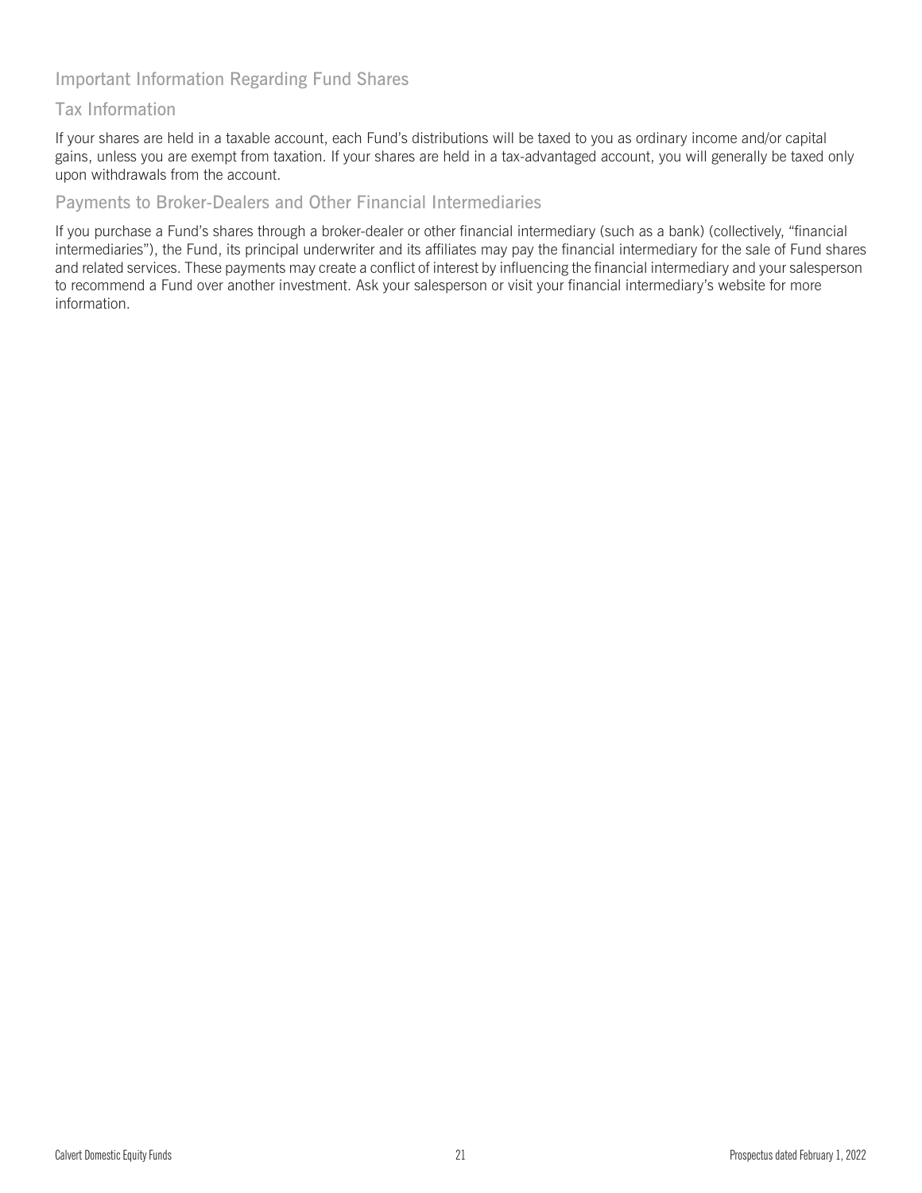## Important Information Regarding Fund Shares

### Tax Information

If your shares are held in a taxable account, each Fund's distributions will be taxed to you as ordinary income and/or capital gains, unless you are exempt from taxation. If your shares are held in a tax-advantaged account, you will generally be taxed only upon withdrawals from the account.

### Payments to Broker-Dealers and Other Financial Intermediaries

If you purchase a Fund's shares through a broker-dealer or other financial intermediary (such as a bank) (collectively, "financial intermediaries"), the Fund, its principal underwriter and its affiliates may pay the financial intermediary for the sale of Fund shares and related services. These payments may create a conflict of interest by influencing the financial intermediary and your salesperson to recommend a Fund over another investment. Ask your salesperson or visit your financial intermediary's website for more information.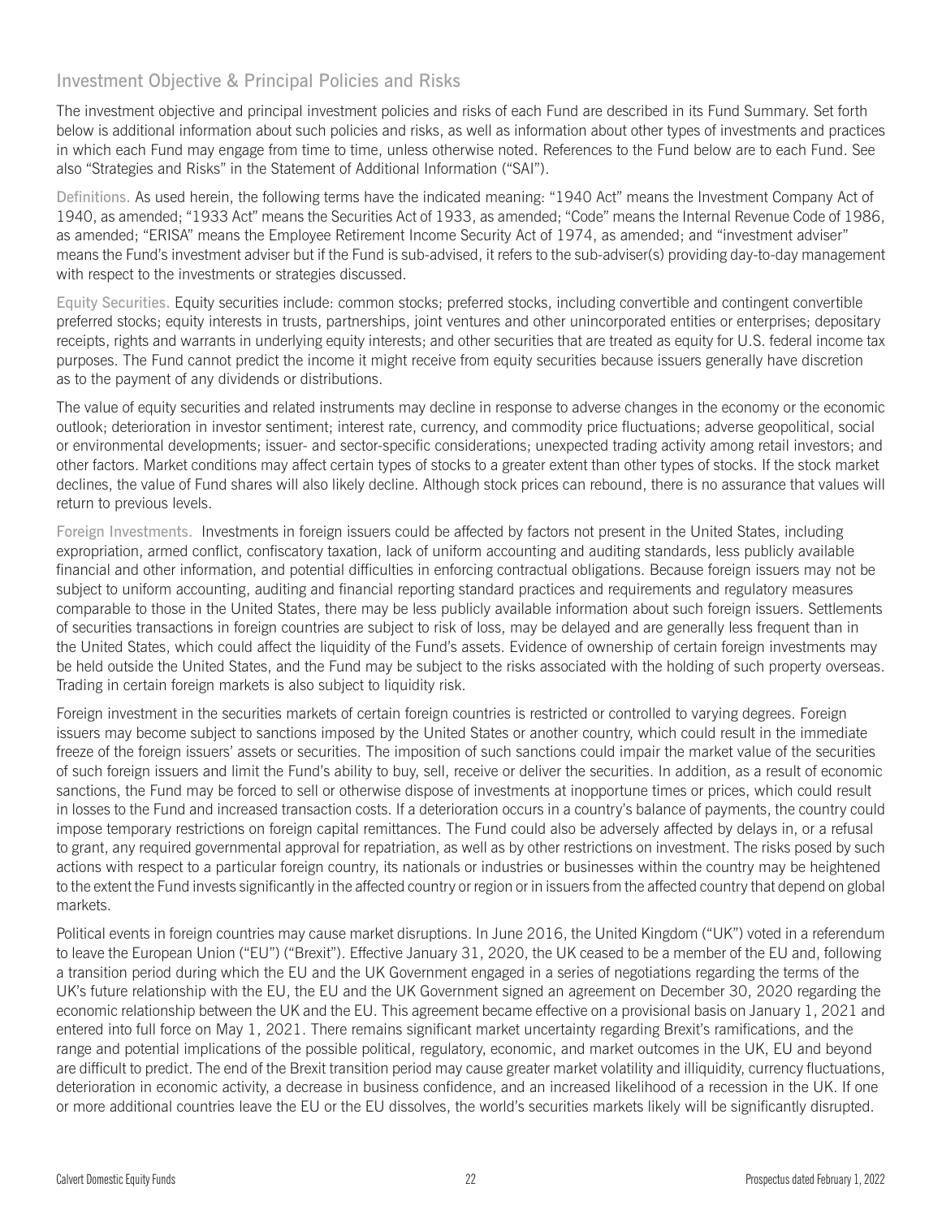## Investment Objective & Principal Policies and Risks

The investment objective and principal investment policies and risks of each Fund are described in its Fund Summary. Set forth below is additional information about such policies and risks, as well as information about other types of investments and practices in which each Fund may engage from time to time, unless otherwise noted. References to the Fund below are to each Fund. See also "Strategies and Risks" in the Statement of Additional Information ("SAI").

Definitions. As used herein, the following terms have the indicated meaning: "1940 Act" means the Investment Company Act of 1940, as amended; "1933 Act" means the Securities Act of 1933, as amended; "Code" means the Internal Revenue Code of 1986, as amended; "ERISA" means the Employee Retirement Income Security Act of 1974, as amended; and "investment adviser" means the Fund's investment adviser but if the Fund is sub-advised, it refers to the sub-adviser(s) providing day-to-day management with respect to the investments or strategies discussed.

Equity Securities. Equity securities include: common stocks; preferred stocks, including convertible and contingent convertible preferred stocks; equity interests in trusts, partnerships, joint ventures and other unincorporated entities or enterprises; depositary receipts, rights and warrants in underlying equity interests; and other securities that are treated as equity for U.S. federal income tax purposes. The Fund cannot predict the income it might receive from equity securities because issuers generally have discretion as to the payment of any dividends or distributions.

The value of equity securities and related instruments may decline in response to adverse changes in the economy or the economic outlook; deterioration in investor sentiment; interest rate, currency, and commodity price fluctuations; adverse geopolitical, social or environmental developments; issuer- and sector-specific considerations; unexpected trading activity among retail investors; and other factors. Market conditions may affect certain types of stocks to a greater extent than other types of stocks. If the stock market declines, the value of Fund shares will also likely decline. Although stock prices can rebound, there is no assurance that values will return to previous levels.

Foreign Investments. Investments in foreign issuers could be affected by factors not present in the United States, including expropriation, armed conflict, confiscatory taxation, lack of uniform accounting and auditing standards, less publicly available financial and other information, and potential difficulties in enforcing contractual obligations. Because foreign issuers may not be subject to uniform accounting, auditing and financial reporting standard practices and requirements and regulatory measures comparable to those in the United States, there may be less publicly available information about such foreign issuers. Settlements of securities transactions in foreign countries are subject to risk of loss, may be delayed and are generally less frequent than in the United States, which could affect the liquidity of the Fund's assets. Evidence of ownership of certain foreign investments may be held outside the United States, and the Fund may be subject to the risks associated with the holding of such property overseas. Trading in certain foreign markets is also subject to liquidity risk.

Foreign investment in the securities markets of certain foreign countries is restricted or controlled to varying degrees. Foreign issuers may become subject to sanctions imposed by the United States or another country, which could result in the immediate freeze of the foreign issuers' assets or securities. The imposition of such sanctions could impair the market value of the securities of such foreign issuers and limit the Fund's ability to buy, sell, receive or deliver the securities. In addition, as a result of economic sanctions, the Fund may be forced to sell or otherwise dispose of investments at inopportune times or prices, which could result in losses to the Fund and increased transaction costs. If a deterioration occurs in a country's balance of payments, the country could impose temporary restrictions on foreign capital remittances. The Fund could also be adversely affected by delays in, or a refusal to grant, any required governmental approval for repatriation, as well as by other restrictions on investment. The risks posed by such actions with respect to a particular foreign country, its nationals or industries or businesses within the country may be heightened to the extent the Fund invests significantly in the affected country or region or in issuers from the affected country that depend on global markets.

Political events in foreign countries may cause market disruptions. In June 2016, the United Kingdom ("UK") voted in a referendum to leave the European Union ("EU") ("Brexit"). Effective January 31, 2020, the UK ceased to be a member of the EU and, following a transition period during which the EU and the UK Government engaged in a series of negotiations regarding the terms of the UK's future relationship with the EU, the EU and the UK Government signed an agreement on December 30, 2020 regarding the economic relationship between the UK and the EU. This agreement became effective on a provisional basis on January 1, 2021 and entered into full force on May 1, 2021. There remains significant market uncertainty regarding Brexit's ramifications, and the range and potential implications of the possible political, regulatory, economic, and market outcomes in the UK, EU and beyond are difficult to predict. The end of the Brexit transition period may cause greater market volatility and illiquidity, currency fluctuations, deterioration in economic activity, a decrease in business confidence, and an increased likelihood of a recession in the UK. If one or more additional countries leave the EU or the EU dissolves, the world's securities markets likely will be significantly disrupted.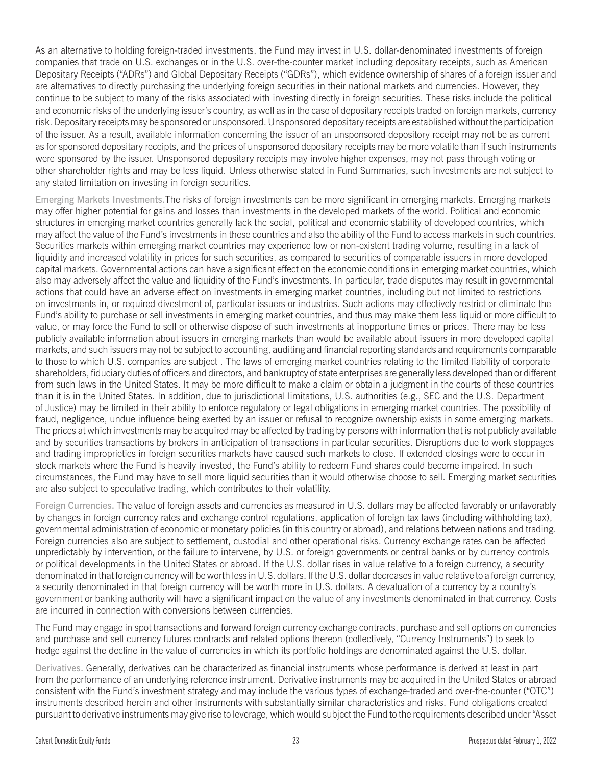As an alternative to holding foreign-traded investments, the Fund may invest in U.S. dollar-denominated investments of foreign companies that trade on U.S. exchanges or in the U.S. over-the-counter market including depositary receipts, such as American Depositary Receipts ("ADRs") and Global Depositary Receipts ("GDRs"), which evidence ownership of shares of a foreign issuer and are alternatives to directly purchasing the underlying foreign securities in their national markets and currencies. However, they continue to be subject to many of the risks associated with investing directly in foreign securities. These risks include the political and economic risks of the underlying issuer's country, as well as in the case of depositary receipts traded on foreign markets, currency risk. Depositary receipts may be sponsored or unsponsored. Unsponsored depositary receipts are established without the participation of the issuer. As a result, available information concerning the issuer of an unsponsored depository receipt may not be as current as for sponsored depositary receipts, and the prices of unsponsored depositary receipts may be more volatile than if such instruments were sponsored by the issuer. Unsponsored depositary receipts may involve higher expenses, may not pass through voting or other shareholder rights and may be less liquid. Unless otherwise stated in Fund Summaries, such investments are not subject to any stated limitation on investing in foreign securities.

Emerging Markets Investments.The risks of foreign investments can be more significant in emerging markets. Emerging markets may offer higher potential for gains and losses than investments in the developed markets of the world. Political and economic structures in emerging market countries generally lack the social, political and economic stability of developed countries, which may affect the value of the Fund's investments in these countries and also the ability of the Fund to access markets in such countries. Securities markets within emerging market countries may experience low or non-existent trading volume, resulting in a lack of liquidity and increased volatility in prices for such securities, as compared to securities of comparable issuers in more developed capital markets. Governmental actions can have a significant effect on the economic conditions in emerging market countries, which also may adversely affect the value and liquidity of the Fund's investments. In particular, trade disputes may result in governmental actions that could have an adverse effect on investments in emerging market countries, including but not limited to restrictions on investments in, or required divestment of, particular issuers or industries. Such actions may effectively restrict or eliminate the Fund's ability to purchase or sell investments in emerging market countries, and thus may make them less liquid or more difficult to value, or may force the Fund to sell or otherwise dispose of such investments at inopportune times or prices. There may be less publicly available information about issuers in emerging markets than would be available about issuers in more developed capital markets, and such issuers may not be subject to accounting, auditing and financial reporting standards and requirements comparable to those to which U.S. companies are subject . The laws of emerging market countries relating to the limited liability of corporate shareholders, fiduciary duties of officers and directors, and bankruptcy of state enterprises are generally less developed than or different from such laws in the United States. It may be more difficult to make a claim or obtain a judgment in the courts of these countries than it is in the United States. In addition, due to jurisdictional limitations, U.S. authorities (e.g., SEC and the U.S. Department of Justice) may be limited in their ability to enforce regulatory or legal obligations in emerging market countries. The possibility of fraud, negligence, undue influence being exerted by an issuer or refusal to recognize ownership exists in some emerging markets. The prices at which investments may be acquired may be affected by trading by persons with information that is not publicly available and by securities transactions by brokers in anticipation of transactions in particular securities. Disruptions due to work stoppages and trading improprieties in foreign securities markets have caused such markets to close. If extended closings were to occur in stock markets where the Fund is heavily invested, the Fund's ability to redeem Fund shares could become impaired. In such circumstances, the Fund may have to sell more liquid securities than it would otherwise choose to sell. Emerging market securities are also subject to speculative trading, which contributes to their volatility.

Foreign Currencies. The value of foreign assets and currencies as measured in U.S. dollars may be affected favorably or unfavorably by changes in foreign currency rates and exchange control regulations, application of foreign tax laws (including withholding tax), governmental administration of economic or monetary policies (in this country or abroad), and relations between nations and trading. Foreign currencies also are subject to settlement, custodial and other operational risks. Currency exchange rates can be affected unpredictably by intervention, or the failure to intervene, by U.S. or foreign governments or central banks or by currency controls or political developments in the United States or abroad. If the U.S. dollar rises in value relative to a foreign currency, a security denominated in that foreign currency will be worth less in U.S. dollars. If the U.S. dollar decreases in value relative to a foreign currency, a security denominated in that foreign currency will be worth more in U.S. dollars. A devaluation of a currency by a country's government or banking authority will have a significant impact on the value of any investments denominated in that currency. Costs are incurred in connection with conversions between currencies.

The Fund may engage in spot transactions and forward foreign currency exchange contracts, purchase and sell options on currencies and purchase and sell currency futures contracts and related options thereon (collectively, "Currency Instruments") to seek to hedge against the decline in the value of currencies in which its portfolio holdings are denominated against the U.S. dollar.

Derivatives. Generally, derivatives can be characterized as financial instruments whose performance is derived at least in part from the performance of an underlying reference instrument. Derivative instruments may be acquired in the United States or abroad consistent with the Fund's investment strategy and may include the various types of exchange-traded and over-the-counter ("OTC") instruments described herein and other instruments with substantially similar characteristics and risks. Fund obligations created pursuant to derivative instruments may give rise to leverage, which would subject the Fund to the requirements described under "Asset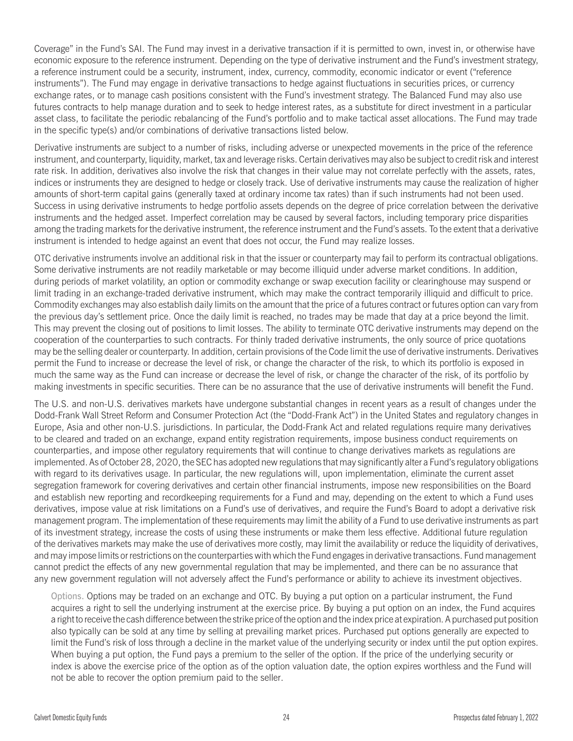Coverage" in the Fund's SAI. The Fund may invest in a derivative transaction if it is permitted to own, invest in, or otherwise have economic exposure to the reference instrument. Depending on the type of derivative instrument and the Fund's investment strategy, a reference instrument could be a security, instrument, index, currency, commodity, economic indicator or event ("reference instruments"). The Fund may engage in derivative transactions to hedge against fluctuations in securities prices, or currency exchange rates, or to manage cash positions consistent with the Fund's investment strategy. The Balanced Fund may also use futures contracts to help manage duration and to seek to hedge interest rates, as a substitute for direct investment in a particular asset class, to facilitate the periodic rebalancing of the Fund's portfolio and to make tactical asset allocations. The Fund may trade in the specific type(s) and/or combinations of derivative transactions listed below.

Derivative instruments are subject to a number of risks, including adverse or unexpected movements in the price of the reference instrument, and counterparty, liquidity, market, tax and leverage risks. Certain derivatives may also be subject to credit risk and interest rate risk. In addition, derivatives also involve the risk that changes in their value may not correlate perfectly with the assets, rates, indices or instruments they are designed to hedge or closely track. Use of derivative instruments may cause the realization of higher amounts of short-term capital gains (generally taxed at ordinary income tax rates) than if such instruments had not been used. Success in using derivative instruments to hedge portfolio assets depends on the degree of price correlation between the derivative instruments and the hedged asset. Imperfect correlation may be caused by several factors, including temporary price disparities among the trading markets for the derivative instrument, the reference instrument and the Fund's assets. To the extent that a derivative instrument is intended to hedge against an event that does not occur, the Fund may realize losses.

OTC derivative instruments involve an additional risk in that the issuer or counterparty may fail to perform its contractual obligations. Some derivative instruments are not readily marketable or may become illiquid under adverse market conditions. In addition, during periods of market volatility, an option or commodity exchange or swap execution facility or clearinghouse may suspend or limit trading in an exchange-traded derivative instrument, which may make the contract temporarily illiquid and difficult to price. Commodity exchanges may also establish daily limits on the amount that the price of a futures contract or futures option can vary from the previous day's settlement price. Once the daily limit is reached, no trades may be made that day at a price beyond the limit. This may prevent the closing out of positions to limit losses. The ability to terminate OTC derivative instruments may depend on the cooperation of the counterparties to such contracts. For thinly traded derivative instruments, the only source of price quotations may be the selling dealer or counterparty. In addition, certain provisions of the Code limit the use of derivative instruments. Derivatives permit the Fund to increase or decrease the level of risk, or change the character of the risk, to which its portfolio is exposed in much the same way as the Fund can increase or decrease the level of risk, or change the character of the risk, of its portfolio by making investments in specific securities. There can be no assurance that the use of derivative instruments will benefit the Fund.

The U.S. and non-U.S. derivatives markets have undergone substantial changes in recent years as a result of changes under the Dodd-Frank Wall Street Reform and Consumer Protection Act (the "Dodd-Frank Act") in the United States and regulatory changes in Europe, Asia and other non-U.S. jurisdictions. In particular, the Dodd-Frank Act and related regulations require many derivatives to be cleared and traded on an exchange, expand entity registration requirements, impose business conduct requirements on counterparties, and impose other regulatory requirements that will continue to change derivatives markets as regulations are implemented. As of October 28, 2020, the SEC has adopted new regulations that may significantly alter a Fund's regulatory obligations with regard to its derivatives usage. In particular, the new regulations will, upon implementation, eliminate the current asset segregation framework for covering derivatives and certain other financial instruments, impose new responsibilities on the Board and establish new reporting and recordkeeping requirements for a Fund and may, depending on the extent to which a Fund uses derivatives, impose value at risk limitations on a Fund's use of derivatives, and require the Fund's Board to adopt a derivative risk management program. The implementation of these requirements may limit the ability of a Fund to use derivative instruments as part of its investment strategy, increase the costs of using these instruments or make them less effective. Additional future regulation of the derivatives markets may make the use of derivatives more costly, may limit the availability or reduce the liquidity of derivatives, and may impose limits or restrictions on the counterparties with which the Fund engages in derivative transactions. Fund management cannot predict the effects of any new governmental regulation that may be implemented, and there can be no assurance that any new government regulation will not adversely affect the Fund's performance or ability to achieve its investment objectives.

Options. Options may be traded on an exchange and OTC. By buying a put option on a particular instrument, the Fund acquires a right to sell the underlying instrument at the exercise price. By buying a put option on an index, the Fund acquires a right to receive the cash difference between the strike price of the option and the index price at expiration. A purchased put position also typically can be sold at any time by selling at prevailing market prices. Purchased put options generally are expected to limit the Fund's risk of loss through a decline in the market value of the underlying security or index until the put option expires. When buying a put option, the Fund pays a premium to the seller of the option. If the price of the underlying security or index is above the exercise price of the option as of the option valuation date, the option expires worthless and the Fund will not be able to recover the option premium paid to the seller.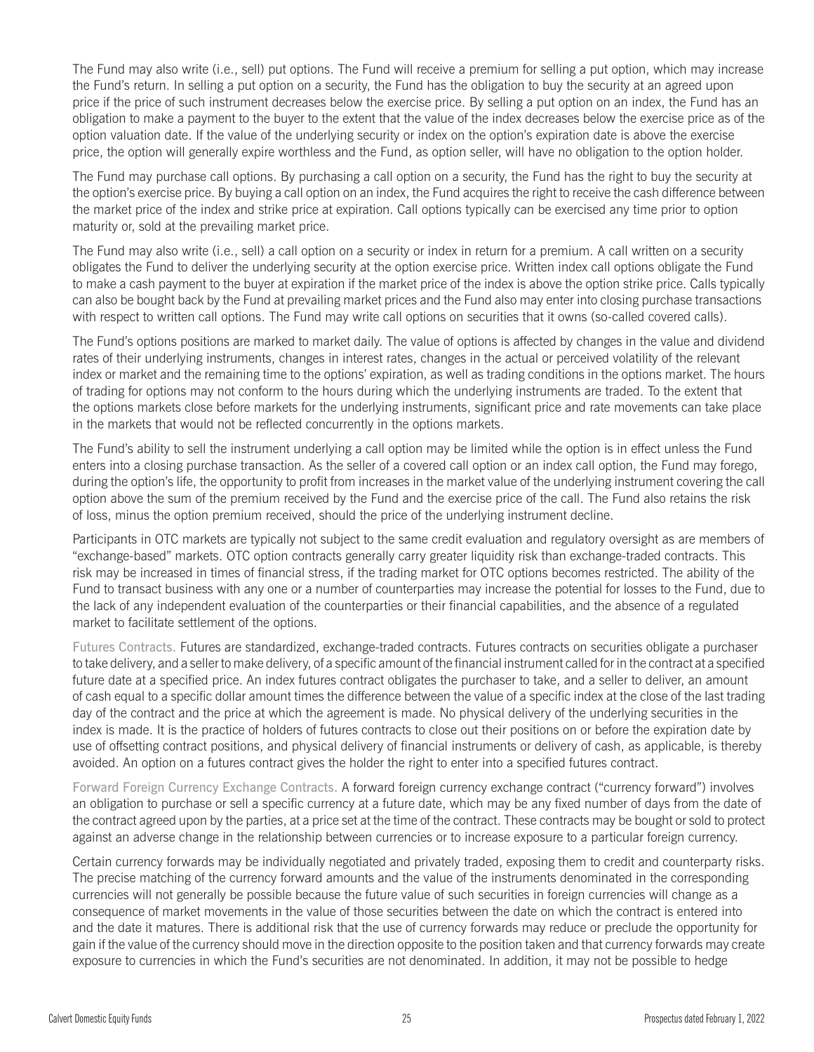The Fund may also write (i.e., sell) put options. The Fund will receive a premium for selling a put option, which may increase the Fund's return. In selling a put option on a security, the Fund has the obligation to buy the security at an agreed upon price if the price of such instrument decreases below the exercise price. By selling a put option on an index, the Fund has an obligation to make a payment to the buyer to the extent that the value of the index decreases below the exercise price as of the option valuation date. If the value of the underlying security or index on the option's expiration date is above the exercise price, the option will generally expire worthless and the Fund, as option seller, will have no obligation to the option holder.

The Fund may purchase call options. By purchasing a call option on a security, the Fund has the right to buy the security at the option's exercise price. By buying a call option on an index, the Fund acquires the right to receive the cash difference between the market price of the index and strike price at expiration. Call options typically can be exercised any time prior to option maturity or, sold at the prevailing market price.

The Fund may also write (i.e., sell) a call option on a security or index in return for a premium. A call written on a security obligates the Fund to deliver the underlying security at the option exercise price. Written index call options obligate the Fund to make a cash payment to the buyer at expiration if the market price of the index is above the option strike price. Calls typically can also be bought back by the Fund at prevailing market prices and the Fund also may enter into closing purchase transactions with respect to written call options. The Fund may write call options on securities that it owns (so-called covered calls).

The Fund's options positions are marked to market daily. The value of options is affected by changes in the value and dividend rates of their underlying instruments, changes in interest rates, changes in the actual or perceived volatility of the relevant index or market and the remaining time to the options' expiration, as well as trading conditions in the options market. The hours of trading for options may not conform to the hours during which the underlying instruments are traded. To the extent that the options markets close before markets for the underlying instruments, significant price and rate movements can take place in the markets that would not be reflected concurrently in the options markets.

The Fund's ability to sell the instrument underlying a call option may be limited while the option is in effect unless the Fund enters into a closing purchase transaction. As the seller of a covered call option or an index call option, the Fund may forego, during the option's life, the opportunity to profit from increases in the market value of the underlying instrument covering the call option above the sum of the premium received by the Fund and the exercise price of the call. The Fund also retains the risk of loss, minus the option premium received, should the price of the underlying instrument decline.

Participants in OTC markets are typically not subject to the same credit evaluation and regulatory oversight as are members of "exchange-based" markets. OTC option contracts generally carry greater liquidity risk than exchange-traded contracts. This risk may be increased in times of financial stress, if the trading market for OTC options becomes restricted. The ability of the Fund to transact business with any one or a number of counterparties may increase the potential for losses to the Fund, due to the lack of any independent evaluation of the counterparties or their financial capabilities, and the absence of a regulated market to facilitate settlement of the options.

Futures Contracts. Futures are standardized, exchange-traded contracts. Futures contracts on securities obligate a purchaser to take delivery, and a seller to make delivery, of a specific amount of the financial instrument called for in the contract at a specified future date at a specified price. An index futures contract obligates the purchaser to take, and a seller to deliver, an amount of cash equal to a specific dollar amount times the difference between the value of a specific index at the close of the last trading day of the contract and the price at which the agreement is made. No physical delivery of the underlying securities in the index is made. It is the practice of holders of futures contracts to close out their positions on or before the expiration date by use of offsetting contract positions, and physical delivery of financial instruments or delivery of cash, as applicable, is thereby avoided. An option on a futures contract gives the holder the right to enter into a specified futures contract.

Forward Foreign Currency Exchange Contracts. A forward foreign currency exchange contract ("currency forward") involves an obligation to purchase or sell a specific currency at a future date, which may be any fixed number of days from the date of the contract agreed upon by the parties, at a price set at the time of the contract. These contracts may be bought or sold to protect against an adverse change in the relationship between currencies or to increase exposure to a particular foreign currency.

Certain currency forwards may be individually negotiated and privately traded, exposing them to credit and counterparty risks. The precise matching of the currency forward amounts and the value of the instruments denominated in the corresponding currencies will not generally be possible because the future value of such securities in foreign currencies will change as a consequence of market movements in the value of those securities between the date on which the contract is entered into and the date it matures. There is additional risk that the use of currency forwards may reduce or preclude the opportunity for gain if the value of the currency should move in the direction opposite to the position taken and that currency forwards may create exposure to currencies in which the Fund's securities are not denominated. In addition, it may not be possible to hedge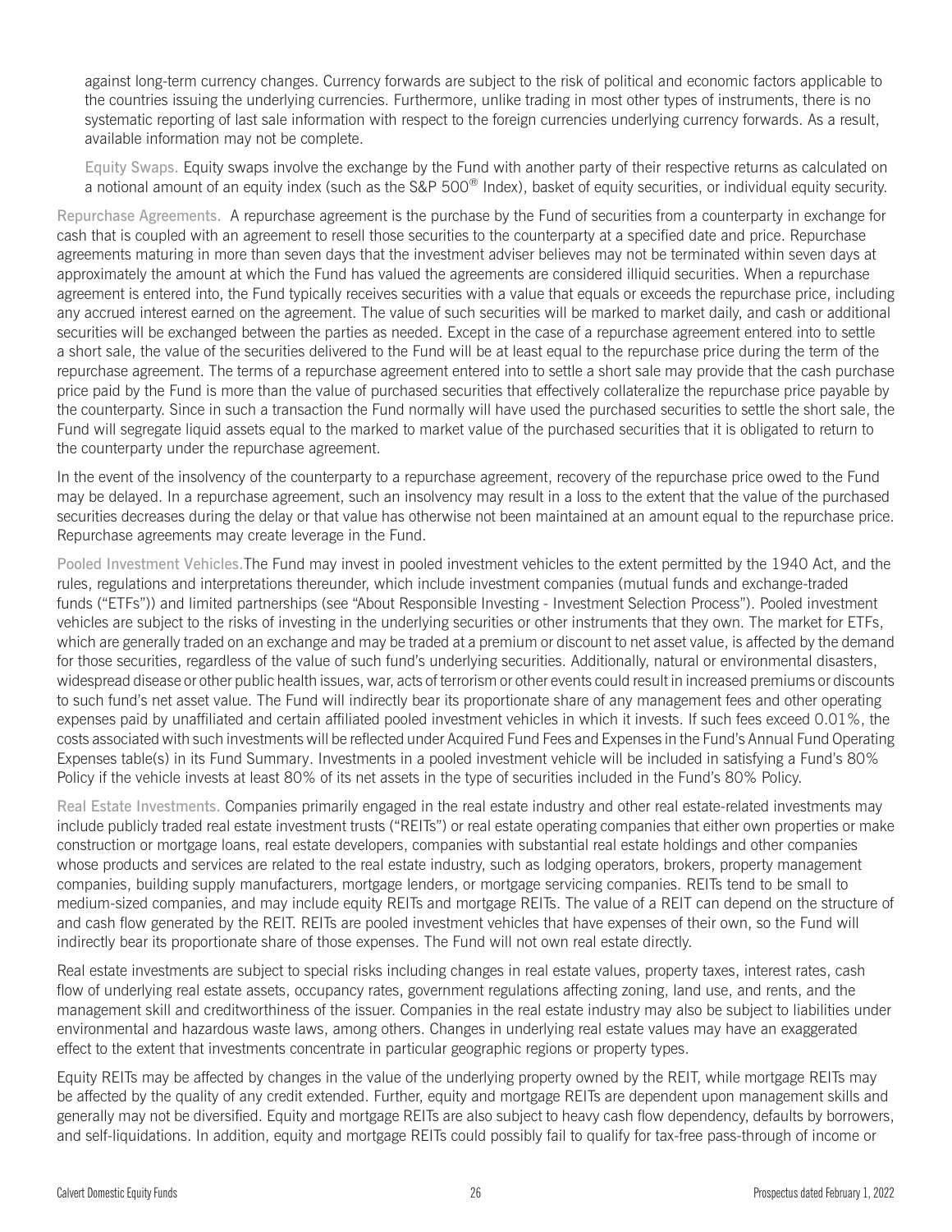against long-term currency changes. Currency forwards are subject to the risk of political and economic factors applicable to the countries issuing the underlying currencies. Furthermore, unlike trading in most other types of instruments, there is no systematic reporting of last sale information with respect to the foreign currencies underlying currency forwards. As a result, available information may not be complete.

Equity Swaps. Equity swaps involve the exchange by the Fund with another party of their respective returns as calculated on a notional amount of an equity index (such as the S&P 500® Index), basket of equity securities, or individual equity security.

Repurchase Agreements. A repurchase agreement is the purchase by the Fund of securities from a counterparty in exchange for cash that is coupled with an agreement to resell those securities to the counterparty at a specified date and price. Repurchase agreements maturing in more than seven days that the investment adviser believes may not be terminated within seven days at approximately the amount at which the Fund has valued the agreements are considered illiquid securities. When a repurchase agreement is entered into, the Fund typically receives securities with a value that equals or exceeds the repurchase price, including any accrued interest earned on the agreement. The value of such securities will be marked to market daily, and cash or additional securities will be exchanged between the parties as needed. Except in the case of a repurchase agreement entered into to settle a short sale, the value of the securities delivered to the Fund will be at least equal to the repurchase price during the term of the repurchase agreement. The terms of a repurchase agreement entered into to settle a short sale may provide that the cash purchase price paid by the Fund is more than the value of purchased securities that effectively collateralize the repurchase price payable by the counterparty. Since in such a transaction the Fund normally will have used the purchased securities to settle the short sale, the Fund will segregate liquid assets equal to the marked to market value of the purchased securities that it is obligated to return to the counterparty under the repurchase agreement.

In the event of the insolvency of the counterparty to a repurchase agreement, recovery of the repurchase price owed to the Fund may be delayed. In a repurchase agreement, such an insolvency may result in a loss to the extent that the value of the purchased securities decreases during the delay or that value has otherwise not been maintained at an amount equal to the repurchase price. Repurchase agreements may create leverage in the Fund.

Pooled Investment Vehicles. The Fund may invest in pooled investment vehicles to the extent permitted by the 1940 Act, and the rules, regulations and interpretations thereunder, which include investment companies (mutual funds and exchange-traded funds ("ETFs")) and limited partnerships (see "About Responsible Investing - Investment Selection Process"). Pooled investment vehicles are subject to the risks of investing in the underlying securities or other instruments that they own. The market for ETFs, which are generally traded on an exchange and may be traded at a premium or discount to net asset value, is affected by the demand for those securities, regardless of the value of such fund's underlying securities. Additionally, natural or environmental disasters, widespread disease or other public health issues, war, acts of terrorism or other events could result in increased premiums or discounts to such fund's net asset value. The Fund will indirectly bear its proportionate share of any management fees and other operating expenses paid by unaffiliated and certain affiliated pooled investment vehicles in which it invests. If such fees exceed 0.01%, the costs associated with such investments will be reflected under Acquired Fund Fees and Expenses in the Fund's Annual Fund Operating Expenses table(s) in its Fund Summary. Investments in a pooled investment vehicle will be included in satisfying a Fund's 80% Policy if the vehicle invests at least 80% of its net assets in the type of securities included in the Fund's 80% Policy.

Real Estate Investments. Companies primarily engaged in the real estate industry and other real estate-related investments may include publicly traded real estate investment trusts ("REITs") or real estate operating companies that either own properties or make construction or mortgage loans, real estate developers, companies with substantial real estate holdings and other companies whose products and services are related to the real estate industry, such as lodging operators, brokers, property management companies, building supply manufacturers, mortgage lenders, or mortgage servicing companies. REITs tend to be small to medium-sized companies, and may include equity REITs and mortgage REITs. The value of a REIT can depend on the structure of and cash flow generated by the REIT. REITs are pooled investment vehicles that have expenses of their own, so the Fund will indirectly bear its proportionate share of those expenses. The Fund will not own real estate directly.

Real estate investments are subject to special risks including changes in real estate values, property taxes, interest rates, cash flow of underlying real estate assets, occupancy rates, government regulations affecting zoning, land use, and rents, and the management skill and creditworthiness of the issuer. Companies in the real estate industry may also be subject to liabilities under environmental and hazardous waste laws, among others. Changes in underlying real estate values may have an exaggerated effect to the extent that investments concentrate in particular geographic regions or property types.

Equity REITs may be affected by changes in the value of the underlying property owned by the REIT, while mortgage REITs may be affected by the quality of any credit extended. Further, equity and mortgage REITs are dependent upon management skills and generally may not be diversified. Equity and mortgage REITs are also subject to heavy cash flow dependency, defaults by borrowers, and self-liquidations. In addition, equity and mortgage REITs could possibly fail to qualify for tax-free pass-through of income or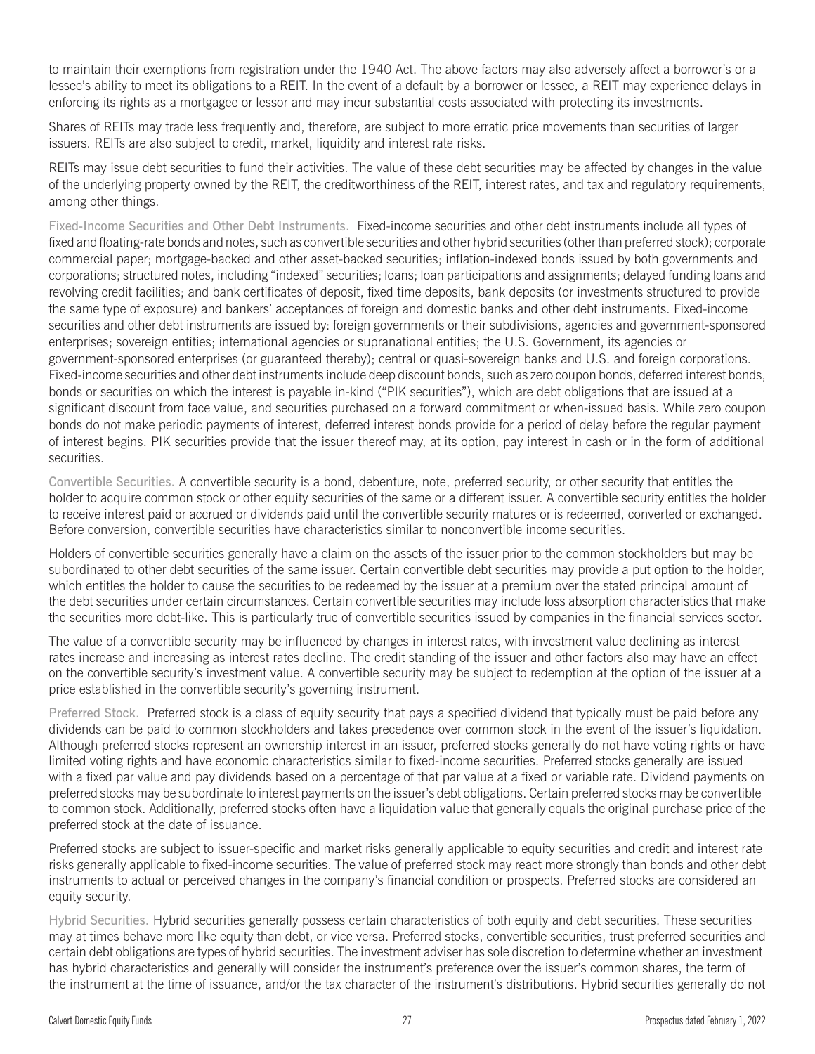to maintain their exemptions from registration under the 1940 Act. The above factors may also adversely affect a borrower's or a lessee's ability to meet its obligations to a REIT. In the event of a default by a borrower or lessee, a REIT may experience delays in enforcing its rights as a mortgagee or lessor and may incur substantial costs associated with protecting its investments.

Shares of REITs may trade less frequently and, therefore, are subject to more erratic price movements than securities of larger issuers. REITs are also subject to credit, market, liquidity and interest rate risks.

REITs may issue debt securities to fund their activities. The value of these debt securities may be affected by changes in the value of the underlying property owned by the REIT, the creditworthiness of the REIT, interest rates, and tax and regulatory requirements, among other things.

Fixed-Income Securities and Other Debt Instruments. Fixed-income securities and other debt instruments include all types of fixed and floating-rate bonds and notes, such as convertible securities and other hybrid securities (other than preferred stock); corporate commercial paper; mortgage-backed and other asset-backed securities; inflation-indexed bonds issued by both governments and corporations; structured notes, including "indexed" securities; loans; loan participations and assignments; delayed funding loans and revolving credit facilities; and bank certificates of deposit, fixed time deposits, bank deposits (or investments structured to provide the same type of exposure) and bankers' acceptances of foreign and domestic banks and other debt instruments. Fixed-income securities and other debt instruments are issued by: foreign governments or their subdivisions, agencies and government-sponsored enterprises; sovereign entities; international agencies or supranational entities; the U.S. Government, its agencies or government-sponsored enterprises (or guaranteed thereby); central or quasi-sovereign banks and U.S. and foreign corporations. Fixed-income securities and other debt instruments include deep discount bonds, such as zero coupon bonds, deferred interest bonds, bonds or securities on which the interest is payable in-kind ("PIK securities"), which are debt obligations that are issued at a significant discount from face value, and securities purchased on a forward commitment or when-issued basis. While zero coupon bonds do not make periodic payments of interest, deferred interest bonds provide for a period of delay before the regular payment of interest begins. PIK securities provide that the issuer thereof may, at its option, pay interest in cash or in the form of additional securities.

Convertible Securities. A convertible security is a bond, debenture, note, preferred security, or other security that entitles the holder to acquire common stock or other equity securities of the same or a different issuer. A convertible security entitles the holder to receive interest paid or accrued or dividends paid until the convertible security matures or is redeemed, converted or exchanged. Before conversion, convertible securities have characteristics similar to nonconvertible income securities.

Holders of convertible securities generally have a claim on the assets of the issuer prior to the common stockholders but may be subordinated to other debt securities of the same issuer. Certain convertible debt securities may provide a put option to the holder, which entitles the holder to cause the securities to be redeemed by the issuer at a premium over the stated principal amount of the debt securities under certain circumstances. Certain convertible securities may include loss absorption characteristics that make the securities more debt-like. This is particularly true of convertible securities issued by companies in the financial services sector.

The value of a convertible security may be influenced by changes in interest rates, with investment value declining as interest rates increase and increasing as interest rates decline. The credit standing of the issuer and other factors also may have an effect on the convertible security's investment value. A convertible security may be subject to redemption at the option of the issuer at a price established in the convertible security's governing instrument.

Preferred Stock. Preferred stock is a class of equity security that pays a specified dividend that typically must be paid before any dividends can be paid to common stockholders and takes precedence over common stock in the event of the issuer's liquidation. Although preferred stocks represent an ownership interest in an issuer, preferred stocks generally do not have voting rights or have limited voting rights and have economic characteristics similar to fixed-income securities. Preferred stocks generally are issued with a fixed par value and pay dividends based on a percentage of that par value at a fixed or variable rate. Dividend payments on preferred stocks may be subordinate to interest payments on the issuer's debt obligations. Certain preferred stocks may be convertible to common stock. Additionally, preferred stocks often have a liquidation value that generally equals the original purchase price of the preferred stock at the date of issuance.

Preferred stocks are subject to issuer-specific and market risks generally applicable to equity securities and credit and interest rate risks generally applicable to fixed-income securities. The value of preferred stock may react more strongly than bonds and other debt instruments to actual or perceived changes in the company's financial condition or prospects. Preferred stocks are considered an equity security.

Hybrid Securities. Hybrid securities generally possess certain characteristics of both equity and debt securities. These securities may at times behave more like equity than debt, or vice versa. Preferred stocks, convertible securities, trust preferred securities and certain debt obligations are types of hybrid securities. The investment adviser has sole discretion to determine whether an investment has hybrid characteristics and generally will consider the instrument's preference over the issuer's common shares, the term of the instrument at the time of issuance, and/or the tax character of the instrument's distributions. Hybrid securities generally do not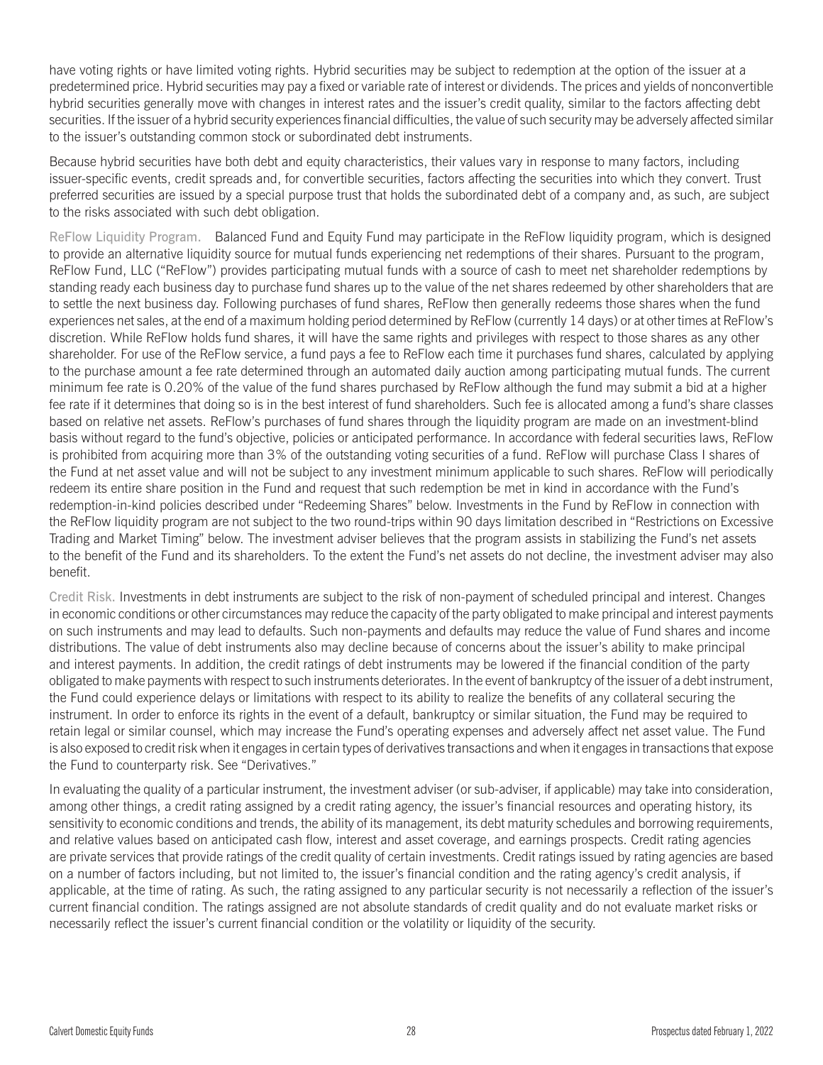have voting rights or have limited voting rights. Hybrid securities may be subject to redemption at the option of the issuer at a predetermined price. Hybrid securities may pay a fixed or variable rate of interest or dividends. The prices and yields of nonconvertible hybrid securities generally move with changes in interest rates and the issuer's credit quality, similar to the factors affecting debt securities. If the issuer of a hybrid security experiences financial difficulties, the value of such security may be adversely affected similar to the issuer's outstanding common stock or subordinated debt instruments.

Because hybrid securities have both debt and equity characteristics, their values vary in response to many factors, including issuer-specific events, credit spreads and, for convertible securities, factors affecting the securities into which they convert. Trust preferred securities are issued by a special purpose trust that holds the subordinated debt of a company and, as such, are subject to the risks associated with such debt obligation.

ReFlow Liquidity Program. Balanced Fund and Equity Fund may participate in the ReFlow liquidity program, which is designed to provide an alternative liquidity source for mutual funds experiencing net redemptions of their shares. Pursuant to the program, ReFlow Fund, LLC ("ReFlow") provides participating mutual funds with a source of cash to meet net shareholder redemptions by standing ready each business day to purchase fund shares up to the value of the net shares redeemed by other shareholders that are to settle the next business day. Following purchases of fund shares, ReFlow then generally redeems those shares when the fund experiences net sales, at the end of a maximum holding period determined by ReFlow (currently 14 days) or at other times at ReFlow's discretion. While ReFlow holds fund shares, it will have the same rights and privileges with respect to those shares as any other shareholder. For use of the ReFlow service, a fund pays a fee to ReFlow each time it purchases fund shares, calculated by applying to the purchase amount a fee rate determined through an automated daily auction among participating mutual funds. The current minimum fee rate is 0.20% of the value of the fund shares purchased by ReFlow although the fund may submit a bid at a higher fee rate if it determines that doing so is in the best interest of fund shareholders. Such fee is allocated among a fund's share classes based on relative net assets. ReFlow's purchases of fund shares through the liquidity program are made on an investment-blind basis without regard to the fund's objective, policies or anticipated performance. In accordance with federal securities laws, ReFlow is prohibited from acquiring more than 3% of the outstanding voting securities of a fund. ReFlow will purchase Class I shares of the Fund at net asset value and will not be subject to any investment minimum applicable to such shares. ReFlow will periodically redeem its entire share position in the Fund and request that such redemption be met in kind in accordance with the Fund's redemption-in-kind policies described under "Redeeming Shares" below. Investments in the Fund by ReFlow in connection with the ReFlow liquidity program are not subject to the two round-trips within 90 days limitation described in "Restrictions on Excessive Trading and Market Timing" below. The investment adviser believes that the program assists in stabilizing the Fund's net assets to the benefit of the Fund and its shareholders. To the extent the Fund's net assets do not decline, the investment adviser may also benefit.

Credit Risk. Investments in debt instruments are subject to the risk of non-payment of scheduled principal and interest. Changes in economic conditions or other circumstances may reduce the capacity of the party obligated to make principal and interest payments on such instruments and may lead to defaults. Such non-payments and defaults may reduce the value of Fund shares and income distributions. The value of debt instruments also may decline because of concerns about the issuer's ability to make principal and interest payments. In addition, the credit ratings of debt instruments may be lowered if the financial condition of the party obligated to make payments with respect to such instruments deteriorates. In the event of bankruptcy of the issuer of a debt instrument, the Fund could experience delays or limitations with respect to its ability to realize the benefits of any collateral securing the instrument. In order to enforce its rights in the event of a default, bankruptcy or similar situation, the Fund may be required to retain legal or similar counsel, which may increase the Fund's operating expenses and adversely affect net asset value. The Fund is also exposed to credit risk when it engages in certain types of derivatives transactions and when it engages in transactions that expose the Fund to counterparty risk. See "Derivatives."

In evaluating the quality of a particular instrument, the investment adviser (or sub-adviser, if applicable) may take into consideration, among other things, a credit rating assigned by a credit rating agency, the issuer's financial resources and operating history, its sensitivity to economic conditions and trends, the ability of its management, its debt maturity schedules and borrowing requirements, and relative values based on anticipated cash flow, interest and asset coverage, and earnings prospects. Credit rating agencies are private services that provide ratings of the credit quality of certain investments. Credit ratings issued by rating agencies are based on a number of factors including, but not limited to, the issuer's financial condition and the rating agency's credit analysis, if applicable, at the time of rating. As such, the rating assigned to any particular security is not necessarily a reflection of the issuer's current financial condition. The ratings assigned are not absolute standards of credit quality and do not evaluate market risks or necessarily reflect the issuer's current financial condition or the volatility or liquidity of the security.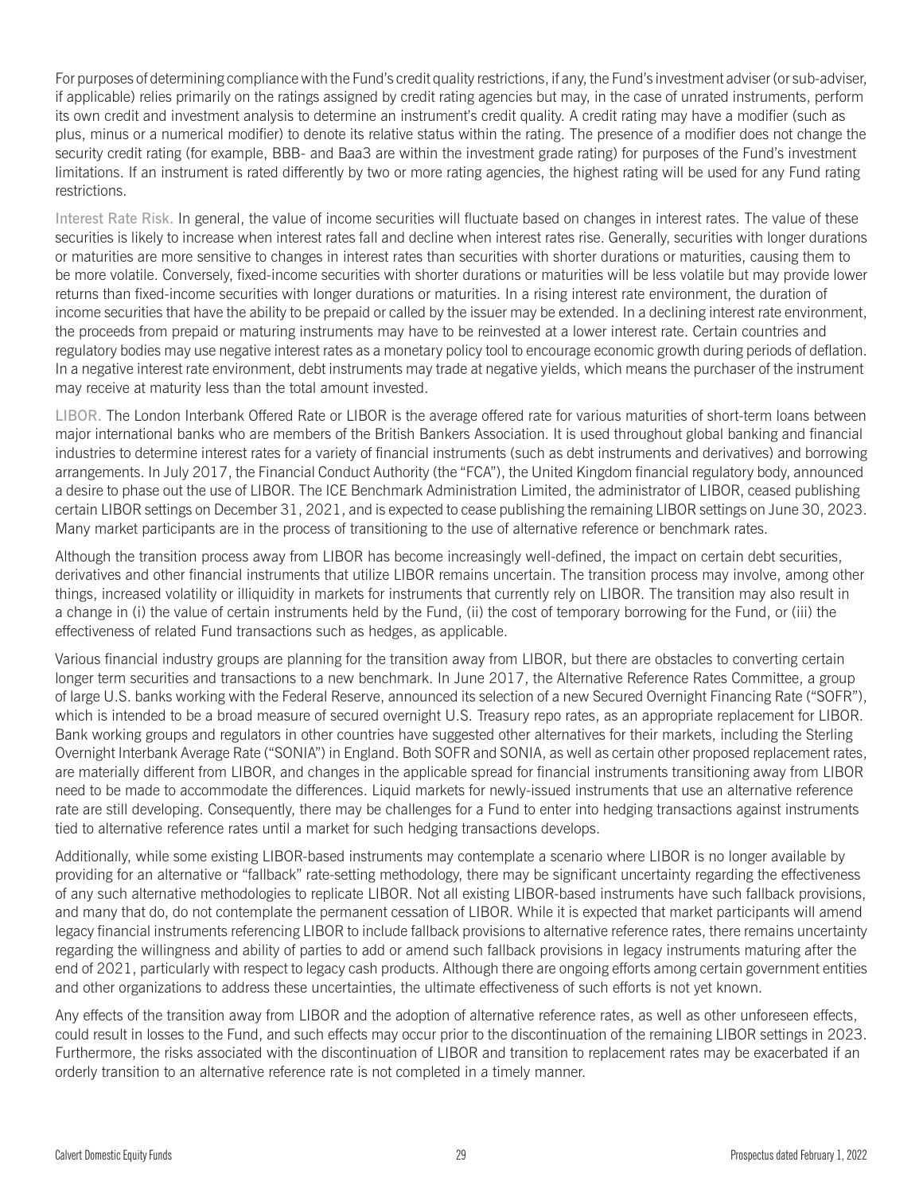For purposes of determining compliance with the Fund's credit quality restrictions, if any, the Fund's investment adviser (or sub-adviser, if applicable) relies primarily on the ratings assigned by credit rating agencies but may, in the case of unrated instruments, perform its own credit and investment analysis to determine an instrument's credit quality. A credit rating may have a modifier (such as plus, minus or a numerical modifier) to denote its relative status within the rating. The presence of a modifier does not change the security credit rating (for example, BBB- and Baa3 are within the investment grade rating) for purposes of the Fund's investment limitations. If an instrument is rated differently by two or more rating agencies, the highest rating will be used for any Fund rating restrictions.

Interest Rate Risk. In general, the value of income securities will fluctuate based on changes in interest rates. The value of these securities is likely to increase when interest rates fall and decline when interest rates rise. Generally, securities with longer durations or maturities are more sensitive to changes in interest rates than securities with shorter durations or maturities, causing them to be more volatile. Conversely, fixed-income securities with shorter durations or maturities will be less volatile but may provide lower returns than fixed-income securities with longer durations or maturities. In a rising interest rate environment, the duration of income securities that have the ability to be prepaid or called by the issuer may be extended. In a declining interest rate environment, the proceeds from prepaid or maturing instruments may have to be reinvested at a lower interest rate. Certain countries and regulatory bodies may use negative interest rates as a monetary policy tool to encourage economic growth during periods of deflation. In a negative interest rate environment, debt instruments may trade at negative yields, which means the purchaser of the instrument may receive at maturity less than the total amount invested.

LIBOR. The London Interbank Offered Rate or LIBOR is the average offered rate for various maturities of short-term loans between major international banks who are members of the British Bankers Association. It is used throughout global banking and financial industries to determine interest rates for a variety of financial instruments (such as debt instruments and derivatives) and borrowing arrangements. In July 2017, the Financial Conduct Authority (the "FCA"), the United Kingdom financial regulatory body, announced a desire to phase out the use of LIBOR. The ICE Benchmark Administration Limited, the administrator of LIBOR, ceased publishing certain LIBOR settings on December 31, 2021, and is expected to cease publishing the remaining LIBOR settings on June 30, 2023. Many market participants are in the process of transitioning to the use of alternative reference or benchmark rates.

Although the transition process away from LIBOR has become increasingly well-defined, the impact on certain debt securities, derivatives and other financial instruments that utilize LIBOR remains uncertain. The transition process may involve, among other things, increased volatility or illiquidity in markets for instruments that currently rely on LIBOR. The transition may also result in a change in (i) the value of certain instruments held by the Fund, (ii) the cost of temporary borrowing for the Fund, or (iii) the effectiveness of related Fund transactions such as hedges, as applicable.

Various financial industry groups are planning for the transition away from LIBOR, but there are obstacles to converting certain longer term securities and transactions to a new benchmark. In June 2017, the Alternative Reference Rates Committee, a group of large U.S. banks working with the Federal Reserve, announced its selection of a new Secured Overnight Financing Rate ("SOFR"), which is intended to be a broad measure of secured overnight U.S. Treasury repo rates, as an appropriate replacement for LIBOR. Bank working groups and regulators in other countries have suggested other alternatives for their markets, including the Sterling Overnight Interbank Average Rate ("SONIA") in England. Both SOFR and SONIA, as well as certain other proposed replacement rates, are materially different from LIBOR, and changes in the applicable spread for financial instruments transitioning away from LIBOR need to be made to accommodate the differences. Liquid markets for newly-issued instruments that use an alternative reference rate are still developing. Consequently, there may be challenges for a Fund to enter into hedging transactions against instruments tied to alternative reference rates until a market for such hedging transactions develops.

Additionally, while some existing LIBOR-based instruments may contemplate a scenario where LIBOR is no longer available by providing for an alternative or "fallback" rate-setting methodology, there may be significant uncertainty regarding the effectiveness of any such alternative methodologies to replicate LIBOR. Not all existing LIBOR-based instruments have such fallback provisions, and many that do, do not contemplate the permanent cessation of LIBOR. While it is expected that market participants will amend legacy financial instruments referencing LIBOR to include fallback provisions to alternative reference rates, there remains uncertainty regarding the willingness and ability of parties to add or amend such fallback provisions in legacy instruments maturing after the end of 2021, particularly with respect to legacy cash products. Although there are ongoing efforts among certain government entities and other organizations to address these uncertainties, the ultimate effectiveness of such efforts is not yet known.

Any effects of the transition away from LIBOR and the adoption of alternative reference rates, as well as other unforeseen effects, could result in losses to the Fund, and such effects may occur prior to the discontinuation of the remaining LIBOR settings in 2023. Furthermore, the risks associated with the discontinuation of LIBOR and transition to replacement rates may be exacerbated if an orderly transition to an alternative reference rate is not completed in a timely manner.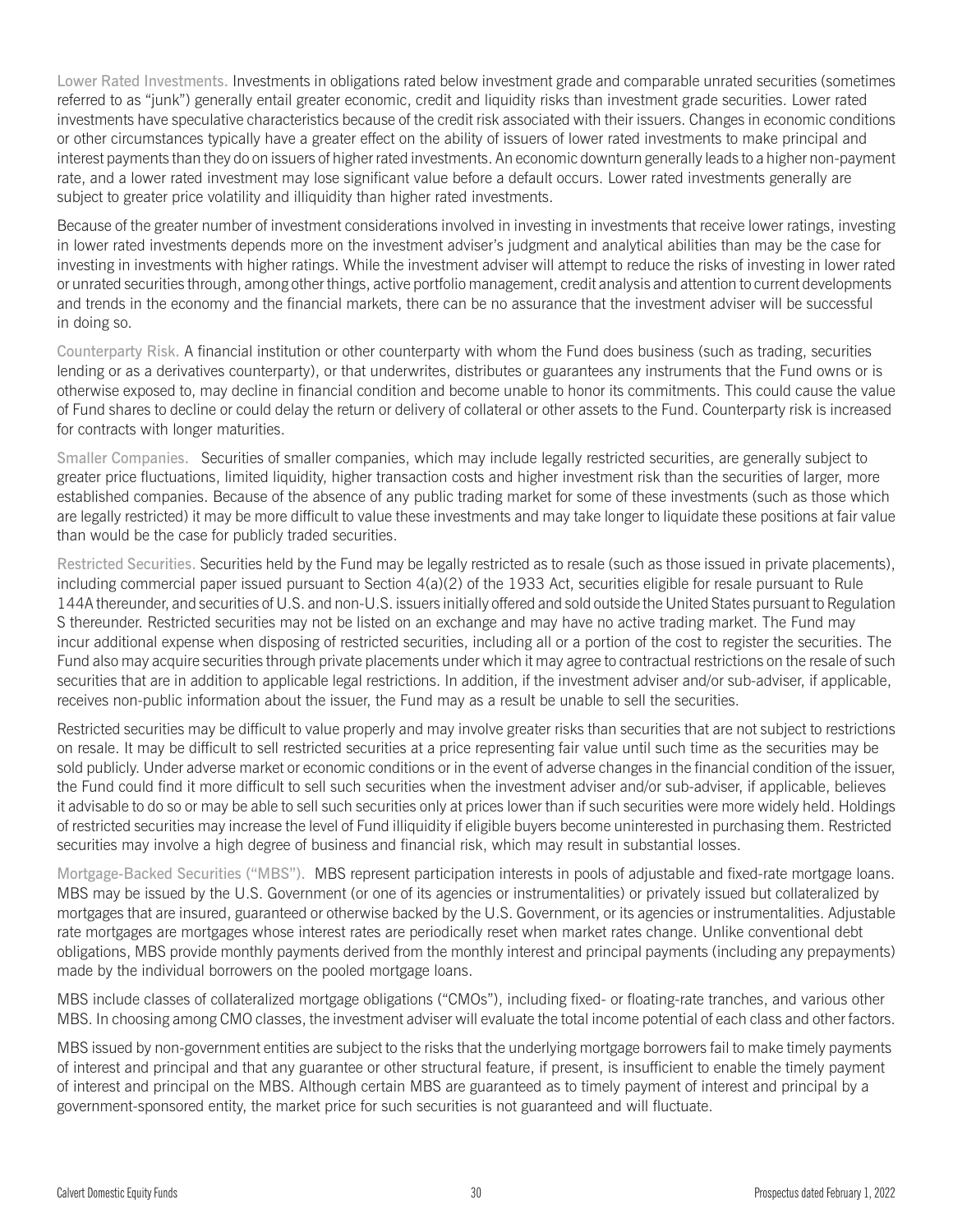Lower Rated Investments. Investments in obligations rated below investment grade and comparable unrated securities (sometimes referred to as "junk") generally entail greater economic, credit and liquidity risks than investment grade securities. Lower rated investments have speculative characteristics because of the credit risk associated with their issuers. Changes in economic conditions or other circumstances typically have a greater effect on the ability of issuers of lower rated investments to make principal and interest payments than they do on issuers of higher rated investments. An economic downturn generally leads to a higher non-payment rate, and a lower rated investment may lose significant value before a default occurs. Lower rated investments generally are subject to greater price volatility and illiquidity than higher rated investments.

Because of the greater number of investment considerations involved in investing in investments that receive lower ratings, investing in lower rated investments depends more on the investment adviser's judgment and analytical abilities than may be the case for investing in investments with higher ratings. While the investment adviser will attempt to reduce the risks of investing in lower rated or unrated securities through, among other things, active portfolio management, credit analysis and attention to current developments and trends in the economy and the financial markets, there can be no assurance that the investment adviser will be successful in doing so.

Counterparty Risk. A financial institution or other counterparty with whom the Fund does business (such as trading, securities lending or as a derivatives counterparty), or that underwrites, distributes or guarantees any instruments that the Fund owns or is otherwise exposed to, may decline in financial condition and become unable to honor its commitments. This could cause the value of Fund shares to decline or could delay the return or delivery of collateral or other assets to the Fund. Counterparty risk is increased for contracts with longer maturities.

Smaller Companies. Securities of smaller companies, which may include legally restricted securities, are generally subject to greater price fluctuations, limited liquidity, higher transaction costs and higher investment risk than the securities of larger, more established companies. Because of the absence of any public trading market for some of these investments (such as those which are legally restricted) it may be more difficult to value these investments and may take longer to liquidate these positions at fair value than would be the case for publicly traded securities.

Restricted Securities. Securities held by the Fund may be legally restricted as to resale (such as those issued in private placements), including commercial paper issued pursuant to Section 4(a)(2) of the 1933 Act, securities eligible for resale pursuant to Rule 144A thereunder, and securities of U.S. and non-U.S. issuers initially offered and sold outside the United States pursuant to Regulation S thereunder. Restricted securities may not be listed on an exchange and may have no active trading market. The Fund may incur additional expense when disposing of restricted securities, including all or a portion of the cost to register the securities. The Fund also may acquire securities through private placements under which it may agree to contractual restrictions on the resale of such securities that are in addition to applicable legal restrictions. In addition, if the investment adviser and/or sub-adviser, if applicable, receives non-public information about the issuer, the Fund may as a result be unable to sell the securities.

Restricted securities may be difficult to value properly and may involve greater risks than securities that are not subject to restrictions on resale. It may be difficult to sell restricted securities at a price representing fair value until such time as the securities may be sold publicly. Under adverse market or economic conditions or in the event of adverse changes in the financial condition of the issuer, the Fund could find it more difficult to sell such securities when the investment adviser and/or sub-adviser, if applicable, believes it advisable to do so or may be able to sell such securities only at prices lower than if such securities were more widely held. Holdings of restricted securities may increase the level of Fund illiquidity if eligible buyers become uninterested in purchasing them. Restricted securities may involve a high degree of business and financial risk, which may result in substantial losses.

Mortgage-Backed Securities ("MBS"). MBS represent participation interests in pools of adjustable and fixed-rate mortgage loans. MBS may be issued by the U.S. Government (or one of its agencies or instrumentalities) or privately issued but collateralized by mortgages that are insured, guaranteed or otherwise backed by the U.S. Government, or its agencies or instrumentalities. Adjustable rate mortgages are mortgages whose interest rates are periodically reset when market rates change. Unlike conventional debt obligations, MBS provide monthly payments derived from the monthly interest and principal payments (including any prepayments) made by the individual borrowers on the pooled mortgage loans.

MBS include classes of collateralized mortgage obligations ("CMOs"), including fixed- or floating-rate tranches, and various other MBS. In choosing among CMO classes, the investment adviser will evaluate the total income potential of each class and other factors.

MBS issued by non-government entities are subject to the risks that the underlying mortgage borrowers fail to make timely payments of interest and principal and that any guarantee or other structural feature, if present, is insufficient to enable the timely payment of interest and principal on the MBS. Although certain MBS are guaranteed as to timely payment of interest and principal by a government-sponsored entity, the market price for such securities is not guaranteed and will fluctuate.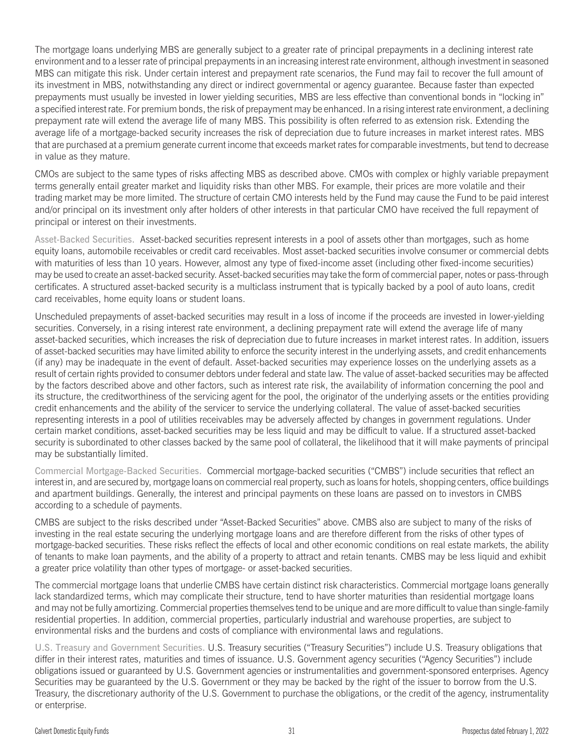The mortgage loans underlying MBS are generally subject to a greater rate of principal prepayments in a declining interest rate environment and to a lesser rate of principal prepayments in an increasing interest rate environment, although investment in seasoned MBS can mitigate this risk. Under certain interest and prepayment rate scenarios, the Fund may fail to recover the full amount of its investment in MBS, notwithstanding any direct or indirect governmental or agency guarantee. Because faster than expected prepayments must usually be invested in lower yielding securities, MBS are less effective than conventional bonds in "locking in" a specified interest rate. For premium bonds, the risk of prepayment may be enhanced. In a rising interest rate environment, a declining prepayment rate will extend the average life of many MBS. This possibility is often referred to as extension risk. Extending the average life of a mortgage-backed security increases the risk of depreciation due to future increases in market interest rates. MBS that are purchased at a premium generate current income that exceeds market rates for comparable investments, but tend to decrease in value as they mature.

CMOs are subject to the same types of risks affecting MBS as described above. CMOs with complex or highly variable prepayment terms generally entail greater market and liquidity risks than other MBS. For example, their prices are more volatile and their trading market may be more limited. The structure of certain CMO interests held by the Fund may cause the Fund to be paid interest and/or principal on its investment only after holders of other interests in that particular CMO have received the full repayment of principal or interest on their investments.

Asset-Backed Securities. Asset-backed securities represent interests in a pool of assets other than mortgages, such as home equity loans, automobile receivables or credit card receivables. Most asset-backed securities involve consumer or commercial debts with maturities of less than 10 years. However, almost any type of fixed-income asset (including other fixed-income securities) may be used to create an asset-backed security. Asset-backed securities may take the form of commercial paper, notes or pass-through certificates. A structured asset-backed security is a multiclass instrument that is typically backed by a pool of auto loans, credit card receivables, home equity loans or student loans.

Unscheduled prepayments of asset-backed securities may result in a loss of income if the proceeds are invested in lower-yielding securities. Conversely, in a rising interest rate environment, a declining prepayment rate will extend the average life of many asset-backed securities, which increases the risk of depreciation due to future increases in market interest rates. In addition, issuers of asset-backed securities may have limited ability to enforce the security interest in the underlying assets, and credit enhancements (if any) may be inadequate in the event of default. Asset-backed securities may experience losses on the underlying assets as a result of certain rights provided to consumer debtors under federal and state law. The value of asset-backed securities may be affected by the factors described above and other factors, such as interest rate risk, the availability of information concerning the pool and its structure, the creditworthiness of the servicing agent for the pool, the originator of the underlying assets or the entities providing credit enhancements and the ability of the servicer to service the underlying collateral. The value of asset-backed securities representing interests in a pool of utilities receivables may be adversely affected by changes in government regulations. Under certain market conditions, asset-backed securities may be less liquid and may be difficult to value. If a structured asset-backed security is subordinated to other classes backed by the same pool of collateral, the likelihood that it will make payments of principal may be substantially limited.

Commercial Mortgage-Backed Securities. Commercial mortgage-backed securities ("CMBS") include securities that reflect an interest in, and are secured by, mortgage loans on commercial real property, such as loans for hotels, shopping centers, office buildings and apartment buildings. Generally, the interest and principal payments on these loans are passed on to investors in CMBS according to a schedule of payments.

CMBS are subject to the risks described under "Asset-Backed Securities" above. CMBS also are subject to many of the risks of investing in the real estate securing the underlying mortgage loans and are therefore different from the risks of other types of mortgage-backed securities. These risks reflect the effects of local and other economic conditions on real estate markets, the ability of tenants to make loan payments, and the ability of a property to attract and retain tenants. CMBS may be less liquid and exhibit a greater price volatility than other types of mortgage- or asset-backed securities.

The commercial mortgage loans that underlie CMBS have certain distinct risk characteristics. Commercial mortgage loans generally lack standardized terms, which may complicate their structure, tend to have shorter maturities than residential mortgage loans and may not be fully amortizing. Commercial properties themselves tend to be unique and are more difficult to value than single-family residential properties. In addition, commercial properties, particularly industrial and warehouse properties, are subject to environmental risks and the burdens and costs of compliance with environmental laws and regulations.

U.S. Treasury and Government Securities. U.S. Treasury securities ("Treasury Securities") include U.S. Treasury obligations that differ in their interest rates, maturities and times of issuance. U.S. Government agency securities ("Agency Securities") include obligations issued or guaranteed by U.S. Government agencies or instrumentalities and government-sponsored enterprises. Agency Securities may be guaranteed by the U.S. Government or they may be backed by the right of the issuer to borrow from the U.S. Treasury, the discretionary authority of the U.S. Government to purchase the obligations, or the credit of the agency, instrumentality or enterprise.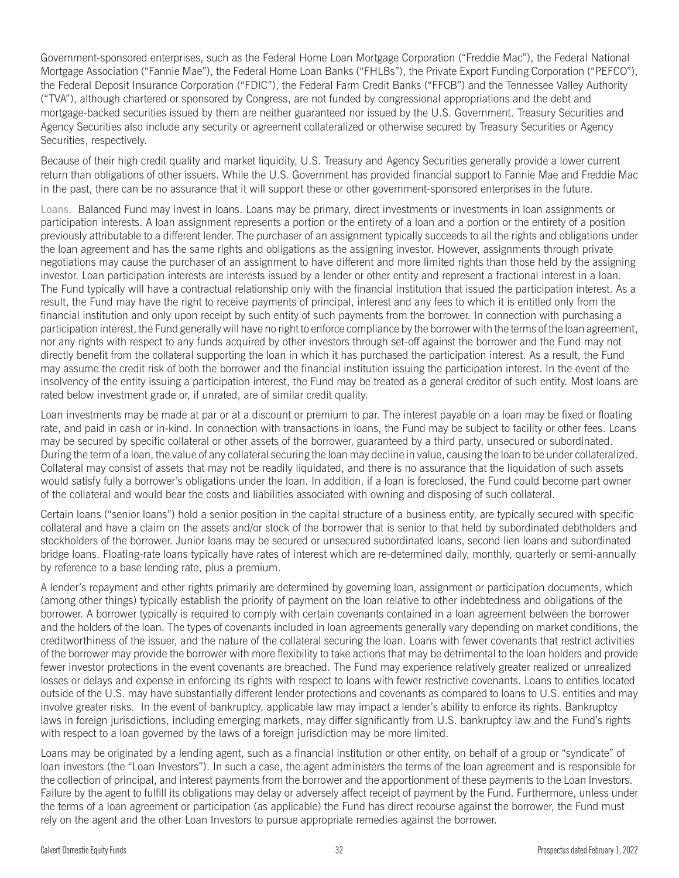Government-sponsored enterprises, such as the Federal Home Loan Mortgage Corporation ("Freddie Mac"), the Federal National Mortgage Association ("Fannie Mae"), the Federal Home Loan Banks ("FHLBs"), the Private Export Funding Corporation ("PEFCO"), the Federal Deposit Insurance Corporation ("FDIC"), the Federal Farm Credit Banks ("FFCB") and the Tennessee Valley Authority ("TVA"), although chartered or sponsored by Congress, are not funded by congressional appropriations and the debt and mortgage-backed securities issued by them are neither guaranteed nor issued by the U.S. Government. Treasury Securities and Agency Securities also include any security or agreement collateralized or otherwise secured by Treasury Securities or Agency Securities, respectively.

Because of their high credit quality and market liquidity, U.S. Treasury and Agency Securities generally provide a lower current return than obligations of other issuers. While the U.S. Government has provided financial support to Fannie Mae and Freddie Mac in the past, there can be no assurance that it will support these or other government-sponsored enterprises in the future.

Loans. Balanced Fund may invest in loans. Loans may be primary, direct investments or investments in loan assignments or participation interests. A loan assignment represents a portion or the entirety of a loan and a portion or the entirety of a position previously attributable to a different lender. The purchaser of an assignment typically succeeds to all the rights and obligations under the loan agreement and has the same rights and obligations as the assigning investor. However, assignments through private negotiations may cause the purchaser of an assignment to have different and more limited rights than those held by the assigning investor. Loan participation interests are interests issued by a lender or other entity and represent a fractional interest in a loan. The Fund typically will have a contractual relationship only with the financial institution that issued the participation interest. As a result, the Fund may have the right to receive payments of principal, interest and any fees to which it is entitled only from the financial institution and only upon receipt by such entity of such payments from the borrower. In connection with purchasing a participation interest, the Fund generally will have no right to enforce compliance by the borrower with the terms of the loan agreement, nor any rights with respect to any funds acquired by other investors through set-off against the borrower and the Fund may not directly benefit from the collateral supporting the loan in which it has purchased the participation interest. As a result, the Fund may assume the credit risk of both the borrower and the financial institution issuing the participation interest. In the event of the insolvency of the entity issuing a participation interest, the Fund may be treated as a general creditor of such entity. Most loans are rated below investment grade or, if unrated, are of similar credit quality.

Loan investments may be made at par or at a discount or premium to par. The interest payable on a loan may be fixed or floating rate, and paid in cash or in-kind. In connection with transactions in loans, the Fund may be subject to facility or other fees. Loans may be secured by specific collateral or other assets of the borrower, guaranteed by a third party, unsecured or subordinated. During the term of a loan, the value of any collateral securing the loan may decline in value, causing the loan to be under collateralized. Collateral may consist of assets that may not be readily liquidated, and there is no assurance that the liquidation of such assets would satisfy fully a borrower's obligations under the loan. In addition, if a loan is foreclosed, the Fund could become part owner of the collateral and would bear the costs and liabilities associated with owning and disposing of such collateral.

Certain loans ("senior loans") hold a senior position in the capital structure of a business entity, are typically secured with specific collateral and have a claim on the assets and/or stock of the borrower that is senior to that held by subordinated debtholders and stockholders of the borrower. Junior loans may be secured or unsecured subordinated loans, second lien loans and subordinated bridge loans. Floating-rate loans typically have rates of interest which are re-determined daily, monthly, quarterly or semi-annually by reference to a base lending rate, plus a premium.

A lender's repayment and other rights primarily are determined by governing loan, assignment or participation documents, which (among other things) typically establish the priority of payment on the loan relative to other indebtedness and obligations of the borrower. A borrower typically is required to comply with certain covenants contained in a loan agreement between the borrower and the holders of the loan. The types of covenants included in loan agreements generally vary depending on market conditions, the creditworthiness of the issuer, and the nature of the collateral securing the loan. Loans with fewer covenants that restrict activities of the borrower may provide the borrower with more flexibility to take actions that may be detrimental to the loan holders and provide fewer investor protections in the event covenants are breached. The Fund may experience relatively greater realized or unrealized losses or delays and expense in enforcing its rights with respect to loans with fewer restrictive covenants. Loans to entities located outside of the U.S. may have substantially different lender protections and covenants as compared to loans to U.S. entities and may involve greater risks. In the event of bankruptcy, applicable law may impact a lender's ability to enforce its rights. Bankruptcy laws in foreign jurisdictions, including emerging markets, may differ significantly from U.S. bankruptcy law and the Fund's rights with respect to a loan governed by the laws of a foreign jurisdiction may be more limited.

Loans may be originated by a lending agent, such as a financial institution or other entity, on behalf of a group or "syndicate" of loan investors (the "Loan Investors"). In such a case, the agent administers the terms of the loan agreement and is responsible for the collection of principal, and interest payments from the borrower and the apportionment of these payments to the Loan Investors. Failure by the agent to fulfill its obligations may delay or adversely affect receipt of payment by the Fund. Furthermore, unless under the terms of a loan agreement or participation (as applicable) the Fund has direct recourse against the borrower, the Fund must rely on the agent and the other Loan Investors to pursue appropriate remedies against the borrower.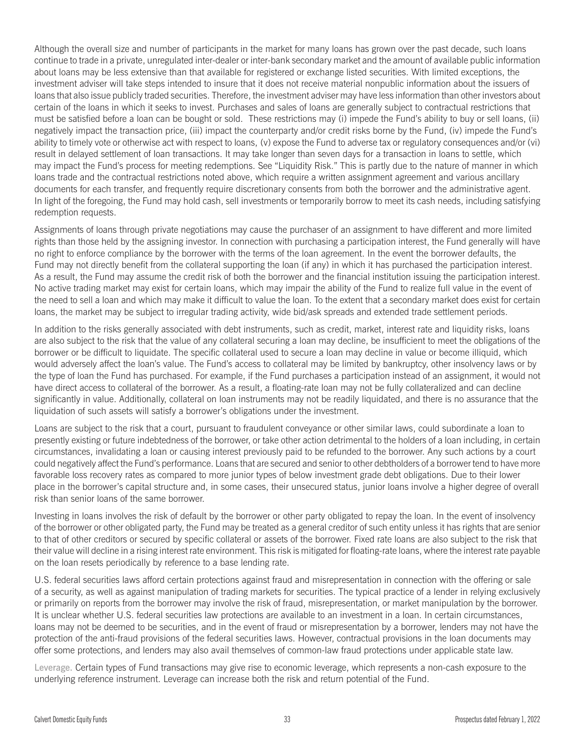Although the overall size and number of participants in the market for many loans has grown over the past decade, such loans continue to trade in a private, unregulated inter-dealer or inter-bank secondary market and the amount of available public information about loans may be less extensive than that available for registered or exchange listed securities. With limited exceptions, the investment adviser will take steps intended to insure that it does not receive material nonpublic information about the issuers of loans that also issue publicly traded securities. Therefore, the investment adviser may have less information than other investors about certain of the loans in which it seeks to invest. Purchases and sales of loans are generally subject to contractual restrictions that must be satisfied before a loan can be bought or sold. These restrictions may (i) impede the Fund's ability to buy or sell loans, (ii) negatively impact the transaction price, (iii) impact the counterparty and/or credit risks borne by the Fund, (iv) impede the Fund's ability to timely vote or otherwise act with respect to loans, (v) expose the Fund to adverse tax or regulatory consequences and/or (vi) result in delayed settlement of loan transactions. It may take longer than seven days for a transaction in loans to settle, which may impact the Fund's process for meeting redemptions. See "Liquidity Risk." This is partly due to the nature of manner in which loans trade and the contractual restrictions noted above, which require a written assignment agreement and various ancillary documents for each transfer, and frequently require discretionary consents from both the borrower and the administrative agent. In light of the foregoing, the Fund may hold cash, sell investments or temporarily borrow to meet its cash needs, including satisfying redemption requests.

Assignments of loans through private negotiations may cause the purchaser of an assignment to have different and more limited rights than those held by the assigning investor. In connection with purchasing a participation interest, the Fund generally will have no right to enforce compliance by the borrower with the terms of the loan agreement. In the event the borrower defaults, the Fund may not directly benefit from the collateral supporting the loan (if any) in which it has purchased the participation interest. As a result, the Fund may assume the credit risk of both the borrower and the financial institution issuing the participation interest. No active trading market may exist for certain loans, which may impair the ability of the Fund to realize full value in the event of the need to sell a loan and which may make it difficult to value the loan. To the extent that a secondary market does exist for certain loans, the market may be subject to irregular trading activity, wide bid/ask spreads and extended trade settlement periods.

In addition to the risks generally associated with debt instruments, such as credit, market, interest rate and liquidity risks, loans are also subject to the risk that the value of any collateral securing a loan may decline, be insufficient to meet the obligations of the borrower or be difficult to liquidate. The specific collateral used to secure a loan may decline in value or become illiquid, which would adversely affect the loan's value. The Fund's access to collateral may be limited by bankruptcy, other insolvency laws or by the type of loan the Fund has purchased. For example, if the Fund purchases a participation instead of an assignment, it would not have direct access to collateral of the borrower. As a result, a floating-rate loan may not be fully collateralized and can decline significantly in value. Additionally, collateral on loan instruments may not be readily liquidated, and there is no assurance that the liquidation of such assets will satisfy a borrower's obligations under the investment.

Loans are subject to the risk that a court, pursuant to fraudulent conveyance or other similar laws, could subordinate a loan to presently existing or future indebtedness of the borrower, or take other action detrimental to the holders of a loan including, in certain circumstances, invalidating a loan or causing interest previously paid to be refunded to the borrower. Any such actions by a court could negatively affect the Fund's performance. Loans that are secured and senior to other debtholders of a borrower tend to have more favorable loss recovery rates as compared to more junior types of below investment grade debt obligations. Due to their lower place in the borrower's capital structure and, in some cases, their unsecured status, junior loans involve a higher degree of overall risk than senior loans of the same borrower.

Investing in loans involves the risk of default by the borrower or other party obligated to repay the loan. In the event of insolvency of the borrower or other obligated party, the Fund may be treated as a general creditor of such entity unless it has rights that are senior to that of other creditors or secured by specific collateral or assets of the borrower. Fixed rate loans are also subject to the risk that their value will decline in a rising interest rate environment. This risk is mitigated for floating-rate loans, where the interest rate payable on the loan resets periodically by reference to a base lending rate.

U.S. federal securities laws afford certain protections against fraud and misrepresentation in connection with the offering or sale of a security, as well as against manipulation of trading markets for securities. The typical practice of a lender in relying exclusively or primarily on reports from the borrower may involve the risk of fraud, misrepresentation, or market manipulation by the borrower. It is unclear whether U.S. federal securities law protections are available to an investment in a loan. In certain circumstances, loans may not be deemed to be securities, and in the event of fraud or misrepresentation by a borrower, lenders may not have the protection of the anti-fraud provisions of the federal securities laws. However, contractual provisions in the loan documents may offer some protections, and lenders may also avail themselves of common-law fraud protections under applicable state law.

Leverage. Certain types of Fund transactions may give rise to economic leverage, which represents a non-cash exposure to the underlying reference instrument. Leverage can increase both the risk and return potential of the Fund.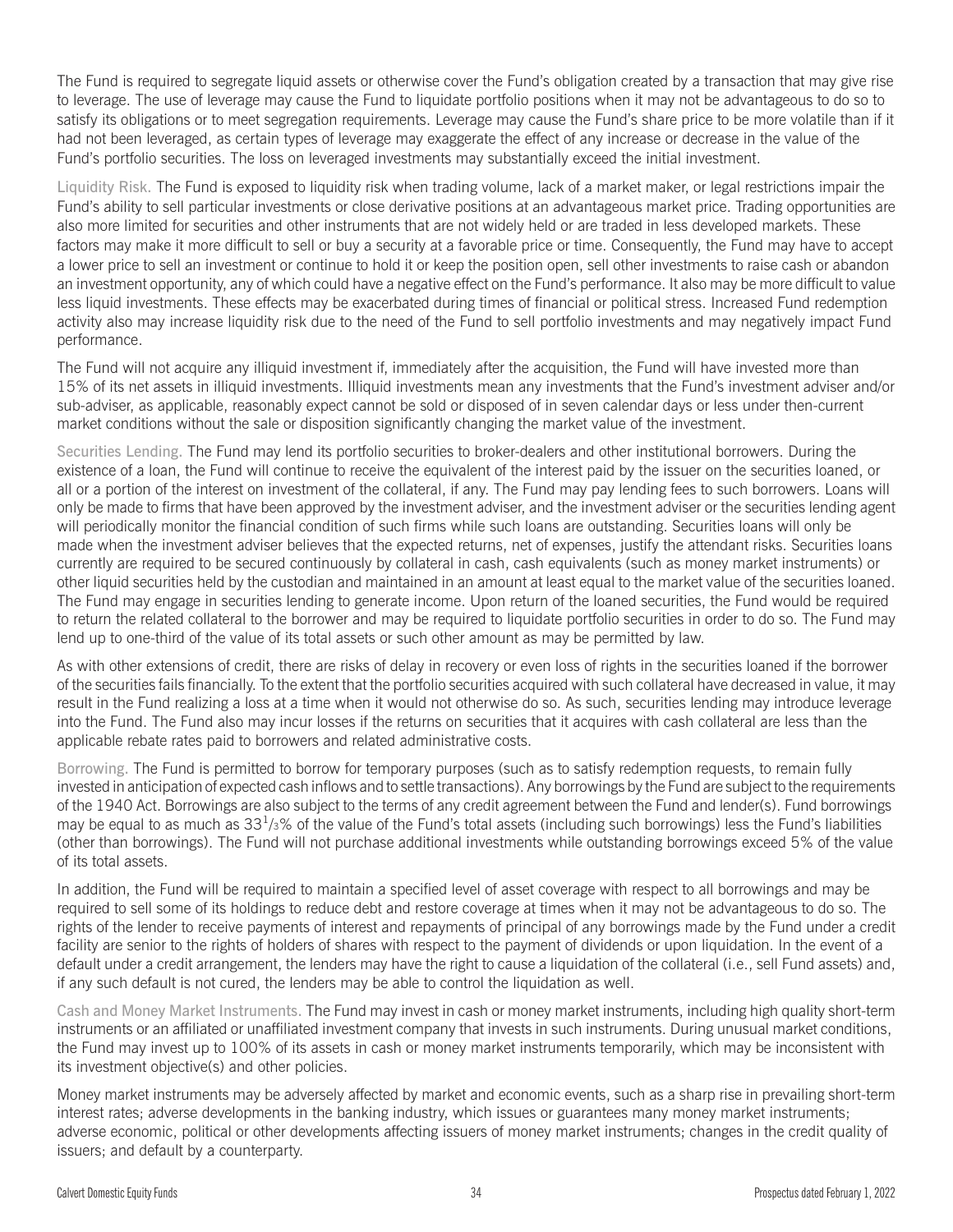The Fund is required to segregate liquid assets or otherwise cover the Fund's obligation created by a transaction that may give rise to leverage. The use of leverage may cause the Fund to liquidate portfolio positions when it may not be advantageous to do so to satisfy its obligations or to meet segregation requirements. Leverage may cause the Fund's share price to be more volatile than if it had not been leveraged, as certain types of leverage may exaggerate the effect of any increase or decrease in the value of the Fund's portfolio securities. The loss on leveraged investments may substantially exceed the initial investment.

Liquidity Risk. The Fund is exposed to liquidity risk when trading volume, lack of a market maker, or legal restrictions impair the Fund's ability to sell particular investments or close derivative positions at an advantageous market price. Trading opportunities are also more limited for securities and other instruments that are not widely held or are traded in less developed markets. These factors may make it more difficult to sell or buy a security at a favorable price or time. Consequently, the Fund may have to accept a lower price to sell an investment or continue to hold it or keep the position open, sell other investments to raise cash or abandon an investment opportunity, any of which could have a negative effect on the Fund's performance. It also may be more difficult to value less liquid investments. These effects may be exacerbated during times of financial or political stress. Increased Fund redemption activity also may increase liquidity risk due to the need of the Fund to sell portfolio investments and may negatively impact Fund performance.

The Fund will not acquire any illiquid investment if, immediately after the acquisition, the Fund will have invested more than 15% of its net assets in illiquid investments. Illiquid investments mean any investments that the Fund's investment adviser and/or sub-adviser, as applicable, reasonably expect cannot be sold or disposed of in seven calendar days or less under then-current market conditions without the sale or disposition significantly changing the market value of the investment.

Securities Lending. The Fund may lend its portfolio securities to broker-dealers and other institutional borrowers. During the existence of a loan, the Fund will continue to receive the equivalent of the interest paid by the issuer on the securities loaned, or all or a portion of the interest on investment of the collateral, if any. The Fund may pay lending fees to such borrowers. Loans will only be made to firms that have been approved by the investment adviser, and the investment adviser or the securities lending agent will periodically monitor the financial condition of such firms while such loans are outstanding. Securities loans will only be made when the investment adviser believes that the expected returns, net of expenses, justify the attendant risks. Securities loans currently are required to be secured continuously by collateral in cash, cash equivalents (such as money market instruments) or other liquid securities held by the custodian and maintained in an amount at least equal to the market value of the securities loaned. The Fund may engage in securities lending to generate income. Upon return of the loaned securities, the Fund would be required to return the related collateral to the borrower and may be required to liquidate portfolio securities in order to do so. The Fund may lend up to one-third of the value of its total assets or such other amount as may be permitted by law.

As with other extensions of credit, there are risks of delay in recovery or even loss of rights in the securities loaned if the borrower of the securities fails financially. To the extent that the portfolio securities acquired with such collateral have decreased in value, it may result in the Fund realizing a loss at a time when it would not otherwise do so. As such, securities lending may introduce leverage into the Fund. The Fund also may incur losses if the returns on securities that it acquires with cash collateral are less than the applicable rebate rates paid to borrowers and related administrative costs.

Borrowing. The Fund is permitted to borrow for temporary purposes (such as to satisfy redemption requests, to remain fully invested in anticipation of expected cash inflows and to settle transactions). Any borrowings by the Fund are subject to the requirements of the 1940 Act. Borrowings are also subject to the terms of any credit agreement between the Fund and lender(s). Fund borrowings may be equal to as much as 33$^{1}/_{3}$% of the value of the Fund's total assets (including such borrowings) less the Fund's liabilities (other than borrowings). The Fund will not purchase additional investments while outstanding borrowings exceed 5% of the value of its total assets.

In addition, the Fund will be required to maintain a specified level of asset coverage with respect to all borrowings and may be required to sell some of its holdings to reduce debt and restore coverage at times when it may not be advantageous to do so. The rights of the lender to receive payments of interest and repayments of principal of any borrowings made by the Fund under a credit facility are senior to the rights of holders of shares with respect to the payment of dividends or upon liquidation. In the event of a default under a credit arrangement, the lenders may have the right to cause a liquidation of the collateral (i.e., sell Fund assets) and, if any such default is not cured, the lenders may be able to control the liquidation as well.

Cash and Money Market Instruments. The Fund may invest in cash or money market instruments, including high quality short-term instruments or an affiliated or unaffiliated investment company that invests in such instruments. During unusual market conditions, the Fund may invest up to 100% of its assets in cash or money market instruments temporarily, which may be inconsistent with its investment objective(s) and other policies.

Money market instruments may be adversely affected by market and economic events, such as a sharp rise in prevailing short-term interest rates; adverse developments in the banking industry, which issues or guarantees many money market instruments; adverse economic, political or other developments affecting issuers of money market instruments; changes in the credit quality of issuers; and default by a counterparty.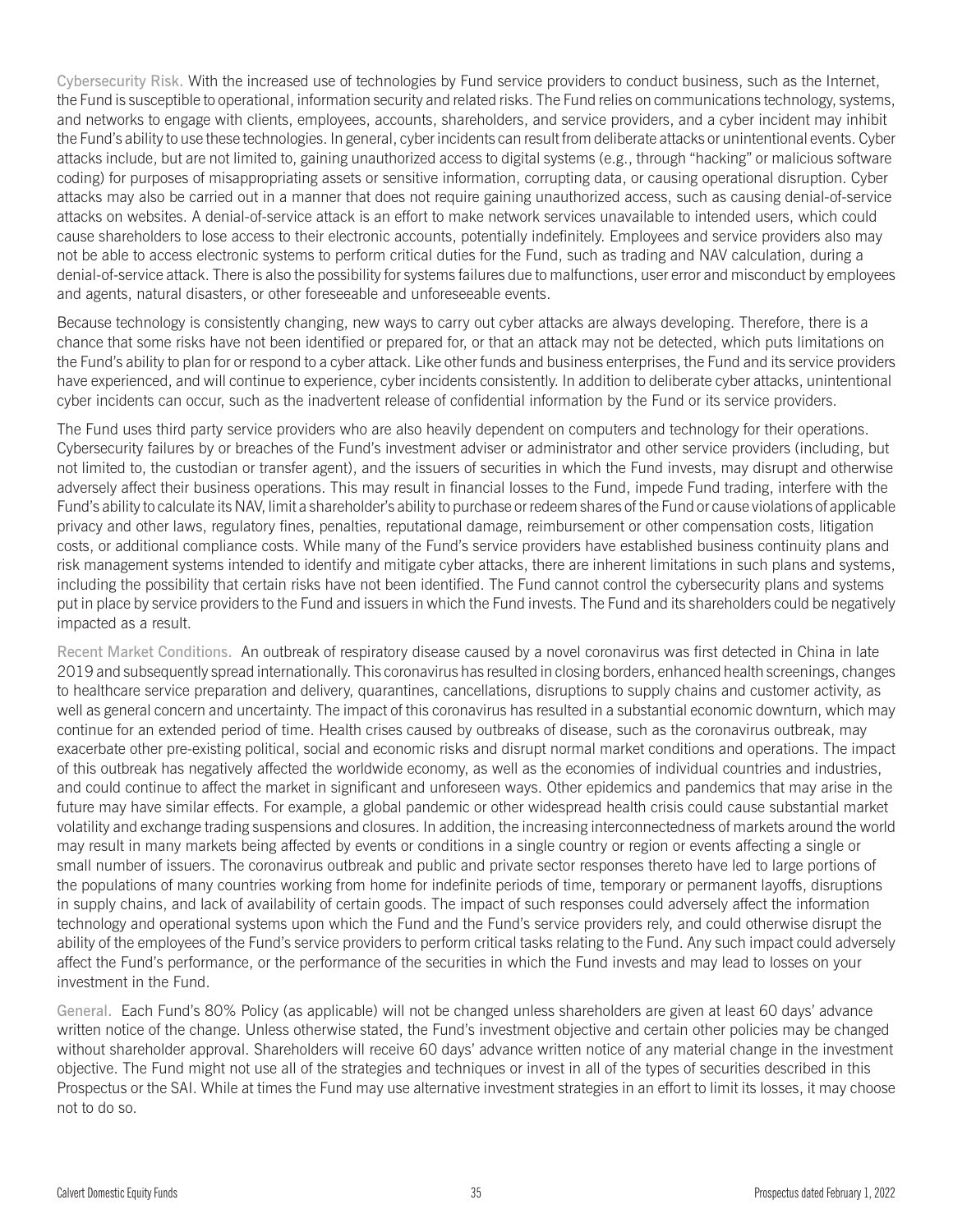Cybersecurity Risk. With the increased use of technologies by Fund service providers to conduct business, such as the Internet, the Fund is susceptible to operational, information security and related risks. The Fund relies on communications technology, systems, and networks to engage with clients, employees, accounts, shareholders, and service providers, and a cyber incident may inhibit the Fund's ability to use these technologies. In general, cyber incidents can result from deliberate attacks or unintentional events. Cyber attacks include, but are not limited to, gaining unauthorized access to digital systems (e.g., through "hacking" or malicious software coding) for purposes of misappropriating assets or sensitive information, corrupting data, or causing operational disruption. Cyber attacks may also be carried out in a manner that does not require gaining unauthorized access, such as causing denial-of-service attacks on websites. A denial-of-service attack is an effort to make network services unavailable to intended users, which could cause shareholders to lose access to their electronic accounts, potentially indefinitely. Employees and service providers also may not be able to access electronic systems to perform critical duties for the Fund, such as trading and NAV calculation, during a denial-of-service attack. There is also the possibility for systems failures due to malfunctions, user error and misconduct by employees and agents, natural disasters, or other foreseeable and unforeseeable events.

Because technology is consistently changing, new ways to carry out cyber attacks are always developing. Therefore, there is a chance that some risks have not been identified or prepared for, or that an attack may not be detected, which puts limitations on the Fund's ability to plan for or respond to a cyber attack. Like other funds and business enterprises, the Fund and its service providers have experienced, and will continue to experience, cyber incidents consistently. In addition to deliberate cyber attacks, unintentional cyber incidents can occur, such as the inadvertent release of confidential information by the Fund or its service providers.

The Fund uses third party service providers who are also heavily dependent on computers and technology for their operations. Cybersecurity failures by or breaches of the Fund's investment adviser or administrator and other service providers (including, but not limited to, the custodian or transfer agent), and the issuers of securities in which the Fund invests, may disrupt and otherwise adversely affect their business operations. This may result in financial losses to the Fund, impede Fund trading, interfere with the Fund's ability to calculate its NAV, limit a shareholder's ability to purchase or redeem shares of the Fund or cause violations of applicable privacy and other laws, regulatory fines, penalties, reputational damage, reimbursement or other compensation costs, litigation costs, or additional compliance costs. While many of the Fund's service providers have established business continuity plans and risk management systems intended to identify and mitigate cyber attacks, there are inherent limitations in such plans and systems, including the possibility that certain risks have not been identified. The Fund cannot control the cybersecurity plans and systems put in place by service providers to the Fund and issuers in which the Fund invests. The Fund and its shareholders could be negatively impacted as a result.

Recent Market Conditions. An outbreak of respiratory disease caused by a novel coronavirus was first detected in China in late 2019 and subsequently spread internationally. This coronavirus has resulted in closing borders, enhanced health screenings, changes to healthcare service preparation and delivery, quarantines, cancellations, disruptions to supply chains and customer activity, as well as general concern and uncertainty. The impact of this coronavirus has resulted in a substantial economic downturn, which may continue for an extended period of time. Health crises caused by outbreaks of disease, such as the coronavirus outbreak, may exacerbate other pre-existing political, social and economic risks and disrupt normal market conditions and operations. The impact of this outbreak has negatively affected the worldwide economy, as well as the economies of individual countries and industries, and could continue to affect the market in significant and unforeseen ways. Other epidemics and pandemics that may arise in the future may have similar effects. For example, a global pandemic or other widespread health crisis could cause substantial market volatility and exchange trading suspensions and closures. In addition, the increasing interconnectedness of markets around the world may result in many markets being affected by events or conditions in a single country or region or events affecting a single or small number of issuers. The coronavirus outbreak and public and private sector responses thereto have led to large portions of the populations of many countries working from home for indefinite periods of time, temporary or permanent layoffs, disruptions in supply chains, and lack of availability of certain goods. The impact of such responses could adversely affect the information technology and operational systems upon which the Fund and the Fund's service providers rely, and could otherwise disrupt the ability of the employees of the Fund's service providers to perform critical tasks relating to the Fund. Any such impact could adversely affect the Fund's performance, or the performance of the securities in which the Fund invests and may lead to losses on your investment in the Fund.

General. Each Fund's 80% Policy (as applicable) will not be changed unless shareholders are given at least 60 days' advance written notice of the change. Unless otherwise stated, the Fund's investment objective and certain other policies may be changed without shareholder approval. Shareholders will receive 60 days' advance written notice of any material change in the investment objective. The Fund might not use all of the strategies and techniques or invest in all of the types of securities described in this Prospectus or the SAI. While at times the Fund may use alternative investment strategies in an effort to limit its losses, it may choose not to do so.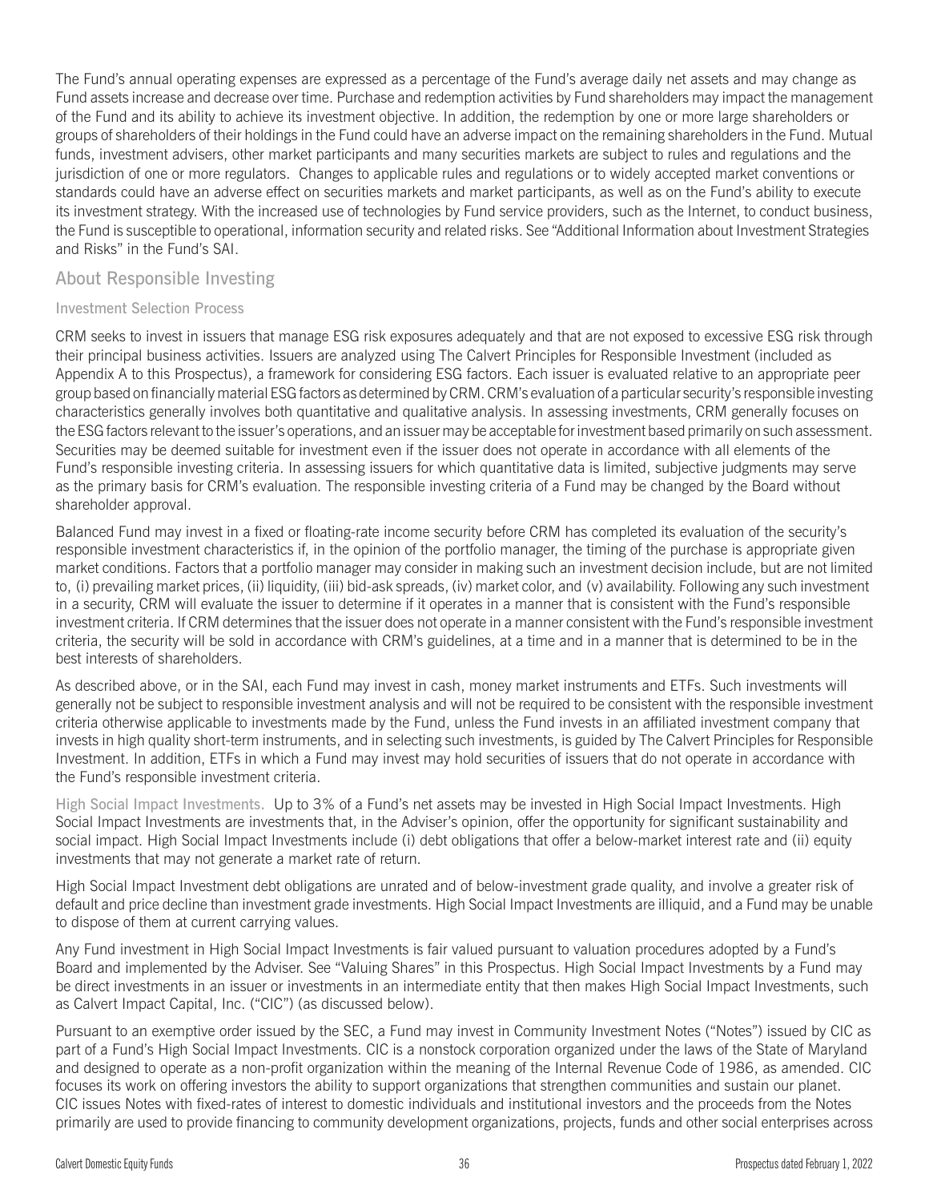The Fund's annual operating expenses are expressed as a percentage of the Fund's average daily net assets and may change as Fund assets increase and decrease over time. Purchase and redemption activities by Fund shareholders may impact the management of the Fund and its ability to achieve its investment objective. In addition, the redemption by one or more large shareholders or groups of shareholders of their holdings in the Fund could have an adverse impact on the remaining shareholders in the Fund. Mutual funds, investment advisers, other market participants and many securities markets are subject to rules and regulations and the jurisdiction of one or more regulators. Changes to applicable rules and regulations or to widely accepted market conventions or standards could have an adverse effect on securities markets and market participants, as well as on the Fund's ability to execute its investment strategy. With the increased use of technologies by Fund service providers, such as the Internet, to conduct business, the Fund is susceptible to operational, information security and related risks. See "Additional Information about Investment Strategies and Risks" in the Fund's SAI.

## About Responsible Investing

### Investment Selection Process

CRM seeks to invest in issuers that manage ESG risk exposures adequately and that are not exposed to excessive ESG risk through their principal business activities. Issuers are analyzed using The Calvert Principles for Responsible Investment (included as Appendix A to this Prospectus), a framework for considering ESG factors. Each issuer is evaluated relative to an appropriate peer group based on financially material ESG factors as determined by CRM. CRM's evaluation of a particular security's responsible investing characteristics generally involves both quantitative and qualitative analysis. In assessing investments, CRM generally focuses on the ESG factors relevant to the issuer's operations, and an issuer may be acceptable for investment based primarily on such assessment. Securities may be deemed suitable for investment even if the issuer does not operate in accordance with all elements of the Fund's responsible investing criteria. In assessing issuers for which quantitative data is limited, subjective judgments may serve as the primary basis for CRM's evaluation. The responsible investing criteria of a Fund may be changed by the Board without shareholder approval.

Balanced Fund may invest in a fixed or floating-rate income security before CRM has completed its evaluation of the security's responsible investment characteristics if, in the opinion of the portfolio manager, the timing of the purchase is appropriate given market conditions. Factors that a portfolio manager may consider in making such an investment decision include, but are not limited to, (i) prevailing market prices, (ii) liquidity, (iii) bid-ask spreads, (iv) market color, and (v) availability. Following any such investment in a security, CRM will evaluate the issuer to determine if it operates in a manner that is consistent with the Fund's responsible investment criteria. If CRM determines that the issuer does not operate in a manner consistent with the Fund's responsible investment criteria, the security will be sold in accordance with CRM's guidelines, at a time and in a manner that is determined to be in the best interests of shareholders.

As described above, or in the SAI, each Fund may invest in cash, money market instruments and ETFs. Such investments will generally not be subject to responsible investment analysis and will not be required to be consistent with the responsible investment criteria otherwise applicable to investments made by the Fund, unless the Fund invests in an affiliated investment company that invests in high quality short-term instruments, and in selecting such investments, is guided by The Calvert Principles for Responsible Investment. In addition, ETFs in which a Fund may invest may hold securities of issuers that do not operate in accordance with the Fund's responsible investment criteria.

High Social Impact Investments. Up to 3% of a Fund's net assets may be invested in High Social Impact Investments. High Social Impact Investments are investments that, in the Adviser's opinion, offer the opportunity for significant sustainability and social impact. High Social Impact Investments include (i) debt obligations that offer a below-market interest rate and (ii) equity investments that may not generate a market rate of return.

High Social Impact Investment debt obligations are unrated and of below-investment grade quality, and involve a greater risk of default and price decline than investment grade investments. High Social Impact Investments are illiquid, and a Fund may be unable to dispose of them at current carrying values.

Any Fund investment in High Social Impact Investments is fair valued pursuant to valuation procedures adopted by a Fund's Board and implemented by the Adviser. See "Valuing Shares" in this Prospectus. High Social Impact Investments by a Fund may be direct investments in an issuer or investments in an intermediate entity that then makes High Social Impact Investments, such as Calvert Impact Capital, Inc. ("CIC") (as discussed below).

Pursuant to an exemptive order issued by the SEC, a Fund may invest in Community Investment Notes ("Notes") issued by CIC as part of a Fund's High Social Impact Investments. CIC is a nonstock corporation organized under the laws of the State of Maryland and designed to operate as a non-profit organization within the meaning of the Internal Revenue Code of 1986, as amended. CIC focuses its work on offering investors the ability to support organizations that strengthen communities and sustain our planet. CIC issues Notes with fixed-rates of interest to domestic individuals and institutional investors and the proceeds from the Notes primarily are used to provide financing to community development organizations, projects, funds and other social enterprises across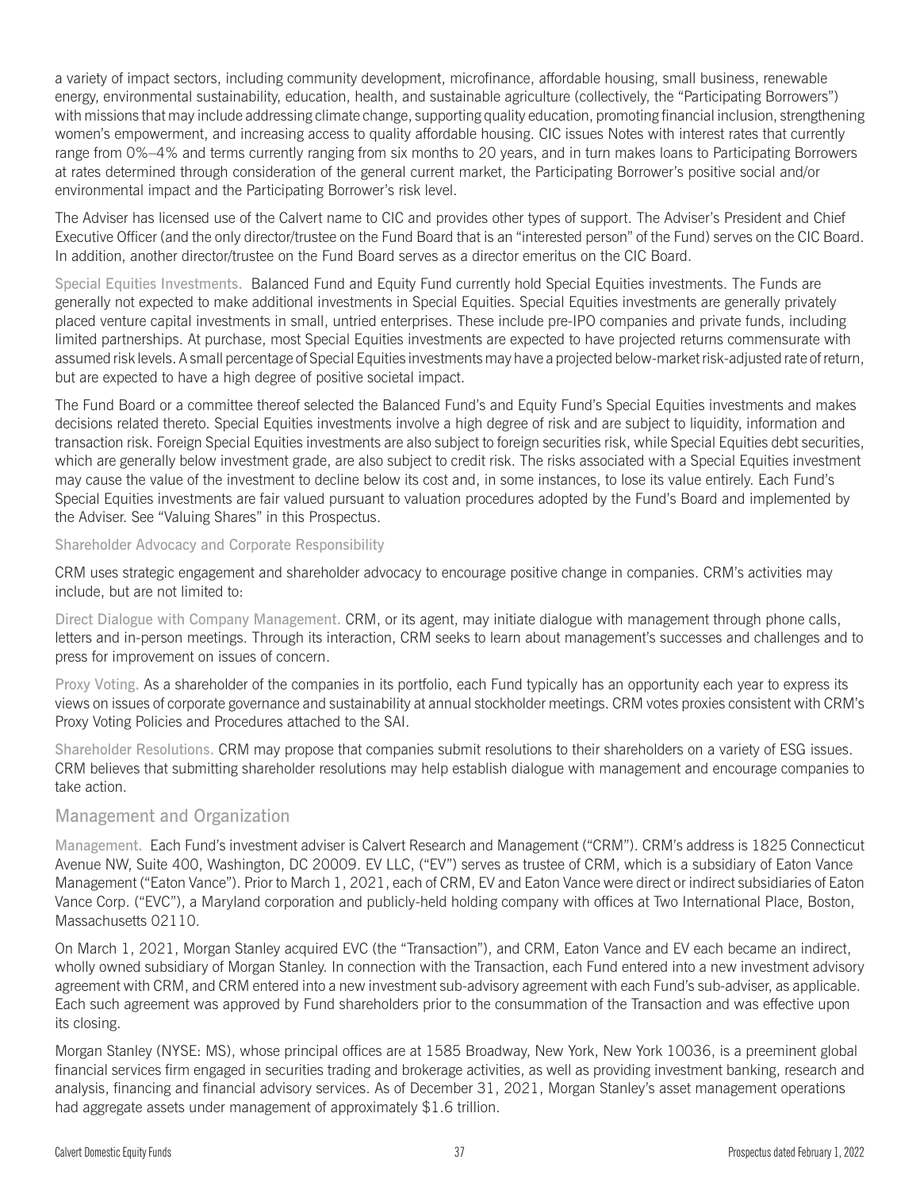a variety of impact sectors, including community development, microfinance, affordable housing, small business, renewable energy, environmental sustainability, education, health, and sustainable agriculture (collectively, the "Participating Borrowers") with missions that may include addressing climate change, supporting quality education, promoting financial inclusion, strengthening women's empowerment, and increasing access to quality affordable housing. CIC issues Notes with interest rates that currently range from 0%–4% and terms currently ranging from six months to 20 years, and in turn makes loans to Participating Borrowers at rates determined through consideration of the general current market, the Participating Borrower's positive social and/or environmental impact and the Participating Borrower's risk level.

The Adviser has licensed use of the Calvert name to CIC and provides other types of support. The Adviser's President and Chief Executive Officer (and the only director/trustee on the Fund Board that is an "interested person" of the Fund) serves on the CIC Board. In addition, another director/trustee on the Fund Board serves as a director emeritus on the CIC Board.

Special Equities Investments. Balanced Fund and Equity Fund currently hold Special Equities investments. The Funds are generally not expected to make additional investments in Special Equities. Special Equities investments are generally privately placed venture capital investments in small, untried enterprises. These include pre-IPO companies and private funds, including limited partnerships. At purchase, most Special Equities investments are expected to have projected returns commensurate with assumed risk levels. A small percentage of Special Equities investments may have a projected below-market risk-adjusted rate of return, but are expected to have a high degree of positive societal impact.

The Fund Board or a committee thereof selected the Balanced Fund's and Equity Fund's Special Equities investments and makes decisions related thereto. Special Equities investments involve a high degree of risk and are subject to liquidity, information and transaction risk. Foreign Special Equities investments are also subject to foreign securities risk, while Special Equities debt securities, which are generally below investment grade, are also subject to credit risk. The risks associated with a Special Equities investment may cause the value of the investment to decline below its cost and, in some instances, to lose its value entirely. Each Fund's Special Equities investments are fair valued pursuant to valuation procedures adopted by the Fund's Board and implemented by the Adviser. See "Valuing Shares" in this Prospectus.

### Shareholder Advocacy and Corporate Responsibility

CRM uses strategic engagement and shareholder advocacy to encourage positive change in companies. CRM's activities may include, but are not limited to:

Direct Dialogue with Company Management. CRM, or its agent, may initiate dialogue with management through phone calls, letters and in-person meetings. Through its interaction, CRM seeks to learn about management's successes and challenges and to press for improvement on issues of concern.

Proxy Voting. As a shareholder of the companies in its portfolio, each Fund typically has an opportunity each year to express its views on issues of corporate governance and sustainability at annual stockholder meetings. CRM votes proxies consistent with CRM's Proxy Voting Policies and Procedures attached to the SAI.

Shareholder Resolutions. CRM may propose that companies submit resolutions to their shareholders on a variety of ESG issues. CRM believes that submitting shareholder resolutions may help establish dialogue with management and encourage companies to take action.

## Management and Organization

Management. Each Fund's investment adviser is Calvert Research and Management ("CRM"). CRM's address is 1825 Connecticut Avenue NW, Suite 400, Washington, DC 20009. EV LLC, ("EV") serves as trustee of CRM, which is a subsidiary of Eaton Vance Management ("Eaton Vance"). Prior to March 1, 2021, each of CRM, EV and Eaton Vance were direct or indirect subsidiaries of Eaton Vance Corp. ("EVC"), a Maryland corporation and publicly-held holding company with offices at Two International Place, Boston, Massachusetts 02110.

On March 1, 2021, Morgan Stanley acquired EVC (the "Transaction"), and CRM, Eaton Vance and EV each became an indirect, wholly owned subsidiary of Morgan Stanley. In connection with the Transaction, each Fund entered into a new investment advisory agreement with CRM, and CRM entered into a new investment sub-advisory agreement with each Fund's sub-adviser, as applicable. Each such agreement was approved by Fund shareholders prior to the consummation of the Transaction and was effective upon its closing.

Morgan Stanley (NYSE: MS), whose principal offices are at 1585 Broadway, New York, New York 10036, is a preeminent global financial services firm engaged in securities trading and brokerage activities, as well as providing investment banking, research and analysis, financing and financial advisory services. As of December 31, 2021, Morgan Stanley's asset management operations had aggregate assets under management of approximately $1.6 trillion.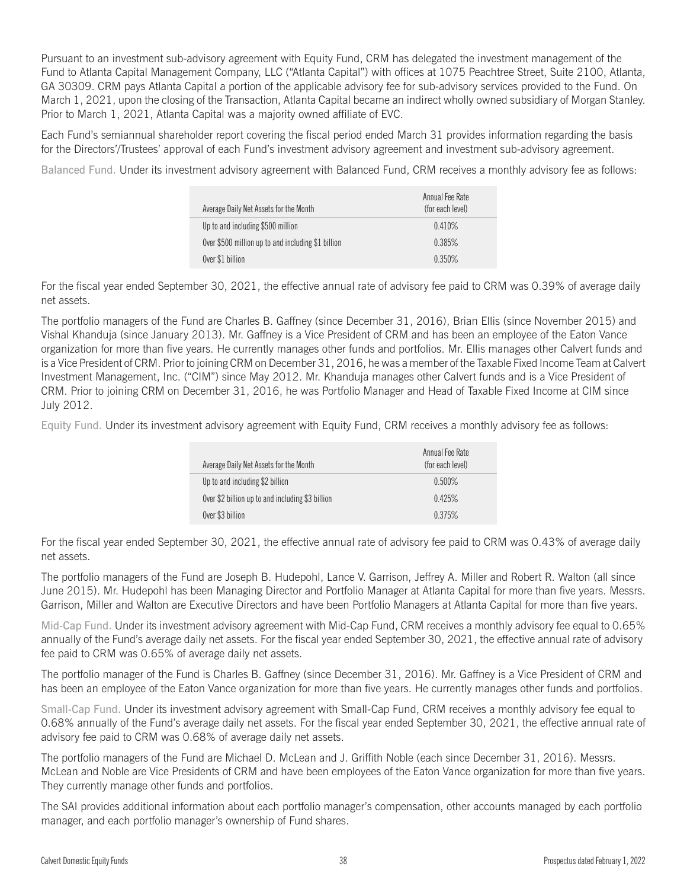Pursuant to an investment sub-advisory agreement with Equity Fund, CRM has delegated the investment management of the Fund to Atlanta Capital Management Company, LLC ("Atlanta Capital") with offices at 1075 Peachtree Street, Suite 2100, Atlanta, GA 30309. CRM pays Atlanta Capital a portion of the applicable advisory fee for sub-advisory services provided to the Fund. On March 1, 2021, upon the closing of the Transaction, Atlanta Capital became an indirect wholly owned subsidiary of Morgan Stanley. Prior to March 1, 2021, Atlanta Capital was a majority owned affiliate of EVC.

Each Fund's semiannual shareholder report covering the fiscal period ended March 31 provides information regarding the basis for the Directors'/Trustees' approval of each Fund's investment advisory agreement and investment sub-advisory agreement.

Balanced Fund. Under its investment advisory agreement with Balanced Fund, CRM receives a monthly advisory fee as follows:

| Average Daily Net Assets for the Month | Annual Fee Rate (for each level) |
|---|---|
| Up to and including $500 million | 0.410% |
| Over $500 million up to and including $1 billion | 0.385% |
| Over $1 billion | 0.350% |

For the fiscal year ended September 30, 2021, the effective annual rate of advisory fee paid to CRM was 0.39% of average daily net assets.

The portfolio managers of the Fund are Charles B. Gaffney (since December 31, 2016), Brian Ellis (since November 2015) and Vishal Khanduja (since January 2013). Mr. Gaffney is a Vice President of CRM and has been an employee of the Eaton Vance organization for more than five years. He currently manages other funds and portfolios. Mr. Ellis manages other Calvert funds and is a Vice President of CRM. Prior to joining CRM on December 31, 2016, he was a member of the Taxable Fixed Income Team at Calvert Investment Management, Inc. ("CIM") since May 2012. Mr. Khanduja manages other Calvert funds and is a Vice President of CRM. Prior to joining CRM on December 31, 2016, he was Portfolio Manager and Head of Taxable Fixed Income at CIM since July 2012.

Equity Fund. Under its investment advisory agreement with Equity Fund, CRM receives a monthly advisory fee as follows:

| Average Daily Net Assets for the Month | Annual Fee Rate (for each level) |
|---|---|
| Up to and including $2 billion | 0.500% |
| Over $2 billion up to and including $3 billion | 0.425% |
| Over $3 billion | 0.375% |

For the fiscal year ended September 30, 2021, the effective annual rate of advisory fee paid to CRM was 0.43% of average daily net assets.

The portfolio managers of the Fund are Joseph B. Hudepohl, Lance V. Garrison, Jeffrey A. Miller and Robert R. Walton (all since June 2015). Mr. Hudepohl has been Managing Director and Portfolio Manager at Atlanta Capital for more than five years. Messrs. Garrison, Miller and Walton are Executive Directors and have been Portfolio Managers at Atlanta Capital for more than five years.

Mid-Cap Fund. Under its investment advisory agreement with Mid-Cap Fund, CRM receives a monthly advisory fee equal to 0.65% annually of the Fund's average daily net assets. For the fiscal year ended September 30, 2021, the effective annual rate of advisory fee paid to CRM was 0.65% of average daily net assets.

The portfolio manager of the Fund is Charles B. Gaffney (since December 31, 2016). Mr. Gaffney is a Vice President of CRM and has been an employee of the Eaton Vance organization for more than five years. He currently manages other funds and portfolios.

Small-Cap Fund. Under its investment advisory agreement with Small-Cap Fund, CRM receives a monthly advisory fee equal to 0.68% annually of the Fund's average daily net assets. For the fiscal year ended September 30, 2021, the effective annual rate of advisory fee paid to CRM was 0.68% of average daily net assets.

The portfolio managers of the Fund are Michael D. McLean and J. Griffith Noble (each since December 31, 2016). Messrs. McLean and Noble are Vice Presidents of CRM and have been employees of the Eaton Vance organization for more than five years. They currently manage other funds and portfolios.

The SAI provides additional information about each portfolio manager's compensation, other accounts managed by each portfolio manager, and each portfolio manager's ownership of Fund shares.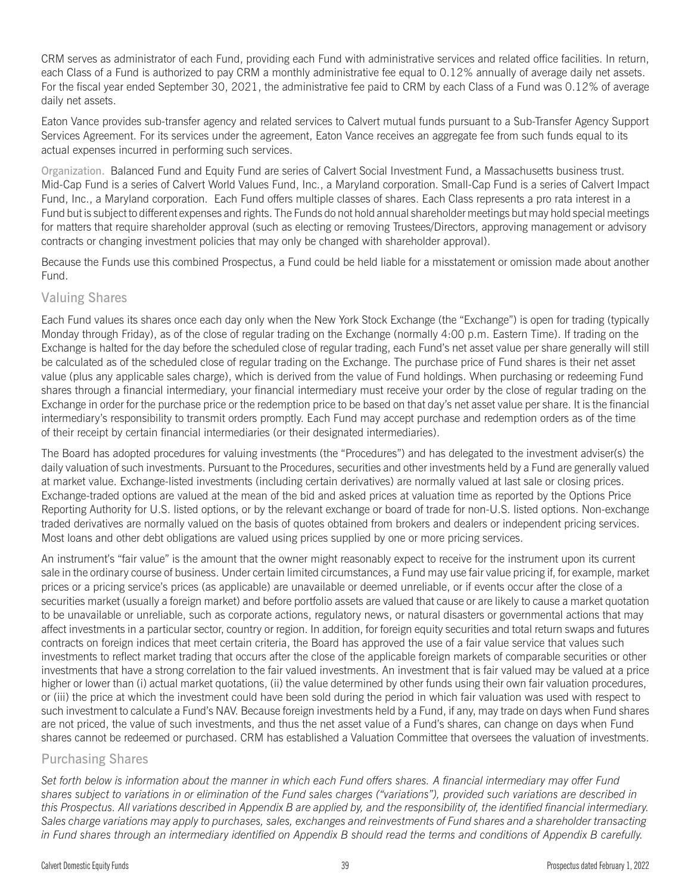CRM serves as administrator of each Fund, providing each Fund with administrative services and related office facilities. In return, each Class of a Fund is authorized to pay CRM a monthly administrative fee equal to 0.12% annually of average daily net assets. For the fiscal year ended September 30, 2021, the administrative fee paid to CRM by each Class of a Fund was 0.12% of average daily net assets.

Eaton Vance provides sub-transfer agency and related services to Calvert mutual funds pursuant to a Sub-Transfer Agency Support Services Agreement. For its services under the agreement, Eaton Vance receives an aggregate fee from such funds equal to its actual expenses incurred in performing such services.

Organization. Balanced Fund and Equity Fund are series of Calvert Social Investment Fund, a Massachusetts business trust. Mid-Cap Fund is a series of Calvert World Values Fund, Inc., a Maryland corporation. Small-Cap Fund is a series of Calvert Impact Fund, Inc., a Maryland corporation. Each Fund offers multiple classes of shares. Each Class represents a pro rata interest in a Fund but is subject to different expenses and rights. The Funds do not hold annual shareholder meetings but may hold special meetings for matters that require shareholder approval (such as electing or removing Trustees/Directors, approving management or advisory contracts or changing investment policies that may only be changed with shareholder approval).

Because the Funds use this combined Prospectus, a Fund could be held liable for a misstatement or omission made about another Fund.

## Valuing Shares

Each Fund values its shares once each day only when the New York Stock Exchange (the "Exchange") is open for trading (typically Monday through Friday), as of the close of regular trading on the Exchange (normally 4:00 p.m. Eastern Time). If trading on the Exchange is halted for the day before the scheduled close of regular trading, each Fund's net asset value per share generally will still be calculated as of the scheduled close of regular trading on the Exchange. The purchase price of Fund shares is their net asset value (plus any applicable sales charge), which is derived from the value of Fund holdings. When purchasing or redeeming Fund shares through a financial intermediary, your financial intermediary must receive your order by the close of regular trading on the Exchange in order for the purchase price or the redemption price to be based on that day's net asset value per share. It is the financial intermediary's responsibility to transmit orders promptly. Each Fund may accept purchase and redemption orders as of the time of their receipt by certain financial intermediaries (or their designated intermediaries).

The Board has adopted procedures for valuing investments (the "Procedures") and has delegated to the investment adviser(s) the daily valuation of such investments. Pursuant to the Procedures, securities and other investments held by a Fund are generally valued at market value. Exchange-listed investments (including certain derivatives) are normally valued at last sale or closing prices. Exchange-traded options are valued at the mean of the bid and asked prices at valuation time as reported by the Options Price Reporting Authority for U.S. listed options, or by the relevant exchange or board of trade for non-U.S. listed options. Non-exchange traded derivatives are normally valued on the basis of quotes obtained from brokers and dealers or independent pricing services. Most loans and other debt obligations are valued using prices supplied by one or more pricing services.

An instrument's "fair value" is the amount that the owner might reasonably expect to receive for the instrument upon its current sale in the ordinary course of business. Under certain limited circumstances, a Fund may use fair value pricing if, for example, market prices or a pricing service's prices (as applicable) are unavailable or deemed unreliable, or if events occur after the close of a securities market (usually a foreign market) and before portfolio assets are valued that cause or are likely to cause a market quotation to be unavailable or unreliable, such as corporate actions, regulatory news, or natural disasters or governmental actions that may affect investments in a particular sector, country or region. In addition, for foreign equity securities and total return swaps and futures contracts on foreign indices that meet certain criteria, the Board has approved the use of a fair value service that values such investments to reflect market trading that occurs after the close of the applicable foreign markets of comparable securities or other investments that have a strong correlation to the fair valued investments. An investment that is fair valued may be valued at a price higher or lower than (i) actual market quotations, (ii) the value determined by other funds using their own fair valuation procedures, or (iii) the price at which the investment could have been sold during the period in which fair valuation was used with respect to such investment to calculate a Fund's NAV. Because foreign investments held by a Fund, if any, may trade on days when Fund shares are not priced, the value of such investments, and thus the net asset value of a Fund's shares, can change on days when Fund shares cannot be redeemed or purchased. CRM has established a Valuation Committee that oversees the valuation of investments.

## Purchasing Shares

*Set forth below is information about the manner in which each Fund offers shares. A financial intermediary may offer Fund shares subject to variations in or elimination of the Fund sales charges ("variations"), provided such variations are described in this Prospectus. All variations described in Appendix B are applied by, and the responsibility of, the identified financial intermediary. Sales charge variations may apply to purchases, sales, exchanges and reinvestments of Fund shares and a shareholder transacting in Fund shares through an intermediary identified on Appendix B should read the terms and conditions of Appendix B carefully.*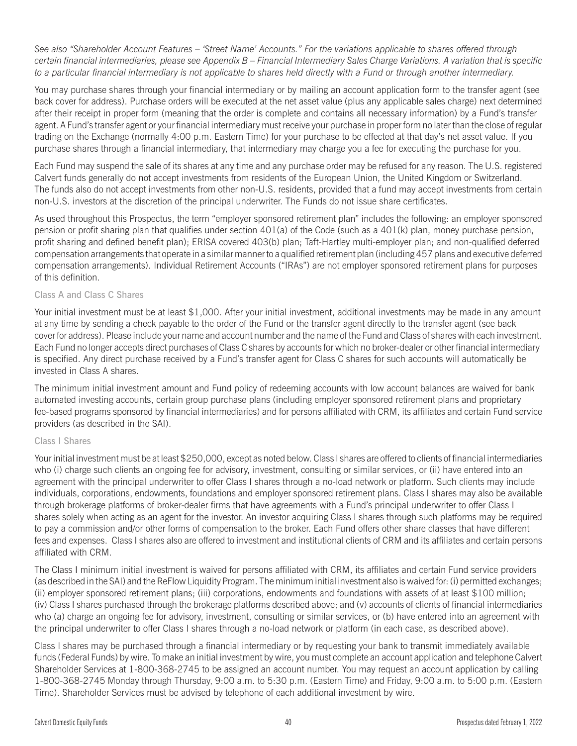*See also "Shareholder Account Features – 'Street Name' Accounts." For the variations applicable to shares offered through certain financial intermediaries, please see Appendix B – Financial Intermediary Sales Charge Variations. A variation that is specific to a particular financial intermediary is not applicable to shares held directly with a Fund or through another intermediary.*

You may purchase shares through your financial intermediary or by mailing an account application form to the transfer agent (see back cover for address). Purchase orders will be executed at the net asset value (plus any applicable sales charge) next determined after their receipt in proper form (meaning that the order is complete and contains all necessary information) by a Fund's transfer agent. A Fund's transfer agent or your financial intermediary must receive your purchase in proper form no later than the close of regular trading on the Exchange (normally 4:00 p.m. Eastern Time) for your purchase to be effected at that day's net asset value. If you purchase shares through a financial intermediary, that intermediary may charge you a fee for executing the purchase for you.

Each Fund may suspend the sale of its shares at any time and any purchase order may be refused for any reason. The U.S. registered Calvert funds generally do not accept investments from residents of the European Union, the United Kingdom or Switzerland. The funds also do not accept investments from other non-U.S. residents, provided that a fund may accept investments from certain non-U.S. investors at the discretion of the principal underwriter. The Funds do not issue share certificates.

As used throughout this Prospectus, the term "employer sponsored retirement plan" includes the following: an employer sponsored pension or profit sharing plan that qualifies under section 401(a) of the Code (such as a 401(k) plan, money purchase pension, profit sharing and defined benefit plan); ERISA covered 403(b) plan; Taft-Hartley multi-employer plan; and non-qualified deferred compensation arrangements that operate in a similar manner to a qualified retirement plan (including 457 plans and executive deferred compensation arrangements). Individual Retirement Accounts ("IRAs") are not employer sponsored retirement plans for purposes of this definition.

### Class A and Class C Shares

Your initial investment must be at least $1,000. After your initial investment, additional investments may be made in any amount at any time by sending a check payable to the order of the Fund or the transfer agent directly to the transfer agent (see back cover for address). Please include your name and account number and the name of the Fund and Class of shares with each investment. Each Fund no longer accepts direct purchases of Class C shares by accounts for which no broker-dealer or other financial intermediary is specified. Any direct purchase received by a Fund's transfer agent for Class C shares for such accounts will automatically be invested in Class A shares.

The minimum initial investment amount and Fund policy of redeeming accounts with low account balances are waived for bank automated investing accounts, certain group purchase plans (including employer sponsored retirement plans and proprietary fee-based programs sponsored by financial intermediaries) and for persons affiliated with CRM, its affiliates and certain Fund service providers (as described in the SAI).

### Class I Shares

Your initial investment must be at least $250,000, except as noted below. Class I shares are offered to clients of financial intermediaries who (i) charge such clients an ongoing fee for advisory, investment, consulting or similar services, or (ii) have entered into an agreement with the principal underwriter to offer Class I shares through a no-load network or platform. Such clients may include individuals, corporations, endowments, foundations and employer sponsored retirement plans. Class I shares may also be available through brokerage platforms of broker-dealer firms that have agreements with a Fund's principal underwriter to offer Class I shares solely when acting as an agent for the investor. An investor acquiring Class I shares through such platforms may be required to pay a commission and/or other forms of compensation to the broker. Each Fund offers other share classes that have different fees and expenses. Class I shares also are offered to investment and institutional clients of CRM and its affiliates and certain persons affiliated with CRM.

The Class I minimum initial investment is waived for persons affiliated with CRM, its affiliates and certain Fund service providers (as described in the SAI) and the ReFlow Liquidity Program. The minimum initial investment also is waived for: (i) permitted exchanges; (ii) employer sponsored retirement plans; (iii) corporations, endowments and foundations with assets of at least $100 million; (iv) Class I shares purchased through the brokerage platforms described above; and (v) accounts of clients of financial intermediaries who (a) charge an ongoing fee for advisory, investment, consulting or similar services, or (b) have entered into an agreement with the principal underwriter to offer Class I shares through a no-load network or platform (in each case, as described above).

Class I shares may be purchased through a financial intermediary or by requesting your bank to transmit immediately available funds (Federal Funds) by wire. To make an initial investment by wire, you must complete an account application and telephone Calvert Shareholder Services at 1-800-368-2745 to be assigned an account number. You may request an account application by calling 1-800-368-2745 Monday through Thursday, 9:00 a.m. to 5:30 p.m. (Eastern Time) and Friday, 9:00 a.m. to 5:00 p.m. (Eastern Time). Shareholder Services must be advised by telephone of each additional investment by wire.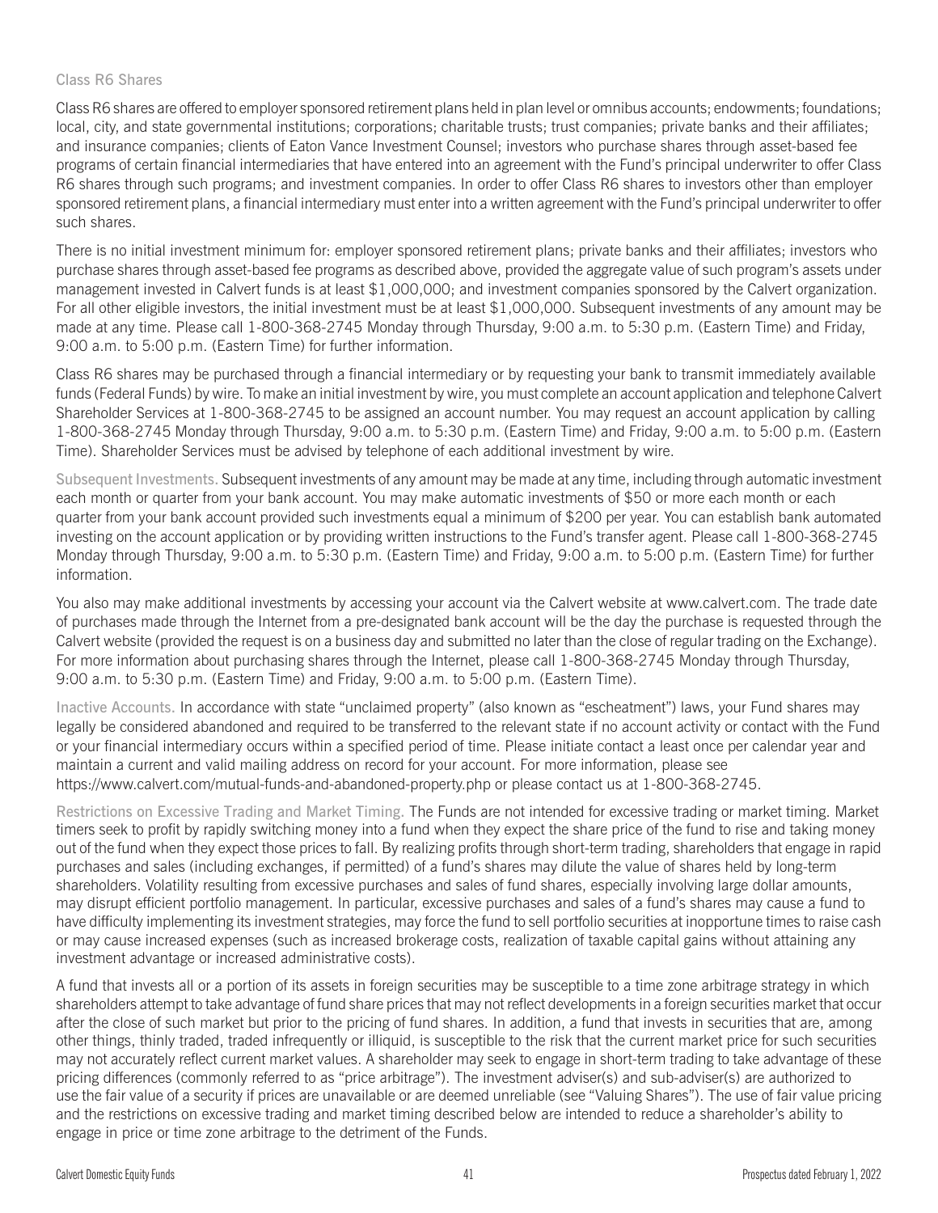### Class R6 Shares

Class R6 shares are offered to employer sponsored retirement plans held in plan level or omnibus accounts; endowments; foundations; local, city, and state governmental institutions; corporations; charitable trusts; trust companies; private banks and their affiliates; and insurance companies; clients of Eaton Vance Investment Counsel; investors who purchase shares through asset-based fee programs of certain financial intermediaries that have entered into an agreement with the Fund's principal underwriter to offer Class R6 shares through such programs; and investment companies. In order to offer Class R6 shares to investors other than employer sponsored retirement plans, a financial intermediary must enter into a written agreement with the Fund's principal underwriter to offer such shares.

There is no initial investment minimum for: employer sponsored retirement plans; private banks and their affiliates; investors who purchase shares through asset-based fee programs as described above, provided the aggregate value of such program's assets under management invested in Calvert funds is at least $1,000,000; and investment companies sponsored by the Calvert organization. For all other eligible investors, the initial investment must be at least $1,000,000. Subsequent investments of any amount may be made at any time. Please call 1-800-368-2745 Monday through Thursday, 9:00 a.m. to 5:30 p.m. (Eastern Time) and Friday, 9:00 a.m. to 5:00 p.m. (Eastern Time) for further information.

Class R6 shares may be purchased through a financial intermediary or by requesting your bank to transmit immediately available funds (Federal Funds) by wire. To make an initial investment by wire, you must complete an account application and telephone Calvert Shareholder Services at 1-800-368-2745 to be assigned an account number. You may request an account application by calling 1-800-368-2745 Monday through Thursday, 9:00 a.m. to 5:30 p.m. (Eastern Time) and Friday, 9:00 a.m. to 5:00 p.m. (Eastern Time). Shareholder Services must be advised by telephone of each additional investment by wire.

Subsequent Investments. Subsequent investments of any amount may be made at any time, including through automatic investment each month or quarter from your bank account. You may make automatic investments of $50 or more each month or each quarter from your bank account provided such investments equal a minimum of $200 per year. You can establish bank automated investing on the account application or by providing written instructions to the Fund's transfer agent. Please call 1-800-368-2745 Monday through Thursday, 9:00 a.m. to 5:30 p.m. (Eastern Time) and Friday, 9:00 a.m. to 5:00 p.m. (Eastern Time) for further information.

You also may make additional investments by accessing your account via the Calvert website at www.calvert.com. The trade date of purchases made through the Internet from a pre-designated bank account will be the day the purchase is requested through the Calvert website (provided the request is on a business day and submitted no later than the close of regular trading on the Exchange). For more information about purchasing shares through the Internet, please call 1-800-368-2745 Monday through Thursday, 9:00 a.m. to 5:30 p.m. (Eastern Time) and Friday, 9:00 a.m. to 5:00 p.m. (Eastern Time).

Inactive Accounts. In accordance with state "unclaimed property" (also known as "escheatment") laws, your Fund shares may legally be considered abandoned and required to be transferred to the relevant state if no account activity or contact with the Fund or your financial intermediary occurs within a specified period of time. Please initiate contact a least once per calendar year and maintain a current and valid mailing address on record for your account. For more information, please see https://www.calvert.com/mutual-funds-and-abandoned-property.php or please contact us at 1-800-368-2745.

Restrictions on Excessive Trading and Market Timing. The Funds are not intended for excessive trading or market timing. Market timers seek to profit by rapidly switching money into a fund when they expect the share price of the fund to rise and taking money out of the fund when they expect those prices to fall. By realizing profits through short-term trading, shareholders that engage in rapid purchases and sales (including exchanges, if permitted) of a fund's shares may dilute the value of shares held by long-term shareholders. Volatility resulting from excessive purchases and sales of fund shares, especially involving large dollar amounts, may disrupt efficient portfolio management. In particular, excessive purchases and sales of a fund's shares may cause a fund to have difficulty implementing its investment strategies, may force the fund to sell portfolio securities at inopportune times to raise cash or may cause increased expenses (such as increased brokerage costs, realization of taxable capital gains without attaining any investment advantage or increased administrative costs).

A fund that invests all or a portion of its assets in foreign securities may be susceptible to a time zone arbitrage strategy in which shareholders attempt to take advantage of fund share prices that may not reflect developments in a foreign securities market that occur after the close of such market but prior to the pricing of fund shares. In addition, a fund that invests in securities that are, among other things, thinly traded, traded infrequently or illiquid, is susceptible to the risk that the current market price for such securities may not accurately reflect current market values. A shareholder may seek to engage in short-term trading to take advantage of these pricing differences (commonly referred to as "price arbitrage"). The investment adviser(s) and sub-adviser(s) are authorized to use the fair value of a security if prices are unavailable or are deemed unreliable (see "Valuing Shares"). The use of fair value pricing and the restrictions on excessive trading and market timing described below are intended to reduce a shareholder's ability to engage in price or time zone arbitrage to the detriment of the Funds.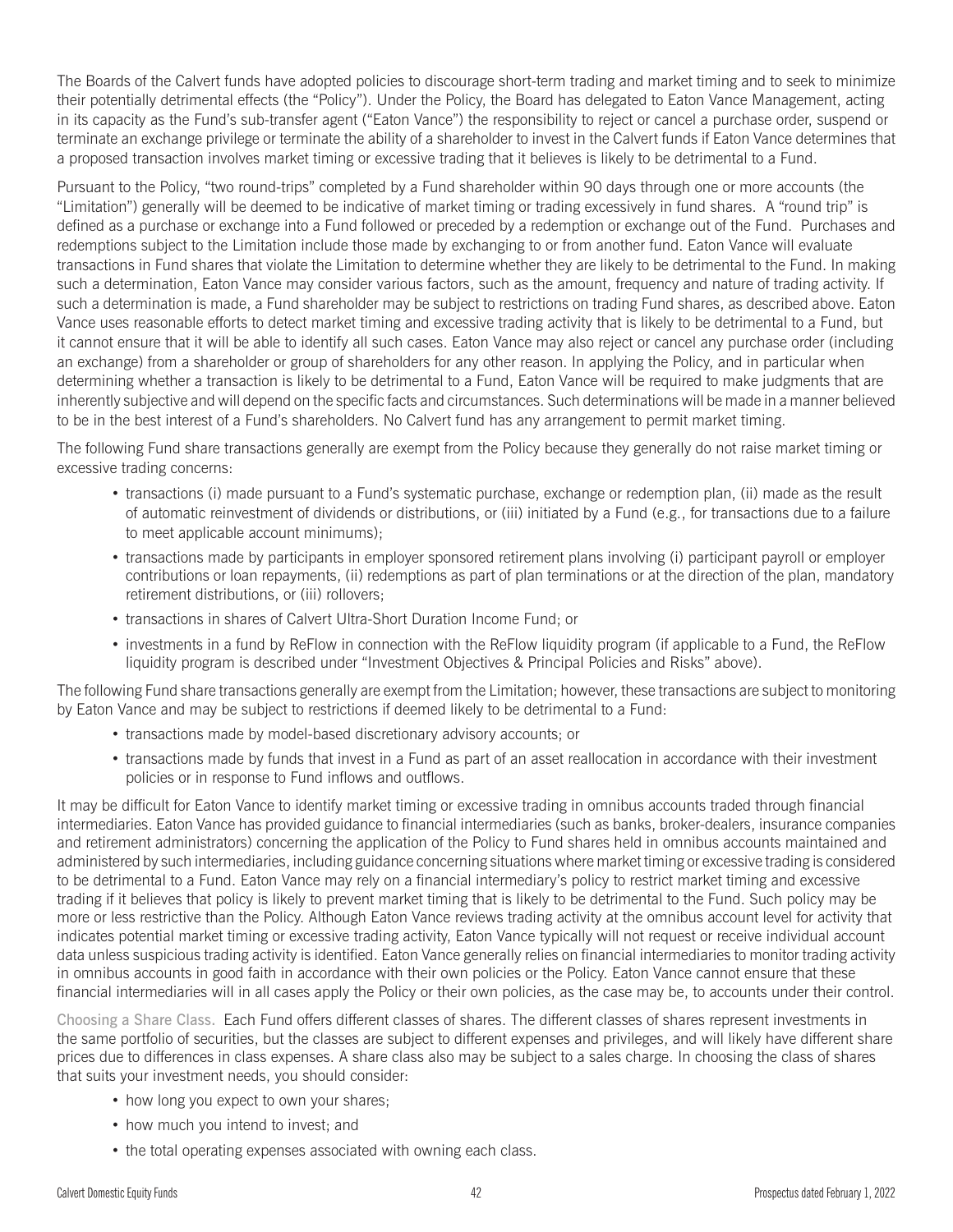The Boards of the Calvert funds have adopted policies to discourage short-term trading and market timing and to seek to minimize their potentially detrimental effects (the "Policy"). Under the Policy, the Board has delegated to Eaton Vance Management, acting in its capacity as the Fund's sub-transfer agent ("Eaton Vance") the responsibility to reject or cancel a purchase order, suspend or terminate an exchange privilege or terminate the ability of a shareholder to invest in the Calvert funds if Eaton Vance determines that a proposed transaction involves market timing or excessive trading that it believes is likely to be detrimental to a Fund.

Pursuant to the Policy, "two round-trips" completed by a Fund shareholder within 90 days through one or more accounts (the "Limitation") generally will be deemed to be indicative of market timing or trading excessively in fund shares. A "round trip" is defined as a purchase or exchange into a Fund followed or preceded by a redemption or exchange out of the Fund. Purchases and redemptions subject to the Limitation include those made by exchanging to or from another fund. Eaton Vance will evaluate transactions in Fund shares that violate the Limitation to determine whether they are likely to be detrimental to the Fund. In making such a determination, Eaton Vance may consider various factors, such as the amount, frequency and nature of trading activity. If such a determination is made, a Fund shareholder may be subject to restrictions on trading Fund shares, as described above. Eaton Vance uses reasonable efforts to detect market timing and excessive trading activity that is likely to be detrimental to a Fund, but it cannot ensure that it will be able to identify all such cases. Eaton Vance may also reject or cancel any purchase order (including an exchange) from a shareholder or group of shareholders for any other reason. In applying the Policy, and in particular when determining whether a transaction is likely to be detrimental to a Fund, Eaton Vance will be required to make judgments that are inherently subjective and will depend on the specific facts and circumstances. Such determinations will be made in a manner believed to be in the best interest of a Fund's shareholders. No Calvert fund has any arrangement to permit market timing.

The following Fund share transactions generally are exempt from the Policy because they generally do not raise market timing or excessive trading concerns:

- transactions (i) made pursuant to a Fund's systematic purchase, exchange or redemption plan, (ii) made as the result of automatic reinvestment of dividends or distributions, or (iii) initiated by a Fund (e.g., for transactions due to a failure to meet applicable account minimums);
- transactions made by participants in employer sponsored retirement plans involving (i) participant payroll or employer contributions or loan repayments, (ii) redemptions as part of plan terminations or at the direction of the plan, mandatory retirement distributions, or (iii) rollovers;
- transactions in shares of Calvert Ultra-Short Duration Income Fund; or
- investments in a fund by ReFlow in connection with the ReFlow liquidity program (if applicable to a Fund, the ReFlow liquidity program is described under "Investment Objectives & Principal Policies and Risks" above).

The following Fund share transactions generally are exempt from the Limitation; however, these transactions are subject to monitoring by Eaton Vance and may be subject to restrictions if deemed likely to be detrimental to a Fund:

- transactions made by model-based discretionary advisory accounts; or
- transactions made by funds that invest in a Fund as part of an asset reallocation in accordance with their investment policies or in response to Fund inflows and outflows.

It may be difficult for Eaton Vance to identify market timing or excessive trading in omnibus accounts traded through financial intermediaries. Eaton Vance has provided guidance to financial intermediaries (such as banks, broker-dealers, insurance companies and retirement administrators) concerning the application of the Policy to Fund shares held in omnibus accounts maintained and administered by such intermediaries, including guidance concerning situations where market timing or excessive trading is considered to be detrimental to a Fund. Eaton Vance may rely on a financial intermediary's policy to restrict market timing and excessive trading if it believes that policy is likely to prevent market timing that is likely to be detrimental to the Fund. Such policy may be more or less restrictive than the Policy. Although Eaton Vance reviews trading activity at the omnibus account level for activity that indicates potential market timing or excessive trading activity, Eaton Vance typically will not request or receive individual account data unless suspicious trading activity is identified. Eaton Vance generally relies on financial intermediaries to monitor trading activity in omnibus accounts in good faith in accordance with their own policies or the Policy. Eaton Vance cannot ensure that these financial intermediaries will in all cases apply the Policy or their own policies, as the case may be, to accounts under their control.

Choosing a Share Class. Each Fund offers different classes of shares. The different classes of shares represent investments in the same portfolio of securities, but the classes are subject to different expenses and privileges, and will likely have different share prices due to differences in class expenses. A share class also may be subject to a sales charge. In choosing the class of shares that suits your investment needs, you should consider:

- how long you expect to own your shares;
- how much you intend to invest; and
- the total operating expenses associated with owning each class.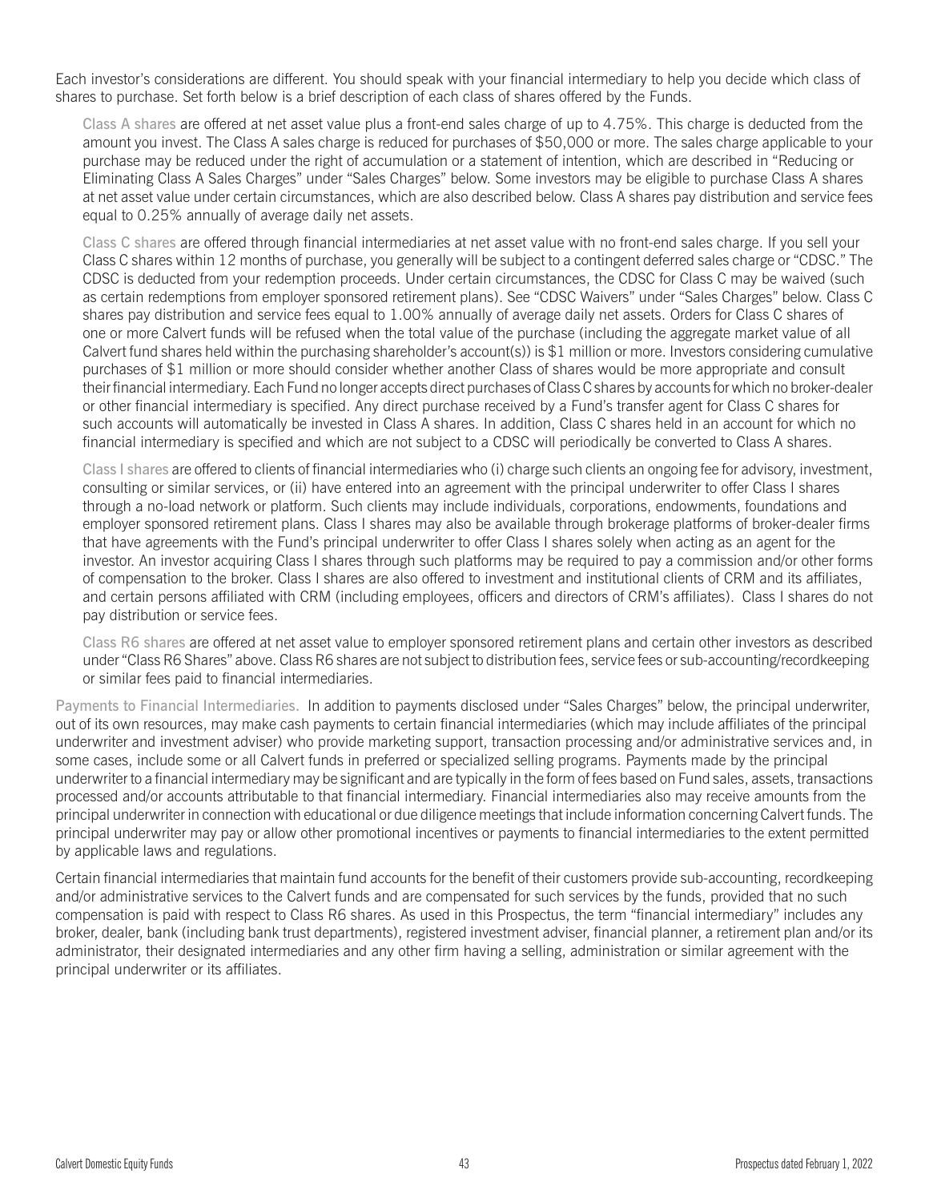Each investor's considerations are different. You should speak with your financial intermediary to help you decide which class of shares to purchase. Set forth below is a brief description of each class of shares offered by the Funds.

Class A shares are offered at net asset value plus a front-end sales charge of up to 4.75%. This charge is deducted from the amount you invest. The Class A sales charge is reduced for purchases of $50,000 or more. The sales charge applicable to your purchase may be reduced under the right of accumulation or a statement of intention, which are described in "Reducing or Eliminating Class A Sales Charges" under "Sales Charges" below. Some investors may be eligible to purchase Class A shares at net asset value under certain circumstances, which are also described below. Class A shares pay distribution and service fees equal to 0.25% annually of average daily net assets.

Class C shares are offered through financial intermediaries at net asset value with no front-end sales charge. If you sell your Class C shares within 12 months of purchase, you generally will be subject to a contingent deferred sales charge or "CDSC." The CDSC is deducted from your redemption proceeds. Under certain circumstances, the CDSC for Class C may be waived (such as certain redemptions from employer sponsored retirement plans). See "CDSC Waivers" under "Sales Charges" below. Class C shares pay distribution and service fees equal to 1.00% annually of average daily net assets. Orders for Class C shares of one or more Calvert funds will be refused when the total value of the purchase (including the aggregate market value of all Calvert fund shares held within the purchasing shareholder's account(s)) is $1 million or more. Investors considering cumulative purchases of $1 million or more should consider whether another Class of shares would be more appropriate and consult their financial intermediary. Each Fund no longer accepts direct purchases of Class C shares by accounts for which no broker-dealer or other financial intermediary is specified. Any direct purchase received by a Fund's transfer agent for Class C shares for such accounts will automatically be invested in Class A shares. In addition, Class C shares held in an account for which no financial intermediary is specified and which are not subject to a CDSC will periodically be converted to Class A shares.

Class I shares are offered to clients of financial intermediaries who (i) charge such clients an ongoing fee for advisory, investment, consulting or similar services, or (ii) have entered into an agreement with the principal underwriter to offer Class I shares through a no-load network or platform. Such clients may include individuals, corporations, endowments, foundations and employer sponsored retirement plans. Class I shares may also be available through brokerage platforms of broker-dealer firms that have agreements with the Fund's principal underwriter to offer Class I shares solely when acting as an agent for the investor. An investor acquiring Class I shares through such platforms may be required to pay a commission and/or other forms of compensation to the broker. Class I shares are also offered to investment and institutional clients of CRM and its affiliates, and certain persons affiliated with CRM (including employees, officers and directors of CRM's affiliates). Class I shares do not pay distribution or service fees.

Class R6 shares are offered at net asset value to employer sponsored retirement plans and certain other investors as described under "Class R6 Shares" above. Class R6 shares are not subject to distribution fees, service fees or sub-accounting/recordkeeping or similar fees paid to financial intermediaries.

Payments to Financial Intermediaries. In addition to payments disclosed under "Sales Charges" below, the principal underwriter, out of its own resources, may make cash payments to certain financial intermediaries (which may include affiliates of the principal underwriter and investment adviser) who provide marketing support, transaction processing and/or administrative services and, in some cases, include some or all Calvert funds in preferred or specialized selling programs. Payments made by the principal underwriter to a financial intermediary may be significant and are typically in the form of fees based on Fund sales, assets, transactions processed and/or accounts attributable to that financial intermediary. Financial intermediaries also may receive amounts from the principal underwriter in connection with educational or due diligence meetings that include information concerning Calvert funds. The principal underwriter may pay or allow other promotional incentives or payments to financial intermediaries to the extent permitted by applicable laws and regulations.

Certain financial intermediaries that maintain fund accounts for the benefit of their customers provide sub-accounting, recordkeeping and/or administrative services to the Calvert funds and are compensated for such services by the funds, provided that no such compensation is paid with respect to Class R6 shares. As used in this Prospectus, the term "financial intermediary" includes any broker, dealer, bank (including bank trust departments), registered investment adviser, financial planner, a retirement plan and/or its administrator, their designated intermediaries and any other firm having a selling, administration or similar agreement with the principal underwriter or its affiliates.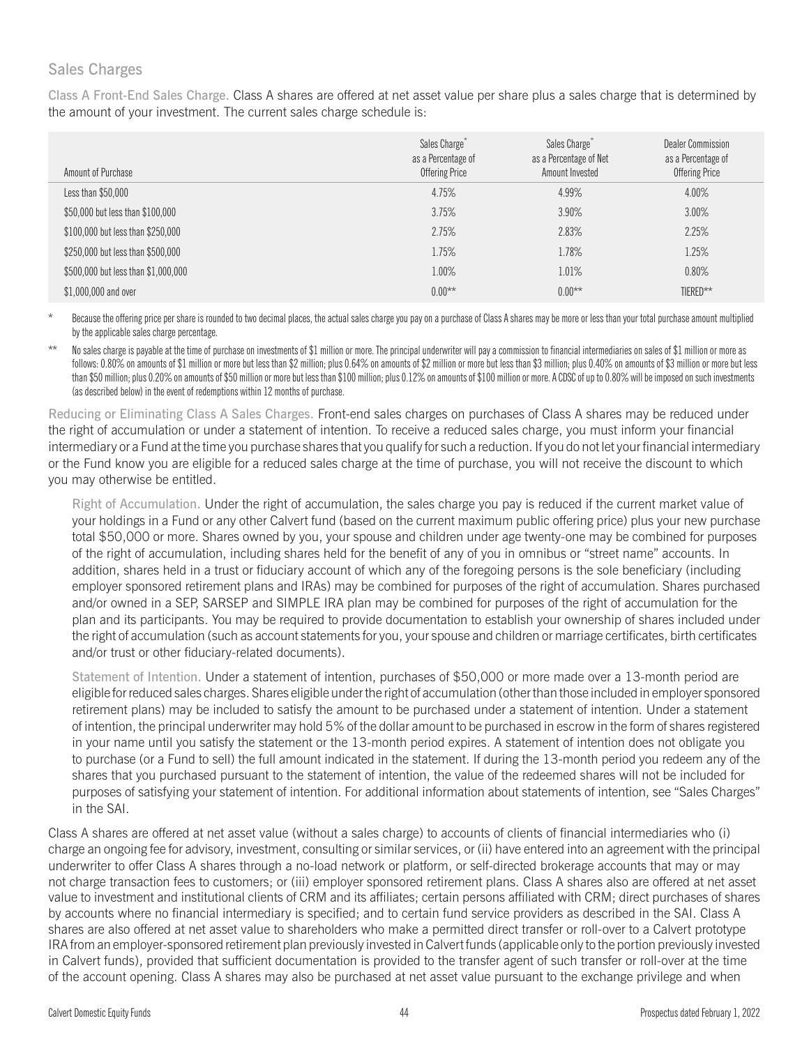## Sales Charges

Class A Front-End Sales Charge. Class A shares are offered at net asset value per share plus a sales charge that is determined by the amount of your investment. The current sales charge schedule is:

| Amount of Purchase | Sales Charge* as a Percentage of Offering Price | Sales Charge* as a Percentage of Net Amount Invested | Dealer Commission as a Percentage of Offering Price |
|---|---|---|---|
| Less than $50,000 | 4.75% | 4.99% | 4.00% |
| $50,000 but less than $100,000 | 3.75% | 3.90% | 3.00% |
| $100,000 but less than $250,000 | 2.75% | 2.83% | 2.25% |
| $250,000 but less than $500,000 | 1.75% | 1.78% | 1.25% |
| $500,000 but less than $1,000,000 | 1.00% | 1.01% | 0.80% |
| $1,000,000 and over | 0.00** | 0.00** | TIERED** |

\* Because the offering price per share is rounded to two decimal places, the actual sales charge you pay on a purchase of Class A shares may be more or less than your total purchase amount multiplied by the applicable sales charge percentage.

\*\* No sales charge is payable at the time of purchase on investments of $1 million or more. The principal underwriter will pay a commission to financial intermediaries on sales of $1 million or more as follows: 0.80% on amounts of $1 million or more but less than $2 million; plus 0.64% on amounts of $2 million or more but less than $3 million; plus 0.40% on amounts of $3 million or more but less than $50 million; plus 0.20% on amounts of $50 million or more but less than $100 million; plus 0.12% on amounts of $100 million or more. A CDSC of up to 0.80% will be imposed on such investments (as described below) in the event of redemptions within 12 months of purchase.

Reducing or Eliminating Class A Sales Charges. Front-end sales charges on purchases of Class A shares may be reduced under the right of accumulation or under a statement of intention. To receive a reduced sales charge, you must inform your financial intermediary or a Fund at the time you purchase shares that you qualify for such a reduction. If you do not let your financial intermediary or the Fund know you are eligible for a reduced sales charge at the time of purchase, you will not receive the discount to which you may otherwise be entitled.

Right of Accumulation. Under the right of accumulation, the sales charge you pay is reduced if the current market value of your holdings in a Fund or any other Calvert fund (based on the current maximum public offering price) plus your new purchase total $50,000 or more. Shares owned by you, your spouse and children under age twenty-one may be combined for purposes of the right of accumulation, including shares held for the benefit of any of you in omnibus or "street name" accounts. In addition, shares held in a trust or fiduciary account of which any of the foregoing persons is the sole beneficiary (including employer sponsored retirement plans and IRAs) may be combined for purposes of the right of accumulation. Shares purchased and/or owned in a SEP, SARSEP and SIMPLE IRA plan may be combined for purposes of the right of accumulation for the plan and its participants. You may be required to provide documentation to establish your ownership of shares included under the right of accumulation (such as account statements for you, your spouse and children or marriage certificates, birth certificates and/or trust or other fiduciary-related documents).

Statement of Intention. Under a statement of intention, purchases of $50,000 or more made over a 13-month period are eligible for reduced sales charges. Shares eligible under the right of accumulation (other than those included in employer sponsored retirement plans) may be included to satisfy the amount to be purchased under a statement of intention. Under a statement of intention, the principal underwriter may hold 5% of the dollar amount to be purchased in escrow in the form of shares registered in your name until you satisfy the statement or the 13-month period expires. A statement of intention does not obligate you to purchase (or a Fund to sell) the full amount indicated in the statement. If during the 13-month period you redeem any of the shares that you purchased pursuant to the statement of intention, the value of the redeemed shares will not be included for purposes of satisfying your statement of intention. For additional information about statements of intention, see "Sales Charges" in the SAI.

Class A shares are offered at net asset value (without a sales charge) to accounts of clients of financial intermediaries who (i) charge an ongoing fee for advisory, investment, consulting or similar services, or (ii) have entered into an agreement with the principal underwriter to offer Class A shares through a no-load network or platform, or self-directed brokerage accounts that may or may not charge transaction fees to customers; or (iii) employer sponsored retirement plans. Class A shares also are offered at net asset value to investment and institutional clients of CRM and its affiliates; certain persons affiliated with CRM; direct purchases of shares by accounts where no financial intermediary is specified; and to certain fund service providers as described in the SAI. Class A shares are also offered at net asset value to shareholders who make a permitted direct transfer or roll-over to a Calvert prototype IRA from an employer-sponsored retirement plan previously invested in Calvert funds (applicable only to the portion previously invested in Calvert funds), provided that sufficient documentation is provided to the transfer agent of such transfer or roll-over at the time of the account opening. Class A shares may also be purchased at net asset value pursuant to the exchange privilege and when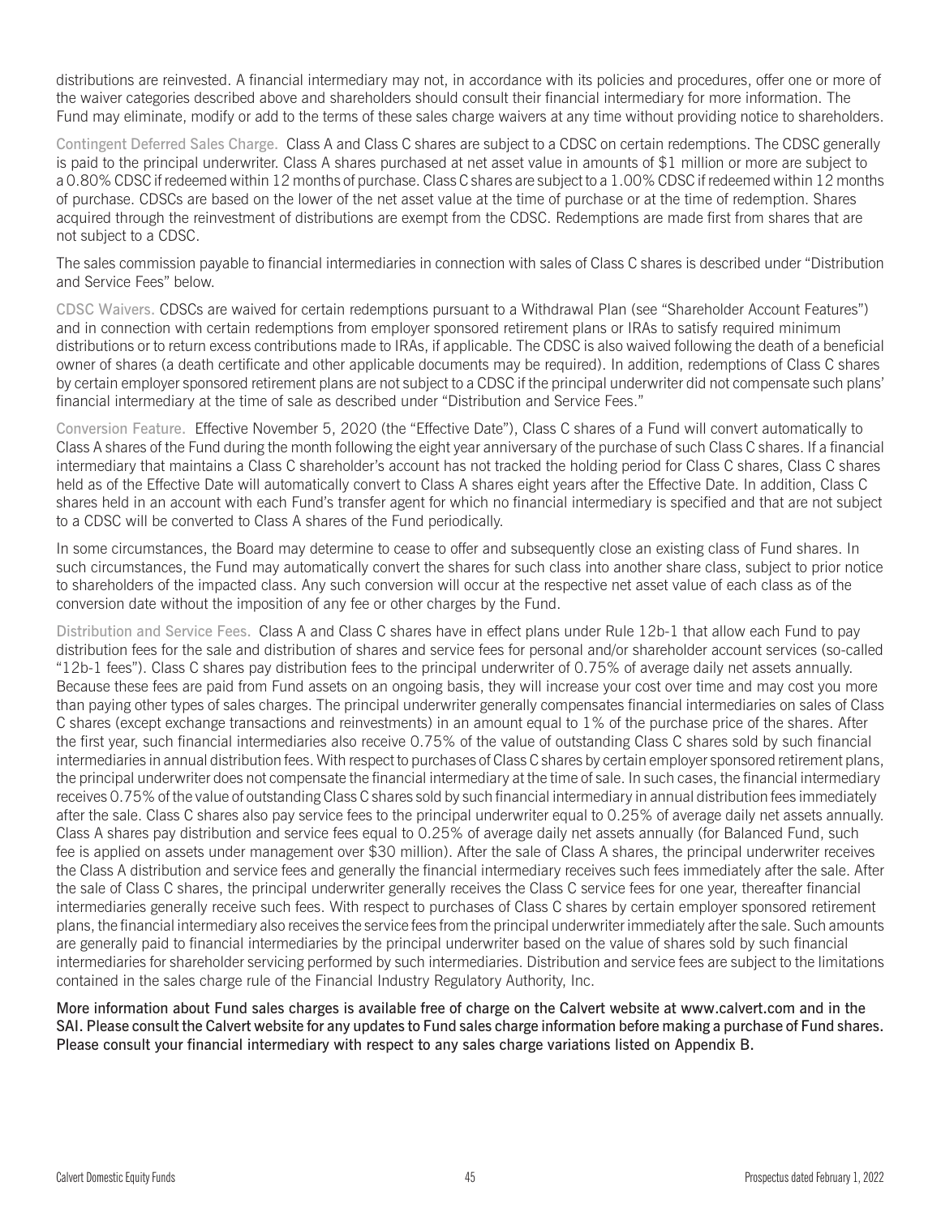distributions are reinvested. A financial intermediary may not, in accordance with its policies and procedures, offer one or more of the waiver categories described above and shareholders should consult their financial intermediary for more information. The Fund may eliminate, modify or add to the terms of these sales charge waivers at any time without providing notice to shareholders.

Contingent Deferred Sales Charge. Class A and Class C shares are subject to a CDSC on certain redemptions. The CDSC generally is paid to the principal underwriter. Class A shares purchased at net asset value in amounts of $1 million or more are subject to a 0.80% CDSC if redeemed within 12 months of purchase. Class C shares are subject to a 1.00% CDSC if redeemed within 12 months of purchase. CDSCs are based on the lower of the net asset value at the time of purchase or at the time of redemption. Shares acquired through the reinvestment of distributions are exempt from the CDSC. Redemptions are made first from shares that are not subject to a CDSC.

The sales commission payable to financial intermediaries in connection with sales of Class C shares is described under "Distribution and Service Fees" below.

CDSC Waivers. CDSCs are waived for certain redemptions pursuant to a Withdrawal Plan (see "Shareholder Account Features") and in connection with certain redemptions from employer sponsored retirement plans or IRAs to satisfy required minimum distributions or to return excess contributions made to IRAs, if applicable. The CDSC is also waived following the death of a beneficial owner of shares (a death certificate and other applicable documents may be required). In addition, redemptions of Class C shares by certain employer sponsored retirement plans are not subject to a CDSC if the principal underwriter did not compensate such plans' financial intermediary at the time of sale as described under "Distribution and Service Fees."

Conversion Feature. Effective November 5, 2020 (the "Effective Date"), Class C shares of a Fund will convert automatically to Class A shares of the Fund during the month following the eight year anniversary of the purchase of such Class C shares. If a financial intermediary that maintains a Class C shareholder's account has not tracked the holding period for Class C shares, Class C shares held as of the Effective Date will automatically convert to Class A shares eight years after the Effective Date. In addition, Class C shares held in an account with each Fund's transfer agent for which no financial intermediary is specified and that are not subject to a CDSC will be converted to Class A shares of the Fund periodically.

In some circumstances, the Board may determine to cease to offer and subsequently close an existing class of Fund shares. In such circumstances, the Fund may automatically convert the shares for such class into another share class, subject to prior notice to shareholders of the impacted class. Any such conversion will occur at the respective net asset value of each class as of the conversion date without the imposition of any fee or other charges by the Fund.

Distribution and Service Fees. Class A and Class C shares have in effect plans under Rule 12b-1 that allow each Fund to pay distribution fees for the sale and distribution of shares and service fees for personal and/or shareholder account services (so-called "12b-1 fees"). Class C shares pay distribution fees to the principal underwriter of 0.75% of average daily net assets annually. Because these fees are paid from Fund assets on an ongoing basis, they will increase your cost over time and may cost you more than paying other types of sales charges. The principal underwriter generally compensates financial intermediaries on sales of Class C shares (except exchange transactions and reinvestments) in an amount equal to 1% of the purchase price of the shares. After the first year, such financial intermediaries also receive 0.75% of the value of outstanding Class C shares sold by such financial intermediaries in annual distribution fees. With respect to purchases of Class C shares by certain employer sponsored retirement plans, the principal underwriter does not compensate the financial intermediary at the time of sale. In such cases, the financial intermediary receives 0.75% of the value of outstanding Class C shares sold by such financial intermediary in annual distribution fees immediately after the sale. Class C shares also pay service fees to the principal underwriter equal to 0.25% of average daily net assets annually. Class A shares pay distribution and service fees equal to 0.25% of average daily net assets annually (for Balanced Fund, such fee is applied on assets under management over $30 million). After the sale of Class A shares, the principal underwriter receives the Class A distribution and service fees and generally the financial intermediary receives such fees immediately after the sale. After the sale of Class C shares, the principal underwriter generally receives the Class C service fees for one year, thereafter financial intermediaries generally receive such fees. With respect to purchases of Class C shares by certain employer sponsored retirement plans, the financial intermediary also receives the service fees from the principal underwriter immediately after the sale. Such amounts are generally paid to financial intermediaries by the principal underwriter based on the value of shares sold by such financial intermediaries for shareholder servicing performed by such intermediaries. Distribution and service fees are subject to the limitations contained in the sales charge rule of the Financial Industry Regulatory Authority, Inc.

**More information about Fund sales charges is available free of charge on the Calvert website at www.calvert.com and in the SAI. Please consult the Calvert website for any updates to Fund sales charge information before making a purchase of Fund shares. Please consult your financial intermediary with respect to any sales charge variations listed on Appendix B.**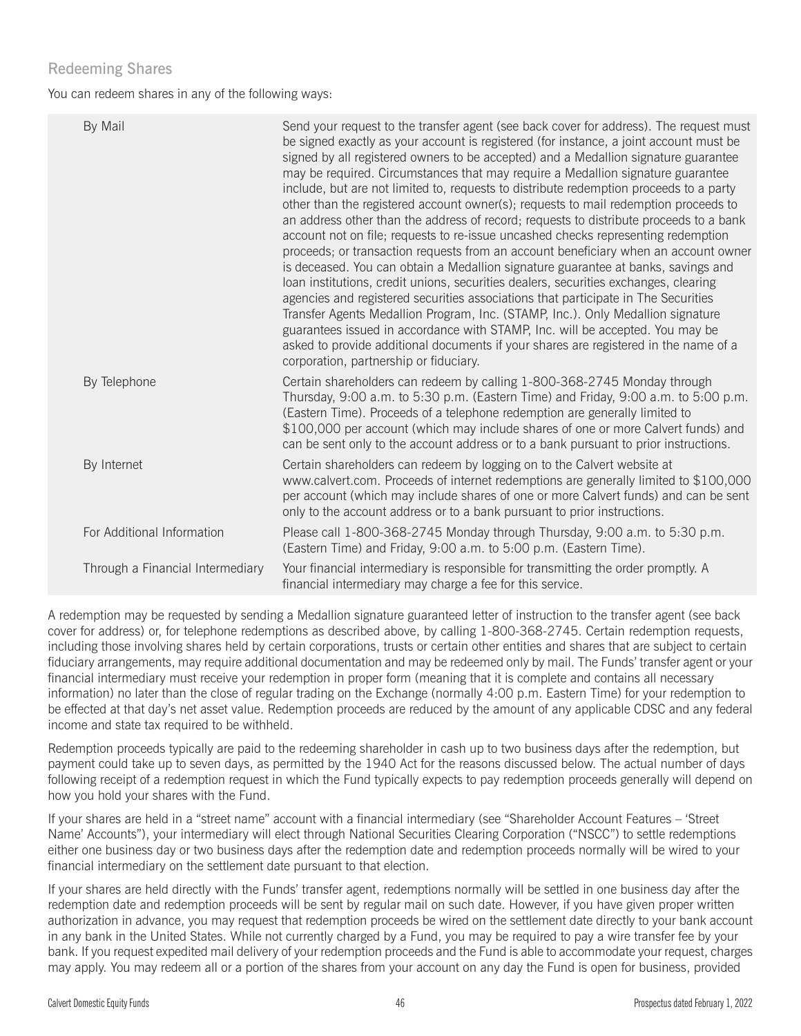## Redeeming Shares

You can redeem shares in any of the following ways:

| | |
|---|---|
| By Mail | Send your request to the transfer agent (see back cover for address). The request must be signed exactly as your account is registered (for instance, a joint account must be signed by all registered owners to be accepted) and a Medallion signature guarantee may be required. Circumstances that may require a Medallion signature guarantee include, but are not limited to, requests to distribute redemption proceeds to a party other than the registered account owner(s); requests to mail redemption proceeds to an address other than the address of record; requests to distribute proceeds to a bank account not on file; requests to re-issue uncashed checks representing redemption proceeds; or transaction requests from an account beneficiary when an account owner is deceased. You can obtain a Medallion signature guarantee at banks, savings and loan institutions, credit unions, securities dealers, securities exchanges, clearing agencies and registered securities associations that participate in The Securities Transfer Agents Medallion Program, Inc. (STAMP, Inc.). Only Medallion signature guarantees issued in accordance with STAMP, Inc. will be accepted. You may be asked to provide additional documents if your shares are registered in the name of a corporation, partnership or fiduciary. |
| By Telephone | Certain shareholders can redeem by calling 1-800-368-2745 Monday through Thursday, 9:00 a.m. to 5:30 p.m. (Eastern Time) and Friday, 9:00 a.m. to 5:00 p.m. (Eastern Time). Proceeds of a telephone redemption are generally limited to $100,000 per account (which may include shares of one or more Calvert funds) and can be sent only to the account address or to a bank pursuant to prior instructions. |
| By Internet | Certain shareholders can redeem by logging on to the Calvert website at www.calvert.com. Proceeds of internet redemptions are generally limited to $100,000 per account (which may include shares of one or more Calvert funds) and can be sent only to the account address or to a bank pursuant to prior instructions. |
| For Additional Information | Please call 1-800-368-2745 Monday through Thursday, 9:00 a.m. to 5:30 p.m. (Eastern Time) and Friday, 9:00 a.m. to 5:00 p.m. (Eastern Time). |
| Through a Financial Intermediary | Your financial intermediary is responsible for transmitting the order promptly. A financial intermediary may charge a fee for this service. |

A redemption may be requested by sending a Medallion signature guaranteed letter of instruction to the transfer agent (see back cover for address) or, for telephone redemptions as described above, by calling 1-800-368-2745. Certain redemption requests, including those involving shares held by certain corporations, trusts or certain other entities and shares that are subject to certain fiduciary arrangements, may require additional documentation and may be redeemed only by mail. The Funds' transfer agent or your financial intermediary must receive your redemption in proper form (meaning that it is complete and contains all necessary information) no later than the close of regular trading on the Exchange (normally 4:00 p.m. Eastern Time) for your redemption to be effected at that day's net asset value. Redemption proceeds are reduced by the amount of any applicable CDSC and any federal income and state tax required to be withheld.

Redemption proceeds typically are paid to the redeeming shareholder in cash up to two business days after the redemption, but payment could take up to seven days, as permitted by the 1940 Act for the reasons discussed below. The actual number of days following receipt of a redemption request in which the Fund typically expects to pay redemption proceeds generally will depend on how you hold your shares with the Fund.

If your shares are held in a "street name" account with a financial intermediary (see "Shareholder Account Features – 'Street Name' Accounts"), your intermediary will elect through National Securities Clearing Corporation ("NSCC") to settle redemptions either one business day or two business days after the redemption date and redemption proceeds normally will be wired to your financial intermediary on the settlement date pursuant to that election.

If your shares are held directly with the Funds' transfer agent, redemptions normally will be settled in one business day after the redemption date and redemption proceeds will be sent by regular mail on such date. However, if you have given proper written authorization in advance, you may request that redemption proceeds be wired on the settlement date directly to your bank account in any bank in the United States. While not currently charged by a Fund, you may be required to pay a wire transfer fee by your bank. If you request expedited mail delivery of your redemption proceeds and the Fund is able to accommodate your request, charges may apply. You may redeem all or a portion of the shares from your account on any day the Fund is open for business, provided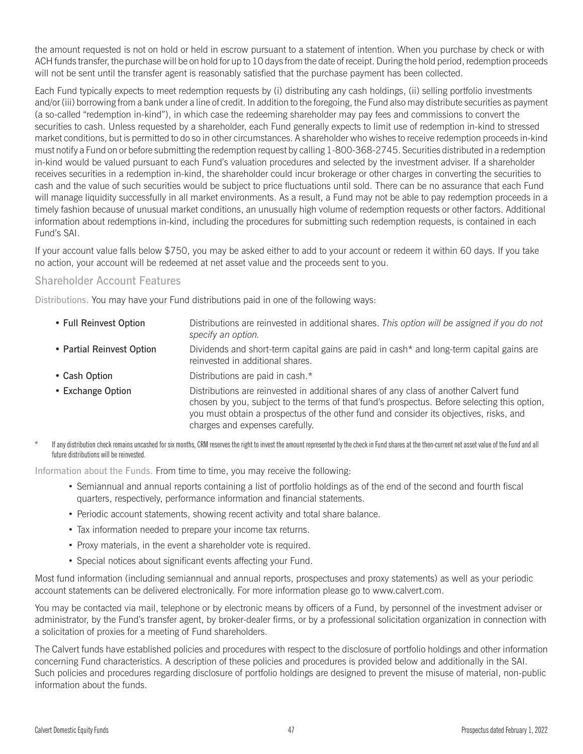the amount requested is not on hold or held in escrow pursuant to a statement of intention. When you purchase by check or with ACH funds transfer, the purchase will be on hold for up to 10 days from the date of receipt. During the hold period, redemption proceeds will not be sent until the transfer agent is reasonably satisfied that the purchase payment has been collected.

Each Fund typically expects to meet redemption requests by (i) distributing any cash holdings, (ii) selling portfolio investments and/or (iii) borrowing from a bank under a line of credit. In addition to the foregoing, the Fund also may distribute securities as payment (a so-called "redemption in-kind"), in which case the redeeming shareholder may pay fees and commissions to convert the securities to cash. Unless requested by a shareholder, each Fund generally expects to limit use of redemption in-kind to stressed market conditions, but is permitted to do so in other circumstances. A shareholder who wishes to receive redemption proceeds in-kind must notify a Fund on or before submitting the redemption request by calling 1-800-368-2745. Securities distributed in a redemption in-kind would be valued pursuant to each Fund's valuation procedures and selected by the investment adviser. If a shareholder receives securities in a redemption in-kind, the shareholder could incur brokerage or other charges in converting the securities to cash and the value of such securities would be subject to price fluctuations until sold. There can be no assurance that each Fund will manage liquidity successfully in all market environments. As a result, a Fund may not be able to pay redemption proceeds in a timely fashion because of unusual market conditions, an unusually high volume of redemption requests or other factors. Additional information about redemptions in-kind, including the procedures for submitting such redemption requests, is contained in each Fund's SAI.

If your account value falls below $750, you may be asked either to add to your account or redeem it within 60 days. If you take no action, your account will be redeemed at net asset value and the proceeds sent to you.

## Shareholder Account Features

Distributions. You may have your Fund distributions paid in one of the following ways:

- **Full Reinvest Option** — Distributions are reinvested in additional shares. *This option will be assigned if you do not specify an option.*
- **Partial Reinvest Option** — Dividends and short-term capital gains are paid in cash* and long-term capital gains are reinvested in additional shares.
- **Cash Option** — Distributions are paid in cash.*
- **Exchange Option** — Distributions are reinvested in additional shares of any class of another Calvert fund chosen by you, subject to the terms of that fund's prospectus. Before selecting this option, you must obtain a prospectus of the other fund and consider its objectives, risks, and charges and expenses carefully.

\* If any distribution check remains uncashed for six months, CRM reserves the right to invest the amount represented by the check in Fund shares at the then-current net asset value of the Fund and all future distributions will be reinvested.

Information about the Funds. From time to time, you may receive the following:

- Semiannual and annual reports containing a list of portfolio holdings as of the end of the second and fourth fiscal quarters, respectively, performance information and financial statements.
- Periodic account statements, showing recent activity and total share balance.
- Tax information needed to prepare your income tax returns.
- Proxy materials, in the event a shareholder vote is required.
- Special notices about significant events affecting your Fund.

Most fund information (including semiannual and annual reports, prospectuses and proxy statements) as well as your periodic account statements can be delivered electronically. For more information please go to www.calvert.com.

You may be contacted via mail, telephone or by electronic means by officers of a Fund, by personnel of the investment adviser or administrator, by the Fund's transfer agent, by broker-dealer firms, or by a professional solicitation organization in connection with a solicitation of proxies for a meeting of Fund shareholders.

The Calvert funds have established policies and procedures with respect to the disclosure of portfolio holdings and other information concerning Fund characteristics. A description of these policies and procedures is provided below and additionally in the SAI. Such policies and procedures regarding disclosure of portfolio holdings are designed to prevent the misuse of material, non-public information about the funds.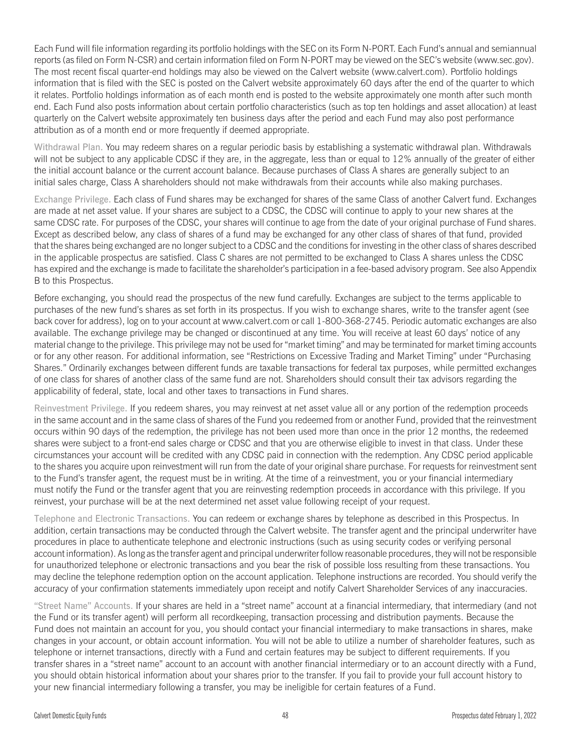Each Fund will file information regarding its portfolio holdings with the SEC on its Form N-PORT. Each Fund's annual and semiannual reports (as filed on Form N-CSR) and certain information filed on Form N-PORT may be viewed on the SEC's website (www.sec.gov). The most recent fiscal quarter-end holdings may also be viewed on the Calvert website (www.calvert.com). Portfolio holdings information that is filed with the SEC is posted on the Calvert website approximately 60 days after the end of the quarter to which it relates. Portfolio holdings information as of each month end is posted to the website approximately one month after such month end. Each Fund also posts information about certain portfolio characteristics (such as top ten holdings and asset allocation) at least quarterly on the Calvert website approximately ten business days after the period and each Fund may also post performance attribution as of a month end or more frequently if deemed appropriate.

Withdrawal Plan. You may redeem shares on a regular periodic basis by establishing a systematic withdrawal plan. Withdrawals will not be subject to any applicable CDSC if they are, in the aggregate, less than or equal to 12% annually of the greater of either the initial account balance or the current account balance. Because purchases of Class A shares are generally subject to an initial sales charge, Class A shareholders should not make withdrawals from their accounts while also making purchases.

Exchange Privilege. Each class of Fund shares may be exchanged for shares of the same Class of another Calvert fund. Exchanges are made at net asset value. If your shares are subject to a CDSC, the CDSC will continue to apply to your new shares at the same CDSC rate. For purposes of the CDSC, your shares will continue to age from the date of your original purchase of Fund shares. Except as described below, any class of shares of a fund may be exchanged for any other class of shares of that fund, provided that the shares being exchanged are no longer subject to a CDSC and the conditions for investing in the other class of shares described in the applicable prospectus are satisfied. Class C shares are not permitted to be exchanged to Class A shares unless the CDSC has expired and the exchange is made to facilitate the shareholder's participation in a fee-based advisory program. See also Appendix B to this Prospectus.

Before exchanging, you should read the prospectus of the new fund carefully. Exchanges are subject to the terms applicable to purchases of the new fund's shares as set forth in its prospectus. If you wish to exchange shares, write to the transfer agent (see back cover for address), log on to your account at www.calvert.com or call 1-800-368-2745. Periodic automatic exchanges are also available. The exchange privilege may be changed or discontinued at any time. You will receive at least 60 days' notice of any material change to the privilege. This privilege may not be used for "market timing" and may be terminated for market timing accounts or for any other reason. For additional information, see "Restrictions on Excessive Trading and Market Timing" under "Purchasing Shares." Ordinarily exchanges between different funds are taxable transactions for federal tax purposes, while permitted exchanges of one class for shares of another class of the same fund are not. Shareholders should consult their tax advisors regarding the applicability of federal, state, local and other taxes to transactions in Fund shares.

Reinvestment Privilege. If you redeem shares, you may reinvest at net asset value all or any portion of the redemption proceeds in the same account and in the same class of shares of the Fund you redeemed from or another Fund, provided that the reinvestment occurs within 90 days of the redemption, the privilege has not been used more than once in the prior 12 months, the redeemed shares were subject to a front-end sales charge or CDSC and that you are otherwise eligible to invest in that class. Under these circumstances your account will be credited with any CDSC paid in connection with the redemption. Any CDSC period applicable to the shares you acquire upon reinvestment will run from the date of your original share purchase. For requests for reinvestment sent to the Fund's transfer agent, the request must be in writing. At the time of a reinvestment, you or your financial intermediary must notify the Fund or the transfer agent that you are reinvesting redemption proceeds in accordance with this privilege. If you reinvest, your purchase will be at the next determined net asset value following receipt of your request.

Telephone and Electronic Transactions. You can redeem or exchange shares by telephone as described in this Prospectus. In addition, certain transactions may be conducted through the Calvert website. The transfer agent and the principal underwriter have procedures in place to authenticate telephone and electronic instructions (such as using security codes or verifying personal account information). As long as the transfer agent and principal underwriter follow reasonable procedures, they will not be responsible for unauthorized telephone or electronic transactions and you bear the risk of possible loss resulting from these transactions. You may decline the telephone redemption option on the account application. Telephone instructions are recorded. You should verify the accuracy of your confirmation statements immediately upon receipt and notify Calvert Shareholder Services of any inaccuracies.

"Street Name" Accounts. If your shares are held in a "street name" account at a financial intermediary, that intermediary (and not the Fund or its transfer agent) will perform all recordkeeping, transaction processing and distribution payments. Because the Fund does not maintain an account for you, you should contact your financial intermediary to make transactions in shares, make changes in your account, or obtain account information. You will not be able to utilize a number of shareholder features, such as telephone or internet transactions, directly with a Fund and certain features may be subject to different requirements. If you transfer shares in a "street name" account to an account with another financial intermediary or to an account directly with a Fund, you should obtain historical information about your shares prior to the transfer. If you fail to provide your full account history to your new financial intermediary following a transfer, you may be ineligible for certain features of a Fund.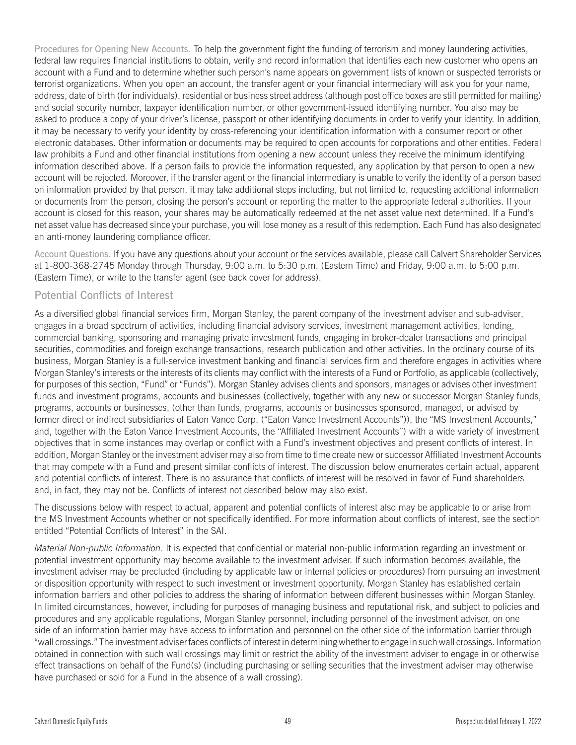Procedures for Opening New Accounts. To help the government fight the funding of terrorism and money laundering activities, federal law requires financial institutions to obtain, verify and record information that identifies each new customer who opens an account with a Fund and to determine whether such person's name appears on government lists of known or suspected terrorists or terrorist organizations. When you open an account, the transfer agent or your financial intermediary will ask you for your name, address, date of birth (for individuals), residential or business street address (although post office boxes are still permitted for mailing) and social security number, taxpayer identification number, or other government-issued identifying number. You also may be asked to produce a copy of your driver's license, passport or other identifying documents in order to verify your identity. In addition, it may be necessary to verify your identity by cross-referencing your identification information with a consumer report or other electronic databases. Other information or documents may be required to open accounts for corporations and other entities. Federal law prohibits a Fund and other financial institutions from opening a new account unless they receive the minimum identifying information described above. If a person fails to provide the information requested, any application by that person to open a new account will be rejected. Moreover, if the transfer agent or the financial intermediary is unable to verify the identity of a person based on information provided by that person, it may take additional steps including, but not limited to, requesting additional information or documents from the person, closing the person's account or reporting the matter to the appropriate federal authorities. If your account is closed for this reason, your shares may be automatically redeemed at the net asset value next determined. If a Fund's net asset value has decreased since your purchase, you will lose money as a result of this redemption. Each Fund has also designated an anti-money laundering compliance officer.

Account Questions. If you have any questions about your account or the services available, please call Calvert Shareholder Services at 1-800-368-2745 Monday through Thursday, 9:00 a.m. to 5:30 p.m. (Eastern Time) and Friday, 9:00 a.m. to 5:00 p.m. (Eastern Time), or write to the transfer agent (see back cover for address).

## Potential Conflicts of Interest

As a diversified global financial services firm, Morgan Stanley, the parent company of the investment adviser and sub-adviser, engages in a broad spectrum of activities, including financial advisory services, investment management activities, lending, commercial banking, sponsoring and managing private investment funds, engaging in broker-dealer transactions and principal securities, commodities and foreign exchange transactions, research publication and other activities. In the ordinary course of its business, Morgan Stanley is a full-service investment banking and financial services firm and therefore engages in activities where Morgan Stanley's interests or the interests of its clients may conflict with the interests of a Fund or Portfolio, as applicable (collectively, for purposes of this section, "Fund" or "Funds"). Morgan Stanley advises clients and sponsors, manages or advises other investment funds and investment programs, accounts and businesses (collectively, together with any new or successor Morgan Stanley funds, programs, accounts or businesses, (other than funds, programs, accounts or businesses sponsored, managed, or advised by former direct or indirect subsidiaries of Eaton Vance Corp. ("Eaton Vance Investment Accounts")), the "MS Investment Accounts," and, together with the Eaton Vance Investment Accounts, the "Affiliated Investment Accounts") with a wide variety of investment objectives that in some instances may overlap or conflict with a Fund's investment objectives and present conflicts of interest. In addition, Morgan Stanley or the investment adviser may also from time to time create new or successor Affiliated Investment Accounts that may compete with a Fund and present similar conflicts of interest. The discussion below enumerates certain actual, apparent and potential conflicts of interest. There is no assurance that conflicts of interest will be resolved in favor of Fund shareholders and, in fact, they may not be. Conflicts of interest not described below may also exist.

The discussions below with respect to actual, apparent and potential conflicts of interest also may be applicable to or arise from the MS Investment Accounts whether or not specifically identified. For more information about conflicts of interest, see the section entitled "Potential Conflicts of Interest" in the SAI.

*Material Non-public Information.* It is expected that confidential or material non-public information regarding an investment or potential investment opportunity may become available to the investment adviser. If such information becomes available, the investment adviser may be precluded (including by applicable law or internal policies or procedures) from pursuing an investment or disposition opportunity with respect to such investment or investment opportunity. Morgan Stanley has established certain information barriers and other policies to address the sharing of information between different businesses within Morgan Stanley. In limited circumstances, however, including for purposes of managing business and reputational risk, and subject to policies and procedures and any applicable regulations, Morgan Stanley personnel, including personnel of the investment adviser, on one side of an information barrier may have access to information and personnel on the other side of the information barrier through "wall crossings." The investment adviser faces conflicts of interest in determining whether to engage in such wall crossings. Information obtained in connection with such wall crossings may limit or restrict the ability of the investment adviser to engage in or otherwise effect transactions on behalf of the Fund(s) (including purchasing or selling securities that the investment adviser may otherwise have purchased or sold for a Fund in the absence of a wall crossing).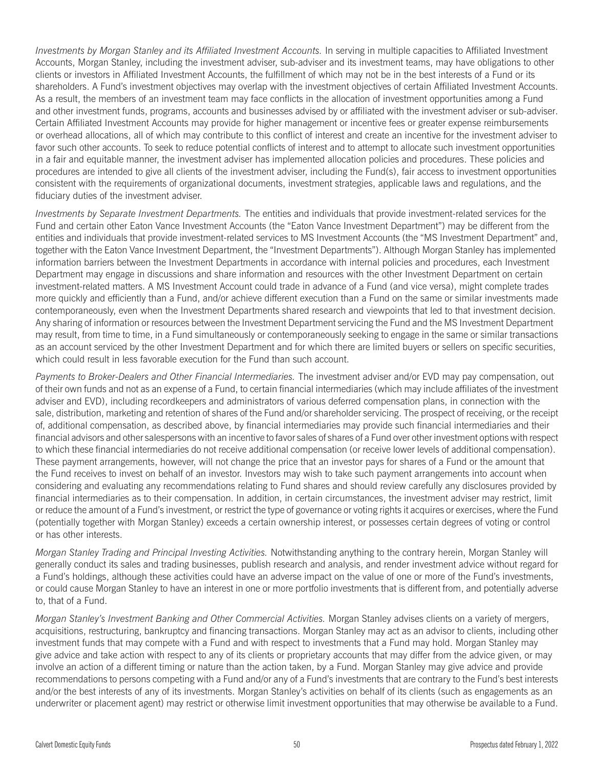*Investments by Morgan Stanley and its Affiliated Investment Accounts.* In serving in multiple capacities to Affiliated Investment Accounts, Morgan Stanley, including the investment adviser, sub-adviser and its investment teams, may have obligations to other clients or investors in Affiliated Investment Accounts, the fulfillment of which may not be in the best interests of a Fund or its shareholders. A Fund's investment objectives may overlap with the investment objectives of certain Affiliated Investment Accounts. As a result, the members of an investment team may face conflicts in the allocation of investment opportunities among a Fund and other investment funds, programs, accounts and businesses advised by or affiliated with the investment adviser or sub-adviser. Certain Affiliated Investment Accounts may provide for higher management or incentive fees or greater expense reimbursements or overhead allocations, all of which may contribute to this conflict of interest and create an incentive for the investment adviser to favor such other accounts. To seek to reduce potential conflicts of interest and to attempt to allocate such investment opportunities in a fair and equitable manner, the investment adviser has implemented allocation policies and procedures. These policies and procedures are intended to give all clients of the investment adviser, including the Fund(s), fair access to investment opportunities consistent with the requirements of organizational documents, investment strategies, applicable laws and regulations, and the fiduciary duties of the investment adviser.

*Investments by Separate Investment Departments.* The entities and individuals that provide investment-related services for the Fund and certain other Eaton Vance Investment Accounts (the "Eaton Vance Investment Department") may be different from the entities and individuals that provide investment-related services to MS Investment Accounts (the "MS Investment Department" and, together with the Eaton Vance Investment Department, the "Investment Departments"). Although Morgan Stanley has implemented information barriers between the Investment Departments in accordance with internal policies and procedures, each Investment Department may engage in discussions and share information and resources with the other Investment Department on certain investment-related matters. A MS Investment Account could trade in advance of a Fund (and vice versa), might complete trades more quickly and efficiently than a Fund, and/or achieve different execution than a Fund on the same or similar investments made contemporaneously, even when the Investment Departments shared research and viewpoints that led to that investment decision. Any sharing of information or resources between the Investment Department servicing the Fund and the MS Investment Department may result, from time to time, in a Fund simultaneously or contemporaneously seeking to engage in the same or similar transactions as an account serviced by the other Investment Department and for which there are limited buyers or sellers on specific securities, which could result in less favorable execution for the Fund than such account.

*Payments to Broker-Dealers and Other Financial Intermediaries.* The investment adviser and/or EVD may pay compensation, out of their own funds and not as an expense of a Fund, to certain financial intermediaries (which may include affiliates of the investment adviser and EVD), including recordkeepers and administrators of various deferred compensation plans, in connection with the sale, distribution, marketing and retention of shares of the Fund and/or shareholder servicing. The prospect of receiving, or the receipt of, additional compensation, as described above, by financial intermediaries may provide such financial intermediaries and their financial advisors and other salespersons with an incentive to favor sales of shares of a Fund over other investment options with respect to which these financial intermediaries do not receive additional compensation (or receive lower levels of additional compensation). These payment arrangements, however, will not change the price that an investor pays for shares of a Fund or the amount that the Fund receives to invest on behalf of an investor. Investors may wish to take such payment arrangements into account when considering and evaluating any recommendations relating to Fund shares and should review carefully any disclosures provided by financial intermediaries as to their compensation. In addition, in certain circumstances, the investment adviser may restrict, limit or reduce the amount of a Fund's investment, or restrict the type of governance or voting rights it acquires or exercises, where the Fund (potentially together with Morgan Stanley) exceeds a certain ownership interest, or possesses certain degrees of voting or control or has other interests.

*Morgan Stanley Trading and Principal Investing Activities.* Notwithstanding anything to the contrary herein, Morgan Stanley will generally conduct its sales and trading businesses, publish research and analysis, and render investment advice without regard for a Fund's holdings, although these activities could have an adverse impact on the value of one or more of the Fund's investments, or could cause Morgan Stanley to have an interest in one or more portfolio investments that is different from, and potentially adverse to, that of a Fund.

*Morgan Stanley's Investment Banking and Other Commercial Activities.* Morgan Stanley advises clients on a variety of mergers, acquisitions, restructuring, bankruptcy and financing transactions. Morgan Stanley may act as an advisor to clients, including other investment funds that may compete with a Fund and with respect to investments that a Fund may hold. Morgan Stanley may give advice and take action with respect to any of its clients or proprietary accounts that may differ from the advice given, or may involve an action of a different timing or nature than the action taken, by a Fund. Morgan Stanley may give advice and provide recommendations to persons competing with a Fund and/or any of a Fund's investments that are contrary to the Fund's best interests and/or the best interests of any of its investments. Morgan Stanley's activities on behalf of its clients (such as engagements as an underwriter or placement agent) may restrict or otherwise limit investment opportunities that may otherwise be available to a Fund.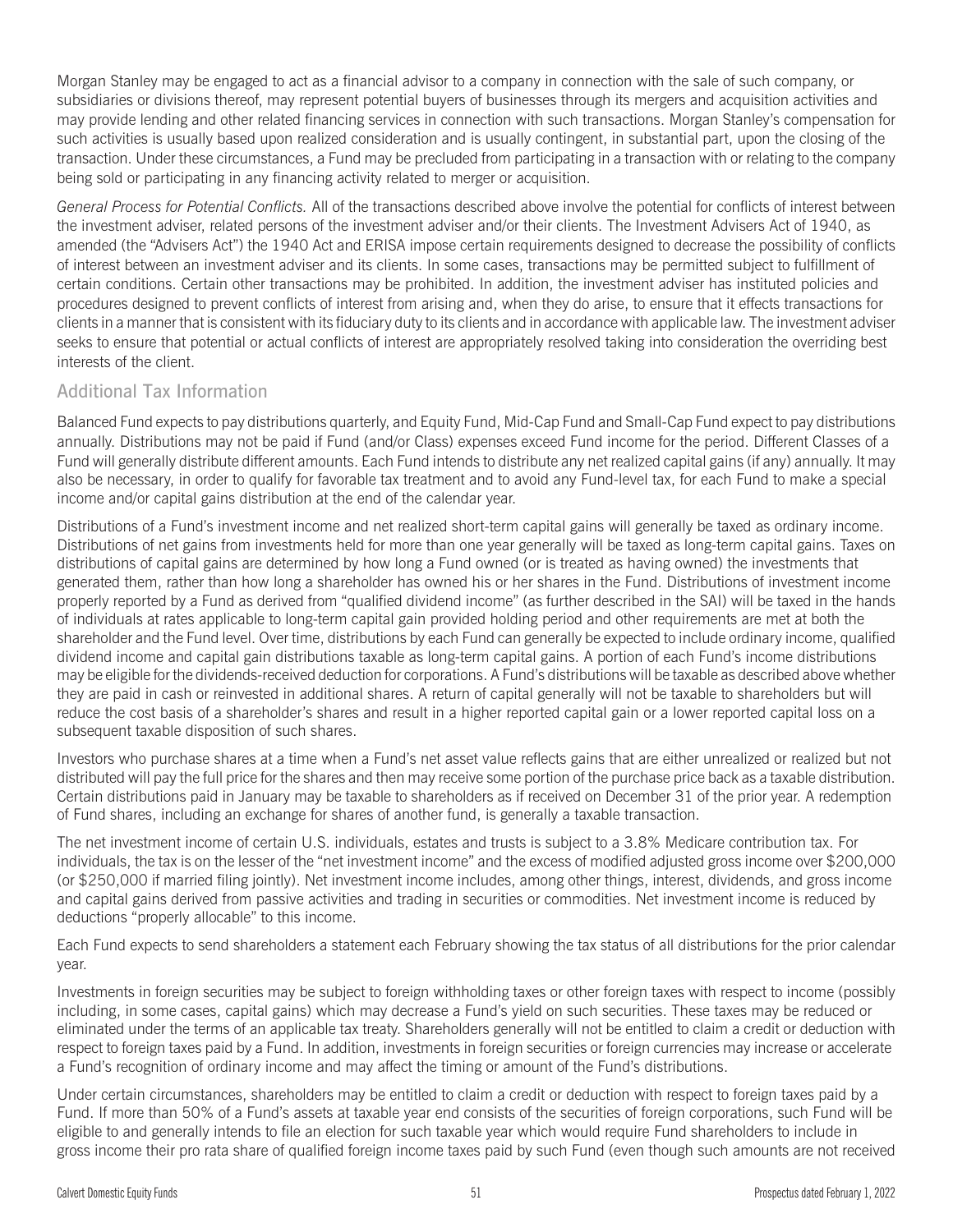Morgan Stanley may be engaged to act as a financial advisor to a company in connection with the sale of such company, or subsidiaries or divisions thereof, may represent potential buyers of businesses through its mergers and acquisition activities and may provide lending and other related financing services in connection with such transactions. Morgan Stanley's compensation for such activities is usually based upon realized consideration and is usually contingent, in substantial part, upon the closing of the transaction. Under these circumstances, a Fund may be precluded from participating in a transaction with or relating to the company being sold or participating in any financing activity related to merger or acquisition.

*General Process for Potential Conflicts.* All of the transactions described above involve the potential for conflicts of interest between the investment adviser, related persons of the investment adviser and/or their clients. The Investment Advisers Act of 1940, as amended (the "Advisers Act") the 1940 Act and ERISA impose certain requirements designed to decrease the possibility of conflicts of interest between an investment adviser and its clients. In some cases, transactions may be permitted subject to fulfillment of certain conditions. Certain other transactions may be prohibited. In addition, the investment adviser has instituted policies and procedures designed to prevent conflicts of interest from arising and, when they do arise, to ensure that it effects transactions for clients in a manner that is consistent with its fiduciary duty to its clients and in accordance with applicable law. The investment adviser seeks to ensure that potential or actual conflicts of interest are appropriately resolved taking into consideration the overriding best interests of the client.

## Additional Tax Information

Balanced Fund expects to pay distributions quarterly, and Equity Fund, Mid-Cap Fund and Small-Cap Fund expect to pay distributions annually. Distributions may not be paid if Fund (and/or Class) expenses exceed Fund income for the period. Different Classes of a Fund will generally distribute different amounts. Each Fund intends to distribute any net realized capital gains (if any) annually. It may also be necessary, in order to qualify for favorable tax treatment and to avoid any Fund-level tax, for each Fund to make a special income and/or capital gains distribution at the end of the calendar year.

Distributions of a Fund's investment income and net realized short-term capital gains will generally be taxed as ordinary income. Distributions of net gains from investments held for more than one year generally will be taxed as long-term capital gains. Taxes on distributions of capital gains are determined by how long a Fund owned (or is treated as having owned) the investments that generated them, rather than how long a shareholder has owned his or her shares in the Fund. Distributions of investment income properly reported by a Fund as derived from "qualified dividend income" (as further described in the SAI) will be taxed in the hands of individuals at rates applicable to long-term capital gain provided holding period and other requirements are met at both the shareholder and the Fund level. Over time, distributions by each Fund can generally be expected to include ordinary income, qualified dividend income and capital gain distributions taxable as long-term capital gains. A portion of each Fund's income distributions may be eligible for the dividends-received deduction for corporations. A Fund's distributions will be taxable as described above whether they are paid in cash or reinvested in additional shares. A return of capital generally will not be taxable to shareholders but will reduce the cost basis of a shareholder's shares and result in a higher reported capital gain or a lower reported capital loss on a subsequent taxable disposition of such shares.

Investors who purchase shares at a time when a Fund's net asset value reflects gains that are either unrealized or realized but not distributed will pay the full price for the shares and then may receive some portion of the purchase price back as a taxable distribution. Certain distributions paid in January may be taxable to shareholders as if received on December 31 of the prior year. A redemption of Fund shares, including an exchange for shares of another fund, is generally a taxable transaction.

The net investment income of certain U.S. individuals, estates and trusts is subject to a 3.8% Medicare contribution tax. For individuals, the tax is on the lesser of the "net investment income" and the excess of modified adjusted gross income over $200,000 (or $250,000 if married filing jointly). Net investment income includes, among other things, interest, dividends, and gross income and capital gains derived from passive activities and trading in securities or commodities. Net investment income is reduced by deductions "properly allocable" to this income.

Each Fund expects to send shareholders a statement each February showing the tax status of all distributions for the prior calendar year.

Investments in foreign securities may be subject to foreign withholding taxes or other foreign taxes with respect to income (possibly including, in some cases, capital gains) which may decrease a Fund's yield on such securities. These taxes may be reduced or eliminated under the terms of an applicable tax treaty. Shareholders generally will not be entitled to claim a credit or deduction with respect to foreign taxes paid by a Fund. In addition, investments in foreign securities or foreign currencies may increase or accelerate a Fund's recognition of ordinary income and may affect the timing or amount of the Fund's distributions.

Under certain circumstances, shareholders may be entitled to claim a credit or deduction with respect to foreign taxes paid by a Fund. If more than 50% of a Fund's assets at taxable year end consists of the securities of foreign corporations, such Fund will be eligible to and generally intends to file an election for such taxable year which would require Fund shareholders to include in gross income their pro rata share of qualified foreign income taxes paid by such Fund (even though such amounts are not received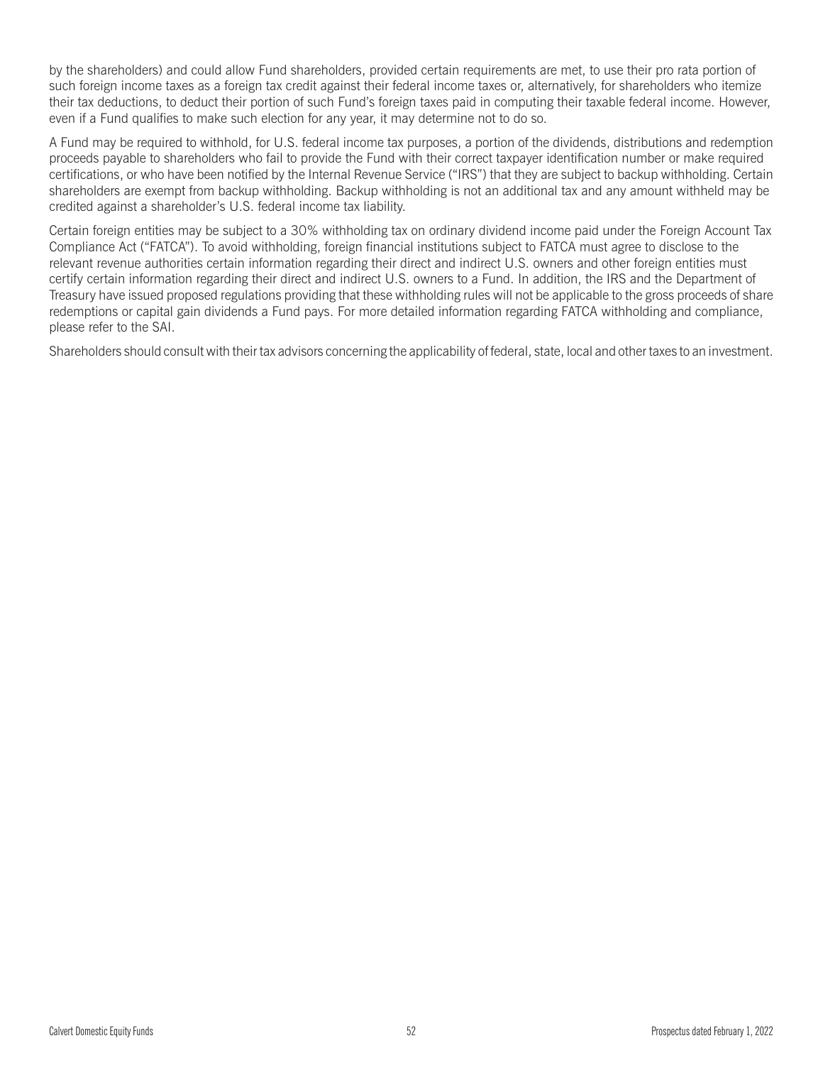by the shareholders) and could allow Fund shareholders, provided certain requirements are met, to use their pro rata portion of such foreign income taxes as a foreign tax credit against their federal income taxes or, alternatively, for shareholders who itemize their tax deductions, to deduct their portion of such Fund's foreign taxes paid in computing their taxable federal income. However, even if a Fund qualifies to make such election for any year, it may determine not to do so.

A Fund may be required to withhold, for U.S. federal income tax purposes, a portion of the dividends, distributions and redemption proceeds payable to shareholders who fail to provide the Fund with their correct taxpayer identification number or make required certifications, or who have been notified by the Internal Revenue Service ("IRS") that they are subject to backup withholding. Certain shareholders are exempt from backup withholding. Backup withholding is not an additional tax and any amount withheld may be credited against a shareholder's U.S. federal income tax liability.

Certain foreign entities may be subject to a 30% withholding tax on ordinary dividend income paid under the Foreign Account Tax Compliance Act ("FATCA"). To avoid withholding, foreign financial institutions subject to FATCA must agree to disclose to the relevant revenue authorities certain information regarding their direct and indirect U.S. owners and other foreign entities must certify certain information regarding their direct and indirect U.S. owners to a Fund. In addition, the IRS and the Department of Treasury have issued proposed regulations providing that these withholding rules will not be applicable to the gross proceeds of share redemptions or capital gain dividends a Fund pays. For more detailed information regarding FATCA withholding and compliance, please refer to the SAI.

Shareholders should consult with their tax advisors concerning the applicability of federal, state, local and other taxes to an investment.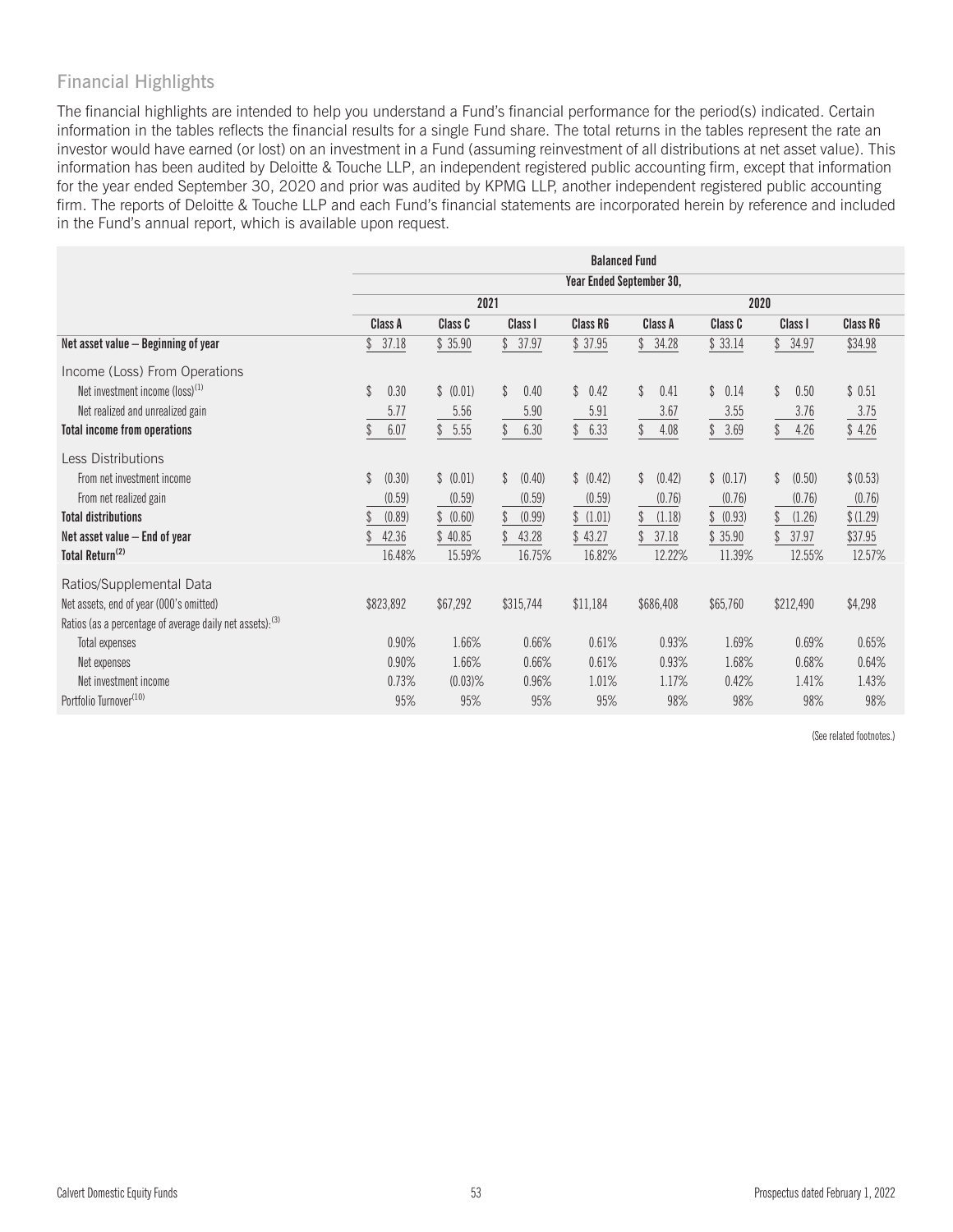## Financial Highlights

The financial highlights are intended to help you understand a Fund's financial performance for the period(s) indicated. Certain information in the tables reflects the financial results for a single Fund share. The total returns in the tables represent the rate an investor would have earned (or lost) on an investment in a Fund (assuming reinvestment of all distributions at net asset value). This information has been audited by Deloitte & Touche LLP, an independent registered public accounting firm, except that information for the year ended September 30, 2020 and prior was audited by KPMG LLP, another independent registered public accounting firm. The reports of Deloitte & Touche LLP and each Fund's financial statements are incorporated herein by reference and included in the Fund's annual report, which is available upon request.

| | Balanced Fund | | | | | | | |
|---|---|---|---|---|---|---|---|---|
| | Year Ended September 30, | | | | | | | |
| | 2021 | | | | 2020 | | | |
| | Class A | Class C | Class I | Class R6 | Class A | Class C | Class I | Class R6 |
| **Net asset value – Beginning of year** | $ 37.18 | $ 35.90 | $ 37.97 | $ 37.95 | $ 34.28 | $ 33.14 | $ 34.97 | $34.98 |
| Income (Loss) From Operations | | | | | | | | |
| Net investment income (loss)[1] | $ 0.30 | $ (0.01) | $ 0.40 | $ 0.42 | $ 0.41 | $ 0.14 | $ 0.50 | $ 0.51 |
| Net realized and unrealized gain | 5.77 | 5.56 | 5.90 | 5.91 | 3.67 | 3.55 | 3.76 | 3.75 |
| **Total income from operations** | $ 6.07 | $ 5.55 | $ 6.30 | $ 6.33 | $ 4.08 | $ 3.69 | $ 4.26 | $ 4.26 |
| Less Distributions | | | | | | | | |
| From net investment income | $ (0.30) | $ (0.01) | $ (0.40) | $ (0.42) | $ (0.42) | $ (0.17) | $ (0.50) | $ (0.53) |
| From net realized gain | (0.59) | (0.59) | (0.59) | (0.59) | (0.76) | (0.76) | (0.76) | (0.76) |
| **Total distributions** | $ (0.89) | $ (0.60) | $ (0.99) | $ (1.01) | $ (1.18) | $ (0.93) | $ (1.26) | $ (1.29) |
| **Net asset value – End of year** | $ 42.36 | $ 40.85 | $ 43.28 | $ 43.27 | $ 37.18 | $ 35.90 | $ 37.97 | $37.95 |
| **Total Return[2]** | 16.48% | 15.59% | 16.75% | 16.82% | 12.22% | 11.39% | 12.55% | 12.57% |
| Ratios/Supplemental Data | | | | | | | | |
| Net assets, end of year (000's omitted) | $823,892 | $67,292 | $315,744 | $11,184 | $686,408 | $65,760 | $212,490 | $4,298 |
| Ratios (as a percentage of average daily net assets):[3] | | | | | | | | |
| Total expenses | 0.90% | 1.66% | 0.66% | 0.61% | 0.93% | 1.69% | 0.69% | 0.65% |
| Net expenses | 0.90% | 1.66% | 0.66% | 0.61% | 0.93% | 1.68% | 0.68% | 0.64% |
| Net investment income | 0.73% | (0.03)% | 0.96% | 1.01% | 1.17% | 0.42% | 1.41% | 1.43% |
| Portfolio Turnover[10] | 95% | 95% | 95% | 95% | 98% | 98% | 98% | 98% |

(See related footnotes.)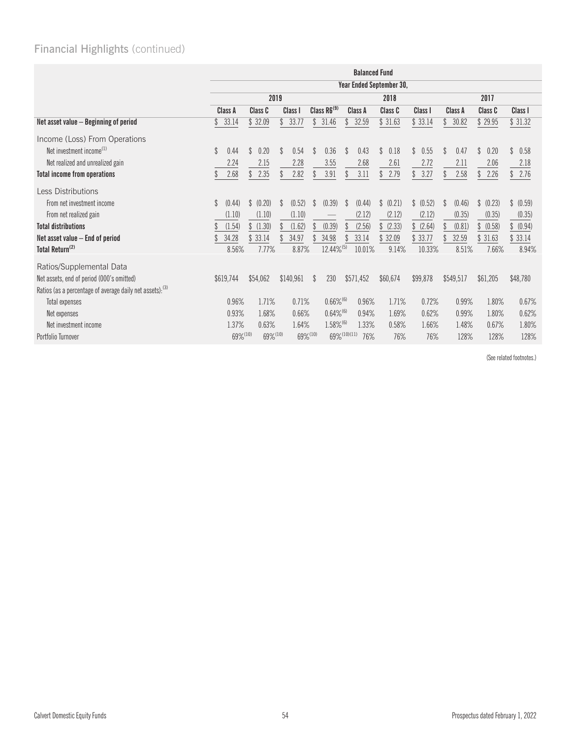## Financial Highlights (continued)

| | Balanced Fund | | | | | | | | | |
|---|---|---|---|---|---|---|---|---|---|---|
| | Year Ended September 30, | | | | | | | | | |
| | 2019 | | | | 2018 | | | 2017 | | |
| | Class A | Class C | Class I | Class R6[9] | Class A | Class C | Class I | Class A | Class C | Class I |
| **Net asset value — Beginning of period** | $ 33.14 | $ 32.09 | $ 33.77 | $ 31.46 | $ 32.59 | $ 31.63 | $ 33.14 | $ 30.82 | $ 29.95 | $ 31.32 |
| Income (Loss) From Operations | | | | | | | | | | |
| Net investment income[1] | $ 0.44 | $ 0.20 | $ 0.54 | $ 0.36 | $ 0.43 | $ 0.18 | $ 0.55 | $ 0.47 | $ 0.20 | $ 0.58 |
| Net realized and unrealized gain | 2.24 | 2.15 | 2.28 | 3.55 | 2.68 | 2.61 | 2.72 | 2.11 | 2.06 | 2.18 |
| **Total income from operations** | $ 2.68 | $ 2.35 | $ 2.82 | $ 3.91 | $ 3.11 | $ 2.79 | $ 3.27 | $ 2.58 | $ 2.26 | $ 2.76 |
| Less Distributions | | | | | | | | | | |
| From net investment income | $ (0.44) | $ (0.20) | $ (0.52) | $ (0.39) | $ (0.44) | $ (0.21) | $ (0.52) | $ (0.46) | $ (0.23) | $ (0.59) |
| From net realized gain | (1.10) | (1.10) | (1.10) | — | (2.12) | (2.12) | (2.12) | (0.35) | (0.35) | (0.35) |
| **Total distributions** | $ (1.54) | $ (1.30) | $ (1.62) | $ (0.39) | $ (2.56) | $ (2.33) | $ (2.64) | $ (0.81) | $ (0.58) | $ (0.94) |
| **Net asset value — End of period** | $ 34.28 | $ 33.14 | $ 34.97 | $ 34.98 | $ 33.14 | $ 32.09 | $ 33.77 | $ 32.59 | $ 31.63 | $ 33.14 |
| **Total Return[2]** | 8.56% | 7.77% | 8.87% | 12.44%[5] | 10.01% | 9.14% | 10.33% | 8.51% | 7.66% | 8.94% |
| Ratios/Supplemental Data | | | | | | | | | | |
| Net assets, end of period (000's omitted) | $619,744 | $54,062 | $140,961 | $ 230 | $571,452 | $60,674 | $99,878 | $549,517 | $61,205 | $48,780 |
| Ratios (as a percentage of average daily net assets):[3] | | | | | | | | | | |
| Total expenses | 0.96% | 1.71% | 0.71% | 0.66%[6] | 0.96% | 1.71% | 0.72% | 0.99% | 1.80% | 0.67% |
| Net expenses | 0.93% | 1.68% | 0.66% | 0.64%[6] | 0.94% | 1.69% | 0.62% | 0.99% | 1.80% | 0.62% |
| Net investment income | 1.37% | 0.63% | 1.64% | 1.58%[6] | 1.33% | 0.58% | 1.66% | 1.48% | 0.67% | 1.80% |
| Portfolio Turnover | 69%[10] | 69%[10] | 69%[10] | 69%[10][11] | 76% | 76% | 76% | 128% | 128% | 128% |

(See related footnotes.)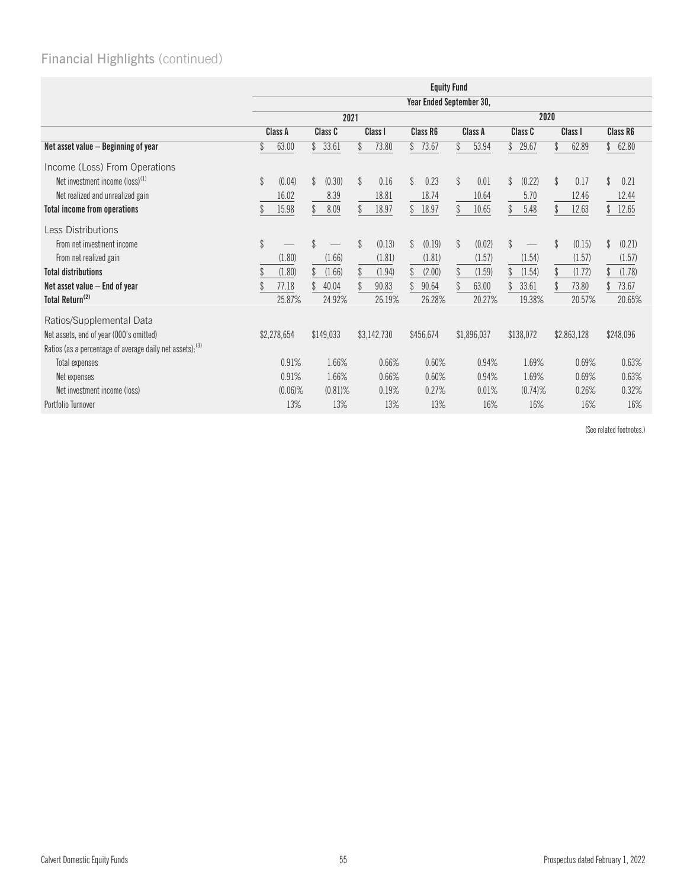## Financial Highlights (continued)

| | Equity Fund | | | | | | | |
|---|---|---|---|---|---|---|---|---|
| | Year Ended September 30, | | | | | | | |
| | 2021 | | | | 2020 | | | |
| | Class A | Class C | Class I | Class R6 | Class A | Class C | Class I | Class R6 |
| **Net asset value – Beginning of year** | $ 63.00 | $ 33.61 | $ 73.80 | $ 73.67 | $ 53.94 | $ 29.67 | $ 62.89 | $ 62.80 |
| Income (Loss) From Operations | | | | | | | | |
| Net investment income (loss)[1] | $ (0.04) | $ (0.30) | $ 0.16 | $ 0.23 | $ 0.01 | $ (0.22) | $ 0.17 | $ 0.21 |
| Net realized and unrealized gain | 16.02 | 8.39 | 18.81 | 18.74 | 10.64 | 5.70 | 12.46 | 12.44 |
| **Total income from operations** | $ 15.98 | $ 8.09 | $ 18.97 | $ 18.97 | $ 10.65 | $ 5.48 | $ 12.63 | $ 12.65 |
| Less Distributions | | | | | | | | |
| From net investment income | $ — | $ — | $ (0.13) | $ (0.19) | $ (0.02) | $ — | $ (0.15) | $ (0.21) |
| From net realized gain | (1.80) | (1.66) | (1.81) | (1.81) | (1.57) | (1.54) | (1.57) | (1.57) |
| **Total distributions** | $ (1.80) | $ (1.66) | $ (1.94) | $ (2.00) | $ (1.59) | $ (1.54) | $ (1.72) | $ (1.78) |
| **Net asset value – End of year** | $ 77.18 | $ 40.04 | $ 90.83 | $ 90.64 | $ 63.00 | $ 33.61 | $ 73.80 | $ 73.67 |
| **Total Return[2]** | 25.87% | 24.92% | 26.19% | 26.28% | 20.27% | 19.38% | 20.57% | 20.65% |
| Ratios/Supplemental Data | | | | | | | | |
| Net assets, end of year (000's omitted) | $2,278,654 | $149,033 | $3,142,730 | $456,674 | $1,896,037 | $138,072 | $2,863,128 | $248,096 |
| Ratios (as a percentage of average daily net assets):[3] | | | | | | | | |
| Total expenses | 0.91% | 1.66% | 0.66% | 0.60% | 0.94% | 1.69% | 0.69% | 0.63% |
| Net expenses | 0.91% | 1.66% | 0.66% | 0.60% | 0.94% | 1.69% | 0.69% | 0.63% |
| Net investment income (loss) | (0.06)% | (0.81)% | 0.19% | 0.27% | 0.01% | (0.74)% | 0.26% | 0.32% |
| Portfolio Turnover | 13% | 13% | 13% | 13% | 16% | 16% | 16% | 16% |

(See related footnotes.)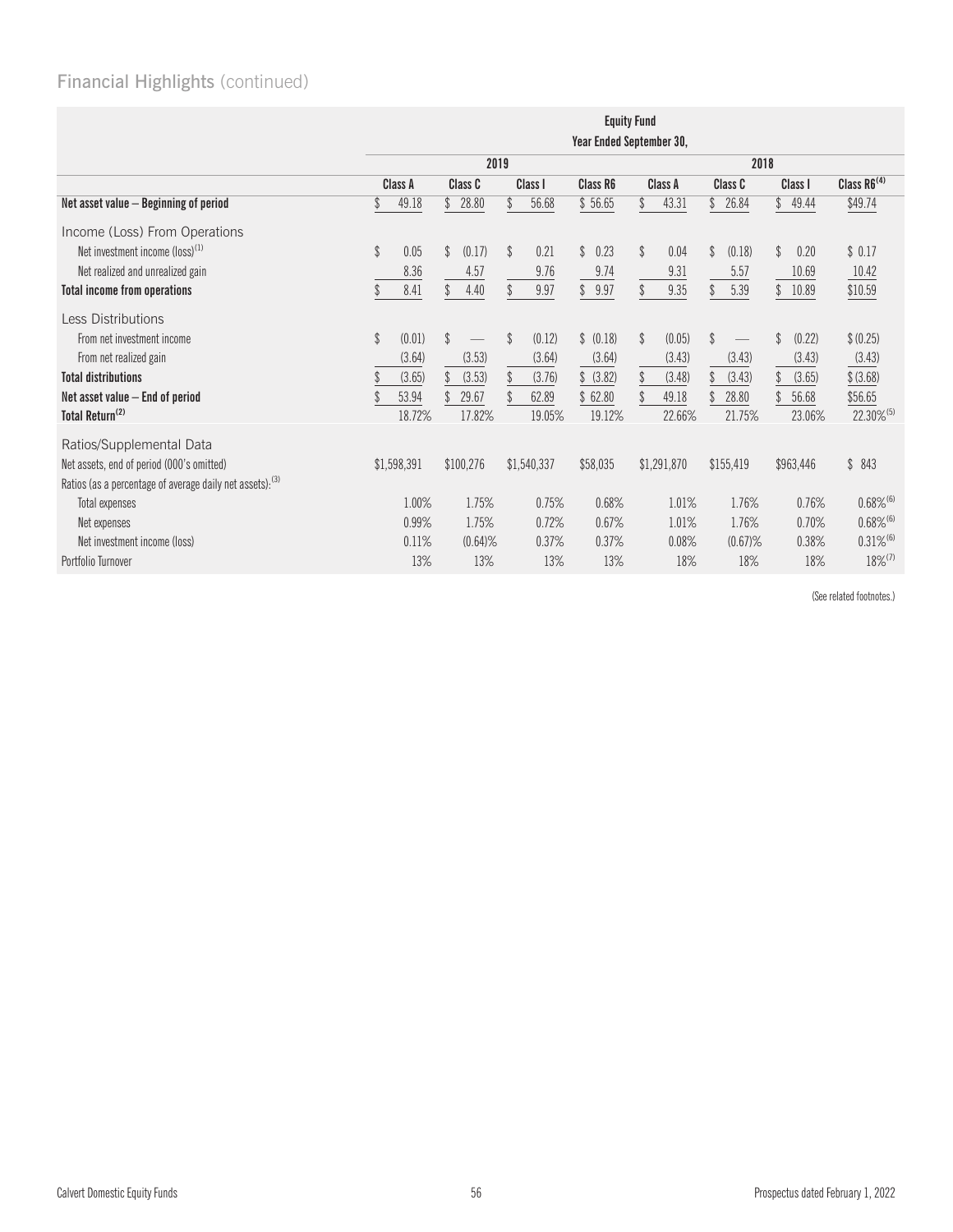## Financial Highlights (continued)

| | Equity Fund | | | | | | | |
|---|---|---|---|---|---|---|---|---|
| | Year Ended September 30, | | | | | | | |
| | 2019 | | | | 2018 | | | |
| | Class A | Class C | Class I | Class R6 | Class A | Class C | Class I | Class R6[4] |
| **Net asset value — Beginning of period** | $ 49.18 | $ 28.80 | $ 56.68 | $ 56.65 | $ 43.31 | $ 26.84 | $ 49.44 | $49.74 |
| Income (Loss) From Operations | | | | | | | | |
| Net investment income (loss)[1] | $ 0.05 | $ (0.17) | $ 0.21 | $ 0.23 | $ 0.04 | $ (0.18) | $ 0.20 | $ 0.17 |
| Net realized and unrealized gain | 8.36 | 4.57 | 9.76 | 9.74 | 9.31 | 5.57 | 10.69 | 10.42 |
| **Total income from operations** | $ 8.41 | $ 4.40 | $ 9.97 | $ 9.97 | $ 9.35 | $ 5.39 | $ 10.89 | $10.59 |
| Less Distributions | | | | | | | | |
| From net investment income | $ (0.01) | $ — | $ (0.12) | $ (0.18) | $ (0.05) | $ — | $ (0.22) | $ (0.25) |
| From net realized gain | (3.64) | (3.53) | (3.64) | (3.64) | (3.43) | (3.43) | (3.43) | (3.43) |
| **Total distributions** | $ (3.65) | $ (3.53) | $ (3.76) | $ (3.82) | $ (3.48) | $ (3.43) | $ (3.65) | $ (3.68) |
| **Net asset value — End of period** | $ 53.94 | $ 29.67 | $ 62.89 | $ 62.80 | $ 49.18 | $ 28.80 | $ 56.68 | $56.65 |
| **Total Return[2]** | 18.72% | 17.82% | 19.05% | 19.12% | 22.66% | 21.75% | 23.06% | 22.30%[5] |
| Ratios/Supplemental Data | | | | | | | | |
| Net assets, end of period (000's omitted) | $1,598,391 | $100,276 | $1,540,337 | $58,035 | $1,291,870 | $155,419 | $963,446 | $ 843 |
| Ratios (as a percentage of average daily net assets):[3] | | | | | | | | |
| Total expenses | 1.00% | 1.75% | 0.75% | 0.68% | 1.01% | 1.76% | 0.76% | 0.68%[6] |
| Net expenses | 0.99% | 1.75% | 0.72% | 0.67% | 1.01% | 1.76% | 0.70% | 0.68%[6] |
| Net investment income (loss) | 0.11% | (0.64)% | 0.37% | 0.37% | 0.08% | (0.67)% | 0.38% | 0.31%[6] |
| Portfolio Turnover | 13% | 13% | 13% | 13% | 18% | 18% | 18% | 18%[7] |

(See related footnotes.)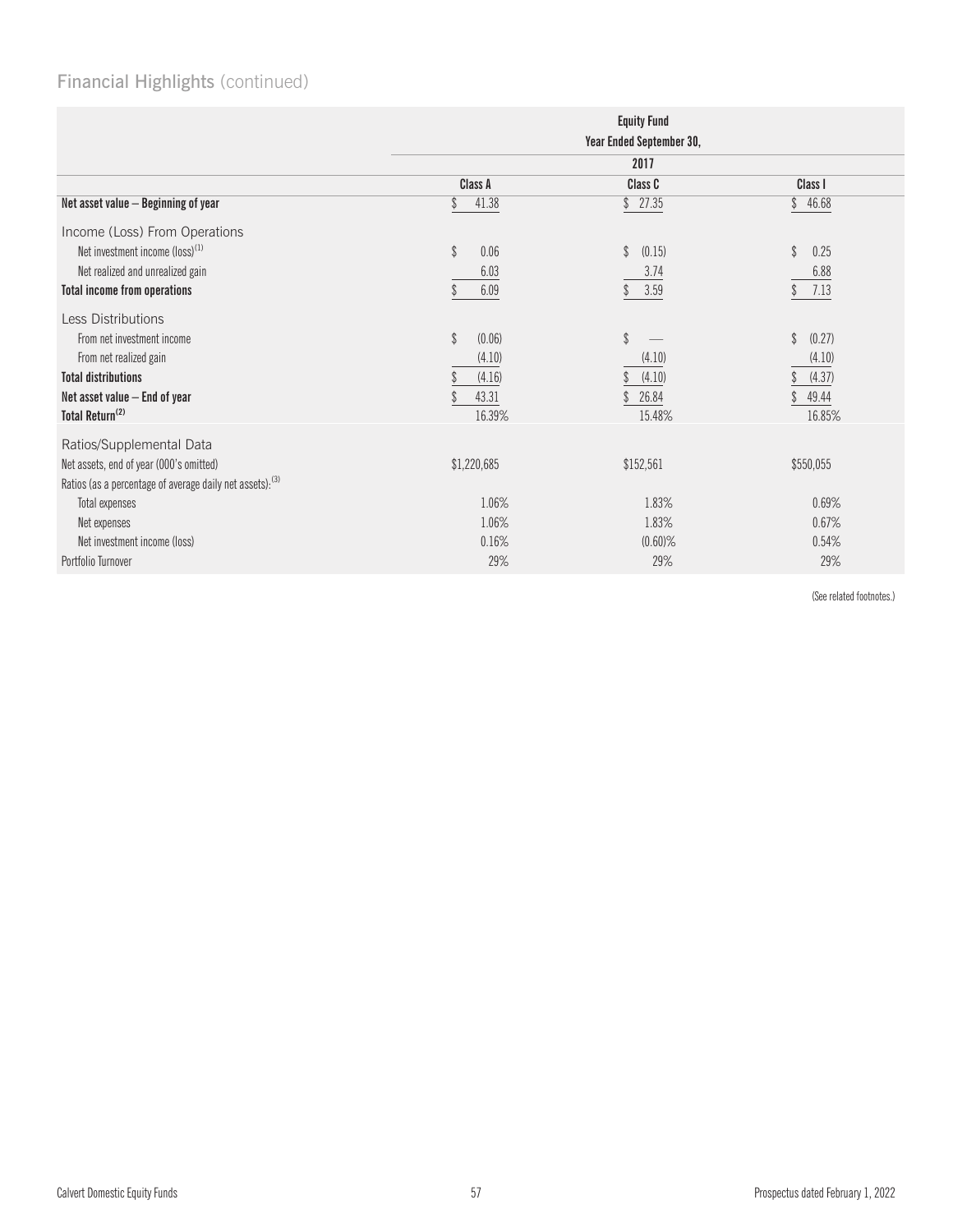## Financial Highlights (continued)

| | Equity Fund | | |
|---|---|---|---|
| | Year Ended September 30, | | |
| | 2017 | | |
| | Class A | Class C | Class I |
| **Net asset value – Beginning of year** | $ 41.38 | $ 27.35 | $ 46.68 |
| Income (Loss) From Operations | | | |
| Net investment income (loss)[(1)] | $ 0.06 | $ (0.15) | $ 0.25 |
| Net realized and unrealized gain | 6.03 | 3.74 | 6.88 |
| **Total income from operations** | $ 6.09 | $ 3.59 | $ 7.13 |
| Less Distributions | | | |
| From net investment income | $ (0.06) | $ — | $ (0.27) |
| From net realized gain | (4.10) | (4.10) | (4.10) |
| **Total distributions** | $ (4.16) | $ (4.10) | $ (4.37) |
| **Net asset value – End of year** | $ 43.31 | $ 26.84 | $ 49.44 |
| **Total Return[(2)]** | 16.39% | 15.48% | 16.85% |
| Ratios/Supplemental Data | | | |
| Net assets, end of year (000's omitted) | $1,220,685 | $152,561 | $550,055 |
| Ratios (as a percentage of average daily net assets):[(3)] | | | |
| Total expenses | 1.06% | 1.83% | 0.69% |
| Net expenses | 1.06% | 1.83% | 0.67% |
| Net investment income (loss) | 0.16% | (0.60)% | 0.54% |
| Portfolio Turnover | 29% | 29% | 29% |

(See related footnotes.)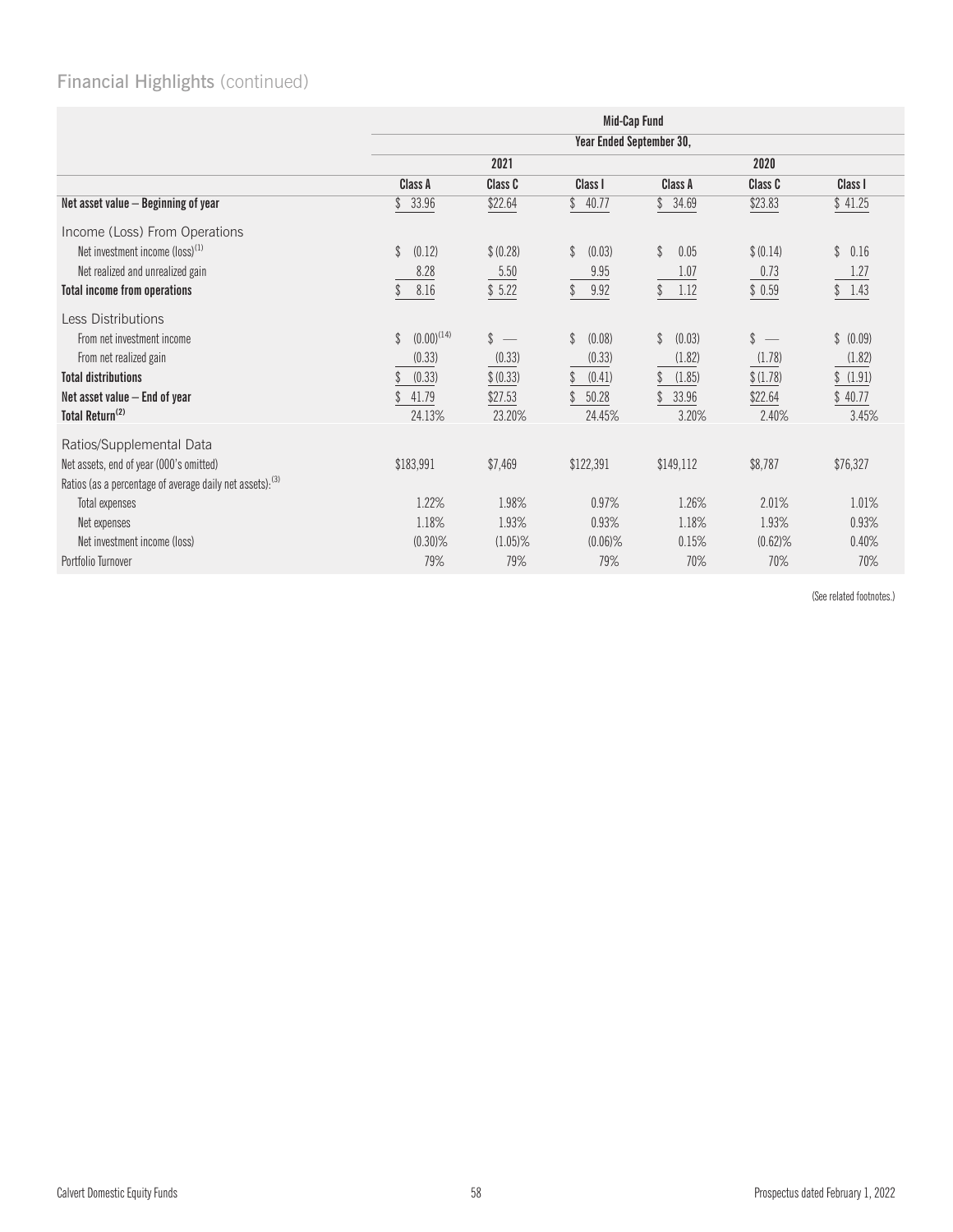## Financial Highlights (continued)

| | Mid-Cap Fund | | | | | |
|---|---|---|---|---|---|---|
| | Year Ended September 30, | | | | | |
| | 2021 | | | 2020 | | |
| | Class A | Class C | Class I | Class A | Class C | Class I |
| **Net asset value — Beginning of year** | $ 33.96 | $22.64 | $ 40.77 | $ 34.69 | $23.83 | $ 41.25 |
| Income (Loss) From Operations | | | | | | |
| Net investment income (loss)[1] | $ (0.12) | $ (0.28) | $ (0.03) | $ 0.05 | $ (0.14) | $ 0.16 |
| Net realized and unrealized gain | 8.28 | 5.50 | 9.95 | 1.07 | 0.73 | 1.27 |
| **Total income from operations** | $ 8.16 | $ 5.22 | $ 9.92 | $ 1.12 | $ 0.59 | $ 1.43 |
| Less Distributions | | | | | | |
| From net investment income | $ (0.00)[14] | $ — | $ (0.08) | $ (0.03) | $ — | $ (0.09) |
| From net realized gain | (0.33) | (0.33) | (0.33) | (1.82) | (1.78) | (1.82) |
| **Total distributions** | $ (0.33) | $ (0.33) | $ (0.41) | $ (1.85) | $ (1.78) | $ (1.91) |
| **Net asset value — End of year** | $ 41.79 | $27.53 | $ 50.28 | $ 33.96 | $22.64 | $ 40.77 |
| **Total Return[2]** | 24.13% | 23.20% | 24.45% | 3.20% | 2.40% | 3.45% |
| Ratios/Supplemental Data | | | | | | |
| Net assets, end of year (000's omitted) | $183,991 | $7,469 | $122,391 | $149,112 | $8,787 | $76,327 |
| Ratios (as a percentage of average daily net assets):[3] | | | | | | |
| Total expenses | 1.22% | 1.98% | 0.97% | 1.26% | 2.01% | 1.01% |
| Net expenses | 1.18% | 1.93% | 0.93% | 1.18% | 1.93% | 0.93% |
| Net investment income (loss) | (0.30)% | (1.05)% | (0.06)% | 0.15% | (0.62)% | 0.40% |
| Portfolio Turnover | 79% | 79% | 79% | 70% | 70% | 70% |

(See related footnotes.)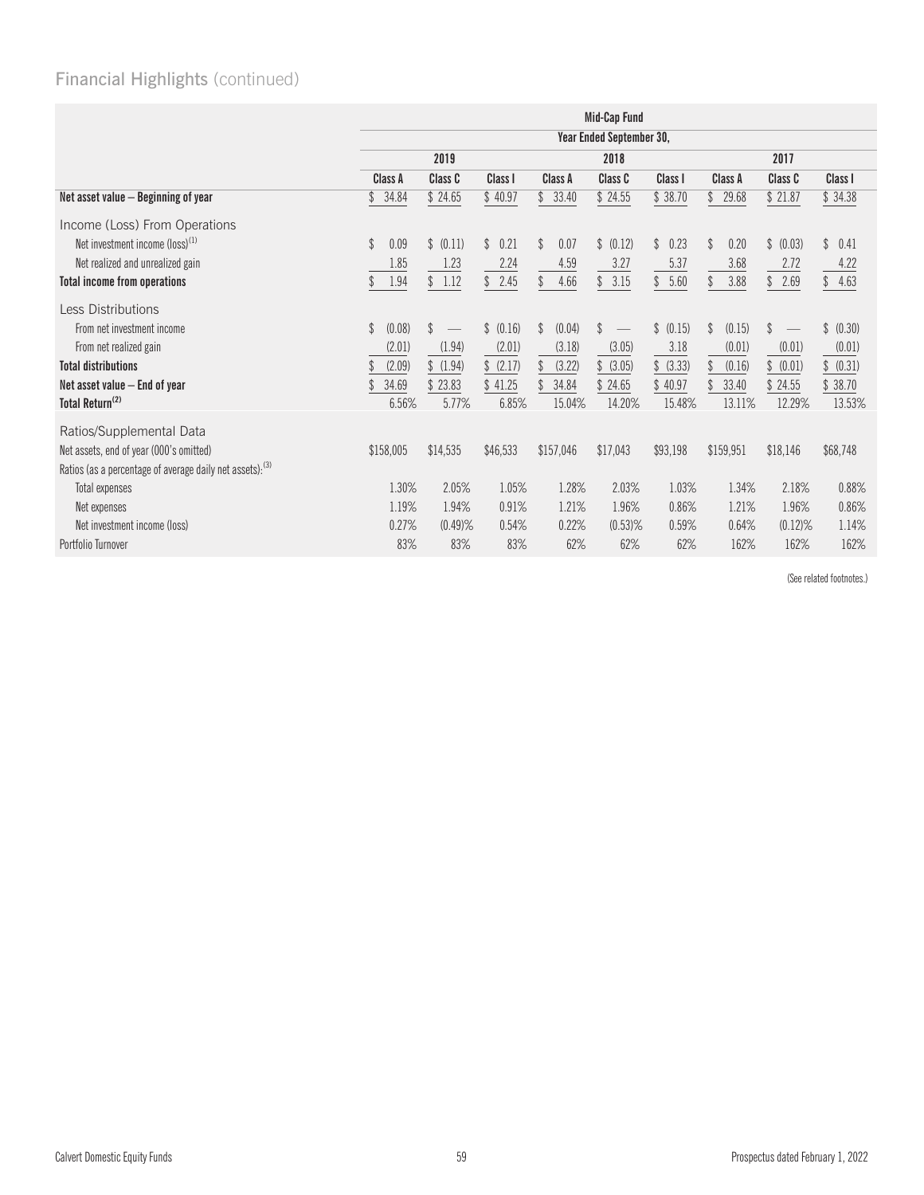## Financial Highlights (continued)

| | Mid-Cap Fund | | | | | | | | |
|---|---|---|---|---|---|---|---|---|---|
| | Year Ended September 30, | | | | | | | | |
| | 2019 | | | 2018 | | | 2017 | | |
| | Class A | Class C | Class I | Class A | Class C | Class I | Class A | Class C | Class I |
| **Net asset value — Beginning of year** | $ 34.84 | $ 24.65 | $ 40.97 | $ 33.40 | $ 24.55 | $ 38.70 | $ 29.68 | $ 21.87 | $ 34.38 |
| Income (Loss) From Operations | | | | | | | | | |
| Net investment income (loss)[1] | $ 0.09 | $ (0.11) | $ 0.21 | $ 0.07 | $ (0.12) | $ 0.23 | $ 0.20 | $ (0.03) | $ 0.41 |
| Net realized and unrealized gain | 1.85 | 1.23 | 2.24 | 4.59 | 3.27 | 5.37 | 3.68 | 2.72 | 4.22 |
| **Total income from operations** | $ 1.94 | $ 1.12 | $ 2.45 | $ 4.66 | $ 3.15 | $ 5.60 | $ 3.88 | $ 2.69 | $ 4.63 |
| Less Distributions | | | | | | | | | |
| From net investment income | $ (0.08) | $ — | $ (0.16) | $ (0.04) | $ — | $ (0.15) | $ (0.15) | $ — | $ (0.30) |
| From net realized gain | (2.01) | (1.94) | (2.01) | (3.18) | (3.05) | 3.18 | (0.01) | (0.01) | (0.01) |
| **Total distributions** | $ (2.09) | $ (1.94) | $ (2.17) | $ (3.22) | $ (3.05) | $ (3.33) | $ (0.16) | $ (0.01) | $ (0.31) |
| **Net asset value — End of year** | $ 34.69 | $ 23.83 | $ 41.25 | $ 34.84 | $ 24.65 | $ 40.97 | $ 33.40 | $ 24.55 | $ 38.70 |
| **Total Return[2]** | 6.56% | 5.77% | 6.85% | 15.04% | 14.20% | 15.48% | 13.11% | 12.29% | 13.53% |
| Ratios/Supplemental Data | | | | | | | | | |
| Net assets, end of year (000's omitted) | $158,005 | $14,535 | $46,533 | $157,046 | $17,043 | $93,198 | $159,951 | $18,146 | $68,748 |
| Ratios (as a percentage of average daily net assets):[3] | | | | | | | | | |
| Total expenses | 1.30% | 2.05% | 1.05% | 1.28% | 2.03% | 1.03% | 1.34% | 2.18% | 0.88% |
| Net expenses | 1.19% | 1.94% | 0.91% | 1.21% | 1.96% | 0.86% | 1.21% | 1.96% | 0.86% |
| Net investment income (loss) | 0.27% | (0.49)% | 0.54% | 0.22% | (0.53)% | 0.59% | 0.64% | (0.12)% | 1.14% |
| Portfolio Turnover | 83% | 83% | 83% | 62% | 62% | 62% | 162% | 162% | 162% |

(See related footnotes.)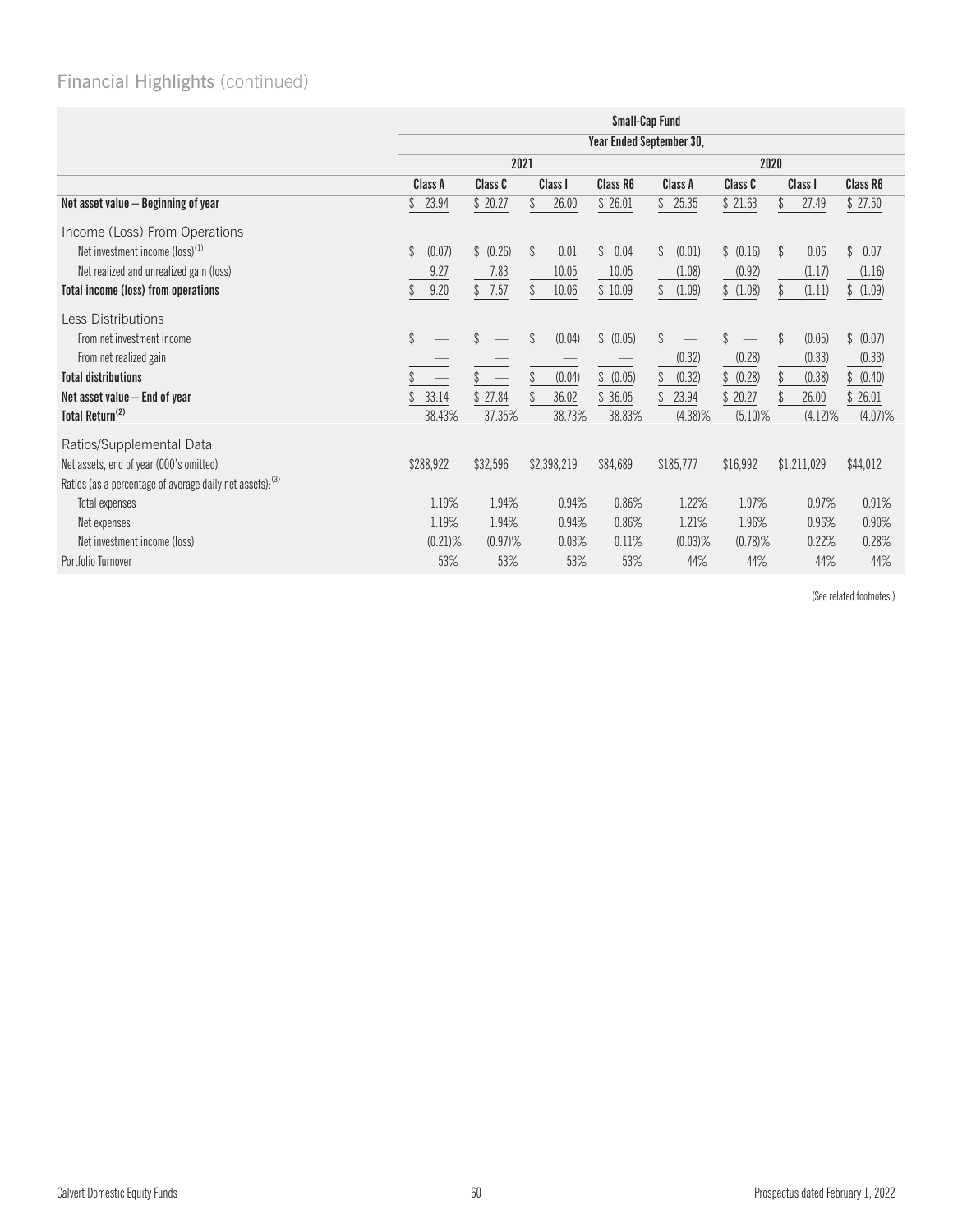## Financial Highlights (continued)

| | Small-Cap Fund | | | | | | | |
|---|---|---|---|---|---|---|---|---|
| | Year Ended September 30, | | | | | | | |
| | 2021 | | | | 2020 | | | |
| | Class A | Class C | Class I | Class R6 | Class A | Class C | Class I | Class R6 |
| **Net asset value – Beginning of year** | $ 23.94 | $ 20.27 | $ 26.00 | $ 26.01 | $ 25.35 | $ 21.63 | $ 27.49 | $ 27.50 |
| Income (Loss) From Operations | | | | | | | | |
| Net investment income (loss)[(1)] | $ (0.07) | $ (0.26) | $ 0.01 | $ 0.04 | $ (0.01) | $ (0.16) | $ 0.06 | $ 0.07 |
| Net realized and unrealized gain (loss) | 9.27 | 7.83 | 10.05 | 10.05 | (1.08) | (0.92) | (1.17) | (1.16) |
| **Total income (loss) from operations** | $ 9.20 | $ 7.57 | $ 10.06 | $ 10.09 | $ (1.09) | $ (1.08) | $ (1.11) | $ (1.09) |
| Less Distributions | | | | | | | | |
| From net investment income | $ — | $ — | $ (0.04) | $ (0.05) | $ — | $ — | $ (0.05) | $ (0.07) |
| From net realized gain | — | — | — | — | (0.32) | (0.28) | (0.33) | (0.33) |
| **Total distributions** | $ — | $ — | $ (0.04) | $ (0.05) | $ (0.32) | $ (0.28) | $ (0.38) | $ (0.40) |
| **Net asset value – End of year** | $ 33.14 | $ 27.84 | $ 36.02 | $ 36.05 | $ 23.94 | $ 20.27 | $ 26.00 | $ 26.01 |
| **Total Return[(2)]** | 38.43% | 37.35% | 38.73% | 38.83% | (4.38)% | (5.10)% | (4.12)% | (4.07)% |
| Ratios/Supplemental Data | | | | | | | | |
| Net assets, end of year (000's omitted) | $288,922 | $32,596 | $2,398,219 | $84,689 | $185,777 | $16,992 | $1,211,029 | $44,012 |
| Ratios (as a percentage of average daily net assets):[(3)] | | | | | | | | |
| Total expenses | 1.19% | 1.94% | 0.94% | 0.86% | 1.22% | 1.97% | 0.97% | 0.91% |
| Net expenses | 1.19% | 1.94% | 0.94% | 0.86% | 1.21% | 1.96% | 0.96% | 0.90% |
| Net investment income (loss) | (0.21)% | (0.97)% | 0.03% | 0.11% | (0.03)% | (0.78)% | 0.22% | 0.28% |
| Portfolio Turnover | 53% | 53% | 53% | 53% | 44% | 44% | 44% | 44% |

(See related footnotes.)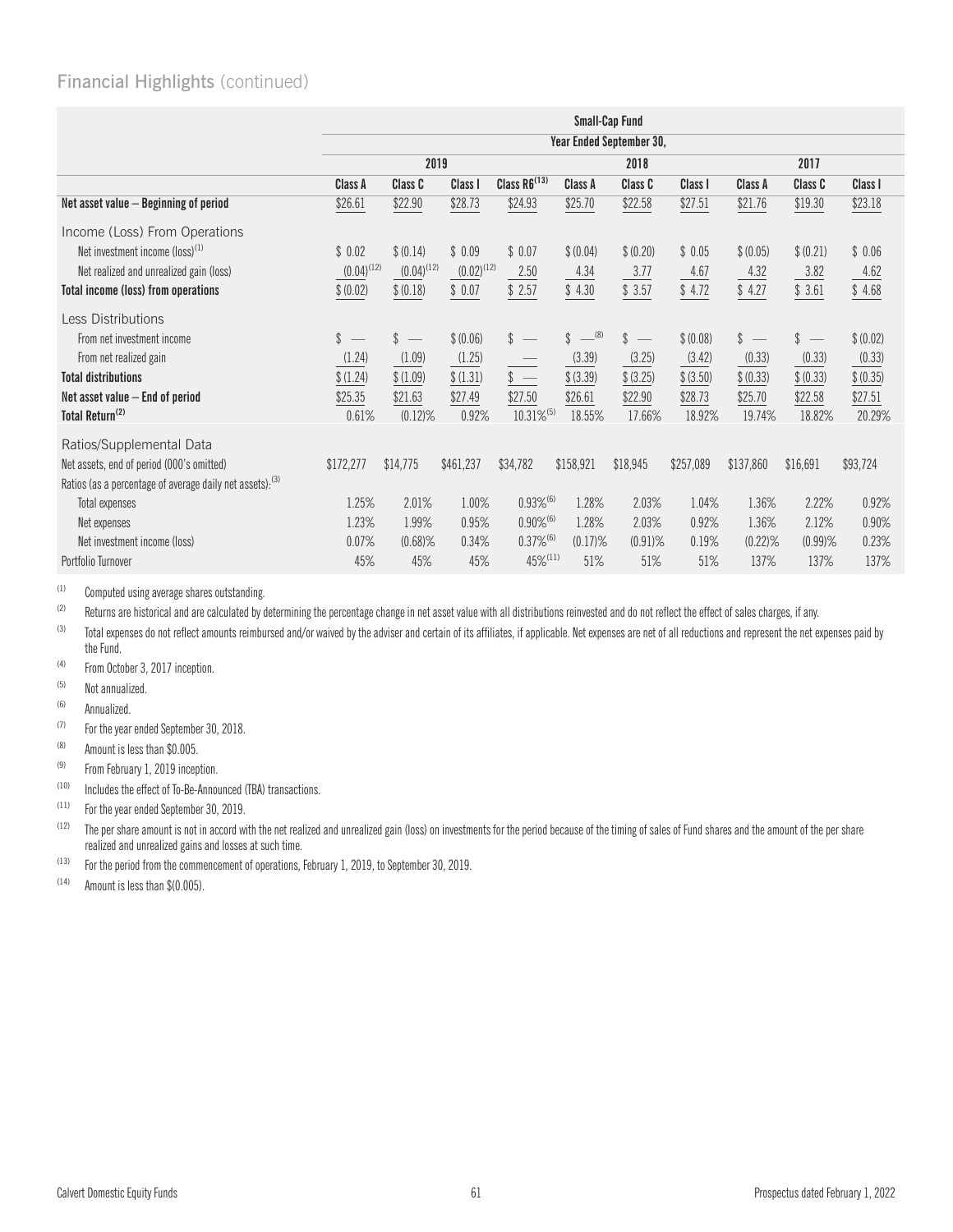## Financial Highlights (continued)

| | Small-Cap Fund | | | | | | | | | |
|---|---|---|---|---|---|---|---|---|---|---|
| | Year Ended September 30, | | | | | | | | | |
| | 2019 | | | | 2018 | | | 2017 | | |
| | Class A | Class C | Class I | Class R6[13] | Class A | Class C | Class I | Class A | Class C | Class I |
| **Net asset value – Beginning of period** | $26.61 | $22.90 | $28.73 | $24.93 | $25.70 | $22.58 | $27.51 | $21.76 | $19.30 | $23.18 |
| Income (Loss) From Operations | | | | | | | | | | |
| Net investment income (loss)[1] | $ 0.02 | $ (0.14) | $ 0.09 | $ 0.07 | $ (0.04) | $ (0.20) | $ 0.05 | $ (0.05) | $ (0.21) | $ 0.06 |
| Net realized and unrealized gain (loss) | (0.04)[12] | (0.04)[12] | (0.02)[12] | 2.50 | 4.34 | 3.77 | 4.67 | 4.32 | 3.82 | 4.62 |
| **Total income (loss) from operations** | $ (0.02) | $ (0.18) | $ 0.07 | $ 2.57 | $ 4.30 | $ 3.57 | $ 4.72 | $ 4.27 | $ 3.61 | $ 4.68 |
| Less Distributions | | | | | | | | | | |
| From net investment income | $ — | $ — | $ (0.06) | $ — | $ —[8] | $ — | $ (0.08) | $ — | $ — | $ (0.02) |
| From net realized gain | (1.24) | (1.09) | (1.25) | — | (3.39) | (3.25) | (3.42) | (0.33) | (0.33) | (0.33) |
| **Total distributions** | $ (1.24) | $ (1.09) | $ (1.31) | $ — | $ (3.39) | $ (3.25) | $ (3.50) | $ (0.33) | $ (0.33) | $ (0.35) |
| **Net asset value – End of period** | $25.35 | $21.63 | $27.49 | $27.50 | $26.61 | $22.90 | $28.73 | $25.70 | $22.58 | $27.51 |
| **Total Return[2]** | 0.61% | (0.12)% | 0.92% | 10.31%[5] | 18.55% | 17.66% | 18.92% | 19.74% | 18.82% | 20.29% |
| Ratios/Supplemental Data | | | | | | | | | | |
| Net assets, end of period (000's omitted) | $172,277 | $14,775 | $461,237 | $34,782 | $158,921 | $18,945 | $257,089 | $137,860 | $16,691 | $93,724 |
| Ratios (as a percentage of average daily net assets):[3] | | | | | | | | | | |
| Total expenses | 1.25% | 2.01% | 1.00% | 0.93%[6] | 1.28% | 2.03% | 1.04% | 1.36% | 2.22% | 0.92% |
| Net expenses | 1.23% | 1.99% | 0.95% | 0.90%[6] | 1.28% | 2.03% | 0.92% | 1.36% | 2.12% | 0.90% |
| Net investment income (loss) | 0.07% | (0.68)% | 0.34% | 0.37%[6] | (0.17)% | (0.91)% | 0.19% | (0.22)% | (0.99)% | 0.23% |
| Portfolio Turnover | 45% | 45% | 45% | 45%[11] | 51% | 51% | 51% | 137% | 137% | 137% |

(1) Computed using average shares outstanding.

(2) Returns are historical and are calculated by determining the percentage change in net asset value with all distributions reinvested and do not reflect the effect of sales charges, if any.

(3) Total expenses do not reflect amounts reimbursed and/or waived by the adviser and certain of its affiliates, if applicable. Net expenses are net of all reductions and represent the net expenses paid by the Fund.

(4) From October 3, 2017 inception.

(5) Not annualized.

(6) Annualized.

(7) For the year ended September 30, 2018.

(8) Amount is less than $0.005.

(9) From February 1, 2019 inception.

(10) Includes the effect of To-Be-Announced (TBA) transactions.

(11) For the year ended September 30, 2019.

(12) The per share amount is not in accord with the net realized and unrealized gain (loss) on investments for the period because of the timing of sales of Fund shares and the amount of the per share realized and unrealized gains and losses at such time.

(13) For the period from the commencement of operations, February 1, 2019, to September 30, 2019.

(14) Amount is less than $(0.005).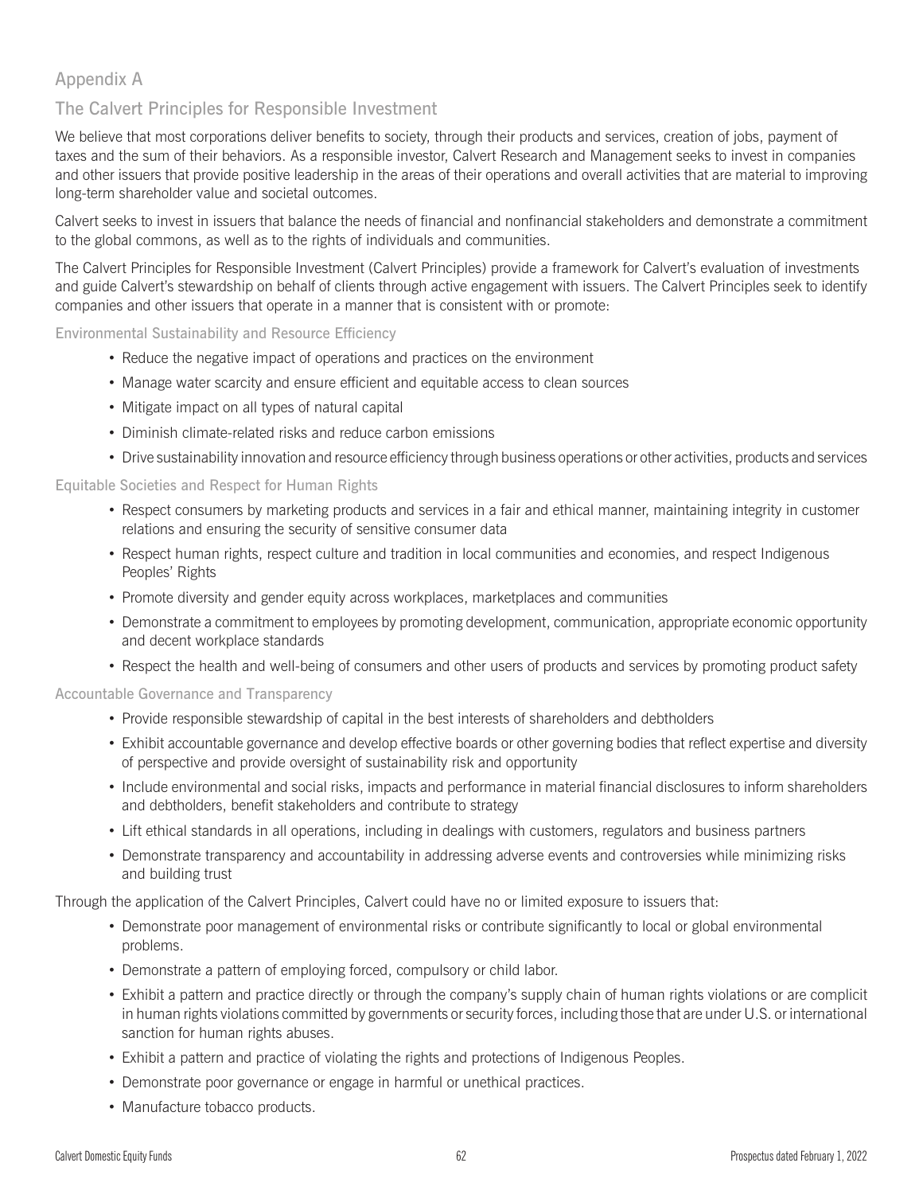## Appendix A

## The Calvert Principles for Responsible Investment

We believe that most corporations deliver benefits to society, through their products and services, creation of jobs, payment of taxes and the sum of their behaviors. As a responsible investor, Calvert Research and Management seeks to invest in companies and other issuers that provide positive leadership in the areas of their operations and overall activities that are material to improving long-term shareholder value and societal outcomes.

Calvert seeks to invest in issuers that balance the needs of financial and nonfinancial stakeholders and demonstrate a commitment to the global commons, as well as to the rights of individuals and communities.

The Calvert Principles for Responsible Investment (Calvert Principles) provide a framework for Calvert's evaluation of investments and guide Calvert's stewardship on behalf of clients through active engagement with issuers. The Calvert Principles seek to identify companies and other issuers that operate in a manner that is consistent with or promote:

### Environmental Sustainability and Resource Efficiency

- Reduce the negative impact of operations and practices on the environment
- Manage water scarcity and ensure efficient and equitable access to clean sources
- Mitigate impact on all types of natural capital
- Diminish climate-related risks and reduce carbon emissions
- Drive sustainability innovation and resource efficiency through business operations or other activities, products and services

### Equitable Societies and Respect for Human Rights

- Respect consumers by marketing products and services in a fair and ethical manner, maintaining integrity in customer relations and ensuring the security of sensitive consumer data
- Respect human rights, respect culture and tradition in local communities and economies, and respect Indigenous Peoples' Rights
- Promote diversity and gender equity across workplaces, marketplaces and communities
- Demonstrate a commitment to employees by promoting development, communication, appropriate economic opportunity and decent workplace standards
- Respect the health and well-being of consumers and other users of products and services by promoting product safety

### Accountable Governance and Transparency

- Provide responsible stewardship of capital in the best interests of shareholders and debtholders
- Exhibit accountable governance and develop effective boards or other governing bodies that reflect expertise and diversity of perspective and provide oversight of sustainability risk and opportunity
- Include environmental and social risks, impacts and performance in material financial disclosures to inform shareholders and debtholders, benefit stakeholders and contribute to strategy
- Lift ethical standards in all operations, including in dealings with customers, regulators and business partners
- Demonstrate transparency and accountability in addressing adverse events and controversies while minimizing risks and building trust

Through the application of the Calvert Principles, Calvert could have no or limited exposure to issuers that:

- Demonstrate poor management of environmental risks or contribute significantly to local or global environmental problems.
- Demonstrate a pattern of employing forced, compulsory or child labor.
- Exhibit a pattern and practice directly or through the company's supply chain of human rights violations or are complicit in human rights violations committed by governments or security forces, including those that are under U.S. or international sanction for human rights abuses.
- Exhibit a pattern and practice of violating the rights and protections of Indigenous Peoples.
- Demonstrate poor governance or engage in harmful or unethical practices.
- Manufacture tobacco products.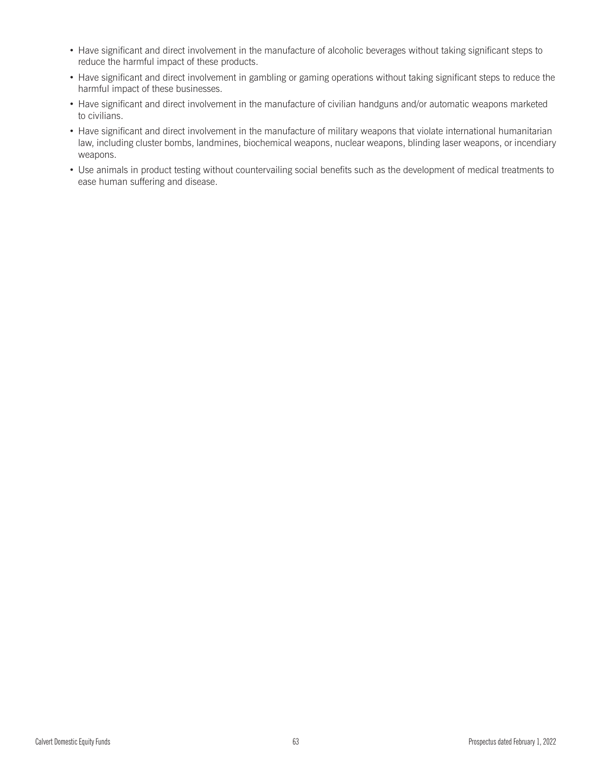- Have significant and direct involvement in the manufacture of alcoholic beverages without taking significant steps to reduce the harmful impact of these products.
- Have significant and direct involvement in gambling or gaming operations without taking significant steps to reduce the harmful impact of these businesses.
- Have significant and direct involvement in the manufacture of civilian handguns and/or automatic weapons marketed to civilians.
- Have significant and direct involvement in the manufacture of military weapons that violate international humanitarian law, including cluster bombs, landmines, biochemical weapons, nuclear weapons, blinding laser weapons, or incendiary weapons.
- Use animals in product testing without countervailing social benefits such as the development of medical treatments to ease human suffering and disease.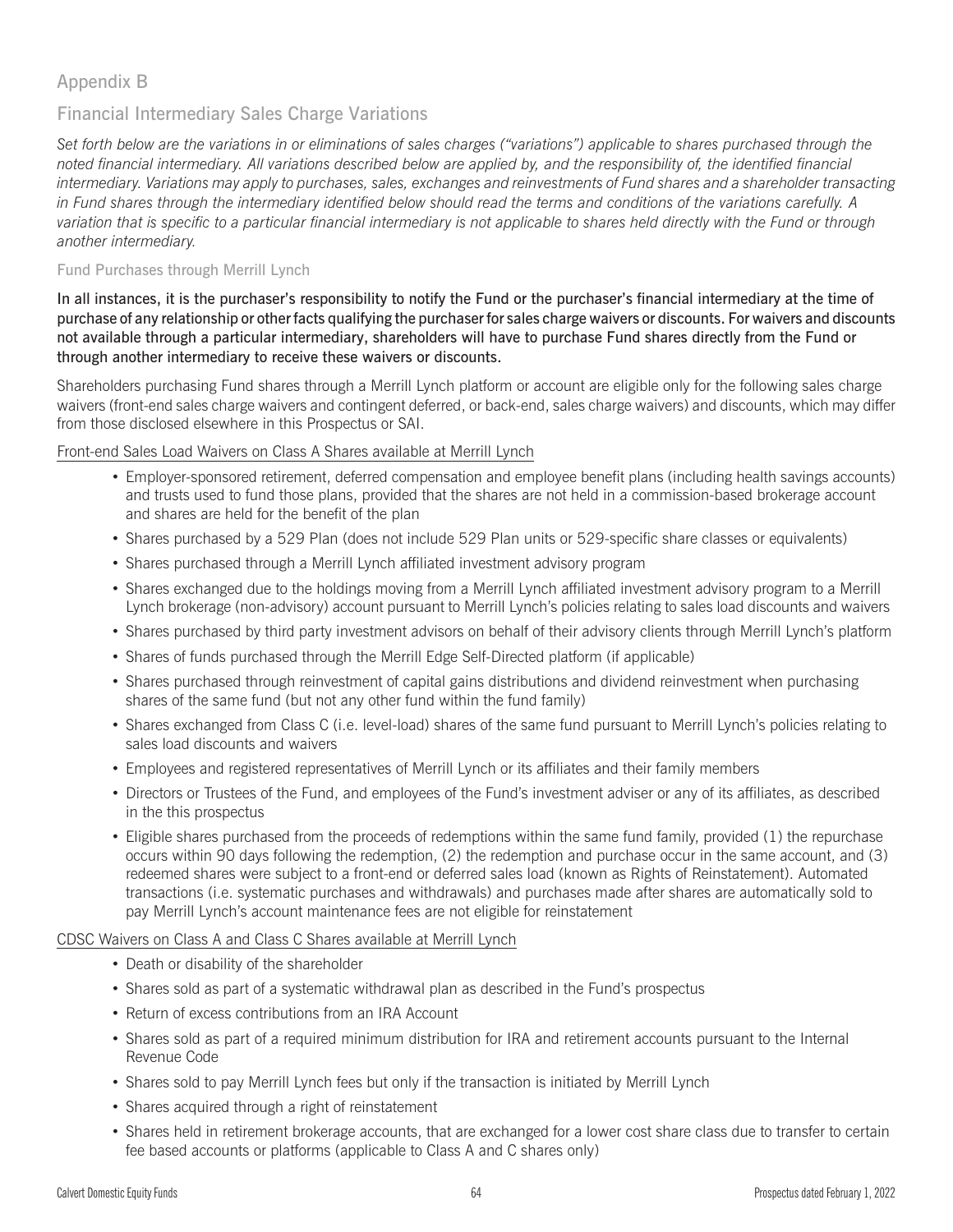## Appendix B

## Financial Intermediary Sales Charge Variations

*Set forth below are the variations in or eliminations of sales charges ("variations") applicable to shares purchased through the noted financial intermediary. All variations described below are applied by, and the responsibility of, the identified financial intermediary. Variations may apply to purchases, sales, exchanges and reinvestments of Fund shares and a shareholder transacting in Fund shares through the intermediary identified below should read the terms and conditions of the variations carefully. A variation that is specific to a particular financial intermediary is not applicable to shares held directly with the Fund or through another intermediary.*

### Fund Purchases through Merrill Lynch

**In all instances, it is the purchaser's responsibility to notify the Fund or the purchaser's financial intermediary at the time of purchase of any relationship or other facts qualifying the purchaser for sales charge waivers or discounts. For waivers and discounts not available through a particular intermediary, shareholders will have to purchase Fund shares directly from the Fund or through another intermediary to receive these waivers or discounts.**

Shareholders purchasing Fund shares through a Merrill Lynch platform or account are eligible only for the following sales charge waivers (front-end sales charge waivers and contingent deferred, or back-end, sales charge waivers) and discounts, which may differ from those disclosed elsewhere in this Prospectus or SAI.

<u>Front-end Sales Load Waivers on Class A Shares available at Merrill Lynch</u>

- Employer-sponsored retirement, deferred compensation and employee benefit plans (including health savings accounts) and trusts used to fund those plans, provided that the shares are not held in a commission-based brokerage account and shares are held for the benefit of the plan
- Shares purchased by a 529 Plan (does not include 529 Plan units or 529-specific share classes or equivalents)
- Shares purchased through a Merrill Lynch affiliated investment advisory program
- Shares exchanged due to the holdings moving from a Merrill Lynch affiliated investment advisory program to a Merrill Lynch brokerage (non-advisory) account pursuant to Merrill Lynch's policies relating to sales load discounts and waivers
- Shares purchased by third party investment advisors on behalf of their advisory clients through Merrill Lynch's platform
- Shares of funds purchased through the Merrill Edge Self-Directed platform (if applicable)
- Shares purchased through reinvestment of capital gains distributions and dividend reinvestment when purchasing shares of the same fund (but not any other fund within the fund family)
- Shares exchanged from Class C (i.e. level-load) shares of the same fund pursuant to Merrill Lynch's policies relating to sales load discounts and waivers
- Employees and registered representatives of Merrill Lynch or its affiliates and their family members
- Directors or Trustees of the Fund, and employees of the Fund's investment adviser or any of its affiliates, as described in the this prospectus
- Eligible shares purchased from the proceeds of redemptions within the same fund family, provided (1) the repurchase occurs within 90 days following the redemption, (2) the redemption and purchase occur in the same account, and (3) redeemed shares were subject to a front-end or deferred sales load (known as Rights of Reinstatement). Automated transactions (i.e. systematic purchases and withdrawals) and purchases made after shares are automatically sold to pay Merrill Lynch's account maintenance fees are not eligible for reinstatement

<u>CDSC Waivers on Class A and Class C Shares available at Merrill Lynch</u>

- Death or disability of the shareholder
- Shares sold as part of a systematic withdrawal plan as described in the Fund's prospectus
- Return of excess contributions from an IRA Account
- Shares sold as part of a required minimum distribution for IRA and retirement accounts pursuant to the Internal Revenue Code
- Shares sold to pay Merrill Lynch fees but only if the transaction is initiated by Merrill Lynch
- Shares acquired through a right of reinstatement
- Shares held in retirement brokerage accounts, that are exchanged for a lower cost share class due to transfer to certain fee based accounts or platforms (applicable to Class A and C shares only)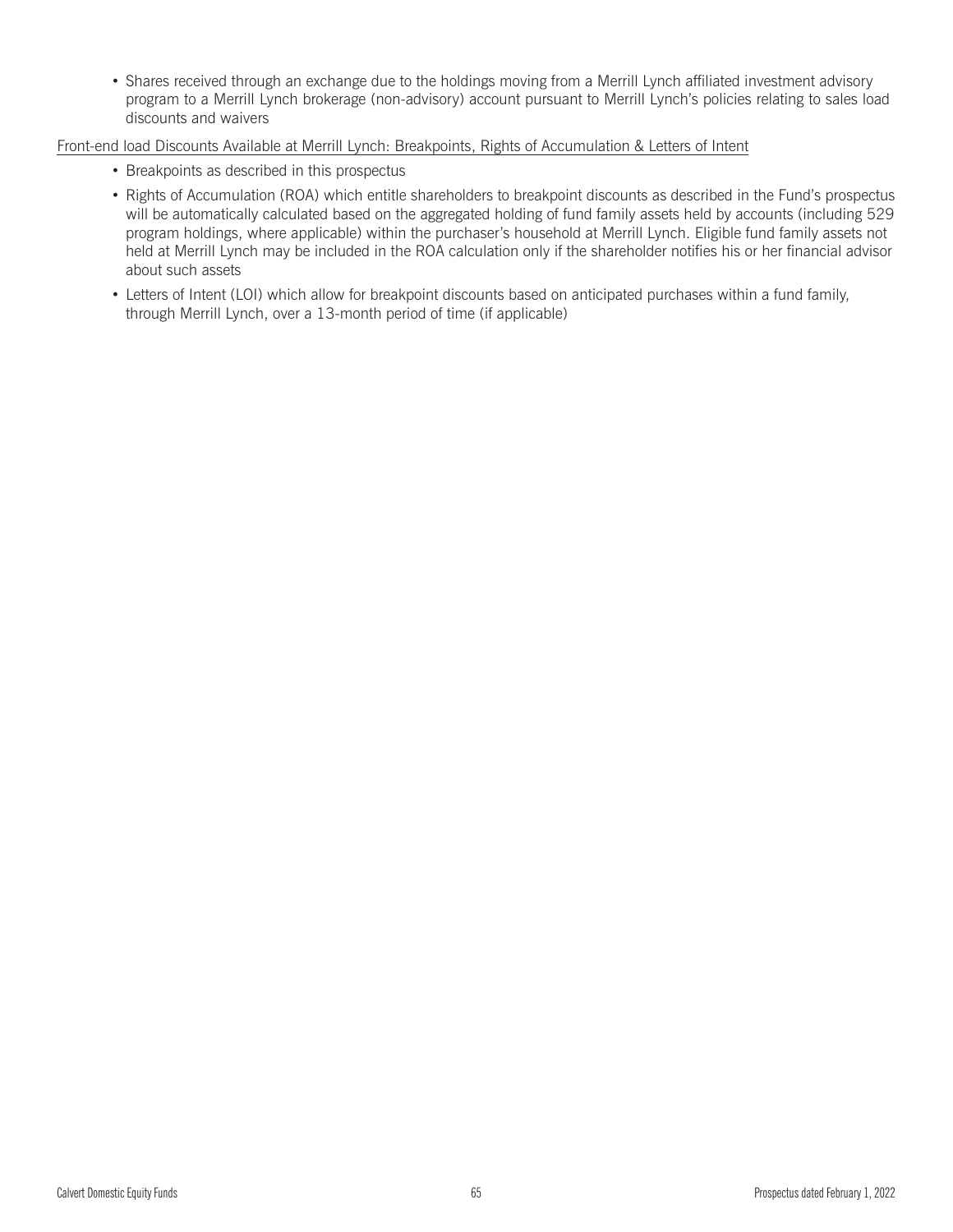- Shares received through an exchange due to the holdings moving from a Merrill Lynch affiliated investment advisory program to a Merrill Lynch brokerage (non-advisory) account pursuant to Merrill Lynch's policies relating to sales load discounts and waivers

Front-end load Discounts Available at Merrill Lynch: Breakpoints, Rights of Accumulation & Letters of Intent

- Breakpoints as described in this prospectus
- Rights of Accumulation (ROA) which entitle shareholders to breakpoint discounts as described in the Fund's prospectus will be automatically calculated based on the aggregated holding of fund family assets held by accounts (including 529 program holdings, where applicable) within the purchaser's household at Merrill Lynch. Eligible fund family assets not held at Merrill Lynch may be included in the ROA calculation only if the shareholder notifies his or her financial advisor about such assets
- Letters of Intent (LOI) which allow for breakpoint discounts based on anticipated purchases within a fund family, through Merrill Lynch, over a 13-month period of time (if applicable)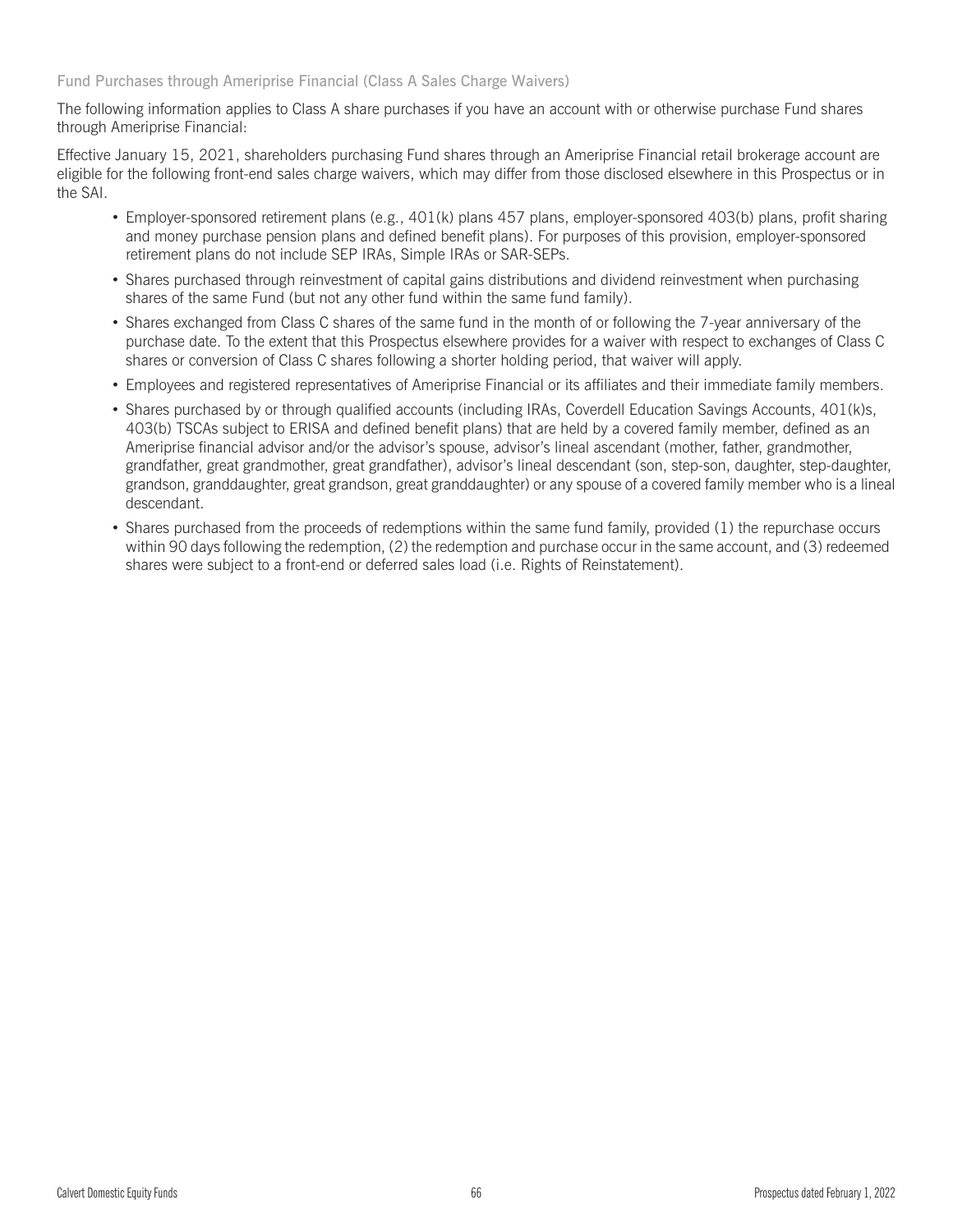### Fund Purchases through Ameriprise Financial (Class A Sales Charge Waivers)

The following information applies to Class A share purchases if you have an account with or otherwise purchase Fund shares through Ameriprise Financial:

Effective January 15, 2021, shareholders purchasing Fund shares through an Ameriprise Financial retail brokerage account are eligible for the following front-end sales charge waivers, which may differ from those disclosed elsewhere in this Prospectus or in the SAI.

- Employer-sponsored retirement plans (e.g., 401(k) plans 457 plans, employer-sponsored 403(b) plans, profit sharing and money purchase pension plans and defined benefit plans). For purposes of this provision, employer-sponsored retirement plans do not include SEP IRAs, Simple IRAs or SAR-SEPs.
- Shares purchased through reinvestment of capital gains distributions and dividend reinvestment when purchasing shares of the same Fund (but not any other fund within the same fund family).
- Shares exchanged from Class C shares of the same fund in the month of or following the 7-year anniversary of the purchase date. To the extent that this Prospectus elsewhere provides for a waiver with respect to exchanges of Class C shares or conversion of Class C shares following a shorter holding period, that waiver will apply.
- Employees and registered representatives of Ameriprise Financial or its affiliates and their immediate family members.
- Shares purchased by or through qualified accounts (including IRAs, Coverdell Education Savings Accounts, 401(k)s, 403(b) TSCAs subject to ERISA and defined benefit plans) that are held by a covered family member, defined as an Ameriprise financial advisor and/or the advisor's spouse, advisor's lineal ascendant (mother, father, grandmother, grandfather, great grandmother, great grandfather), advisor's lineal descendant (son, step-son, daughter, step-daughter, grandson, granddaughter, great grandson, great granddaughter) or any spouse of a covered family member who is a lineal descendant.
- Shares purchased from the proceeds of redemptions within the same fund family, provided (1) the repurchase occurs within 90 days following the redemption, (2) the redemption and purchase occur in the same account, and (3) redeemed shares were subject to a front-end or deferred sales load (i.e. Rights of Reinstatement).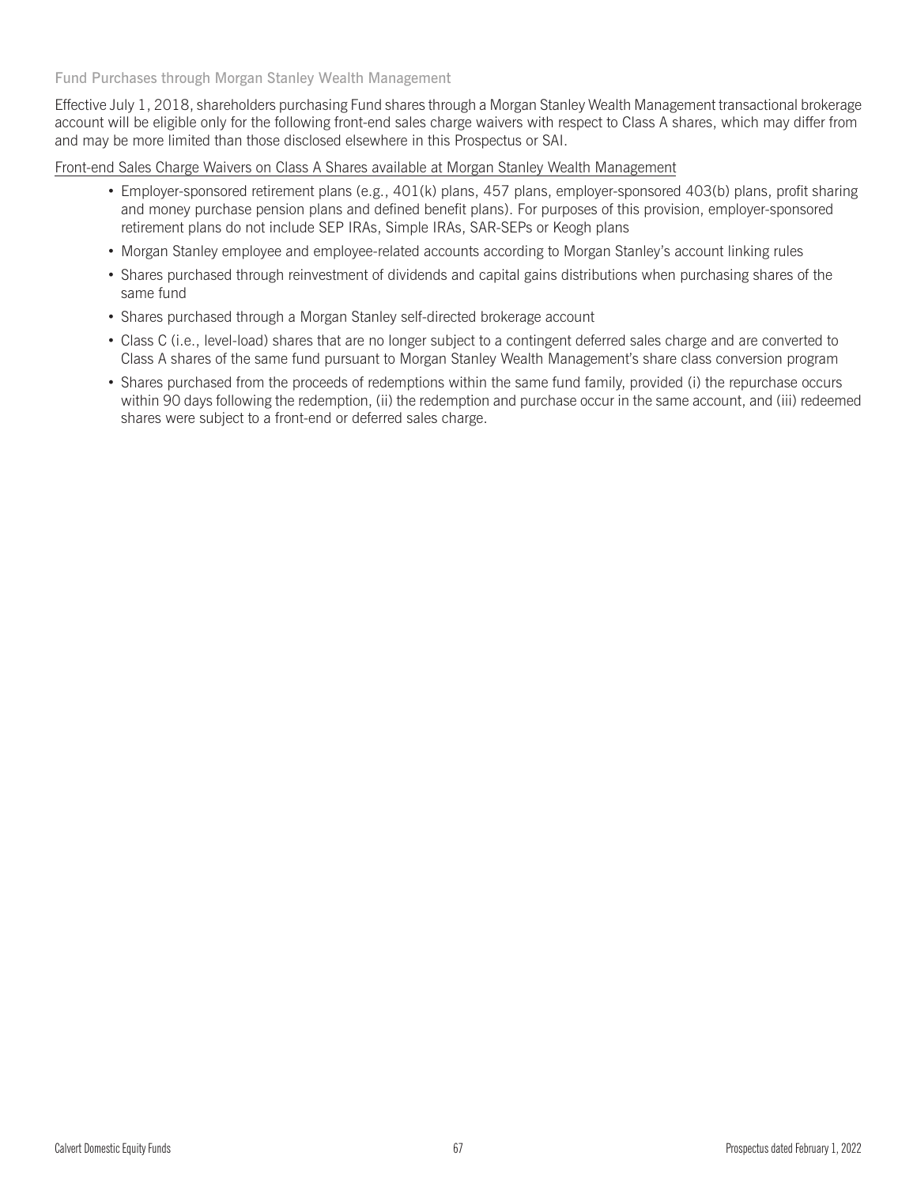### Fund Purchases through Morgan Stanley Wealth Management

Effective July 1, 2018, shareholders purchasing Fund shares through a Morgan Stanley Wealth Management transactional brokerage account will be eligible only for the following front-end sales charge waivers with respect to Class A shares, which may differ from and may be more limited than those disclosed elsewhere in this Prospectus or SAI.

<u>Front-end Sales Charge Waivers on Class A Shares available at Morgan Stanley Wealth Management</u>

- Employer-sponsored retirement plans (e.g., 401(k) plans, 457 plans, employer-sponsored 403(b) plans, profit sharing and money purchase pension plans and defined benefit plans). For purposes of this provision, employer-sponsored retirement plans do not include SEP IRAs, Simple IRAs, SAR-SEPs or Keogh plans
- Morgan Stanley employee and employee-related accounts according to Morgan Stanley's account linking rules
- Shares purchased through reinvestment of dividends and capital gains distributions when purchasing shares of the same fund
- Shares purchased through a Morgan Stanley self-directed brokerage account
- Class C (i.e., level-load) shares that are no longer subject to a contingent deferred sales charge and are converted to Class A shares of the same fund pursuant to Morgan Stanley Wealth Management's share class conversion program
- Shares purchased from the proceeds of redemptions within the same fund family, provided (i) the repurchase occurs within 90 days following the redemption, (ii) the redemption and purchase occur in the same account, and (iii) redeemed shares were subject to a front-end or deferred sales charge.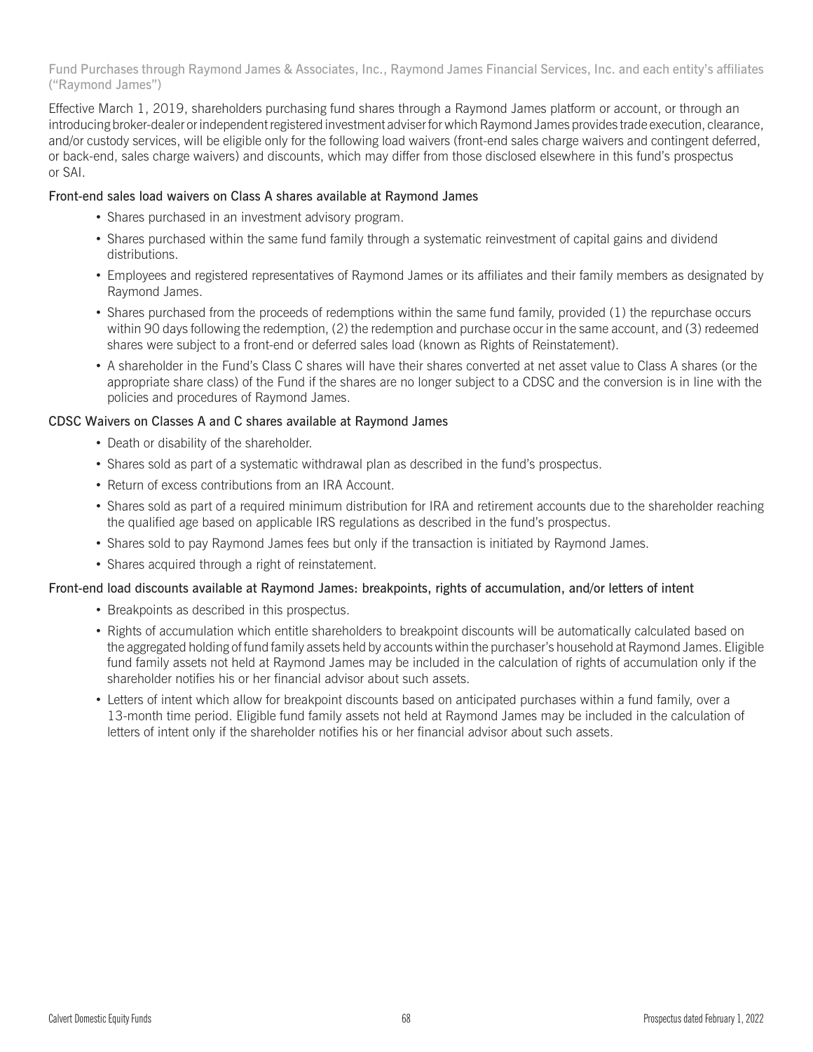## Fund Purchases through Raymond James & Associates, Inc., Raymond James Financial Services, Inc. and each entity's affiliates ("Raymond James")

Effective March 1, 2019, shareholders purchasing fund shares through a Raymond James platform or account, or through an introducing broker-dealer or independent registered investment adviser for which Raymond James provides trade execution, clearance, and/or custody services, will be eligible only for the following load waivers (front-end sales charge waivers and contingent deferred, or back-end, sales charge waivers) and discounts, which may differ from those disclosed elsewhere in this fund's prospectus or SAI.

### Front-end sales load waivers on Class A shares available at Raymond James

- Shares purchased in an investment advisory program.
- Shares purchased within the same fund family through a systematic reinvestment of capital gains and dividend distributions.
- Employees and registered representatives of Raymond James or its affiliates and their family members as designated by Raymond James.
- Shares purchased from the proceeds of redemptions within the same fund family, provided (1) the repurchase occurs within 90 days following the redemption, (2) the redemption and purchase occur in the same account, and (3) redeemed shares were subject to a front-end or deferred sales load (known as Rights of Reinstatement).
- A shareholder in the Fund's Class C shares will have their shares converted at net asset value to Class A shares (or the appropriate share class) of the Fund if the shares are no longer subject to a CDSC and the conversion is in line with the policies and procedures of Raymond James.

### CDSC Waivers on Classes A and C shares available at Raymond James

- Death or disability of the shareholder.
- Shares sold as part of a systematic withdrawal plan as described in the fund's prospectus.
- Return of excess contributions from an IRA Account.
- Shares sold as part of a required minimum distribution for IRA and retirement accounts due to the shareholder reaching the qualified age based on applicable IRS regulations as described in the fund's prospectus.
- Shares sold to pay Raymond James fees but only if the transaction is initiated by Raymond James.
- Shares acquired through a right of reinstatement.

### Front-end load discounts available at Raymond James: breakpoints, rights of accumulation, and/or letters of intent

- Breakpoints as described in this prospectus.
- Rights of accumulation which entitle shareholders to breakpoint discounts will be automatically calculated based on the aggregated holding of fund family assets held by accounts within the purchaser's household at Raymond James. Eligible fund family assets not held at Raymond James may be included in the calculation of rights of accumulation only if the shareholder notifies his or her financial advisor about such assets.
- Letters of intent which allow for breakpoint discounts based on anticipated purchases within a fund family, over a 13-month time period. Eligible fund family assets not held at Raymond James may be included in the calculation of letters of intent only if the shareholder notifies his or her financial advisor about such assets.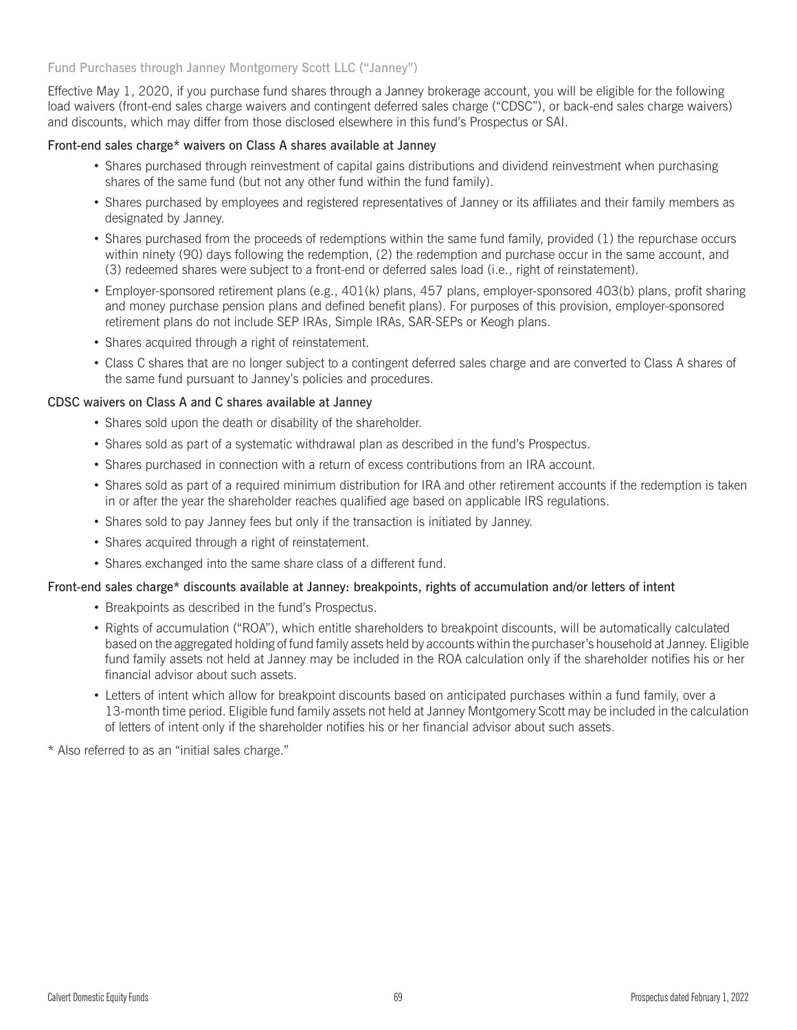## Fund Purchases through Janney Montgomery Scott LLC ("Janney")

Effective May 1, 2020, if you purchase fund shares through a Janney brokerage account, you will be eligible for the following load waivers (front-end sales charge waivers and contingent deferred sales charge ("CDSC"), or back-end sales charge waivers) and discounts, which may differ from those disclosed elsewhere in this fund's Prospectus or SAI.

### Front-end sales charge* waivers on Class A shares available at Janney

- Shares purchased through reinvestment of capital gains distributions and dividend reinvestment when purchasing shares of the same fund (but not any other fund within the fund family).
- Shares purchased by employees and registered representatives of Janney or its affiliates and their family members as designated by Janney.
- Shares purchased from the proceeds of redemptions within the same fund family, provided (1) the repurchase occurs within ninety (90) days following the redemption, (2) the redemption and purchase occur in the same account, and (3) redeemed shares were subject to a front-end or deferred sales load (i.e., right of reinstatement).
- Employer-sponsored retirement plans (e.g., 401(k) plans, 457 plans, employer-sponsored 403(b) plans, profit sharing and money purchase pension plans and defined benefit plans). For purposes of this provision, employer-sponsored retirement plans do not include SEP IRAs, Simple IRAs, SAR-SEPs or Keogh plans.
- Shares acquired through a right of reinstatement.
- Class C shares that are no longer subject to a contingent deferred sales charge and are converted to Class A shares of the same fund pursuant to Janney's policies and procedures.

### CDSC waivers on Class A and C shares available at Janney

- Shares sold upon the death or disability of the shareholder.
- Shares sold as part of a systematic withdrawal plan as described in the fund's Prospectus.
- Shares purchased in connection with a return of excess contributions from an IRA account.
- Shares sold as part of a required minimum distribution for IRA and other retirement accounts if the redemption is taken in or after the year the shareholder reaches qualified age based on applicable IRS regulations.
- Shares sold to pay Janney fees but only if the transaction is initiated by Janney.
- Shares acquired through a right of reinstatement.
- Shares exchanged into the same share class of a different fund.

### Front-end sales charge* discounts available at Janney: breakpoints, rights of accumulation and/or letters of intent

- Breakpoints as described in the fund's Prospectus.
- Rights of accumulation ("ROA"), which entitle shareholders to breakpoint discounts, will be automatically calculated based on the aggregated holding of fund family assets held by accounts within the purchaser's household at Janney. Eligible fund family assets not held at Janney may be included in the ROA calculation only if the shareholder notifies his or her financial advisor about such assets.
- Letters of intent which allow for breakpoint discounts based on anticipated purchases within a fund family, over a 13-month time period. Eligible fund family assets not held at Janney Montgomery Scott may be included in the calculation of letters of intent only if the shareholder notifies his or her financial advisor about such assets.

* Also referred to as an "initial sales charge."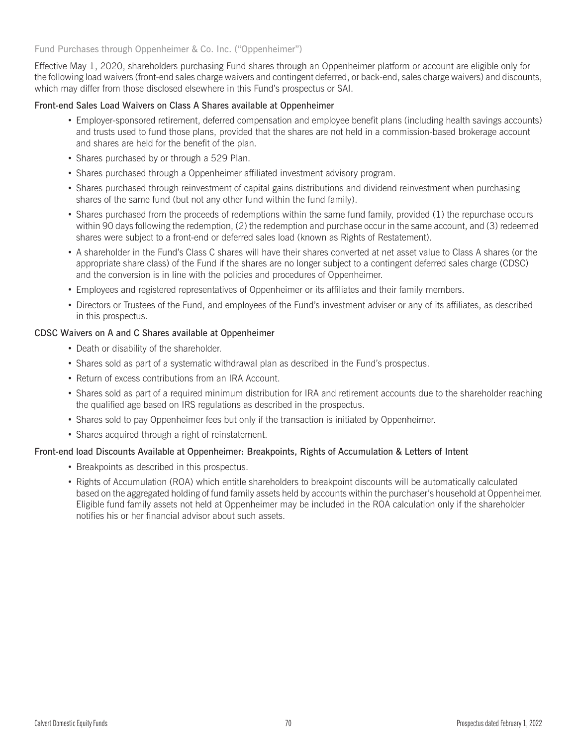### Fund Purchases through Oppenheimer & Co. Inc. ("Oppenheimer")

Effective May 1, 2020, shareholders purchasing Fund shares through an Oppenheimer platform or account are eligible only for the following load waivers (front-end sales charge waivers and contingent deferred, or back-end, sales charge waivers) and discounts, which may differ from those disclosed elsewhere in this Fund's prospectus or SAI.

#### Front-end Sales Load Waivers on Class A Shares available at Oppenheimer

- Employer-sponsored retirement, deferred compensation and employee benefit plans (including health savings accounts) and trusts used to fund those plans, provided that the shares are not held in a commission-based brokerage account and shares are held for the benefit of the plan.
- Shares purchased by or through a 529 Plan.
- Shares purchased through a Oppenheimer affiliated investment advisory program.
- Shares purchased through reinvestment of capital gains distributions and dividend reinvestment when purchasing shares of the same fund (but not any other fund within the fund family).
- Shares purchased from the proceeds of redemptions within the same fund family, provided (1) the repurchase occurs within 90 days following the redemption, (2) the redemption and purchase occur in the same account, and (3) redeemed shares were subject to a front-end or deferred sales load (known as Rights of Restatement).
- A shareholder in the Fund's Class C shares will have their shares converted at net asset value to Class A shares (or the appropriate share class) of the Fund if the shares are no longer subject to a contingent deferred sales charge (CDSC) and the conversion is in line with the policies and procedures of Oppenheimer.
- Employees and registered representatives of Oppenheimer or its affiliates and their family members.
- Directors or Trustees of the Fund, and employees of the Fund's investment adviser or any of its affiliates, as described in this prospectus.

#### CDSC Waivers on A and C Shares available at Oppenheimer

- Death or disability of the shareholder.
- Shares sold as part of a systematic withdrawal plan as described in the Fund's prospectus.
- Return of excess contributions from an IRA Account.
- Shares sold as part of a required minimum distribution for IRA and retirement accounts due to the shareholder reaching the qualified age based on IRS regulations as described in the prospectus.
- Shares sold to pay Oppenheimer fees but only if the transaction is initiated by Oppenheimer.
- Shares acquired through a right of reinstatement.

#### Front-end load Discounts Available at Oppenheimer: Breakpoints, Rights of Accumulation & Letters of Intent

- Breakpoints as described in this prospectus.
- Rights of Accumulation (ROA) which entitle shareholders to breakpoint discounts will be automatically calculated based on the aggregated holding of fund family assets held by accounts within the purchaser's household at Oppenheimer. Eligible fund family assets not held at Oppenheimer may be included in the ROA calculation only if the shareholder notifies his or her financial advisor about such assets.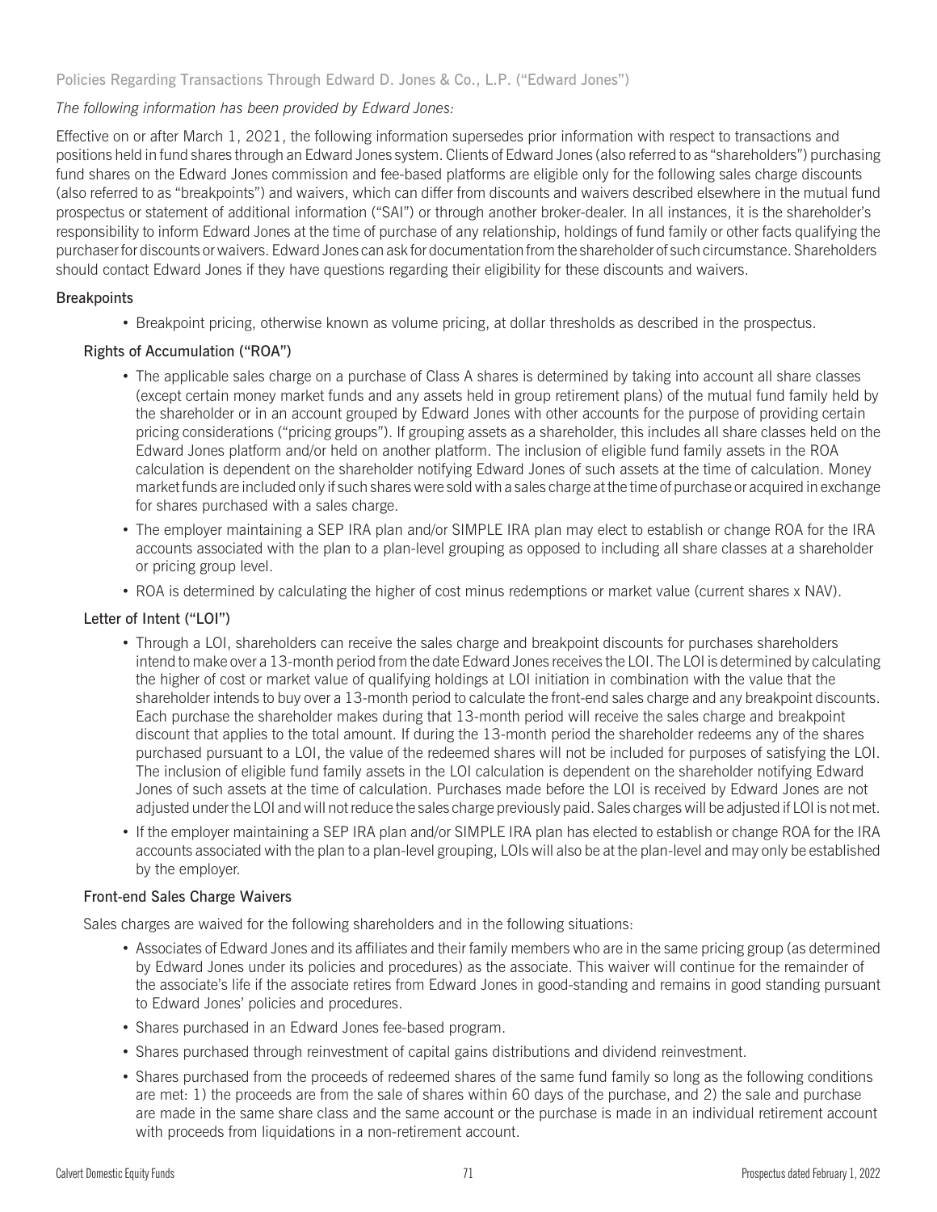## Policies Regarding Transactions Through Edward D. Jones & Co., L.P. ("Edward Jones")

*The following information has been provided by Edward Jones:*

Effective on or after March 1, 2021, the following information supersedes prior information with respect to transactions and positions held in fund shares through an Edward Jones system. Clients of Edward Jones (also referred to as "shareholders") purchasing fund shares on the Edward Jones commission and fee-based platforms are eligible only for the following sales charge discounts (also referred to as "breakpoints") and waivers, which can differ from discounts and waivers described elsewhere in the mutual fund prospectus or statement of additional information ("SAI") or through another broker-dealer. In all instances, it is the shareholder's responsibility to inform Edward Jones at the time of purchase of any relationship, holdings of fund family or other facts qualifying the purchaser for discounts or waivers. Edward Jones can ask for documentation from the shareholder of such circumstance. Shareholders should contact Edward Jones if they have questions regarding their eligibility for these discounts and waivers.

### Breakpoints

- Breakpoint pricing, otherwise known as volume pricing, at dollar thresholds as described in the prospectus.

### Rights of Accumulation ("ROA")

- The applicable sales charge on a purchase of Class A shares is determined by taking into account all share classes (except certain money market funds and any assets held in group retirement plans) of the mutual fund family held by the shareholder or in an account grouped by Edward Jones with other accounts for the purpose of providing certain pricing considerations ("pricing groups"). If grouping assets as a shareholder, this includes all share classes held on the Edward Jones platform and/or held on another platform. The inclusion of eligible fund family assets in the ROA calculation is dependent on the shareholder notifying Edward Jones of such assets at the time of calculation. Money market funds are included only if such shares were sold with a sales charge at the time of purchase or acquired in exchange for shares purchased with a sales charge.
- The employer maintaining a SEP IRA plan and/or SIMPLE IRA plan may elect to establish or change ROA for the IRA accounts associated with the plan to a plan-level grouping as opposed to including all share classes at a shareholder or pricing group level.
- ROA is determined by calculating the higher of cost minus redemptions or market value (current shares x NAV).

### Letter of Intent ("LOI")

- Through a LOI, shareholders can receive the sales charge and breakpoint discounts for purchases shareholders intend to make over a 13-month period from the date Edward Jones receives the LOI. The LOI is determined by calculating the higher of cost or market value of qualifying holdings at LOI initiation in combination with the value that the shareholder intends to buy over a 13-month period to calculate the front-end sales charge and any breakpoint discounts. Each purchase the shareholder makes during that 13-month period will receive the sales charge and breakpoint discount that applies to the total amount. If during the 13-month period the shareholder redeems any of the shares purchased pursuant to a LOI, the value of the redeemed shares will not be included for purposes of satisfying the LOI. The inclusion of eligible fund family assets in the LOI calculation is dependent on the shareholder notifying Edward Jones of such assets at the time of calculation. Purchases made before the LOI is received by Edward Jones are not adjusted under the LOI and will not reduce the sales charge previously paid. Sales charges will be adjusted if LOI is not met.
- If the employer maintaining a SEP IRA plan and/or SIMPLE IRA plan has elected to establish or change ROA for the IRA accounts associated with the plan to a plan-level grouping, LOIs will also be at the plan-level and may only be established by the employer.

### Front-end Sales Charge Waivers

Sales charges are waived for the following shareholders and in the following situations:

- Associates of Edward Jones and its affiliates and their family members who are in the same pricing group (as determined by Edward Jones under its policies and procedures) as the associate. This waiver will continue for the remainder of the associate's life if the associate retires from Edward Jones in good-standing and remains in good standing pursuant to Edward Jones' policies and procedures.
- Shares purchased in an Edward Jones fee-based program.
- Shares purchased through reinvestment of capital gains distributions and dividend reinvestment.
- Shares purchased from the proceeds of redeemed shares of the same fund family so long as the following conditions are met: 1) the proceeds are from the sale of shares within 60 days of the purchase, and 2) the sale and purchase are made in the same share class and the same account or the purchase is made in an individual retirement account with proceeds from liquidations in a non-retirement account.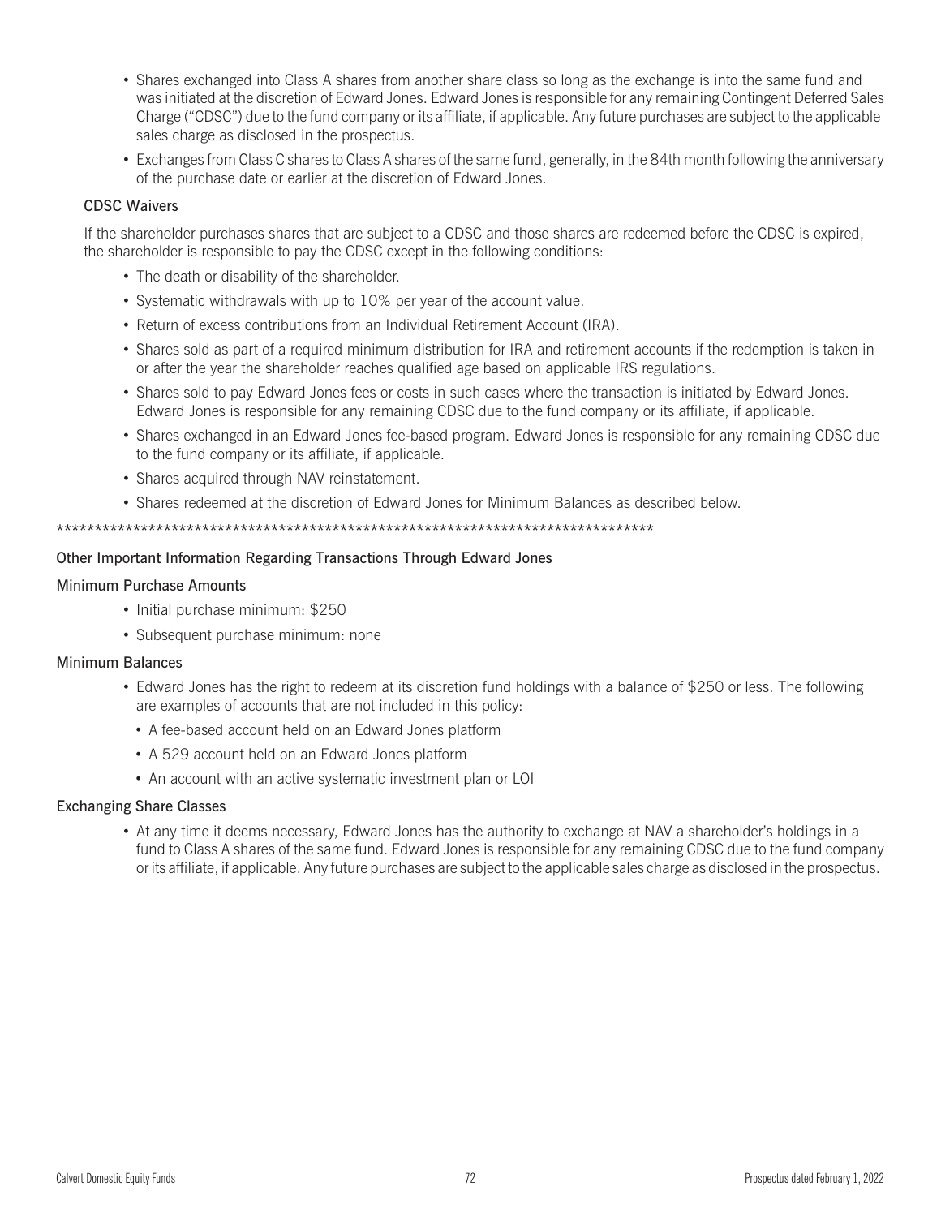- Shares exchanged into Class A shares from another share class so long as the exchange is into the same fund and was initiated at the discretion of Edward Jones. Edward Jones is responsible for any remaining Contingent Deferred Sales Charge ("CDSC") due to the fund company or its affiliate, if applicable. Any future purchases are subject to the applicable sales charge as disclosed in the prospectus.
- Exchanges from Class C shares to Class A shares of the same fund, generally, in the 84th month following the anniversary of the purchase date or earlier at the discretion of Edward Jones.

### CDSC Waivers

If the shareholder purchases shares that are subject to a CDSC and those shares are redeemed before the CDSC is expired, the shareholder is responsible to pay the CDSC except in the following conditions:

- The death or disability of the shareholder.
- Systematic withdrawals with up to 10% per year of the account value.
- Return of excess contributions from an Individual Retirement Account (IRA).
- Shares sold as part of a required minimum distribution for IRA and retirement accounts if the redemption is taken in or after the year the shareholder reaches qualified age based on applicable IRS regulations.
- Shares sold to pay Edward Jones fees or costs in such cases where the transaction is initiated by Edward Jones. Edward Jones is responsible for any remaining CDSC due to the fund company or its affiliate, if applicable.
- Shares exchanged in an Edward Jones fee-based program. Edward Jones is responsible for any remaining CDSC due to the fund company or its affiliate, if applicable.
- Shares acquired through NAV reinstatement.
- Shares redeemed at the discretion of Edward Jones for Minimum Balances as described below.

*********************************************************************************

### Other Important Information Regarding Transactions Through Edward Jones

### Minimum Purchase Amounts

- Initial purchase minimum: $250
- Subsequent purchase minimum: none

### Minimum Balances

- Edward Jones has the right to redeem at its discretion fund holdings with a balance of $250 or less. The following are examples of accounts that are not included in this policy:
  - A fee-based account held on an Edward Jones platform
  - A 529 account held on an Edward Jones platform
  - An account with an active systematic investment plan or LOI

### Exchanging Share Classes

- At any time it deems necessary, Edward Jones has the authority to exchange at NAV a shareholder's holdings in a fund to Class A shares of the same fund. Edward Jones is responsible for any remaining CDSC due to the fund company or its affiliate, if applicable. Any future purchases are subject to the applicable sales charge as disclosed in the prospectus.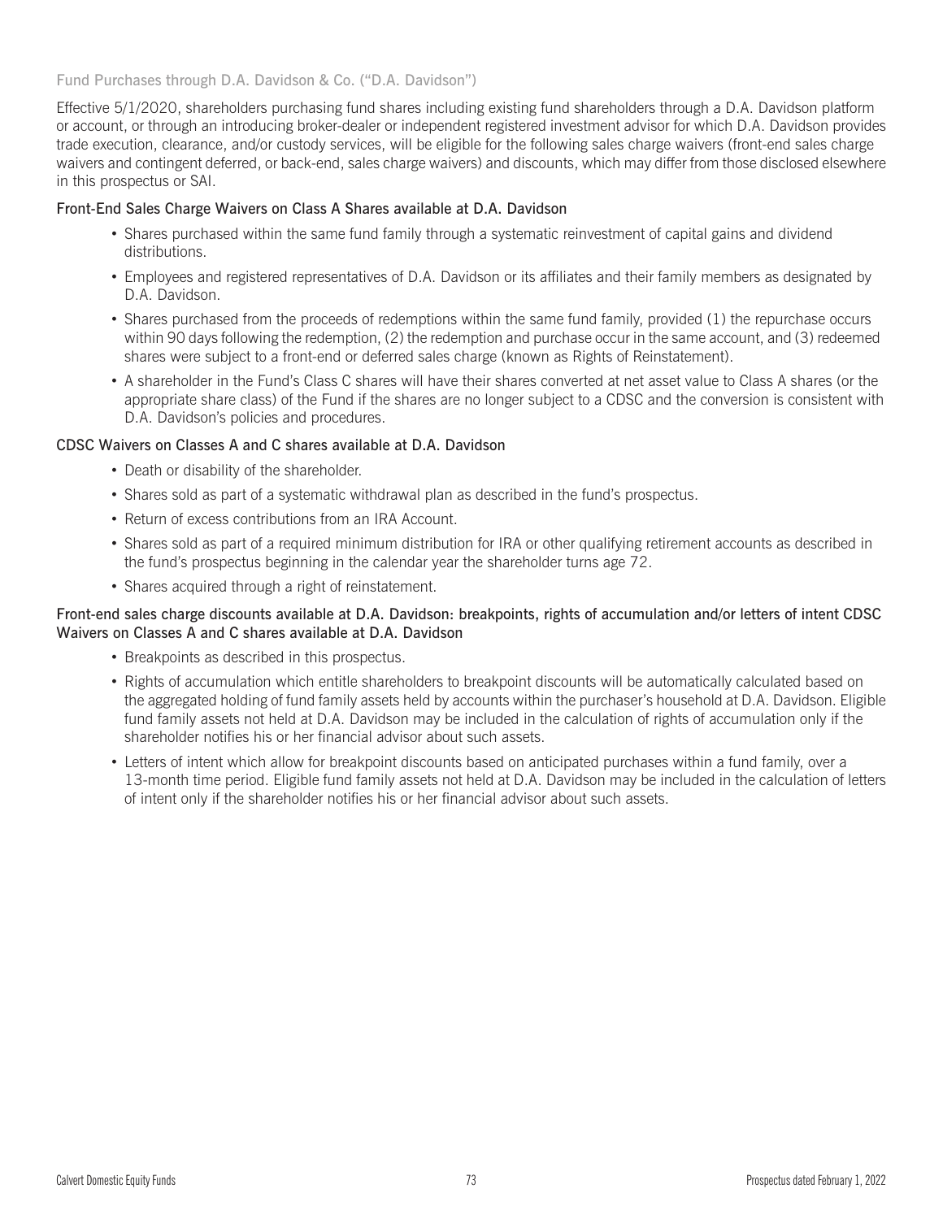## Fund Purchases through D.A. Davidson & Co. ("D.A. Davidson")

Effective 5/1/2020, shareholders purchasing fund shares including existing fund shareholders through a D.A. Davidson platform or account, or through an introducing broker-dealer or independent registered investment advisor for which D.A. Davidson provides trade execution, clearance, and/or custody services, will be eligible for the following sales charge waivers (front-end sales charge waivers and contingent deferred, or back-end, sales charge waivers) and discounts, which may differ from those disclosed elsewhere in this prospectus or SAI.

### Front-End Sales Charge Waivers on Class A Shares available at D.A. Davidson

- Shares purchased within the same fund family through a systematic reinvestment of capital gains and dividend distributions.
- Employees and registered representatives of D.A. Davidson or its affiliates and their family members as designated by D.A. Davidson.
- Shares purchased from the proceeds of redemptions within the same fund family, provided (1) the repurchase occurs within 90 days following the redemption, (2) the redemption and purchase occur in the same account, and (3) redeemed shares were subject to a front-end or deferred sales charge (known as Rights of Reinstatement).
- A shareholder in the Fund's Class C shares will have their shares converted at net asset value to Class A shares (or the appropriate share class) of the Fund if the shares are no longer subject to a CDSC and the conversion is consistent with D.A. Davidson's policies and procedures.

### CDSC Waivers on Classes A and C shares available at D.A. Davidson

- Death or disability of the shareholder.
- Shares sold as part of a systematic withdrawal plan as described in the fund's prospectus.
- Return of excess contributions from an IRA Account.
- Shares sold as part of a required minimum distribution for IRA or other qualifying retirement accounts as described in the fund's prospectus beginning in the calendar year the shareholder turns age 72.
- Shares acquired through a right of reinstatement.

### Front-end sales charge discounts available at D.A. Davidson: breakpoints, rights of accumulation and/or letters of intent CDSC Waivers on Classes A and C shares available at D.A. Davidson

- Breakpoints as described in this prospectus.
- Rights of accumulation which entitle shareholders to breakpoint discounts will be automatically calculated based on the aggregated holding of fund family assets held by accounts within the purchaser's household at D.A. Davidson. Eligible fund family assets not held at D.A. Davidson may be included in the calculation of rights of accumulation only if the shareholder notifies his or her financial advisor about such assets.
- Letters of intent which allow for breakpoint discounts based on anticipated purchases within a fund family, over a 13-month time period. Eligible fund family assets not held at D.A. Davidson may be included in the calculation of letters of intent only if the shareholder notifies his or her financial advisor about such assets.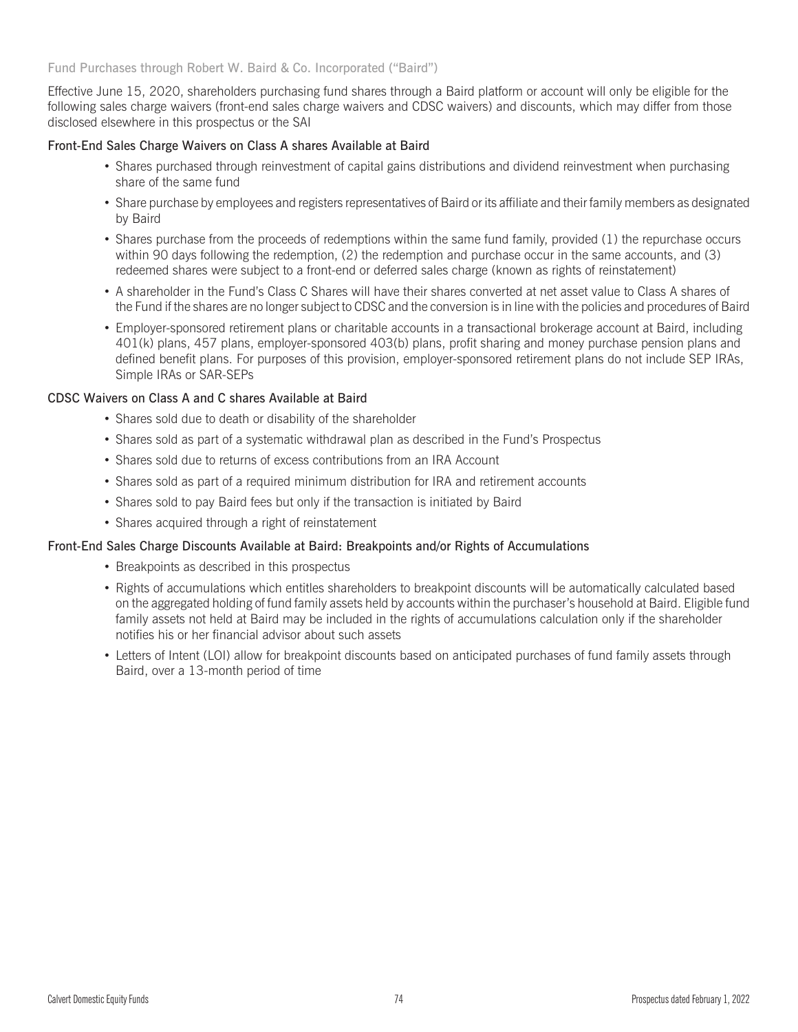## Fund Purchases through Robert W. Baird & Co. Incorporated ("Baird")

Effective June 15, 2020, shareholders purchasing fund shares through a Baird platform or account will only be eligible for the following sales charge waivers (front-end sales charge waivers and CDSC waivers) and discounts, which may differ from those disclosed elsewhere in this prospectus or the SAI

### Front-End Sales Charge Waivers on Class A shares Available at Baird

- Shares purchased through reinvestment of capital gains distributions and dividend reinvestment when purchasing share of the same fund
- Share purchase by employees and registers representatives of Baird or its affiliate and their family members as designated by Baird
- Shares purchase from the proceeds of redemptions within the same fund family, provided (1) the repurchase occurs within 90 days following the redemption, (2) the redemption and purchase occur in the same accounts, and (3) redeemed shares were subject to a front-end or deferred sales charge (known as rights of reinstatement)
- A shareholder in the Fund's Class C Shares will have their shares converted at net asset value to Class A shares of the Fund if the shares are no longer subject to CDSC and the conversion is in line with the policies and procedures of Baird
- Employer-sponsored retirement plans or charitable accounts in a transactional brokerage account at Baird, including 401(k) plans, 457 plans, employer-sponsored 403(b) plans, profit sharing and money purchase pension plans and defined benefit plans. For purposes of this provision, employer-sponsored retirement plans do not include SEP IRAs, Simple IRAs or SAR-SEPs

### CDSC Waivers on Class A and C shares Available at Baird

- Shares sold due to death or disability of the shareholder
- Shares sold as part of a systematic withdrawal plan as described in the Fund's Prospectus
- Shares sold due to returns of excess contributions from an IRA Account
- Shares sold as part of a required minimum distribution for IRA and retirement accounts
- Shares sold to pay Baird fees but only if the transaction is initiated by Baird
- Shares acquired through a right of reinstatement

### Front-End Sales Charge Discounts Available at Baird: Breakpoints and/or Rights of Accumulations

- Breakpoints as described in this prospectus
- Rights of accumulations which entitles shareholders to breakpoint discounts will be automatically calculated based on the aggregated holding of fund family assets held by accounts within the purchaser's household at Baird. Eligible fund family assets not held at Baird may be included in the rights of accumulations calculation only if the shareholder notifies his or her financial advisor about such assets
- Letters of Intent (LOI) allow for breakpoint discounts based on anticipated purchases of fund family assets through Baird, over a 13-month period of time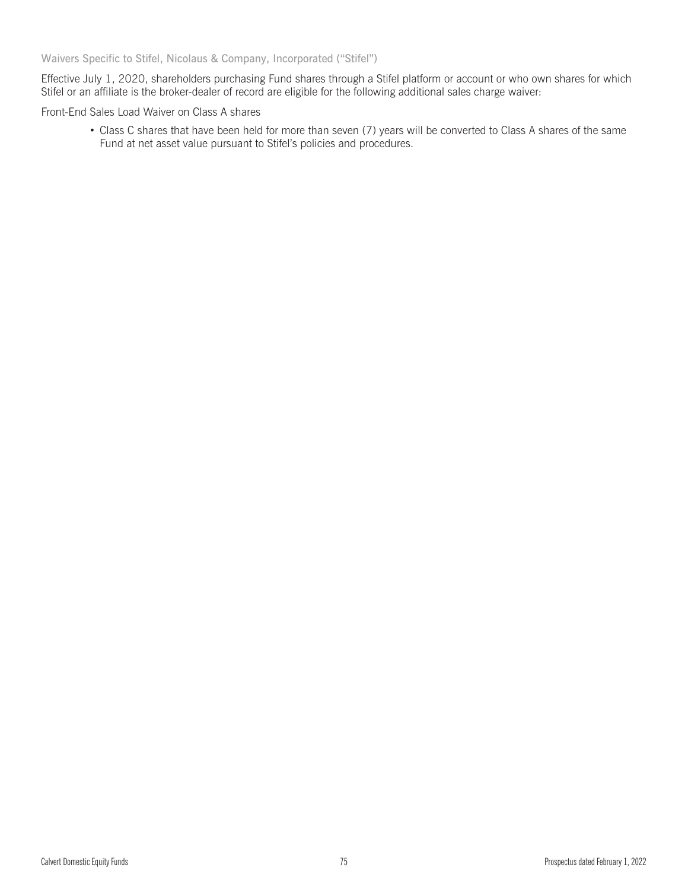### Waivers Specific to Stifel, Nicolaus & Company, Incorporated ("Stifel")

Effective July 1, 2020, shareholders purchasing Fund shares through a Stifel platform or account or who own shares for which Stifel or an affiliate is the broker-dealer of record are eligible for the following additional sales charge waiver:

Front-End Sales Load Waiver on Class A shares

- Class C shares that have been held for more than seven (7) years will be converted to Class A shares of the same Fund at net asset value pursuant to Stifel's policies and procedures.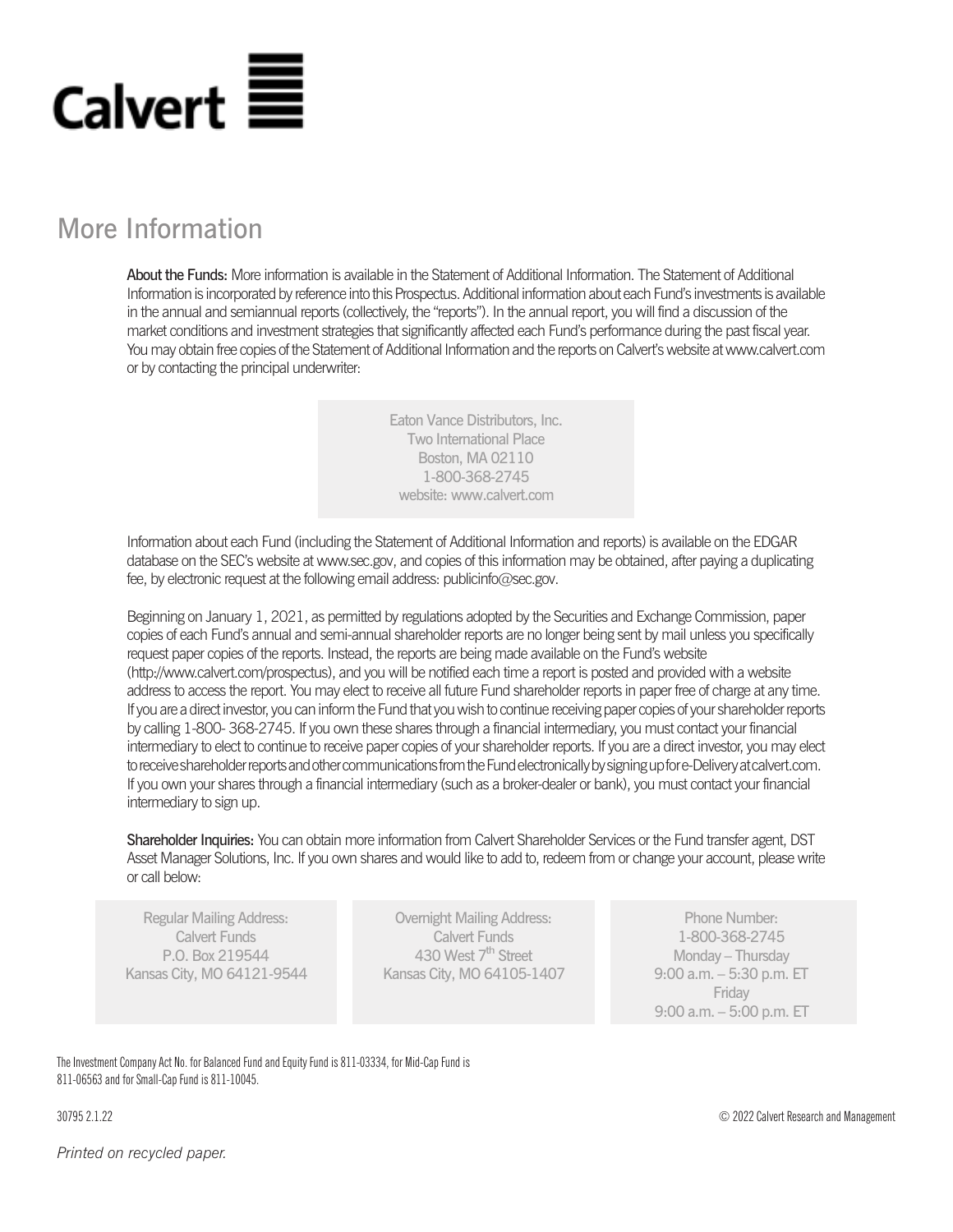Calvert

# More Information

**About the Funds:** More information is available in the Statement of Additional Information. The Statement of Additional Information is incorporated by reference into this Prospectus. Additional information about each Fund's investments is available in the annual and semiannual reports (collectively, the "reports"). In the annual report, you will find a discussion of the market conditions and investment strategies that significantly affected each Fund's performance during the past fiscal year. You may obtain free copies of the Statement of Additional Information and the reports on Calvert's website at www.calvert.com or by contacting the principal underwriter:

Eaton Vance Distributors, Inc.
Two International Place
Boston, MA 02110
1-800-368-2745
website: www.calvert.com

Information about each Fund (including the Statement of Additional Information and reports) is available on the EDGAR database on the SEC's website at www.sec.gov, and copies of this information may be obtained, after paying a duplicating fee, by electronic request at the following email address: publicinfo@sec.gov.

Beginning on January 1, 2021, as permitted by regulations adopted by the Securities and Exchange Commission, paper copies of each Fund's annual and semi-annual shareholder reports are no longer being sent by mail unless you specifically request paper copies of the reports. Instead, the reports are being made available on the Fund's website (http://www.calvert.com/prospectus), and you will be notified each time a report is posted and provided with a website address to access the report. You may elect to receive all future Fund shareholder reports in paper free of charge at any time. If you are a direct investor, you can inform the Fund that you wish to continue receiving paper copies of your shareholder reports by calling 1-800- 368-2745. If you own these shares through a financial intermediary, you must contact your financial intermediary to elect to continue to receive paper copies of your shareholder reports. If you are a direct investor, you may elect to receive shareholder reports and other communications from the Fund electronically by signing up for e-Delivery at calvert.com. If you own your shares through a financial intermediary (such as a broker-dealer or bank), you must contact your financial intermediary to sign up.

**Shareholder Inquiries:** You can obtain more information from Calvert Shareholder Services or the Fund transfer agent, DST Asset Manager Solutions, Inc. If you own shares and would like to add to, redeem from or change your account, please write or call below:

| Regular Mailing Address: | Overnight Mailing Address: | Phone Number: |
|---|---|---|
| Calvert Funds<br>P.O. Box 219544<br>Kansas City, MO 64121-9544 | Calvert Funds<br>430 West 7th Street<br>Kansas City, MO 64105-1407 | 1-800-368-2745<br>Monday – Thursday<br>9:00 a.m. – 5:30 p.m. ET<br>Friday<br>9:00 a.m. – 5:00 p.m. ET |

The Investment Company Act No. for Balanced Fund and Equity Fund is 811-03334, for Mid-Cap Fund is 811-06563 and for Small-Cap Fund is 811-10045.

30795 2.1.22

© 2022 Calvert Research and Management

*Printed on recycled paper.*